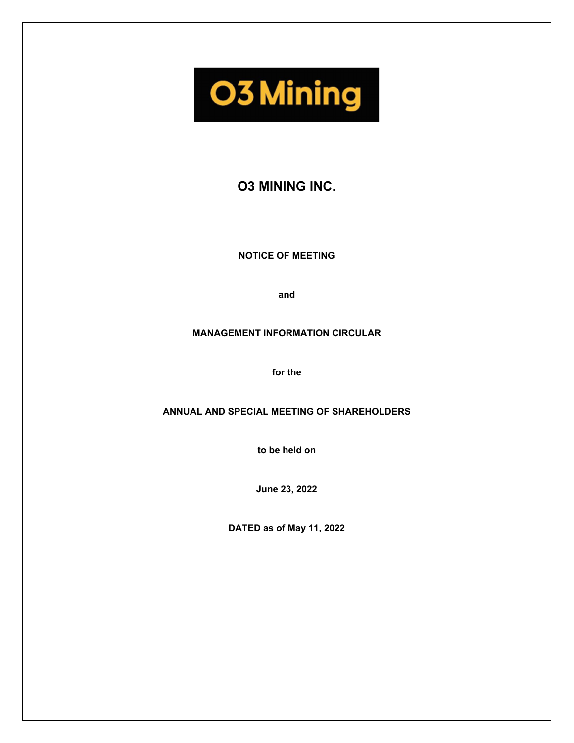# O3 MINING INC.

**NOTICE OF MEETING**

**and**

**MANAGEMENT INFORMATION CIRCULAR**

**for the**

**ANNUAL AND SPECIAL MEETING OF SHAREHOLDERS**

**to be held on**

**June 23, 2022**

**DATED as of May 11, 2022**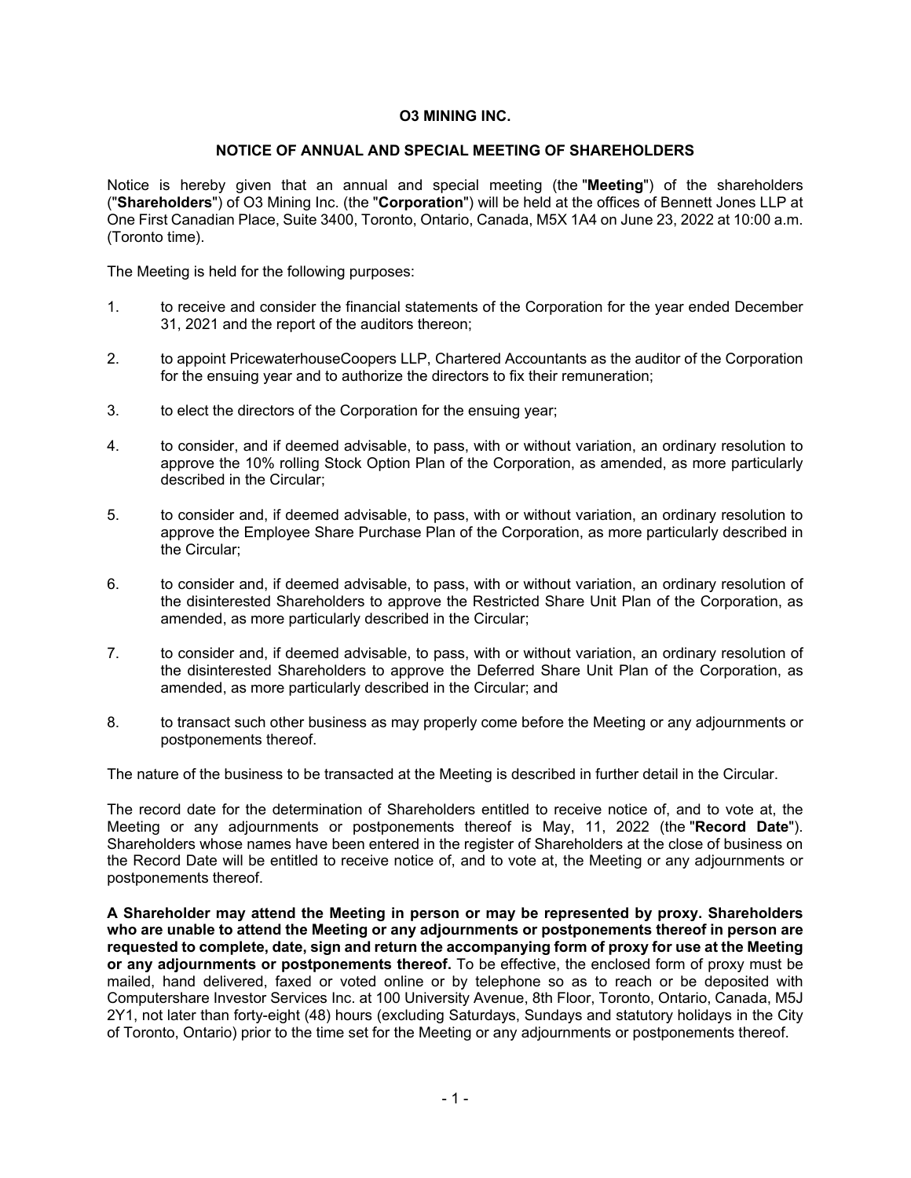**O3 MINING INC.**

**NOTICE OF ANNUAL AND SPECIAL MEETING OF SHAREHOLDERS**

Notice is hereby given that an annual and special meeting (the "**Meeting**") of the shareholders ("**Shareholders**") of O3 Mining Inc. (the "**Corporation**") will be held at the offices of Bennett Jones LLP at One First Canadian Place, Suite 3400, Toronto, Ontario, Canada, M5X 1A4 on June 23, 2022 at 10:00 a.m. (Toronto time).

The Meeting is held for the following purposes:

1. to receive and consider the financial statements of the Corporation for the year ended December 31, 2021 and the report of the auditors thereon;

2. to appoint PricewaterhouseCoopers LLP, Chartered Accountants as the auditor of the Corporation for the ensuing year and to authorize the directors to fix their remuneration;

3. to elect the directors of the Corporation for the ensuing year;

4. to consider, and if deemed advisable, to pass, with or without variation, an ordinary resolution to approve the 10% rolling Stock Option Plan of the Corporation, as amended, as more particularly described in the Circular;

5. to consider and, if deemed advisable, to pass, with or without variation, an ordinary resolution to approve the Employee Share Purchase Plan of the Corporation, as more particularly described in the Circular;

6. to consider and, if deemed advisable, to pass, with or without variation, an ordinary resolution of the disinterested Shareholders to approve the Restricted Share Unit Plan of the Corporation, as amended, as more particularly described in the Circular;

7. to consider and, if deemed advisable, to pass, with or without variation, an ordinary resolution of the disinterested Shareholders to approve the Deferred Share Unit Plan of the Corporation, as amended, as more particularly described in the Circular; and

8. to transact such other business as may properly come before the Meeting or any adjournments or postponements thereof.

The nature of the business to be transacted at the Meeting is described in further detail in the Circular.

The record date for the determination of Shareholders entitled to receive notice of, and to vote at, the Meeting or any adjournments or postponements thereof is May, 11, 2022 (the "**Record Date**"). Shareholders whose names have been entered in the register of Shareholders at the close of business on the Record Date will be entitled to receive notice of, and to vote at, the Meeting or any adjournments or postponements thereof.

**A Shareholder may attend the Meeting in person or may be represented by proxy. Shareholders who are unable to attend the Meeting or any adjournments or postponements thereof in person are requested to complete, date, sign and return the accompanying form of proxy for use at the Meeting or any adjournments or postponements thereof.** To be effective, the enclosed form of proxy must be mailed, hand delivered, faxed or voted online or by telephone so as to reach or be deposited with Computershare Investor Services Inc. at 100 University Avenue, 8th Floor, Toronto, Ontario, Canada, M5J 2Y1, not later than forty-eight (48) hours (excluding Saturdays, Sundays and statutory holidays in the City of Toronto, Ontario) prior to the time set for the Meeting or any adjournments or postponements thereof.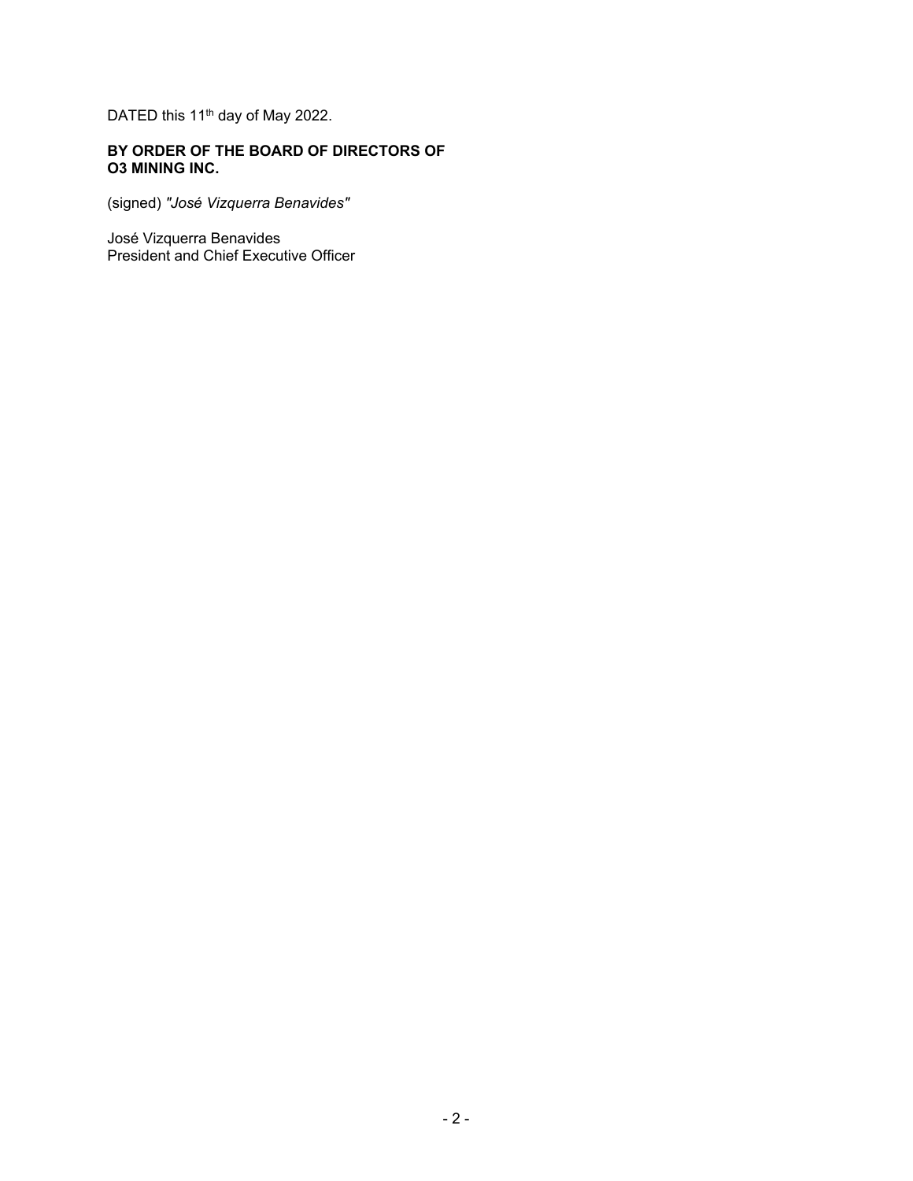DATED this 11th day of May 2022.

**BY ORDER OF THE BOARD OF DIRECTORS OF O3 MINING INC.**

(signed) *"José Vizquerra Benavides"*

José Vizquerra Benavides
President and Chief Executive Officer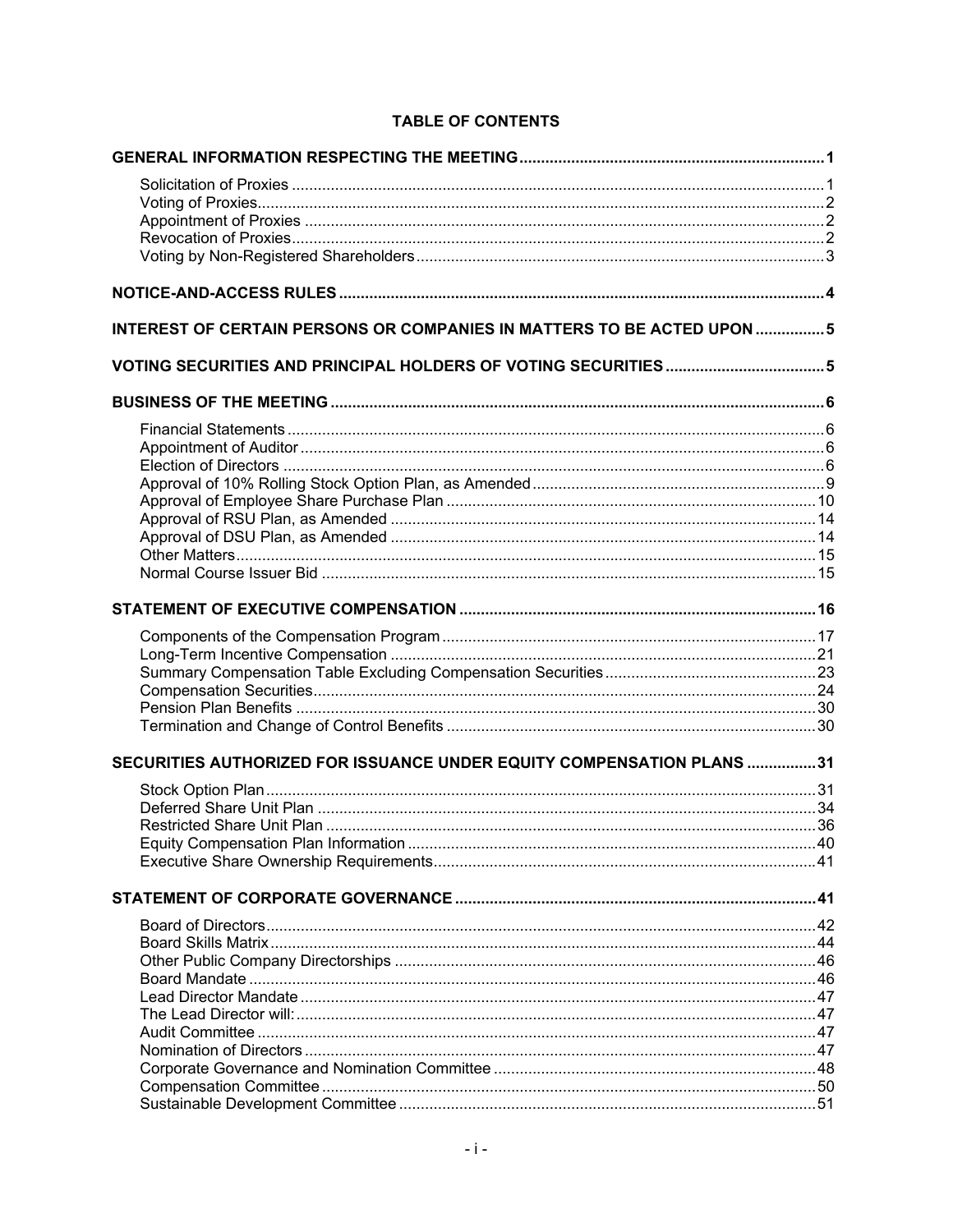# TABLE OF CONTENTS

| | |
|---|---|
| **GENERAL INFORMATION RESPECTING THE MEETING** | **1** |
| Solicitation of Proxies | 1 |
| Voting of Proxies | 2 |
| Appointment of Proxies | 2 |
| Revocation of Proxies | 2 |
| Voting by Non-Registered Shareholders | 3 |
| **NOTICE-AND-ACCESS RULES** | **4** |
| **INTEREST OF CERTAIN PERSONS OR COMPANIES IN MATTERS TO BE ACTED UPON** | **5** |
| **VOTING SECURITIES AND PRINCIPAL HOLDERS OF VOTING SECURITIES** | **5** |
| **BUSINESS OF THE MEETING** | **6** |
| Financial Statements | 6 |
| Appointment of Auditor | 6 |
| Election of Directors | 6 |
| Approval of 10% Rolling Stock Option Plan, as Amended | 9 |
| Approval of Employee Share Purchase Plan | 10 |
| Approval of RSU Plan, as Amended | 14 |
| Approval of DSU Plan, as Amended | 14 |
| Other Matters | 15 |
| Normal Course Issuer Bid | 15 |
| **STATEMENT OF EXECUTIVE COMPENSATION** | **16** |
| Components of the Compensation Program | 17 |
| Long-Term Incentive Compensation | 21 |
| Summary Compensation Table Excluding Compensation Securities | 23 |
| Compensation Securities | 24 |
| Pension Plan Benefits | 30 |
| Termination and Change of Control Benefits | 30 |
| **SECURITIES AUTHORIZED FOR ISSUANCE UNDER EQUITY COMPENSATION PLANS** | **31** |
| Stock Option Plan | 31 |
| Deferred Share Unit Plan | 34 |
| Restricted Share Unit Plan | 36 |
| Equity Compensation Plan Information | 40 |
| Executive Share Ownership Requirements | 41 |
| **STATEMENT OF CORPORATE GOVERNANCE** | **41** |
| Board of Directors | 42 |
| Board Skills Matrix | 44 |
| Other Public Company Directorships | 46 |
| Board Mandate | 46 |
| Lead Director Mandate | 47 |
| The Lead Director will: | 47 |
| Audit Committee | 47 |
| Nomination of Directors | 47 |
| Corporate Governance and Nomination Committee | 48 |
| Compensation Committee | 50 |
| Sustainable Development Committee | 51 |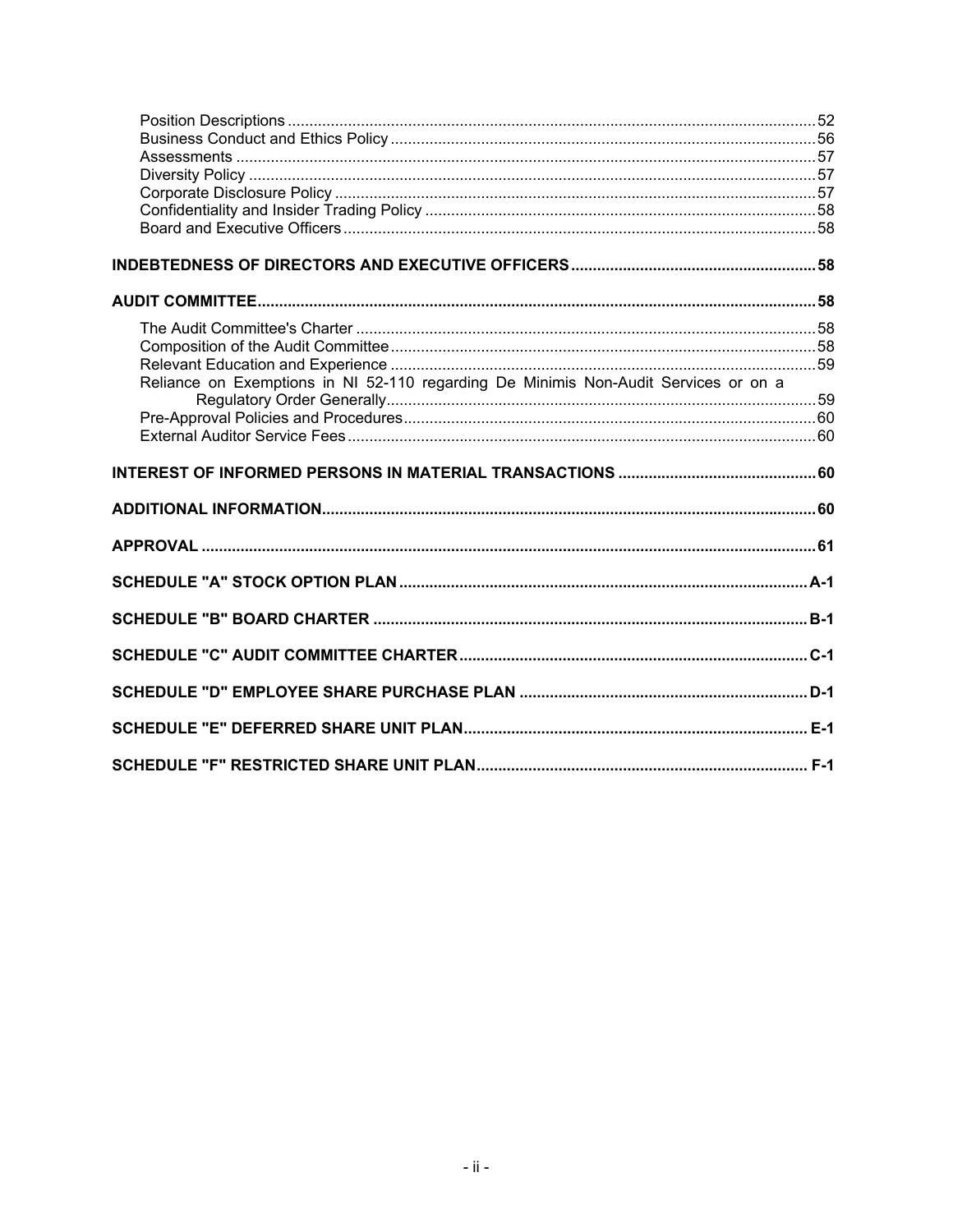Position Descriptions ........................................................................................................52
Business Conduct and Ethics Policy ..................................................................................56
Assessments .....................................................................................................................57
Diversity Policy ..................................................................................................................57
Corporate Disclosure Policy ..............................................................................................57
Confidentiality and Insider Trading Policy ..........................................................................58
Board and Executive Officers ............................................................................................58

**INDEBTEDNESS OF DIRECTORS AND EXECUTIVE OFFICERS ........................................................58**

**AUDIT COMMITTEE ...............................................................................................................58**

The Audit Committee's Charter .........................................................................................58
Composition of the Audit Committee .................................................................................58
Relevant Education and Experience .................................................................................59
Reliance on Exemptions in NI 52-110 regarding De Minimis Non-Audit Services or on a Regulatory Order Generally ..................................................................................59
Pre-Approval Policies and Procedures ..............................................................................60
External Auditor Service Fees ..........................................................................................60

**INTEREST OF INFORMED PERSONS IN MATERIAL TRANSACTIONS .............................................60**

**ADDITIONAL INFORMATION .................................................................................................60**

**APPROVAL .............................................................................................................................61**

**SCHEDULE "A" STOCK OPTION PLAN ..............................................................................A-1**

**SCHEDULE "B" BOARD CHARTER ....................................................................................B-1**

**SCHEDULE "C" AUDIT COMMITTEE CHARTER ................................................................C-1**

**SCHEDULE "D" EMPLOYEE SHARE PURCHASE PLAN ....................................................D-1**

**SCHEDULE "E" DEFERRED SHARE UNIT PLAN ...............................................................E-1**

**SCHEDULE "F" RESTRICTED SHARE UNIT PLAN .............................................................F-1**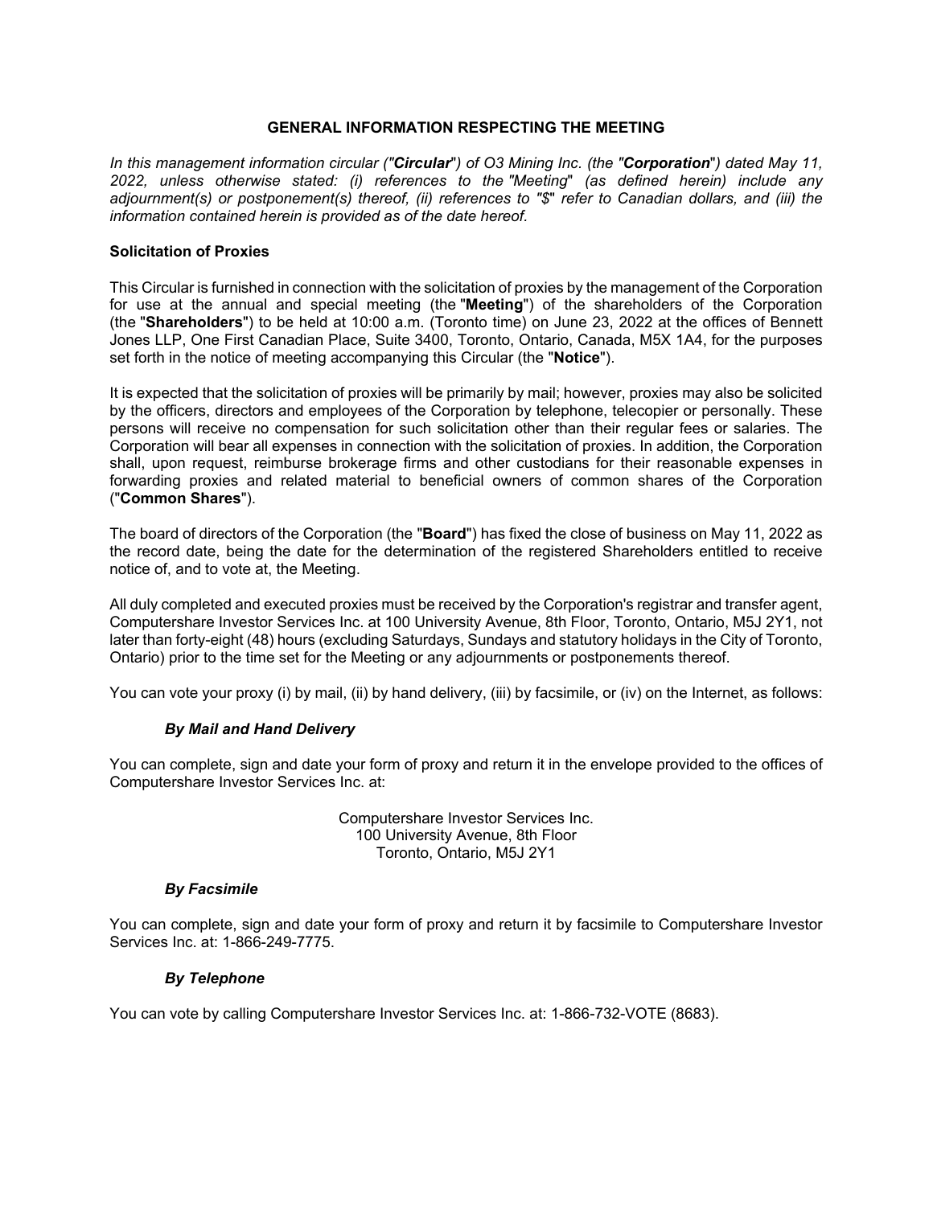## GENERAL INFORMATION RESPECTING THE MEETING

*In this management information circular ("**Circular**") of O3 Mining Inc. (the "**Corporation**") dated May 11, 2022, unless otherwise stated: (i) references to the "Meeting" (as defined herein) include any adjournment(s) or postponement(s) thereof, (ii) references to "$" refer to Canadian dollars, and (iii) the information contained herein is provided as of the date hereof.*

### Solicitation of Proxies

This Circular is furnished in connection with the solicitation of proxies by the management of the Corporation for use at the annual and special meeting (the "**Meeting**") of the shareholders of the Corporation (the "**Shareholders**") to be held at 10:00 a.m. (Toronto time) on June 23, 2022 at the offices of Bennett Jones LLP, One First Canadian Place, Suite 3400, Toronto, Ontario, Canada, M5X 1A4, for the purposes set forth in the notice of meeting accompanying this Circular (the "**Notice**").

It is expected that the solicitation of proxies will be primarily by mail; however, proxies may also be solicited by the officers, directors and employees of the Corporation by telephone, telecopier or personally. These persons will receive no compensation for such solicitation other than their regular fees or salaries. The Corporation will bear all expenses in connection with the solicitation of proxies. In addition, the Corporation shall, upon request, reimburse brokerage firms and other custodians for their reasonable expenses in forwarding proxies and related material to beneficial owners of common shares of the Corporation ("**Common Shares**").

The board of directors of the Corporation (the "**Board**") has fixed the close of business on May 11, 2022 as the record date, being the date for the determination of the registered Shareholders entitled to receive notice of, and to vote at, the Meeting.

All duly completed and executed proxies must be received by the Corporation's registrar and transfer agent, Computershare Investor Services Inc. at 100 University Avenue, 8th Floor, Toronto, Ontario, M5J 2Y1, not later than forty-eight (48) hours (excluding Saturdays, Sundays and statutory holidays in the City of Toronto, Ontario) prior to the time set for the Meeting or any adjournments or postponements thereof.

You can vote your proxy (i) by mail, (ii) by hand delivery, (iii) by facsimile, or (iv) on the Internet, as follows:

#### *By Mail and Hand Delivery*

You can complete, sign and date your form of proxy and return it in the envelope provided to the offices of Computershare Investor Services Inc. at:

Computershare Investor Services Inc.
100 University Avenue, 8th Floor
Toronto, Ontario, M5J 2Y1

#### *By Facsimile*

You can complete, sign and date your form of proxy and return it by facsimile to Computershare Investor Services Inc. at: 1-866-249-7775.

#### *By Telephone*

You can vote by calling Computershare Investor Services Inc. at: 1-866-732-VOTE (8683).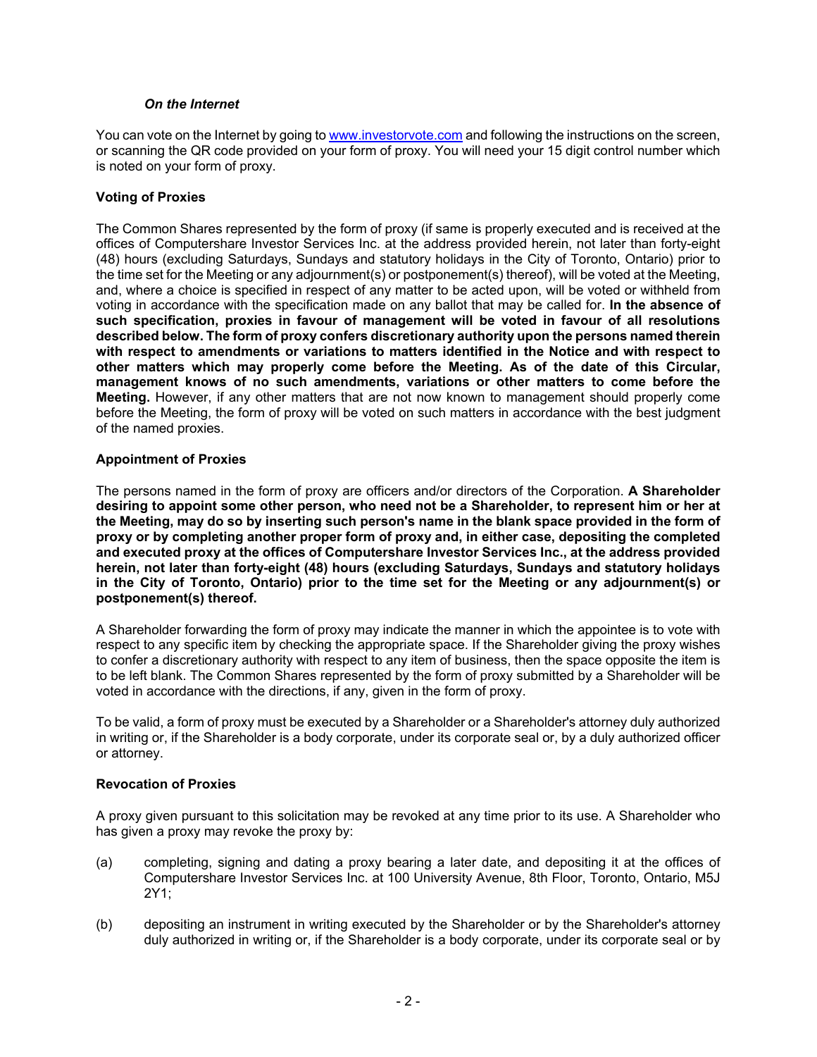*On the Internet*

You can vote on the Internet by going to [www.investorvote.com](http://www.investorvote.com) and following the instructions on the screen, or scanning the QR code provided on your form of proxy. You will need your 15 digit control number which is noted on your form of proxy.

**Voting of Proxies**

The Common Shares represented by the form of proxy (if same is properly executed and is received at the offices of Computershare Investor Services Inc. at the address provided herein, not later than forty-eight (48) hours (excluding Saturdays, Sundays and statutory holidays in the City of Toronto, Ontario) prior to the time set for the Meeting or any adjournment(s) or postponement(s) thereof), will be voted at the Meeting, and, where a choice is specified in respect of any matter to be acted upon, will be voted or withheld from voting in accordance with the specification made on any ballot that may be called for. **In the absence of such specification, proxies in favour of management will be voted in favour of all resolutions described below. The form of proxy confers discretionary authority upon the persons named therein with respect to amendments or variations to matters identified in the Notice and with respect to other matters which may properly come before the Meeting. As of the date of this Circular, management knows of no such amendments, variations or other matters to come before the Meeting.** However, if any other matters that are not now known to management should properly come before the Meeting, the form of proxy will be voted on such matters in accordance with the best judgment of the named proxies.

**Appointment of Proxies**

The persons named in the form of proxy are officers and/or directors of the Corporation. **A Shareholder desiring to appoint some other person, who need not be a Shareholder, to represent him or her at the Meeting, may do so by inserting such person's name in the blank space provided in the form of proxy or by completing another proper form of proxy and, in either case, depositing the completed and executed proxy at the offices of Computershare Investor Services Inc., at the address provided herein, not later than forty-eight (48) hours (excluding Saturdays, Sundays and statutory holidays in the City of Toronto, Ontario) prior to the time set for the Meeting or any adjournment(s) or postponement(s) thereof.**

A Shareholder forwarding the form of proxy may indicate the manner in which the appointee is to vote with respect to any specific item by checking the appropriate space. If the Shareholder giving the proxy wishes to confer a discretionary authority with respect to any item of business, then the space opposite the item is to be left blank. The Common Shares represented by the form of proxy submitted by a Shareholder will be voted in accordance with the directions, if any, given in the form of proxy.

To be valid, a form of proxy must be executed by a Shareholder or a Shareholder's attorney duly authorized in writing or, if the Shareholder is a body corporate, under its corporate seal or, by a duly authorized officer or attorney.

**Revocation of Proxies**

A proxy given pursuant to this solicitation may be revoked at any time prior to its use. A Shareholder who has given a proxy may revoke the proxy by:

(a) completing, signing and dating a proxy bearing a later date, and depositing it at the offices of Computershare Investor Services Inc. at 100 University Avenue, 8th Floor, Toronto, Ontario, M5J 2Y1;

(b) depositing an instrument in writing executed by the Shareholder or by the Shareholder's attorney duly authorized in writing or, if the Shareholder is a body corporate, under its corporate seal or by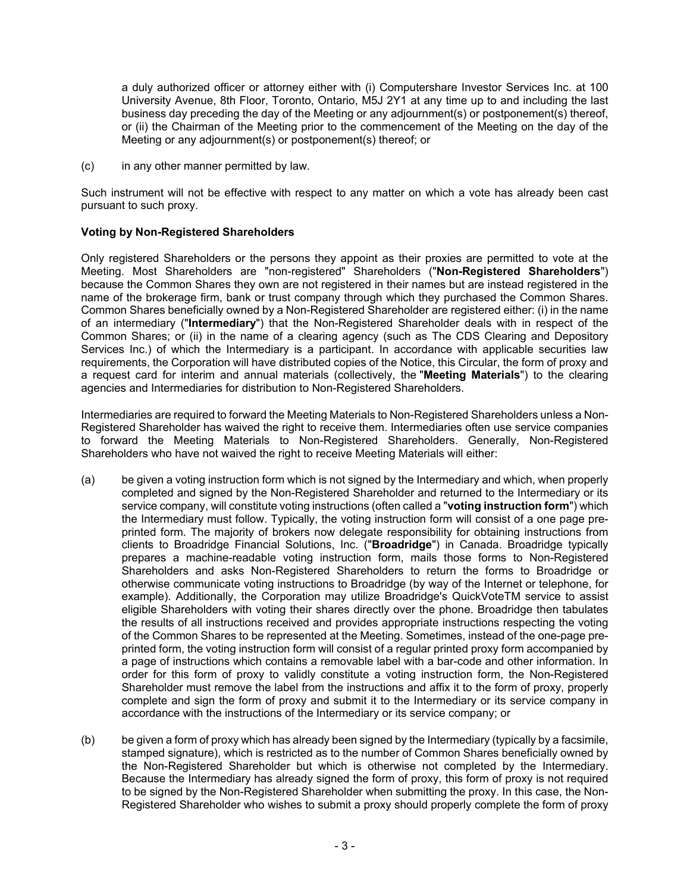a duly authorized officer or attorney either with (i) Computershare Investor Services Inc. at 100 University Avenue, 8th Floor, Toronto, Ontario, M5J 2Y1 at any time up to and including the last business day preceding the day of the Meeting or any adjournment(s) or postponement(s) thereof, or (ii) the Chairman of the Meeting prior to the commencement of the Meeting on the day of the Meeting or any adjournment(s) or postponement(s) thereof; or

(c) in any other manner permitted by law.

Such instrument will not be effective with respect to any matter on which a vote has already been cast pursuant to such proxy.

**Voting by Non-Registered Shareholders**

Only registered Shareholders or the persons they appoint as their proxies are permitted to vote at the Meeting. Most Shareholders are "non-registered" Shareholders ("**Non-Registered Shareholders**") because the Common Shares they own are not registered in their names but are instead registered in the name of the brokerage firm, bank or trust company through which they purchased the Common Shares. Common Shares beneficially owned by a Non-Registered Shareholder are registered either: (i) in the name of an intermediary ("**Intermediary**") that the Non-Registered Shareholder deals with in respect of the Common Shares; or (ii) in the name of a clearing agency (such as The CDS Clearing and Depository Services Inc.) of which the Intermediary is a participant. In accordance with applicable securities law requirements, the Corporation will have distributed copies of the Notice, this Circular, the form of proxy and a request card for interim and annual materials (collectively, the "**Meeting Materials**") to the clearing agencies and Intermediaries for distribution to Non-Registered Shareholders.

Intermediaries are required to forward the Meeting Materials to Non-Registered Shareholders unless a Non-Registered Shareholder has waived the right to receive them. Intermediaries often use service companies to forward the Meeting Materials to Non-Registered Shareholders. Generally, Non-Registered Shareholders who have not waived the right to receive Meeting Materials will either:

(a) be given a voting instruction form which is not signed by the Intermediary and which, when properly completed and signed by the Non-Registered Shareholder and returned to the Intermediary or its service company, will constitute voting instructions (often called a "**voting instruction form**") which the Intermediary must follow. Typically, the voting instruction form will consist of a one page pre-printed form. The majority of brokers now delegate responsibility for obtaining instructions from clients to Broadridge Financial Solutions, Inc. ("**Broadridge**") in Canada. Broadridge typically prepares a machine-readable voting instruction form, mails those forms to Non-Registered Shareholders and asks Non-Registered Shareholders to return the forms to Broadridge or otherwise communicate voting instructions to Broadridge (by way of the Internet or telephone, for example). Additionally, the Corporation may utilize Broadridge's QuickVoteTM service to assist eligible Shareholders with voting their shares directly over the phone. Broadridge then tabulates the results of all instructions received and provides appropriate instructions respecting the voting of the Common Shares to be represented at the Meeting. Sometimes, instead of the one-page pre-printed form, the voting instruction form will consist of a regular printed proxy form accompanied by a page of instructions which contains a removable label with a bar-code and other information. In order for this form of proxy to validly constitute a voting instruction form, the Non-Registered Shareholder must remove the label from the instructions and affix it to the form of proxy, properly complete and sign the form of proxy and submit it to the Intermediary or its service company in accordance with the instructions of the Intermediary or its service company; or

(b) be given a form of proxy which has already been signed by the Intermediary (typically by a facsimile, stamped signature), which is restricted as to the number of Common Shares beneficially owned by the Non-Registered Shareholder but which is otherwise not completed by the Intermediary. Because the Intermediary has already signed the form of proxy, this form of proxy is not required to be signed by the Non-Registered Shareholder when submitting the proxy. In this case, the Non-Registered Shareholder who wishes to submit a proxy should properly complete the form of proxy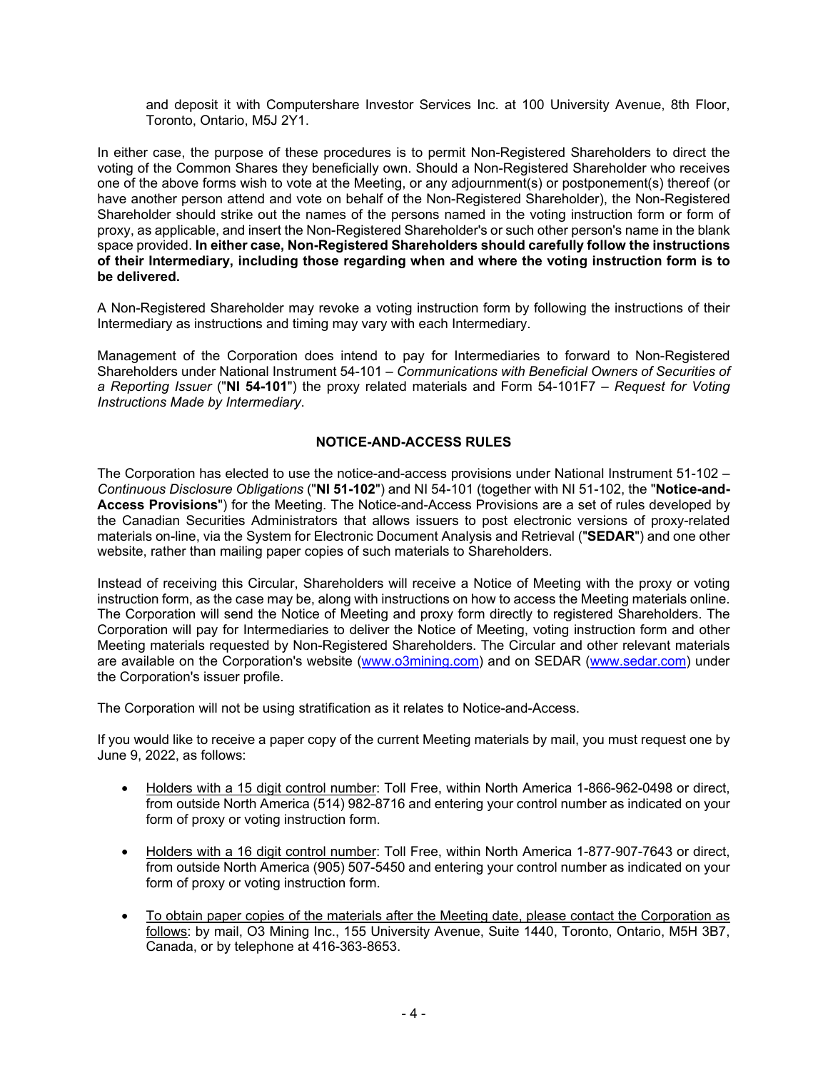and deposit it with Computershare Investor Services Inc. at 100 University Avenue, 8th Floor, Toronto, Ontario, M5J 2Y1.

In either case, the purpose of these procedures is to permit Non-Registered Shareholders to direct the voting of the Common Shares they beneficially own. Should a Non-Registered Shareholder who receives one of the above forms wish to vote at the Meeting, or any adjournment(s) or postponement(s) thereof (or have another person attend and vote on behalf of the Non-Registered Shareholder), the Non-Registered Shareholder should strike out the names of the persons named in the voting instruction form or form of proxy, as applicable, and insert the Non-Registered Shareholder's or such other person's name in the blank space provided. **In either case, Non-Registered Shareholders should carefully follow the instructions of their Intermediary, including those regarding when and where the voting instruction form is to be delivered.**

A Non-Registered Shareholder may revoke a voting instruction form by following the instructions of their Intermediary as instructions and timing may vary with each Intermediary.

Management of the Corporation does intend to pay for Intermediaries to forward to Non-Registered Shareholders under National Instrument 54-101 – *Communications with Beneficial Owners of Securities of a Reporting Issuer* ("**NI 54-101**") the proxy related materials and Form 54-101F7 – *Request for Voting Instructions Made by Intermediary*.

## NOTICE-AND-ACCESS RULES

The Corporation has elected to use the notice-and-access provisions under National Instrument 51-102 – *Continuous Disclosure Obligations* ("**NI 51-102**") and NI 54-101 (together with NI 51-102, the "**Notice-and-Access Provisions**") for the Meeting. The Notice-and-Access Provisions are a set of rules developed by the Canadian Securities Administrators that allows issuers to post electronic versions of proxy-related materials on-line, via the System for Electronic Document Analysis and Retrieval ("**SEDAR**") and one other website, rather than mailing paper copies of such materials to Shareholders.

Instead of receiving this Circular, Shareholders will receive a Notice of Meeting with the proxy or voting instruction form, as the case may be, along with instructions on how to access the Meeting materials online. The Corporation will send the Notice of Meeting and proxy form directly to registered Shareholders. The Corporation will pay for Intermediaries to deliver the Notice of Meeting, voting instruction form and other Meeting materials requested by Non-Registered Shareholders. The Circular and other relevant materials are available on the Corporation's website (www.o3mining.com) and on SEDAR (www.sedar.com) under the Corporation's issuer profile.

The Corporation will not be using stratification as it relates to Notice-and-Access.

If you would like to receive a paper copy of the current Meeting materials by mail, you must request one by June 9, 2022, as follows:

- Holders with a 15 digit control number: Toll Free, within North America 1-866-962-0498 or direct, from outside North America (514) 982-8716 and entering your control number as indicated on your form of proxy or voting instruction form.
- Holders with a 16 digit control number: Toll Free, within North America 1-877-907-7643 or direct, from outside North America (905) 507-5450 and entering your control number as indicated on your form of proxy or voting instruction form.
- To obtain paper copies of the materials after the Meeting date, please contact the Corporation as follows: by mail, O3 Mining Inc., 155 University Avenue, Suite 1440, Toronto, Ontario, M5H 3B7, Canada, or by telephone at 416-363-8653.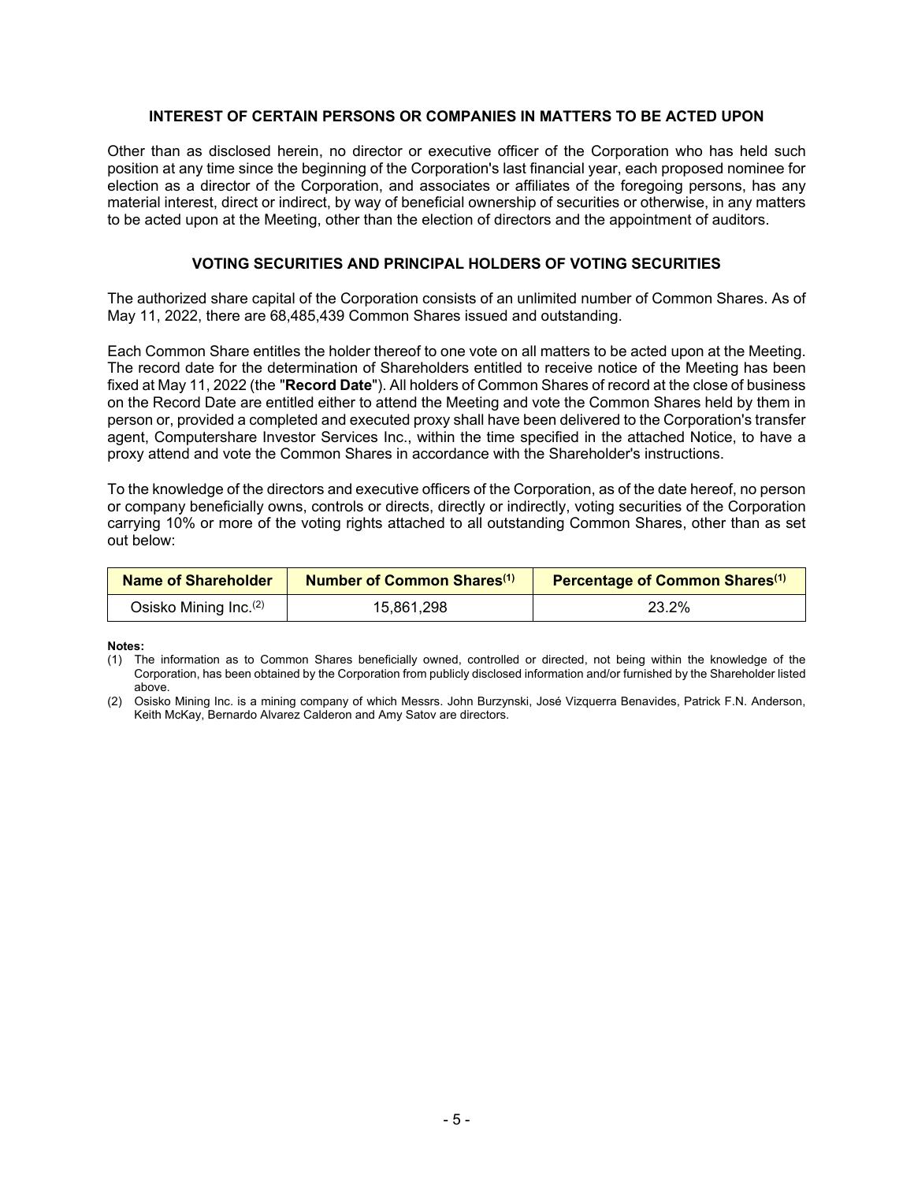## INTEREST OF CERTAIN PERSONS OR COMPANIES IN MATTERS TO BE ACTED UPON

Other than as disclosed herein, no director or executive officer of the Corporation who has held such position at any time since the beginning of the Corporation's last financial year, each proposed nominee for election as a director of the Corporation, and associates or affiliates of the foregoing persons, has any material interest, direct or indirect, by way of beneficial ownership of securities or otherwise, in any matters to be acted upon at the Meeting, other than the election of directors and the appointment of auditors.

## VOTING SECURITIES AND PRINCIPAL HOLDERS OF VOTING SECURITIES

The authorized share capital of the Corporation consists of an unlimited number of Common Shares. As of May 11, 2022, there are 68,485,439 Common Shares issued and outstanding.

Each Common Share entitles the holder thereof to one vote on all matters to be acted upon at the Meeting. The record date for the determination of Shareholders entitled to receive notice of the Meeting has been fixed at May 11, 2022 (the "**Record Date**"). All holders of Common Shares of record at the close of business on the Record Date are entitled either to attend the Meeting and vote the Common Shares held by them in person or, provided a completed and executed proxy shall have been delivered to the Corporation's transfer agent, Computershare Investor Services Inc., within the time specified in the attached Notice, to have a proxy attend and vote the Common Shares in accordance with the Shareholder's instructions.

To the knowledge of the directors and executive officers of the Corporation, as of the date hereof, no person or company beneficially owns, controls or directs, directly or indirectly, voting securities of the Corporation carrying 10% or more of the voting rights attached to all outstanding Common Shares, other than as set out below:

| Name of Shareholder | Number of Common Shares[(1)] | Percentage of Common Shares[(1)] |
|---|---|---|
| Osisko Mining Inc.[(2)] | 15,861,298 | 23.2% |

**Notes:**

(1) The information as to Common Shares beneficially owned, controlled or directed, not being within the knowledge of the Corporation, has been obtained by the Corporation from publicly disclosed information and/or furnished by the Shareholder listed above.

(2) Osisko Mining Inc. is a mining company of which Messrs. John Burzynski, José Vizquerra Benavides, Patrick F.N. Anderson, Keith McKay, Bernardo Alvarez Calderon and Amy Satov are directors.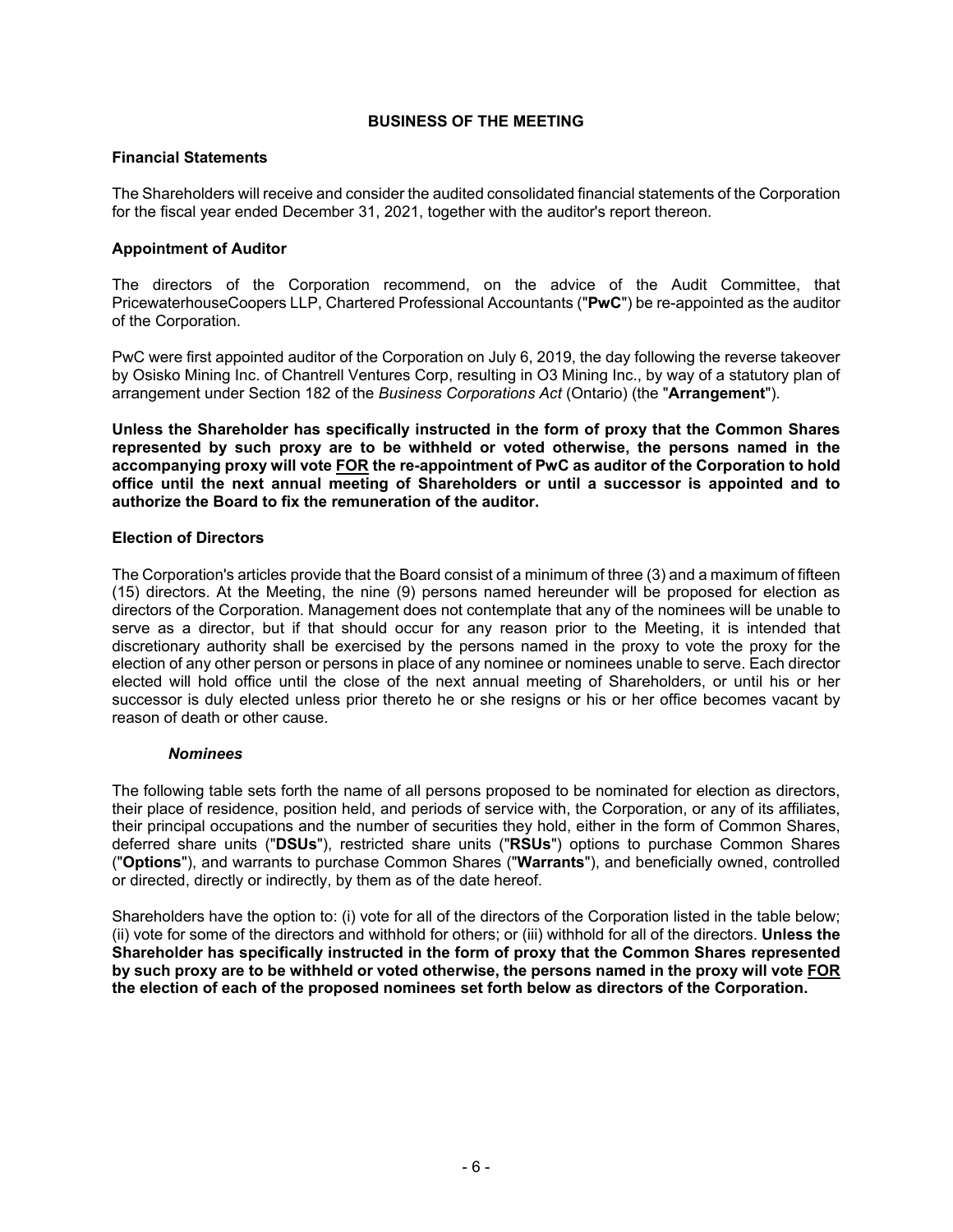## BUSINESS OF THE MEETING

### Financial Statements

The Shareholders will receive and consider the audited consolidated financial statements of the Corporation for the fiscal year ended December 31, 2021, together with the auditor's report thereon.

### Appointment of Auditor

The directors of the Corporation recommend, on the advice of the Audit Committee, that PricewaterhouseCoopers LLP, Chartered Professional Accountants ("**PwC**") be re-appointed as the auditor of the Corporation.

PwC were first appointed auditor of the Corporation on July 6, 2019, the day following the reverse takeover by Osisko Mining Inc. of Chantrell Ventures Corp, resulting in O3 Mining Inc., by way of a statutory plan of arrangement under Section 182 of the *Business Corporations Act* (Ontario) (the "**Arrangement**").

**Unless the Shareholder has specifically instructed in the form of proxy that the Common Shares represented by such proxy are to be withheld or voted otherwise, the persons named in the accompanying proxy will vote <u>FOR</u> the re-appointment of PwC as auditor of the Corporation to hold office until the next annual meeting of Shareholders or until a successor is appointed and to authorize the Board to fix the remuneration of the auditor.**

### Election of Directors

The Corporation's articles provide that the Board consist of a minimum of three (3) and a maximum of fifteen (15) directors. At the Meeting, the nine (9) persons named hereunder will be proposed for election as directors of the Corporation. Management does not contemplate that any of the nominees will be unable to serve as a director, but if that should occur for any reason prior to the Meeting, it is intended that discretionary authority shall be exercised by the persons named in the proxy to vote the proxy for the election of any other person or persons in place of any nominee or nominees unable to serve. Each director elected will hold office until the close of the next annual meeting of Shareholders, or until his or her successor is duly elected unless prior thereto he or she resigns or his or her office becomes vacant by reason of death or other cause.

#### *Nominees*

The following table sets forth the name of all persons proposed to be nominated for election as directors, their place of residence, position held, and periods of service with, the Corporation, or any of its affiliates, their principal occupations and the number of securities they hold, either in the form of Common Shares, deferred share units ("**DSUs**"), restricted share units ("**RSUs**") options to purchase Common Shares ("**Options**"), and warrants to purchase Common Shares ("**Warrants**"), and beneficially owned, controlled or directed, directly or indirectly, by them as of the date hereof.

Shareholders have the option to: (i) vote for all of the directors of the Corporation listed in the table below; (ii) vote for some of the directors and withhold for others; or (iii) withhold for all of the directors. **Unless the Shareholder has specifically instructed in the form of proxy that the Common Shares represented by such proxy are to be withheld or voted otherwise, the persons named in the proxy will vote <u>FOR</u> the election of each of the proposed nominees set forth below as directors of the Corporation.**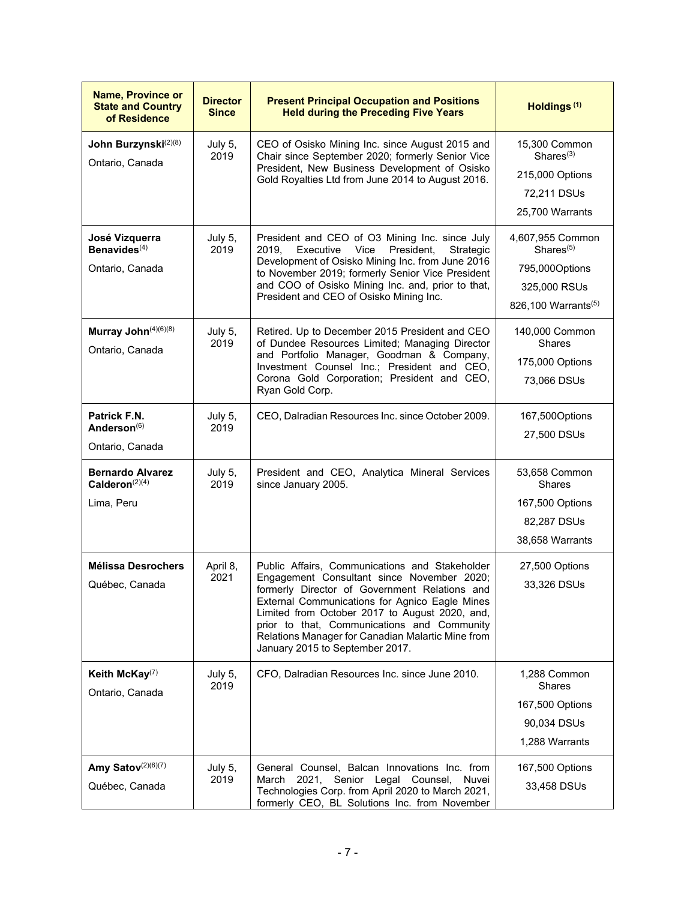| Name, Province or State and Country of Residence | Director Since | Present Principal Occupation and Positions Held during the Preceding Five Years | Holdings [(1)] |
|---|---|---|---|
| **John Burzynski**[(2)(8)]<br>Ontario, Canada | July 5, 2019 | CEO of Osisko Mining Inc. since August 2015 and Chair since September 2020; formerly Senior Vice President, New Business Development of Osisko Gold Royalties Ltd from June 2014 to August 2016. | 15,300 Common Shares[(3)]<br>215,000 Options<br>72,211 DSUs<br>25,700 Warrants |
| **José Vizquerra Benavides**[(4)]<br>Ontario, Canada | July 5, 2019 | President and CEO of O3 Mining Inc. since July 2019, Executive Vice President, Strategic Development of Osisko Mining Inc. from June 2016 to November 2019; formerly Senior Vice President and COO of Osisko Mining Inc. and, prior to that, President and CEO of Osisko Mining Inc. | 4,607,955 Common Shares[(5)]<br>795,000Options<br>325,000 RSUs<br>826,100 Warrants[(5)] |
| **Murray John**[(4)(6)(8)]<br>Ontario, Canada | July 5, 2019 | Retired. Up to December 2015 President and CEO of Dundee Resources Limited; Managing Director and Portfolio Manager, Goodman & Company, Investment Counsel Inc.; President and CEO, Corona Gold Corporation; President and CEO, Ryan Gold Corp. | 140,000 Common Shares<br>175,000 Options<br>73,066 DSUs |
| **Patrick F.N. Anderson**[(6)]<br>Ontario, Canada | July 5, 2019 | CEO, Dalradian Resources Inc. since October 2009. | 167,500Options<br>27,500 DSUs |
| **Bernardo Alvarez Calderon**[(2)(4)]<br>Lima, Peru | July 5, 2019 | President and CEO, Analytica Mineral Services since January 2005. | 53,658 Common Shares<br>167,500 Options<br>82,287 DSUs<br>38,658 Warrants |
| **Mélissa Desrochers**<br>Québec, Canada | April 8, 2021 | Public Affairs, Communications and Stakeholder Engagement Consultant since November 2020; formerly Director of Government Relations and External Communications for Agnico Eagle Mines Limited from October 2017 to August 2020, and, prior to that, Communications and Community Relations Manager for Canadian Malartic Mine from January 2015 to September 2017. | 27,500 Options<br>33,326 DSUs |
| **Keith McKay**[(7)]<br>Ontario, Canada | July 5, 2019 | CFO, Dalradian Resources Inc. since June 2010. | 1,288 Common Shares<br>167,500 Options<br>90,034 DSUs<br>1,288 Warrants |
| **Amy Satov**[(2)(6)(7)]<br>Québec, Canada | July 5, 2019 | General Counsel, Balcan Innovations Inc. from March 2021, Senior Legal Counsel, Nuvei Technologies Corp. from April 2020 to March 2021, formerly CEO, BL Solutions Inc. from November | 167,500 Options<br>33,458 DSUs |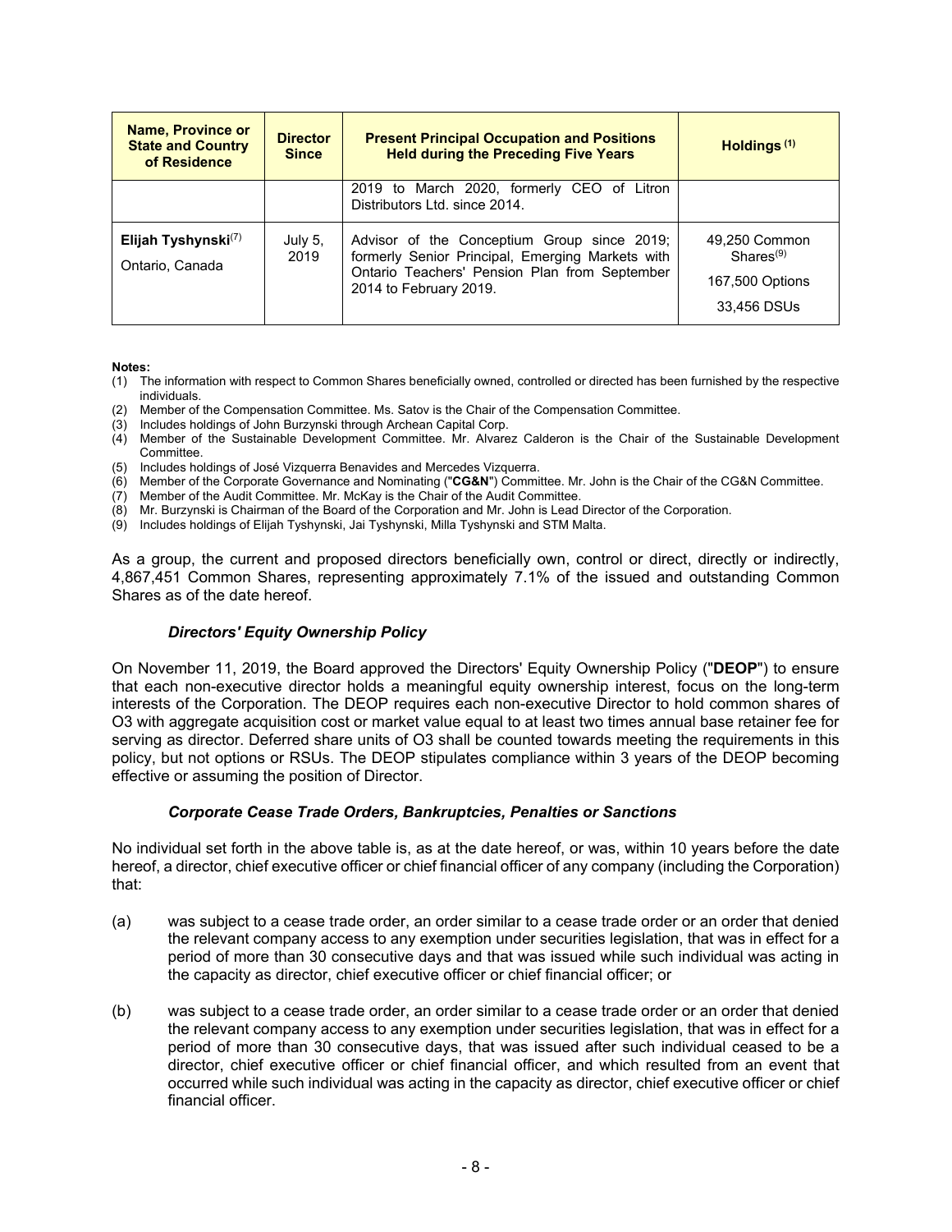| Name, Province or State and Country of Residence | Director Since | Present Principal Occupation and Positions Held during the Preceding Five Years | Holdings [(1)] |
|---|---|---|---|
| | | 2019 to March 2020, formerly CEO of Litron Distributors Ltd. since 2014. | |
| **Elijah Tyshynski**[(7)] Ontario, Canada | July 5, 2019 | Advisor of the Conceptium Group since 2019; formerly Senior Principal, Emerging Markets with Ontario Teachers' Pension Plan from September 2014 to February 2019. | 49,250 Common Shares[(9)] 167,500 Options 33,456 DSUs |

**Notes:**

(1) The information with respect to Common Shares beneficially owned, controlled or directed has been furnished by the respective individuals.
(2) Member of the Compensation Committee. Ms. Satov is the Chair of the Compensation Committee.
(3) Includes holdings of John Burzynski through Archean Capital Corp.
(4) Member of the Sustainable Development Committee. Mr. Alvarez Calderon is the Chair of the Sustainable Development Committee.
(5) Includes holdings of José Vizquerra Benavides and Mercedes Vizquerra.
(6) Member of the Corporate Governance and Nominating ("**CG&N**") Committee. Mr. John is the Chair of the CG&N Committee.
(7) Member of the Audit Committee. Mr. McKay is the Chair of the Audit Committee.
(8) Mr. Burzynski is Chairman of the Board of the Corporation and Mr. John is Lead Director of the Corporation.
(9) Includes holdings of Elijah Tyshynski, Jai Tyshynski, Milla Tyshynski and STM Malta.

As a group, the current and proposed directors beneficially own, control or direct, directly or indirectly, 4,867,451 Common Shares, representing approximately 7.1% of the issued and outstanding Common Shares as of the date hereof.

### *Directors' Equity Ownership Policy*

On November 11, 2019, the Board approved the Directors' Equity Ownership Policy ("**DEOP**") to ensure that each non-executive director holds a meaningful equity ownership interest, focus on the long-term interests of the Corporation. The DEOP requires each non-executive Director to hold common shares of O3 with aggregate acquisition cost or market value equal to at least two times annual base retainer fee for serving as director. Deferred share units of O3 shall be counted towards meeting the requirements in this policy, but not options or RSUs. The DEOP stipulates compliance within 3 years of the DEOP becoming effective or assuming the position of Director.

### *Corporate Cease Trade Orders, Bankruptcies, Penalties or Sanctions*

No individual set forth in the above table is, as at the date hereof, or was, within 10 years before the date hereof, a director, chief executive officer or chief financial officer of any company (including the Corporation) that:

(a) was subject to a cease trade order, an order similar to a cease trade order or an order that denied the relevant company access to any exemption under securities legislation, that was in effect for a period of more than 30 consecutive days and that was issued while such individual was acting in the capacity as director, chief executive officer or chief financial officer; or

(b) was subject to a cease trade order, an order similar to a cease trade order or an order that denied the relevant company access to any exemption under securities legislation, that was in effect for a period of more than 30 consecutive days, that was issued after such individual ceased to be a director, chief executive officer or chief financial officer, and which resulted from an event that occurred while such individual was acting in the capacity as director, chief executive officer or chief financial officer.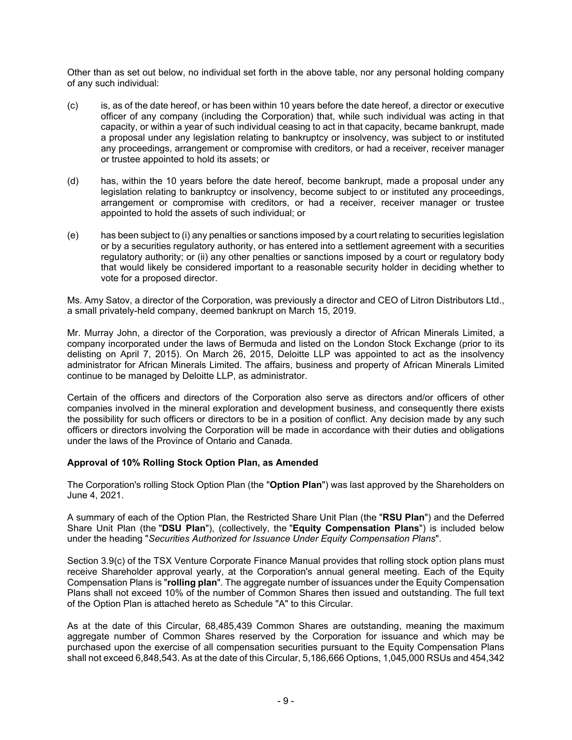Other than as set out below, no individual set forth in the above table, nor any personal holding company of any such individual:

(c) is, as of the date hereof, or has been within 10 years before the date hereof, a director or executive officer of any company (including the Corporation) that, while such individual was acting in that capacity, or within a year of such individual ceasing to act in that capacity, became bankrupt, made a proposal under any legislation relating to bankruptcy or insolvency, was subject to or instituted any proceedings, arrangement or compromise with creditors, or had a receiver, receiver manager or trustee appointed to hold its assets; or

(d) has, within the 10 years before the date hereof, become bankrupt, made a proposal under any legislation relating to bankruptcy or insolvency, become subject to or instituted any proceedings, arrangement or compromise with creditors, or had a receiver, receiver manager or trustee appointed to hold the assets of such individual; or

(e) has been subject to (i) any penalties or sanctions imposed by a court relating to securities legislation or by a securities regulatory authority, or has entered into a settlement agreement with a securities regulatory authority; or (ii) any other penalties or sanctions imposed by a court or regulatory body that would likely be considered important to a reasonable security holder in deciding whether to vote for a proposed director.

Ms. Amy Satov, a director of the Corporation, was previously a director and CEO of Litron Distributors Ltd., a small privately-held company, deemed bankrupt on March 15, 2019.

Mr. Murray John, a director of the Corporation, was previously a director of African Minerals Limited, a company incorporated under the laws of Bermuda and listed on the London Stock Exchange (prior to its delisting on April 7, 2015). On March 26, 2015, Deloitte LLP was appointed to act as the insolvency administrator for African Minerals Limited. The affairs, business and property of African Minerals Limited continue to be managed by Deloitte LLP, as administrator.

Certain of the officers and directors of the Corporation also serve as directors and/or officers of other companies involved in the mineral exploration and development business, and consequently there exists the possibility for such officers or directors to be in a position of conflict. Any decision made by any such officers or directors involving the Corporation will be made in accordance with their duties and obligations under the laws of the Province of Ontario and Canada.

**Approval of 10% Rolling Stock Option Plan, as Amended**

The Corporation's rolling Stock Option Plan (the "**Option Plan**") was last approved by the Shareholders on June 4, 2021.

A summary of each of the Option Plan, the Restricted Share Unit Plan (the "**RSU Plan**") and the Deferred Share Unit Plan (the "**DSU Plan**"), (collectively, the "**Equity Compensation Plans**") is included below under the heading "*Securities Authorized for Issuance Under Equity Compensation Plans*".

Section 3.9(c) of the TSX Venture Corporate Finance Manual provides that rolling stock option plans must receive Shareholder approval yearly, at the Corporation's annual general meeting. Each of the Equity Compensation Plans is "**rolling plan**". The aggregate number of issuances under the Equity Compensation Plans shall not exceed 10% of the number of Common Shares then issued and outstanding. The full text of the Option Plan is attached hereto as Schedule "A" to this Circular.

As at the date of this Circular, 68,485,439 Common Shares are outstanding, meaning the maximum aggregate number of Common Shares reserved by the Corporation for issuance and which may be purchased upon the exercise of all compensation securities pursuant to the Equity Compensation Plans shall not exceed 6,848,543. As at the date of this Circular, 5,186,666 Options, 1,045,000 RSUs and 454,342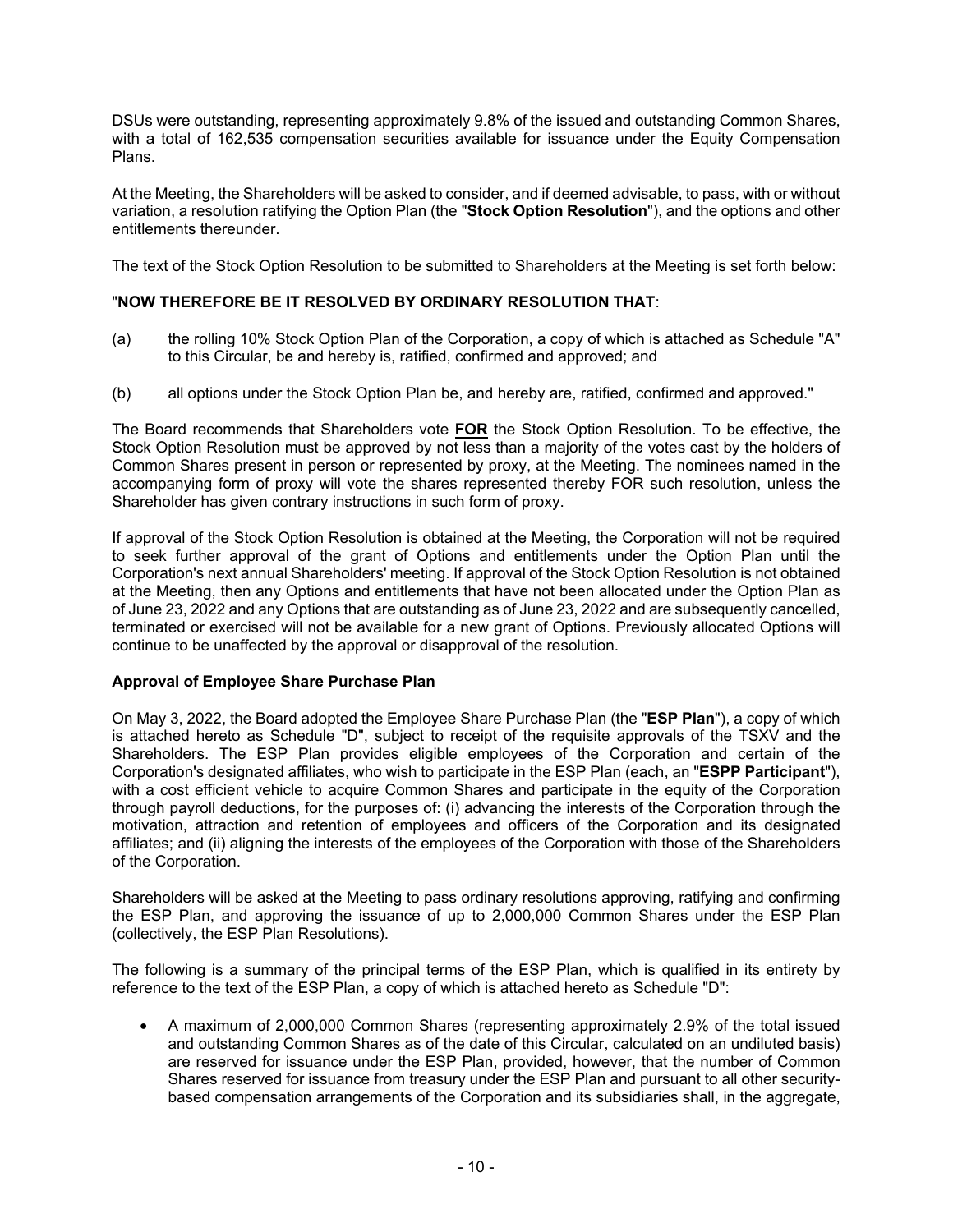DSUs were outstanding, representing approximately 9.8% of the issued and outstanding Common Shares, with a total of 162,535 compensation securities available for issuance under the Equity Compensation Plans.

At the Meeting, the Shareholders will be asked to consider, and if deemed advisable, to pass, with or without variation, a resolution ratifying the Option Plan (the "**Stock Option Resolution**"), and the options and other entitlements thereunder.

The text of the Stock Option Resolution to be submitted to Shareholders at the Meeting is set forth below:

"**NOW THEREFORE BE IT RESOLVED BY ORDINARY RESOLUTION THAT**:

(a) the rolling 10% Stock Option Plan of the Corporation, a copy of which is attached as Schedule "A" to this Circular, be and hereby is, ratified, confirmed and approved; and

(b) all options under the Stock Option Plan be, and hereby are, ratified, confirmed and approved."

The Board recommends that Shareholders vote **FOR** the Stock Option Resolution. To be effective, the Stock Option Resolution must be approved by not less than a majority of the votes cast by the holders of Common Shares present in person or represented by proxy, at the Meeting. The nominees named in the accompanying form of proxy will vote the shares represented thereby FOR such resolution, unless the Shareholder has given contrary instructions in such form of proxy.

If approval of the Stock Option Resolution is obtained at the Meeting, the Corporation will not be required to seek further approval of the grant of Options and entitlements under the Option Plan until the Corporation's next annual Shareholders' meeting. If approval of the Stock Option Resolution is not obtained at the Meeting, then any Options and entitlements that have not been allocated under the Option Plan as of June 23, 2022 and any Options that are outstanding as of June 23, 2022 and are subsequently cancelled, terminated or exercised will not be available for a new grant of Options. Previously allocated Options will continue to be unaffected by the approval or disapproval of the resolution.

**Approval of Employee Share Purchase Plan**

On May 3, 2022, the Board adopted the Employee Share Purchase Plan (the "**ESP Plan**"), a copy of which is attached hereto as Schedule "D", subject to receipt of the requisite approvals of the TSXV and the Shareholders. The ESP Plan provides eligible employees of the Corporation and certain of the Corporation's designated affiliates, who wish to participate in the ESP Plan (each, an "**ESPP Participant**"), with a cost efficient vehicle to acquire Common Shares and participate in the equity of the Corporation through payroll deductions, for the purposes of: (i) advancing the interests of the Corporation through the motivation, attraction and retention of employees and officers of the Corporation and its designated affiliates; and (ii) aligning the interests of the employees of the Corporation with those of the Shareholders of the Corporation.

Shareholders will be asked at the Meeting to pass ordinary resolutions approving, ratifying and confirming the ESP Plan, and approving the issuance of up to 2,000,000 Common Shares under the ESP Plan (collectively, the ESP Plan Resolutions).

The following is a summary of the principal terms of the ESP Plan, which is qualified in its entirety by reference to the text of the ESP Plan, a copy of which is attached hereto as Schedule "D":

- A maximum of 2,000,000 Common Shares (representing approximately 2.9% of the total issued and outstanding Common Shares as of the date of this Circular, calculated on an undiluted basis) are reserved for issuance under the ESP Plan, provided, however, that the number of Common Shares reserved for issuance from treasury under the ESP Plan and pursuant to all other security-based compensation arrangements of the Corporation and its subsidiaries shall, in the aggregate,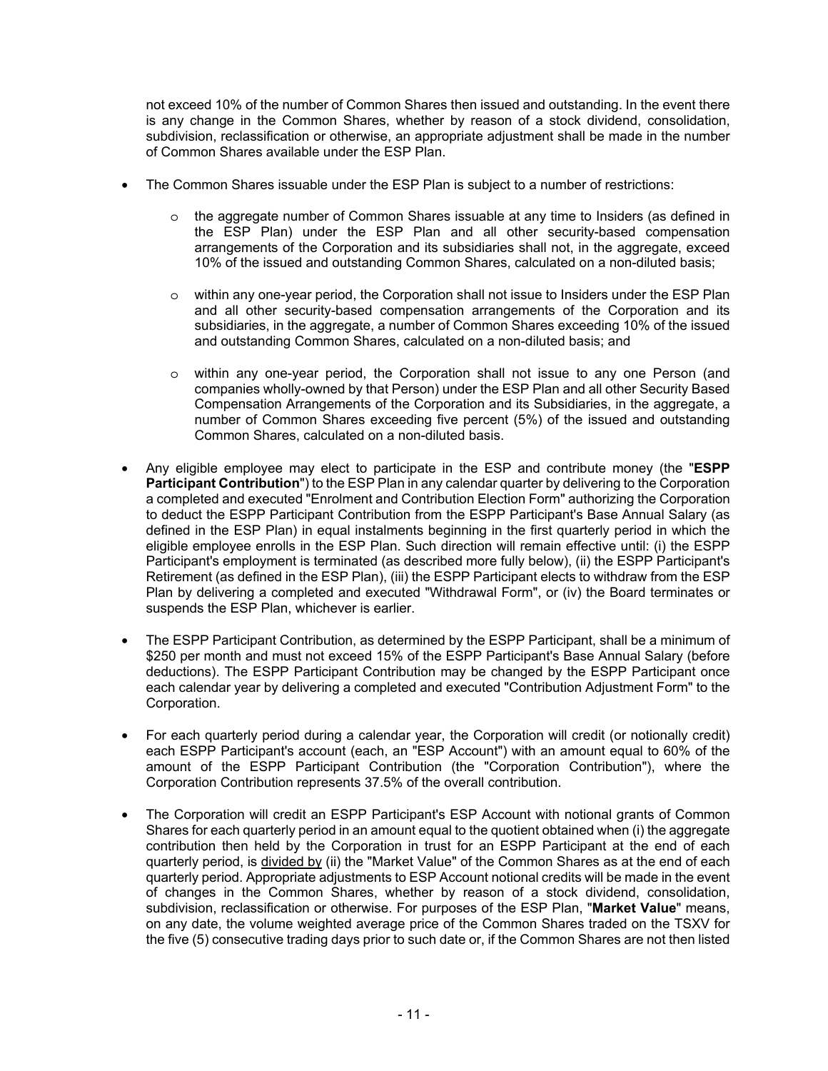not exceed 10% of the number of Common Shares then issued and outstanding. In the event there is any change in the Common Shares, whether by reason of a stock dividend, consolidation, subdivision, reclassification or otherwise, an appropriate adjustment shall be made in the number of Common Shares available under the ESP Plan.

- The Common Shares issuable under the ESP Plan is subject to a number of restrictions:
  - the aggregate number of Common Shares issuable at any time to Insiders (as defined in the ESP Plan) under the ESP Plan and all other security-based compensation arrangements of the Corporation and its subsidiaries shall not, in the aggregate, exceed 10% of the issued and outstanding Common Shares, calculated on a non-diluted basis;
  - within any one-year period, the Corporation shall not issue to Insiders under the ESP Plan and all other security-based compensation arrangements of the Corporation and its subsidiaries, in the aggregate, a number of Common Shares exceeding 10% of the issued and outstanding Common Shares, calculated on a non-diluted basis; and
  - within any one-year period, the Corporation shall not issue to any one Person (and companies wholly-owned by that Person) under the ESP Plan and all other Security Based Compensation Arrangements of the Corporation and its Subsidiaries, in the aggregate, a number of Common Shares exceeding five percent (5%) of the issued and outstanding Common Shares, calculated on a non-diluted basis.
- Any eligible employee may elect to participate in the ESP and contribute money (the "**ESPP Participant Contribution**") to the ESP Plan in any calendar quarter by delivering to the Corporation a completed and executed "Enrolment and Contribution Election Form" authorizing the Corporation to deduct the ESPP Participant Contribution from the ESPP Participant's Base Annual Salary (as defined in the ESP Plan) in equal instalments beginning in the first quarterly period in which the eligible employee enrolls in the ESP Plan. Such direction will remain effective until: (i) the ESPP Participant's employment is terminated (as described more fully below), (ii) the ESPP Participant's Retirement (as defined in the ESP Plan), (iii) the ESPP Participant elects to withdraw from the ESP Plan by delivering a completed and executed "Withdrawal Form", or (iv) the Board terminates or suspends the ESP Plan, whichever is earlier.
- The ESPP Participant Contribution, as determined by the ESPP Participant, shall be a minimum of $250 per month and must not exceed 15% of the ESPP Participant's Base Annual Salary (before deductions). The ESPP Participant Contribution may be changed by the ESPP Participant once each calendar year by delivering a completed and executed "Contribution Adjustment Form" to the Corporation.
- For each quarterly period during a calendar year, the Corporation will credit (or notionally credit) each ESPP Participant's account (each, an "ESP Account") with an amount equal to 60% of the amount of the ESPP Participant Contribution (the "Corporation Contribution"), where the Corporation Contribution represents 37.5% of the overall contribution.
- The Corporation will credit an ESPP Participant's ESP Account with notional grants of Common Shares for each quarterly period in an amount equal to the quotient obtained when (i) the aggregate contribution then held by the Corporation in trust for an ESPP Participant at the end of each quarterly period, is divided by (ii) the "Market Value" of the Common Shares as at the end of each quarterly period. Appropriate adjustments to ESP Account notional credits will be made in the event of changes in the Common Shares, whether by reason of a stock dividend, consolidation, subdivision, reclassification or otherwise. For purposes of the ESP Plan, "**Market Value**" means, on any date, the volume weighted average price of the Common Shares traded on the TSXV for the five (5) consecutive trading days prior to such date or, if the Common Shares are not then listed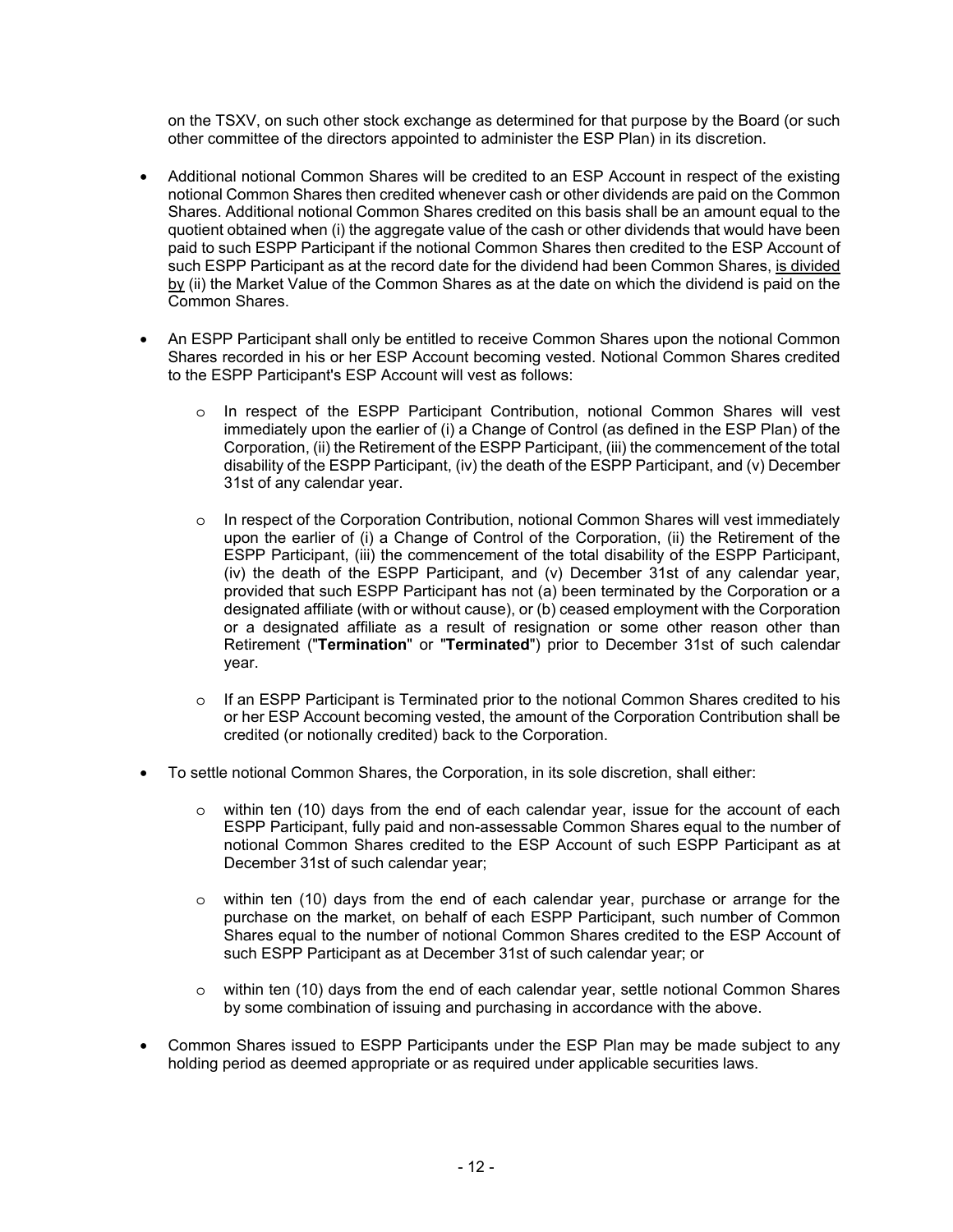on the TSXV, on such other stock exchange as determined for that purpose by the Board (or such other committee of the directors appointed to administer the ESP Plan) in its discretion.

- Additional notional Common Shares will be credited to an ESP Account in respect of the existing notional Common Shares then credited whenever cash or other dividends are paid on the Common Shares. Additional notional Common Shares credited on this basis shall be an amount equal to the quotient obtained when (i) the aggregate value of the cash or other dividends that would have been paid to such ESPP Participant if the notional Common Shares then credited to the ESP Account of such ESPP Participant as at the record date for the dividend had been Common Shares, is divided by (ii) the Market Value of the Common Shares as at the date on which the dividend is paid on the Common Shares.

- An ESPP Participant shall only be entitled to receive Common Shares upon the notional Common Shares recorded in his or her ESP Account becoming vested. Notional Common Shares credited to the ESPP Participant's ESP Account will vest as follows:

  - In respect of the ESPP Participant Contribution, notional Common Shares will vest immediately upon the earlier of (i) a Change of Control (as defined in the ESP Plan) of the Corporation, (ii) the Retirement of the ESPP Participant, (iii) the commencement of the total disability of the ESPP Participant, (iv) the death of the ESPP Participant, and (v) December 31st of any calendar year.

  - In respect of the Corporation Contribution, notional Common Shares will vest immediately upon the earlier of (i) a Change of Control of the Corporation, (ii) the Retirement of the ESPP Participant, (iii) the commencement of the total disability of the ESPP Participant, (iv) the death of the ESPP Participant, and (v) December 31st of any calendar year, provided that such ESPP Participant has not (a) been terminated by the Corporation or a designated affiliate (with or without cause), or (b) ceased employment with the Corporation or a designated affiliate as a result of resignation or some other reason other than Retirement ("**Termination**" or "**Terminated**") prior to December 31st of such calendar year.

  - If an ESPP Participant is Terminated prior to the notional Common Shares credited to his or her ESP Account becoming vested, the amount of the Corporation Contribution shall be credited (or notionally credited) back to the Corporation.

- To settle notional Common Shares, the Corporation, in its sole discretion, shall either:

  - within ten (10) days from the end of each calendar year, issue for the account of each ESPP Participant, fully paid and non-assessable Common Shares equal to the number of notional Common Shares credited to the ESP Account of such ESPP Participant as at December 31st of such calendar year;

  - within ten (10) days from the end of each calendar year, purchase or arrange for the purchase on the market, on behalf of each ESPP Participant, such number of Common Shares equal to the number of notional Common Shares credited to the ESP Account of such ESPP Participant as at December 31st of such calendar year; or

  - within ten (10) days from the end of each calendar year, settle notional Common Shares by some combination of issuing and purchasing in accordance with the above.

- Common Shares issued to ESPP Participants under the ESP Plan may be made subject to any holding period as deemed appropriate or as required under applicable securities laws.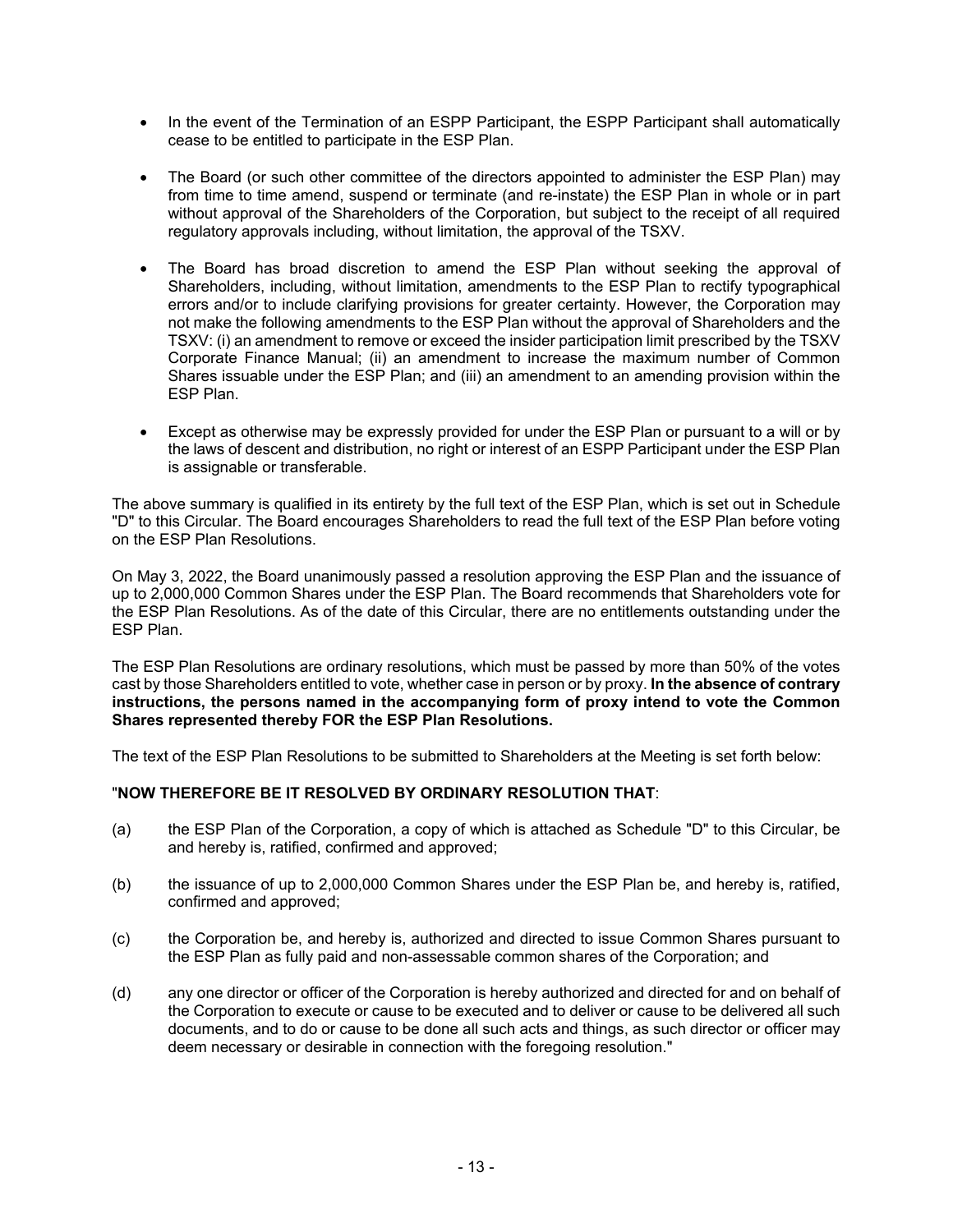- In the event of the Termination of an ESPP Participant, the ESPP Participant shall automatically cease to be entitled to participate in the ESP Plan.
- The Board (or such other committee of the directors appointed to administer the ESP Plan) may from time to time amend, suspend or terminate (and re-instate) the ESP Plan in whole or in part without approval of the Shareholders of the Corporation, but subject to the receipt of all required regulatory approvals including, without limitation, the approval of the TSXV.
- The Board has broad discretion to amend the ESP Plan without seeking the approval of Shareholders, including, without limitation, amendments to the ESP Plan to rectify typographical errors and/or to include clarifying provisions for greater certainty. However, the Corporation may not make the following amendments to the ESP Plan without the approval of Shareholders and the TSXV: (i) an amendment to remove or exceed the insider participation limit prescribed by the TSXV Corporate Finance Manual; (ii) an amendment to increase the maximum number of Common Shares issuable under the ESP Plan; and (iii) an amendment to an amending provision within the ESP Plan.
- Except as otherwise may be expressly provided for under the ESP Plan or pursuant to a will or by the laws of descent and distribution, no right or interest of an ESPP Participant under the ESP Plan is assignable or transferable.

The above summary is qualified in its entirety by the full text of the ESP Plan, which is set out in Schedule "D" to this Circular. The Board encourages Shareholders to read the full text of the ESP Plan before voting on the ESP Plan Resolutions.

On May 3, 2022, the Board unanimously passed a resolution approving the ESP Plan and the issuance of up to 2,000,000 Common Shares under the ESP Plan. The Board recommends that Shareholders vote for the ESP Plan Resolutions. As of the date of this Circular, there are no entitlements outstanding under the ESP Plan.

The ESP Plan Resolutions are ordinary resolutions, which must be passed by more than 50% of the votes cast by those Shareholders entitled to vote, whether case in person or by proxy. **In the absence of contrary instructions, the persons named in the accompanying form of proxy intend to vote the Common Shares represented thereby FOR the ESP Plan Resolutions.**

The text of the ESP Plan Resolutions to be submitted to Shareholders at the Meeting is set forth below:

"**NOW THEREFORE BE IT RESOLVED BY ORDINARY RESOLUTION THAT**:

(a) the ESP Plan of the Corporation, a copy of which is attached as Schedule "D" to this Circular, be and hereby is, ratified, confirmed and approved;

(b) the issuance of up to 2,000,000 Common Shares under the ESP Plan be, and hereby is, ratified, confirmed and approved;

(c) the Corporation be, and hereby is, authorized and directed to issue Common Shares pursuant to the ESP Plan as fully paid and non-assessable common shares of the Corporation; and

(d) any one director or officer of the Corporation is hereby authorized and directed for and on behalf of the Corporation to execute or cause to be executed and to deliver or cause to be delivered all such documents, and to do or cause to be done all such acts and things, as such director or officer may deem necessary or desirable in connection with the foregoing resolution."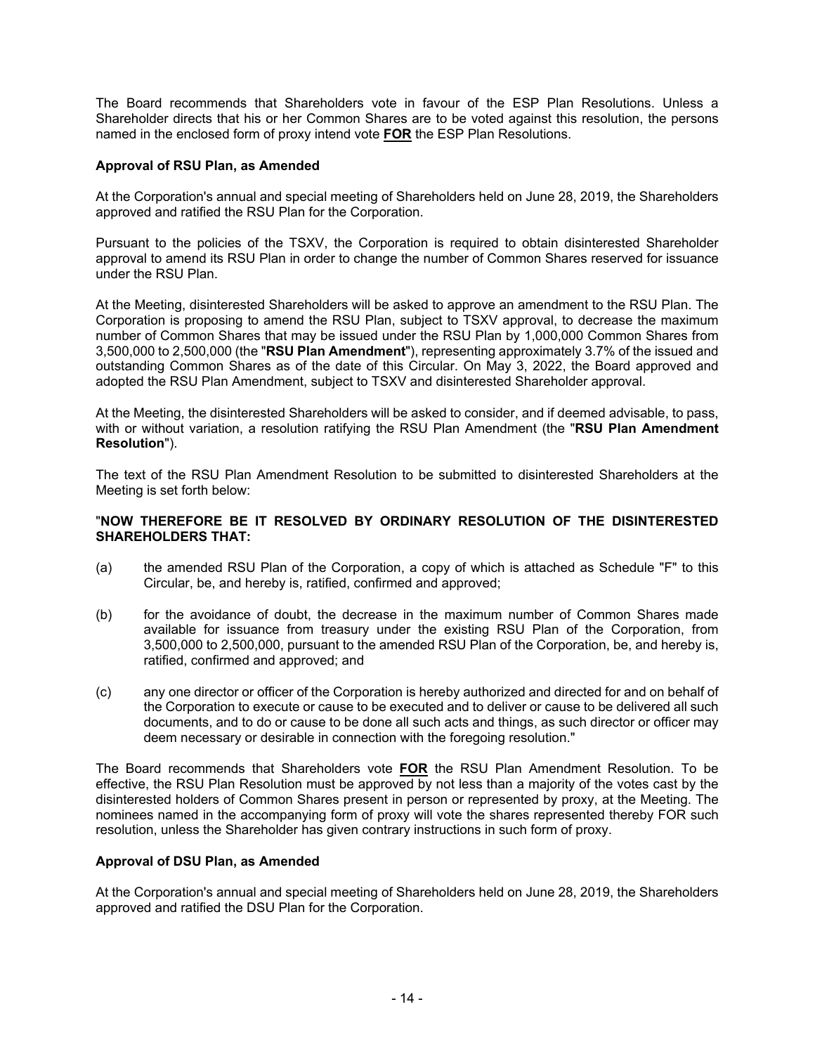The Board recommends that Shareholders vote in favour of the ESP Plan Resolutions. Unless a Shareholder directs that his or her Common Shares are to be voted against this resolution, the persons named in the enclosed form of proxy intend vote **FOR** the ESP Plan Resolutions.

**Approval of RSU Plan, as Amended**

At the Corporation's annual and special meeting of Shareholders held on June 28, 2019, the Shareholders approved and ratified the RSU Plan for the Corporation.

Pursuant to the policies of the TSXV, the Corporation is required to obtain disinterested Shareholder approval to amend its RSU Plan in order to change the number of Common Shares reserved for issuance under the RSU Plan.

At the Meeting, disinterested Shareholders will be asked to approve an amendment to the RSU Plan. The Corporation is proposing to amend the RSU Plan, subject to TSXV approval, to decrease the maximum number of Common Shares that may be issued under the RSU Plan by 1,000,000 Common Shares from 3,500,000 to 2,500,000 (the "**RSU Plan Amendment**"), representing approximately 3.7% of the issued and outstanding Common Shares as of the date of this Circular. On May 3, 2022, the Board approved and adopted the RSU Plan Amendment, subject to TSXV and disinterested Shareholder approval.

At the Meeting, the disinterested Shareholders will be asked to consider, and if deemed advisable, to pass, with or without variation, a resolution ratifying the RSU Plan Amendment (the "**RSU Plan Amendment Resolution**").

The text of the RSU Plan Amendment Resolution to be submitted to disinterested Shareholders at the Meeting is set forth below:

"**NOW THEREFORE BE IT RESOLVED BY ORDINARY RESOLUTION OF THE DISINTERESTED SHAREHOLDERS THAT:**

(a) the amended RSU Plan of the Corporation, a copy of which is attached as Schedule "F" to this Circular, be, and hereby is, ratified, confirmed and approved;

(b) for the avoidance of doubt, the decrease in the maximum number of Common Shares made available for issuance from treasury under the existing RSU Plan of the Corporation, from 3,500,000 to 2,500,000, pursuant to the amended RSU Plan of the Corporation, be, and hereby is, ratified, confirmed and approved; and

(c) any one director or officer of the Corporation is hereby authorized and directed for and on behalf of the Corporation to execute or cause to be executed and to deliver or cause to be delivered all such documents, and to do or cause to be done all such acts and things, as such director or officer may deem necessary or desirable in connection with the foregoing resolution."

The Board recommends that Shareholders vote **FOR** the RSU Plan Amendment Resolution. To be effective, the RSU Plan Resolution must be approved by not less than a majority of the votes cast by the disinterested holders of Common Shares present in person or represented by proxy, at the Meeting. The nominees named in the accompanying form of proxy will vote the shares represented thereby FOR such resolution, unless the Shareholder has given contrary instructions in such form of proxy.

**Approval of DSU Plan, as Amended**

At the Corporation's annual and special meeting of Shareholders held on June 28, 2019, the Shareholders approved and ratified the DSU Plan for the Corporation.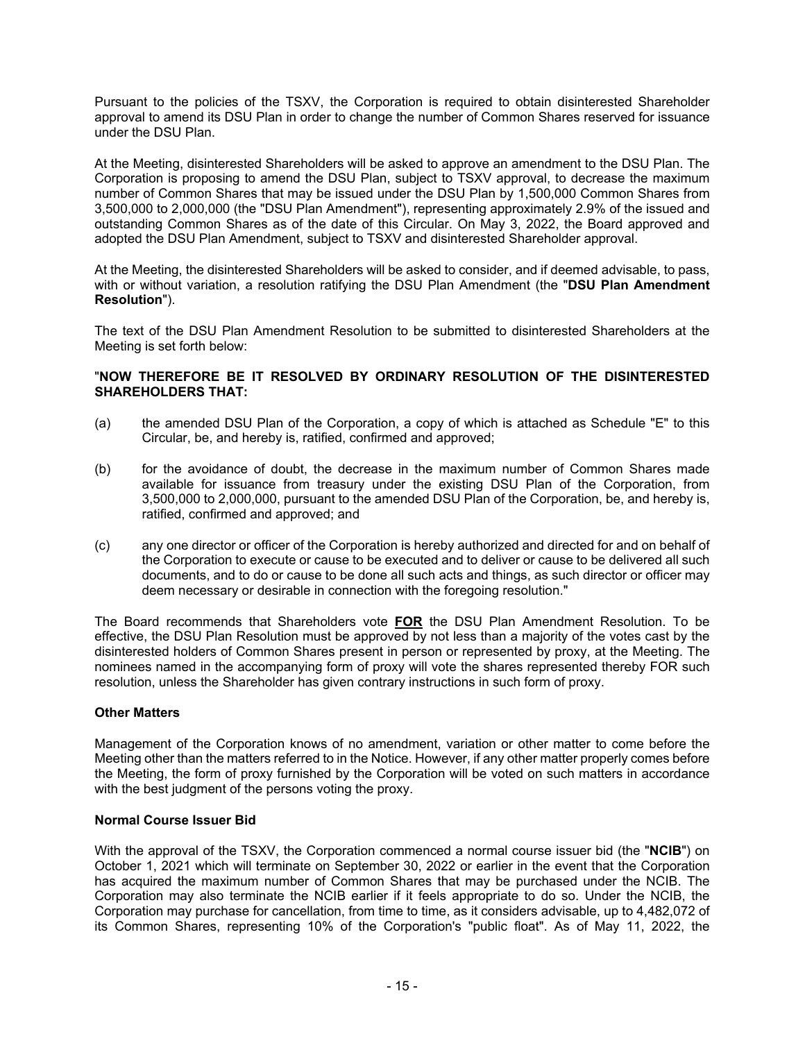Pursuant to the policies of the TSXV, the Corporation is required to obtain disinterested Shareholder approval to amend its DSU Plan in order to change the number of Common Shares reserved for issuance under the DSU Plan.

At the Meeting, disinterested Shareholders will be asked to approve an amendment to the DSU Plan. The Corporation is proposing to amend the DSU Plan, subject to TSXV approval, to decrease the maximum number of Common Shares that may be issued under the DSU Plan by 1,500,000 Common Shares from 3,500,000 to 2,000,000 (the "DSU Plan Amendment"), representing approximately 2.9% of the issued and outstanding Common Shares as of the date of this Circular. On May 3, 2022, the Board approved and adopted the DSU Plan Amendment, subject to TSXV and disinterested Shareholder approval.

At the Meeting, the disinterested Shareholders will be asked to consider, and if deemed advisable, to pass, with or without variation, a resolution ratifying the DSU Plan Amendment (the "**DSU Plan Amendment Resolution**").

The text of the DSU Plan Amendment Resolution to be submitted to disinterested Shareholders at the Meeting is set forth below:

"**NOW THEREFORE BE IT RESOLVED BY ORDINARY RESOLUTION OF THE DISINTERESTED SHAREHOLDERS THAT:**

(a) the amended DSU Plan of the Corporation, a copy of which is attached as Schedule "E" to this Circular, be, and hereby is, ratified, confirmed and approved;

(b) for the avoidance of doubt, the decrease in the maximum number of Common Shares made available for issuance from treasury under the existing DSU Plan of the Corporation, from 3,500,000 to 2,000,000, pursuant to the amended DSU Plan of the Corporation, be, and hereby is, ratified, confirmed and approved; and

(c) any one director or officer of the Corporation is hereby authorized and directed for and on behalf of the Corporation to execute or cause to be executed and to deliver or cause to be delivered all such documents, and to do or cause to be done all such acts and things, as such director or officer may deem necessary or desirable in connection with the foregoing resolution."

The Board recommends that Shareholders vote **FOR** the DSU Plan Amendment Resolution. To be effective, the DSU Plan Resolution must be approved by not less than a majority of the votes cast by the disinterested holders of Common Shares present in person or represented by proxy, at the Meeting. The nominees named in the accompanying form of proxy will vote the shares represented thereby FOR such resolution, unless the Shareholder has given contrary instructions in such form of proxy.

**Other Matters**

Management of the Corporation knows of no amendment, variation or other matter to come before the Meeting other than the matters referred to in the Notice. However, if any other matter properly comes before the Meeting, the form of proxy furnished by the Corporation will be voted on such matters in accordance with the best judgment of the persons voting the proxy.

**Normal Course Issuer Bid**

With the approval of the TSXV, the Corporation commenced a normal course issuer bid (the "**NCIB**") on October 1, 2021 which will terminate on September 30, 2022 or earlier in the event that the Corporation has acquired the maximum number of Common Shares that may be purchased under the NCIB. The Corporation may also terminate the NCIB earlier if it feels appropriate to do so. Under the NCIB, the Corporation may purchase for cancellation, from time to time, as it considers advisable, up to 4,482,072 of its Common Shares, representing 10% of the Corporation's "public float". As of May 11, 2022, the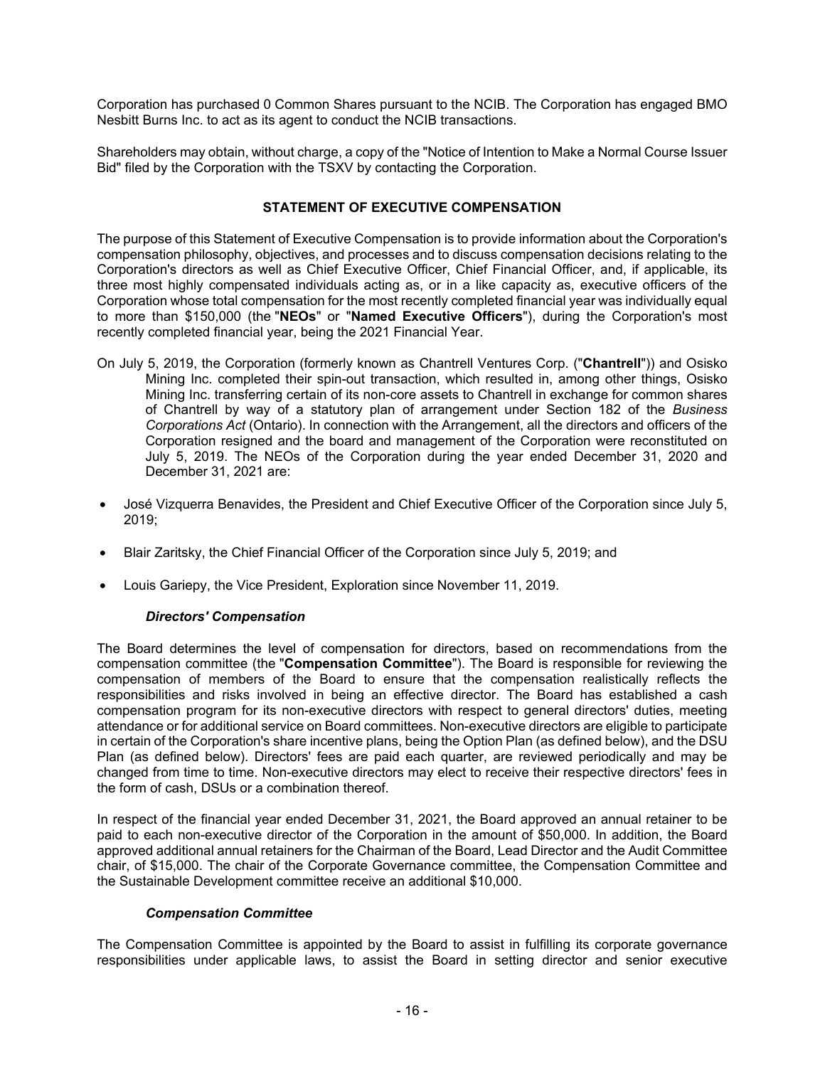Corporation has purchased 0 Common Shares pursuant to the NCIB. The Corporation has engaged BMO Nesbitt Burns Inc. to act as its agent to conduct the NCIB transactions.

Shareholders may obtain, without charge, a copy of the "Notice of Intention to Make a Normal Course Issuer Bid" filed by the Corporation with the TSXV by contacting the Corporation.

## STATEMENT OF EXECUTIVE COMPENSATION

The purpose of this Statement of Executive Compensation is to provide information about the Corporation's compensation philosophy, objectives, and processes and to discuss compensation decisions relating to the Corporation's directors as well as Chief Executive Officer, Chief Financial Officer, and, if applicable, its three most highly compensated individuals acting as, or in a like capacity as, executive officers of the Corporation whose total compensation for the most recently completed financial year was individually equal to more than $150,000 (the "**NEOs**" or "**Named Executive Officers**"), during the Corporation's most recently completed financial year, being the 2021 Financial Year.

On July 5, 2019, the Corporation (formerly known as Chantrell Ventures Corp. ("**Chantrell**")) and Osisko Mining Inc. completed their spin-out transaction, which resulted in, among other things, Osisko Mining Inc. transferring certain of its non-core assets to Chantrell in exchange for common shares of Chantrell by way of a statutory plan of arrangement under Section 182 of the *Business Corporations Act* (Ontario). In connection with the Arrangement, all the directors and officers of the Corporation resigned and the board and management of the Corporation were reconstituted on July 5, 2019. The NEOs of the Corporation during the year ended December 31, 2020 and December 31, 2021 are:

- José Vizquerra Benavides, the President and Chief Executive Officer of the Corporation since July 5, 2019;
- Blair Zaritsky, the Chief Financial Officer of the Corporation since July 5, 2019; and
- Louis Gariepy, the Vice President, Exploration since November 11, 2019.

### *Directors' Compensation*

The Board determines the level of compensation for directors, based on recommendations from the compensation committee (the "**Compensation Committee**"). The Board is responsible for reviewing the compensation of members of the Board to ensure that the compensation realistically reflects the responsibilities and risks involved in being an effective director. The Board has established a cash compensation program for its non-executive directors with respect to general directors' duties, meeting attendance or for additional service on Board committees. Non-executive directors are eligible to participate in certain of the Corporation's share incentive plans, being the Option Plan (as defined below), and the DSU Plan (as defined below). Directors' fees are paid each quarter, are reviewed periodically and may be changed from time to time. Non-executive directors may elect to receive their respective directors' fees in the form of cash, DSUs or a combination thereof.

In respect of the financial year ended December 31, 2021, the Board approved an annual retainer to be paid to each non-executive director of the Corporation in the amount of $50,000. In addition, the Board approved additional annual retainers for the Chairman of the Board, Lead Director and the Audit Committee chair, of $15,000. The chair of the Corporate Governance committee, the Compensation Committee and the Sustainable Development committee receive an additional $10,000.

### *Compensation Committee*

The Compensation Committee is appointed by the Board to assist in fulfilling its corporate governance responsibilities under applicable laws, to assist the Board in setting director and senior executive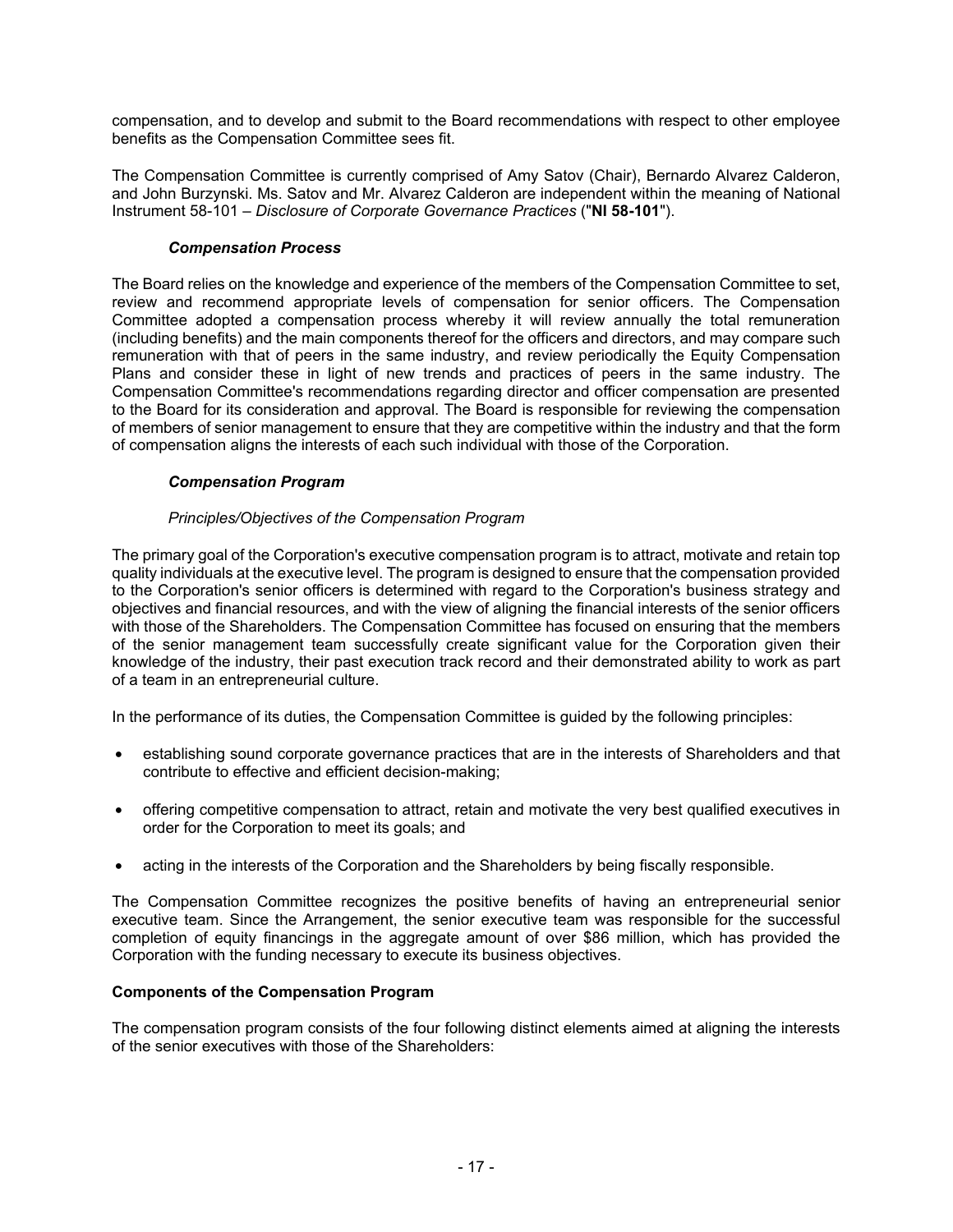compensation, and to develop and submit to the Board recommendations with respect to other employee benefits as the Compensation Committee sees fit.

The Compensation Committee is currently comprised of Amy Satov (Chair), Bernardo Alvarez Calderon, and John Burzynski. Ms. Satov and Mr. Alvarez Calderon are independent within the meaning of National Instrument 58-101 – *Disclosure of Corporate Governance Practices* ("**NI 58-101**").

### *Compensation Process*

The Board relies on the knowledge and experience of the members of the Compensation Committee to set, review and recommend appropriate levels of compensation for senior officers. The Compensation Committee adopted a compensation process whereby it will review annually the total remuneration (including benefits) and the main components thereof for the officers and directors, and may compare such remuneration with that of peers in the same industry, and review periodically the Equity Compensation Plans and consider these in light of new trends and practices of peers in the same industry. The Compensation Committee's recommendations regarding director and officer compensation are presented to the Board for its consideration and approval. The Board is responsible for reviewing the compensation of members of senior management to ensure that they are competitive within the industry and that the form of compensation aligns the interests of each such individual with those of the Corporation.

### *Compensation Program*

*Principles/Objectives of the Compensation Program*

The primary goal of the Corporation's executive compensation program is to attract, motivate and retain top quality individuals at the executive level. The program is designed to ensure that the compensation provided to the Corporation's senior officers is determined with regard to the Corporation's business strategy and objectives and financial resources, and with the view of aligning the financial interests of the senior officers with those of the Shareholders. The Compensation Committee has focused on ensuring that the members of the senior management team successfully create significant value for the Corporation given their knowledge of the industry, their past execution track record and their demonstrated ability to work as part of a team in an entrepreneurial culture.

In the performance of its duties, the Compensation Committee is guided by the following principles:

- establishing sound corporate governance practices that are in the interests of Shareholders and that contribute to effective and efficient decision-making;
- offering competitive compensation to attract, retain and motivate the very best qualified executives in order for the Corporation to meet its goals; and
- acting in the interests of the Corporation and the Shareholders by being fiscally responsible.

The Compensation Committee recognizes the positive benefits of having an entrepreneurial senior executive team. Since the Arrangement, the senior executive team was responsible for the successful completion of equity financings in the aggregate amount of over $86 million, which has provided the Corporation with the funding necessary to execute its business objectives.

### **Components of the Compensation Program**

The compensation program consists of the four following distinct elements aimed at aligning the interests of the senior executives with those of the Shareholders: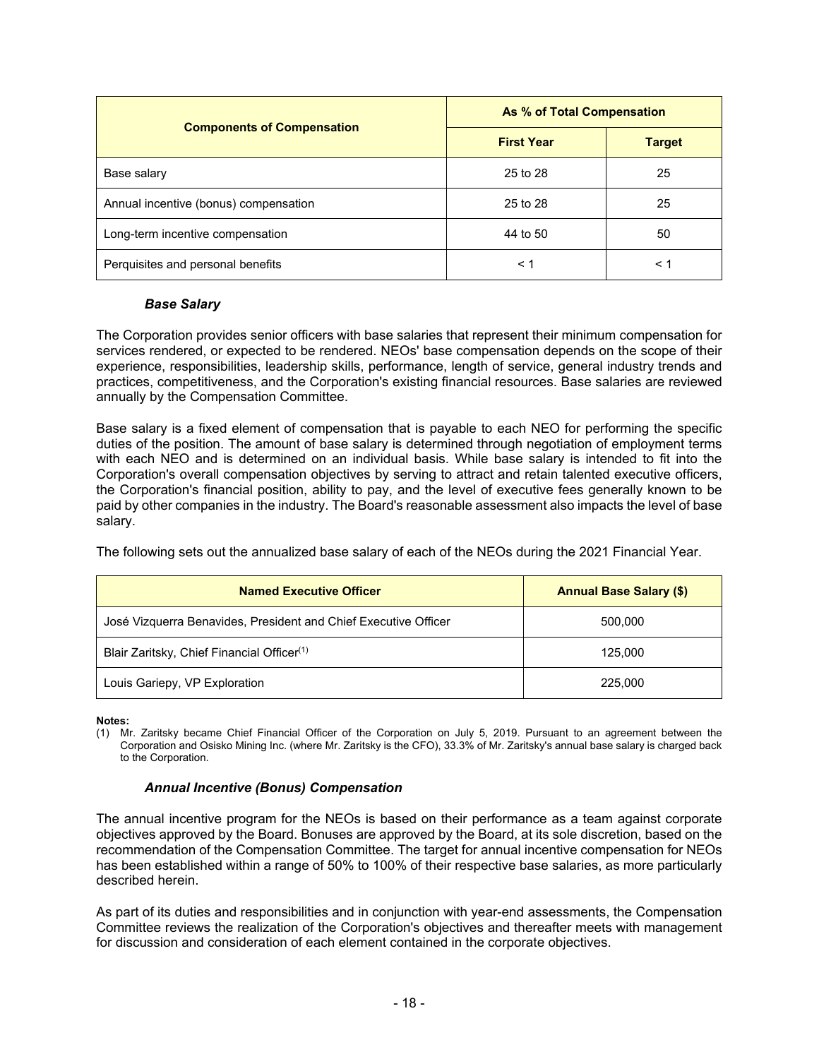| Components of Compensation | As % of Total Compensation | |
|---|---|---|
| | First Year | Target |
| Base salary | 25 to 28 | 25 |
| Annual incentive (bonus) compensation | 25 to 28 | 25 |
| Long-term incentive compensation | 44 to 50 | 50 |
| Perquisites and personal benefits | < 1 | < 1 |

### *Base Salary*

The Corporation provides senior officers with base salaries that represent their minimum compensation for services rendered, or expected to be rendered. NEOs' base compensation depends on the scope of their experience, responsibilities, leadership skills, performance, length of service, general industry trends and practices, competitiveness, and the Corporation's existing financial resources. Base salaries are reviewed annually by the Compensation Committee.

Base salary is a fixed element of compensation that is payable to each NEO for performing the specific duties of the position. The amount of base salary is determined through negotiation of employment terms with each NEO and is determined on an individual basis. While base salary is intended to fit into the Corporation's overall compensation objectives by serving to attract and retain talented executive officers, the Corporation's financial position, ability to pay, and the level of executive fees generally known to be paid by other companies in the industry. The Board's reasonable assessment also impacts the level of base salary.

The following sets out the annualized base salary of each of the NEOs during the 2021 Financial Year.

| Named Executive Officer | Annual Base Salary ($) |
|---|---|
| José Vizquerra Benavides, President and Chief Executive Officer | 500,000 |
| Blair Zaritsky, Chief Financial Officer[(1)] | 125,000 |
| Louis Gariepy, VP Exploration | 225,000 |

**Notes:**

(1) Mr. Zaritsky became Chief Financial Officer of the Corporation on July 5, 2019. Pursuant to an agreement between the Corporation and Osisko Mining Inc. (where Mr. Zaritsky is the CFO), 33.3% of Mr. Zaritsky's annual base salary is charged back to the Corporation.

### *Annual Incentive (Bonus) Compensation*

The annual incentive program for the NEOs is based on their performance as a team against corporate objectives approved by the Board. Bonuses are approved by the Board, at its sole discretion, based on the recommendation of the Compensation Committee. The target for annual incentive compensation for NEOs has been established within a range of 50% to 100% of their respective base salaries, as more particularly described herein.

As part of its duties and responsibilities and in conjunction with year-end assessments, the Compensation Committee reviews the realization of the Corporation's objectives and thereafter meets with management for discussion and consideration of each element contained in the corporate objectives.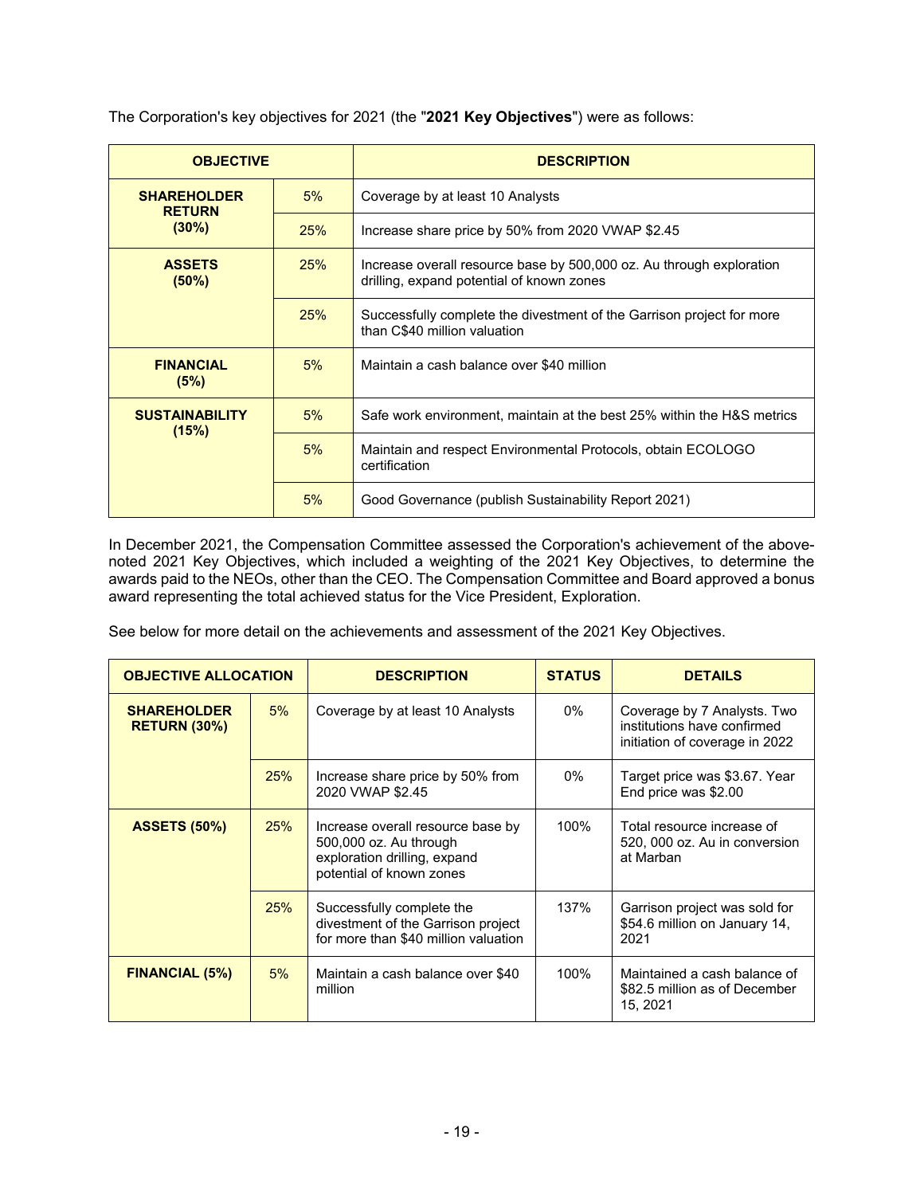The Corporation's key objectives for 2021 (the "**2021 Key Objectives**") were as follows:

| OBJECTIVE | | DESCRIPTION |
|---|---|---|
| **SHAREHOLDER RETURN (30%)** | 5% | Coverage by at least 10 Analysts |
| | 25% | Increase share price by 50% from 2020 VWAP $2.45 |
| **ASSETS (50%)** | 25% | Increase overall resource base by 500,000 oz. Au through exploration drilling, expand potential of known zones |
| | 25% | Successfully complete the divestment of the Garrison project for more than C$40 million valuation |
| **FINANCIAL (5%)** | 5% | Maintain a cash balance over $40 million |
| **SUSTAINABILITY (15%)** | 5% | Safe work environment, maintain at the best 25% within the H&S metrics |
| | 5% | Maintain and respect Environmental Protocols, obtain ECOLOGO certification |
| | 5% | Good Governance (publish Sustainability Report 2021) |

In December 2021, the Compensation Committee assessed the Corporation's achievement of the above-noted 2021 Key Objectives, which included a weighting of the 2021 Key Objectives, to determine the awards paid to the NEOs, other than the CEO. The Compensation Committee and Board approved a bonus award representing the total achieved status for the Vice President, Exploration.

See below for more detail on the achievements and assessment of the 2021 Key Objectives.

| OBJECTIVE ALLOCATION | | DESCRIPTION | STATUS | DETAILS |
|---|---|---|---|---|
| **SHAREHOLDER RETURN (30%)** | 5% | Coverage by at least 10 Analysts | 0% | Coverage by 7 Analysts. Two institutions have confirmed initiation of coverage in 2022 |
| | 25% | Increase share price by 50% from 2020 VWAP $2.45 | 0% | Target price was $3.67. Year End price was $2.00 |
| **ASSETS (50%)** | 25% | Increase overall resource base by 500,000 oz. Au through exploration drilling, expand potential of known zones | 100% | Total resource increase of 520, 000 oz. Au in conversion at Marban |
| | 25% | Successfully complete the divestment of the Garrison project for more than $40 million valuation | 137% | Garrison project was sold for $54.6 million on January 14, 2021 |
| **FINANCIAL (5%)** | 5% | Maintain a cash balance over $40 million | 100% | Maintained a cash balance of $82.5 million as of December 15, 2021 |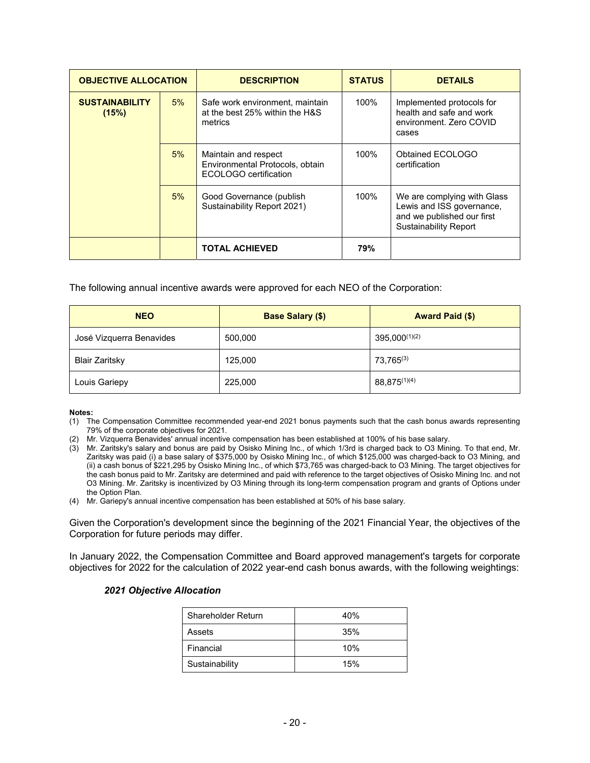| OBJECTIVE ALLOCATION | | DESCRIPTION | STATUS | DETAILS |
| --- | --- | --- | --- | --- |
| **SUSTAINABILITY (15%)** | 5% | Safe work environment, maintain at the best 25% within the H&S metrics | 100% | Implemented protocols for health and safe and work environment. Zero COVID cases |
| | 5% | Maintain and respect Environmental Protocols, obtain ECOLOGO certification | 100% | Obtained ECOLOGO certification |
| | 5% | Good Governance (publish Sustainability Report 2021) | 100% | We are complying with Glass Lewis and ISS governance, and we published our first Sustainability Report |
| | | **TOTAL ACHIEVED** | **79%** | |

The following annual incentive awards were approved for each NEO of the Corporation:

| NEO | Base Salary ($) | Award Paid ($) |
| --- | --- | --- |
| José Vizquerra Benavides | 500,000 | 395,000[(1)(2)] |
| Blair Zaritsky | 125,000 | 73,765[(3)] |
| Louis Gariepy | 225,000 | 88,875[(1)(4)] |

**Notes:**

(1) The Compensation Committee recommended year-end 2021 bonus payments such that the cash bonus awards representing 79% of the corporate objectives for 2021.

(2) Mr. Vizquerra Benavides' annual incentive compensation has been established at 100% of his base salary.

(3) Mr. Zaritsky's salary and bonus are paid by Osisko Mining Inc., of which 1/3rd is charged back to O3 Mining. To that end, Mr. Zaritsky was paid (i) a base salary of $375,000 by Osisko Mining Inc., of which $125,000 was charged-back to O3 Mining, and (ii) a cash bonus of $221,295 by Osisko Mining Inc., of which $73,765 was charged-back to O3 Mining. The target objectives for the cash bonus paid to Mr. Zaritsky are determined and paid with reference to the target objectives of Osisko Mining Inc. and not O3 Mining. Mr. Zaritsky is incentivized by O3 Mining through its long-term compensation program and grants of Options under the Option Plan.

(4) Mr. Gariepy's annual incentive compensation has been established at 50% of his base salary.

Given the Corporation's development since the beginning of the 2021 Financial Year, the objectives of the Corporation for future periods may differ.

In January 2022, the Compensation Committee and Board approved management's targets for corporate objectives for 2022 for the calculation of 2022 year-end cash bonus awards, with the following weightings:

***2021 Objective Allocation***

| | |
| --- | --- |
| Shareholder Return | 40% |
| Assets | 35% |
| Financial | 10% |
| Sustainability | 15% |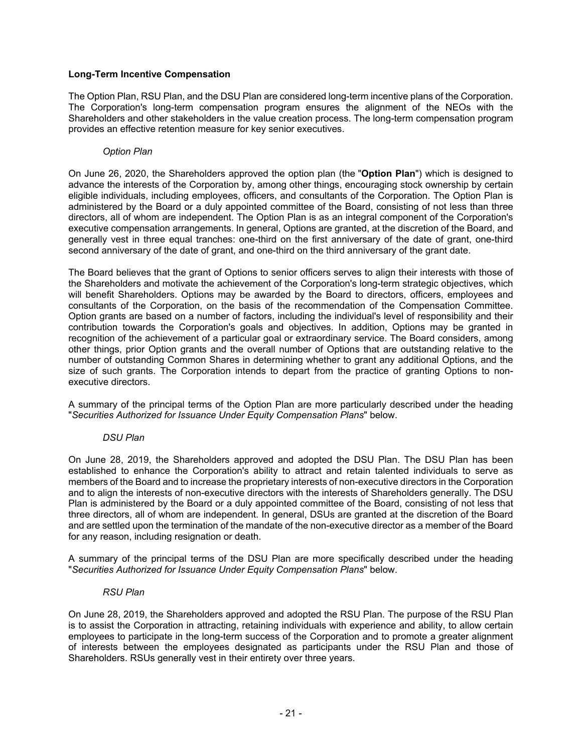### Long-Term Incentive Compensation

The Option Plan, RSU Plan, and the DSU Plan are considered long-term incentive plans of the Corporation. The Corporation's long-term compensation program ensures the alignment of the NEOs with the Shareholders and other stakeholders in the value creation process. The long-term compensation program provides an effective retention measure for key senior executives.

*Option Plan*

On June 26, 2020, the Shareholders approved the option plan (the "**Option Plan**") which is designed to advance the interests of the Corporation by, among other things, encouraging stock ownership by certain eligible individuals, including employees, officers, and consultants of the Corporation. The Option Plan is administered by the Board or a duly appointed committee of the Board, consisting of not less than three directors, all of whom are independent. The Option Plan is as an integral component of the Corporation's executive compensation arrangements. In general, Options are granted, at the discretion of the Board, and generally vest in three equal tranches: one-third on the first anniversary of the date of grant, one-third second anniversary of the date of grant, and one-third on the third anniversary of the grant date.

The Board believes that the grant of Options to senior officers serves to align their interests with those of the Shareholders and motivate the achievement of the Corporation's long-term strategic objectives, which will benefit Shareholders. Options may be awarded by the Board to directors, officers, employees and consultants of the Corporation, on the basis of the recommendation of the Compensation Committee. Option grants are based on a number of factors, including the individual's level of responsibility and their contribution towards the Corporation's goals and objectives. In addition, Options may be granted in recognition of the achievement of a particular goal or extraordinary service. The Board considers, among other things, prior Option grants and the overall number of Options that are outstanding relative to the number of outstanding Common Shares in determining whether to grant any additional Options, and the size of such grants. The Corporation intends to depart from the practice of granting Options to non-executive directors.

A summary of the principal terms of the Option Plan are more particularly described under the heading "*Securities Authorized for Issuance Under Equity Compensation Plans*" below.

*DSU Plan*

On June 28, 2019, the Shareholders approved and adopted the DSU Plan. The DSU Plan has been established to enhance the Corporation's ability to attract and retain talented individuals to serve as members of the Board and to increase the proprietary interests of non-executive directors in the Corporation and to align the interests of non-executive directors with the interests of Shareholders generally. The DSU Plan is administered by the Board or a duly appointed committee of the Board, consisting of not less that three directors, all of whom are independent. In general, DSUs are granted at the discretion of the Board and are settled upon the termination of the mandate of the non-executive director as a member of the Board for any reason, including resignation or death.

A summary of the principal terms of the DSU Plan are more specifically described under the heading "*Securities Authorized for Issuance Under Equity Compensation Plans*" below.

*RSU Plan*

On June 28, 2019, the Shareholders approved and adopted the RSU Plan. The purpose of the RSU Plan is to assist the Corporation in attracting, retaining individuals with experience and ability, to allow certain employees to participate in the long-term success of the Corporation and to promote a greater alignment of interests between the employees designated as participants under the RSU Plan and those of Shareholders. RSUs generally vest in their entirety over three years.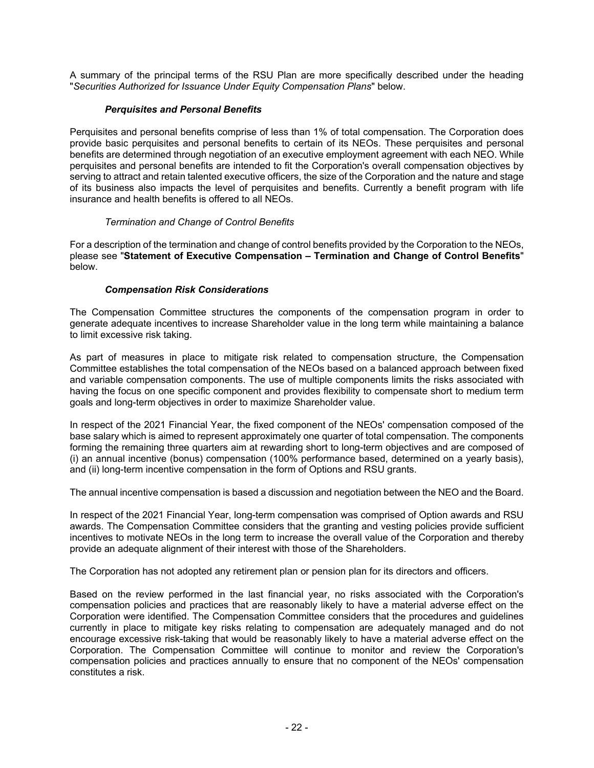A summary of the principal terms of the RSU Plan are more specifically described under the heading "*Securities Authorized for Issuance Under Equity Compensation Plans*" below.

***Perquisites and Personal Benefits***

Perquisites and personal benefits comprise of less than 1% of total compensation. The Corporation does provide basic perquisites and personal benefits to certain of its NEOs. These perquisites and personal benefits are determined through negotiation of an executive employment agreement with each NEO. While perquisites and personal benefits are intended to fit the Corporation's overall compensation objectives by serving to attract and retain talented executive officers, the size of the Corporation and the nature and stage of its business also impacts the level of perquisites and benefits. Currently a benefit program with life insurance and health benefits is offered to all NEOs.

*Termination and Change of Control Benefits*

For a description of the termination and change of control benefits provided by the Corporation to the NEOs, please see "**Statement of Executive Compensation – Termination and Change of Control Benefits**" below.

***Compensation Risk Considerations***

The Compensation Committee structures the components of the compensation program in order to generate adequate incentives to increase Shareholder value in the long term while maintaining a balance to limit excessive risk taking.

As part of measures in place to mitigate risk related to compensation structure, the Compensation Committee establishes the total compensation of the NEOs based on a balanced approach between fixed and variable compensation components. The use of multiple components limits the risks associated with having the focus on one specific component and provides flexibility to compensate short to medium term goals and long-term objectives in order to maximize Shareholder value.

In respect of the 2021 Financial Year, the fixed component of the NEOs' compensation composed of the base salary which is aimed to represent approximately one quarter of total compensation. The components forming the remaining three quarters aim at rewarding short to long-term objectives and are composed of (i) an annual incentive (bonus) compensation (100% performance based, determined on a yearly basis), and (ii) long-term incentive compensation in the form of Options and RSU grants.

The annual incentive compensation is based a discussion and negotiation between the NEO and the Board.

In respect of the 2021 Financial Year, long-term compensation was comprised of Option awards and RSU awards. The Compensation Committee considers that the granting and vesting policies provide sufficient incentives to motivate NEOs in the long term to increase the overall value of the Corporation and thereby provide an adequate alignment of their interest with those of the Shareholders.

The Corporation has not adopted any retirement plan or pension plan for its directors and officers.

Based on the review performed in the last financial year, no risks associated with the Corporation's compensation policies and practices that are reasonably likely to have a material adverse effect on the Corporation were identified. The Compensation Committee considers that the procedures and guidelines currently in place to mitigate key risks relating to compensation are adequately managed and do not encourage excessive risk-taking that would be reasonably likely to have a material adverse effect on the Corporation. The Compensation Committee will continue to monitor and review the Corporation's compensation policies and practices annually to ensure that no component of the NEOs' compensation constitutes a risk.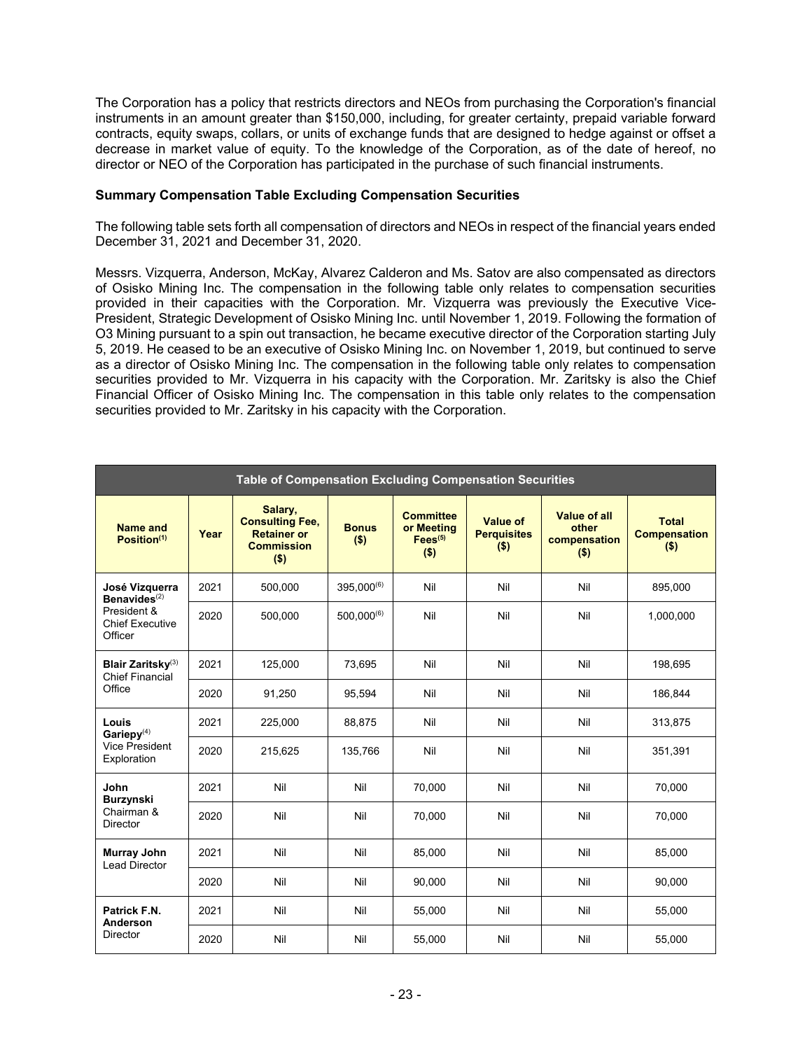The Corporation has a policy that restricts directors and NEOs from purchasing the Corporation's financial instruments in an amount greater than $150,000, including, for greater certainty, prepaid variable forward contracts, equity swaps, collars, or units of exchange funds that are designed to hedge against or offset a decrease in market value of equity. To the knowledge of the Corporation, as of the date of hereof, no director or NEO of the Corporation has participated in the purchase of such financial instruments.

**Summary Compensation Table Excluding Compensation Securities**

The following table sets forth all compensation of directors and NEOs in respect of the financial years ended December 31, 2021 and December 31, 2020.

Messrs. Vizquerra, Anderson, McKay, Alvarez Calderon and Ms. Satov are also compensated as directors of Osisko Mining Inc. The compensation in the following table only relates to compensation securities provided in their capacities with the Corporation. Mr. Vizquerra was previously the Executive Vice-President, Strategic Development of Osisko Mining Inc. until November 1, 2019. Following the formation of O3 Mining pursuant to a spin out transaction, he became executive director of the Corporation starting July 5, 2019. He ceased to be an executive of Osisko Mining Inc. on November 1, 2019, but continued to serve as a director of Osisko Mining Inc. The compensation in the following table only relates to compensation securities provided to Mr. Vizquerra in his capacity with the Corporation. Mr. Zaritsky is also the Chief Financial Officer of Osisko Mining Inc. The compensation in this table only relates to the compensation securities provided to Mr. Zaritsky in his capacity with the Corporation.

| Table of Compensation Excluding Compensation Securities | | | | | | | |
|---|---|---|---|---|---|---|---|
| **Name and Position**[(1)] | **Year** | **Salary, Consulting Fee, Retainer or Commission ($)** | **Bonus ($)** | **Committee or Meeting Fees**[(5)] **($)** | **Value of Perquisites ($)** | **Value of all other compensation ($)** | **Total Compensation ($)** |
| **José Vizquerra Benavides**[(2)] President & Chief Executive Officer | 2021 | 500,000 | 395,000[(6)] | Nil | Nil | Nil | 895,000 |
| | 2020 | 500,000 | 500,000[(6)] | Nil | Nil | Nil | 1,000,000 |
| **Blair Zaritsky**[(3)] Chief Financial Office | 2021 | 125,000 | 73,695 | Nil | Nil | Nil | 198,695 |
| | 2020 | 91,250 | 95,594 | Nil | Nil | Nil | 186,844 |
| **Louis Gariepy**[(4)] Vice President Exploration | 2021 | 225,000 | 88,875 | Nil | Nil | Nil | 313,875 |
| | 2020 | 215,625 | 135,766 | Nil | Nil | Nil | 351,391 |
| **John Burzynski** Chairman & Director | 2021 | Nil | Nil | 70,000 | Nil | Nil | 70,000 |
| | 2020 | Nil | Nil | 70,000 | Nil | Nil | 70,000 |
| **Murray John** Lead Director | 2021 | Nil | Nil | 85,000 | Nil | Nil | 85,000 |
| | 2020 | Nil | Nil | 90,000 | Nil | Nil | 90,000 |
| **Patrick F.N. Anderson** Director | 2021 | Nil | Nil | 55,000 | Nil | Nil | 55,000 |
| | 2020 | Nil | Nil | 55,000 | Nil | Nil | 55,000 |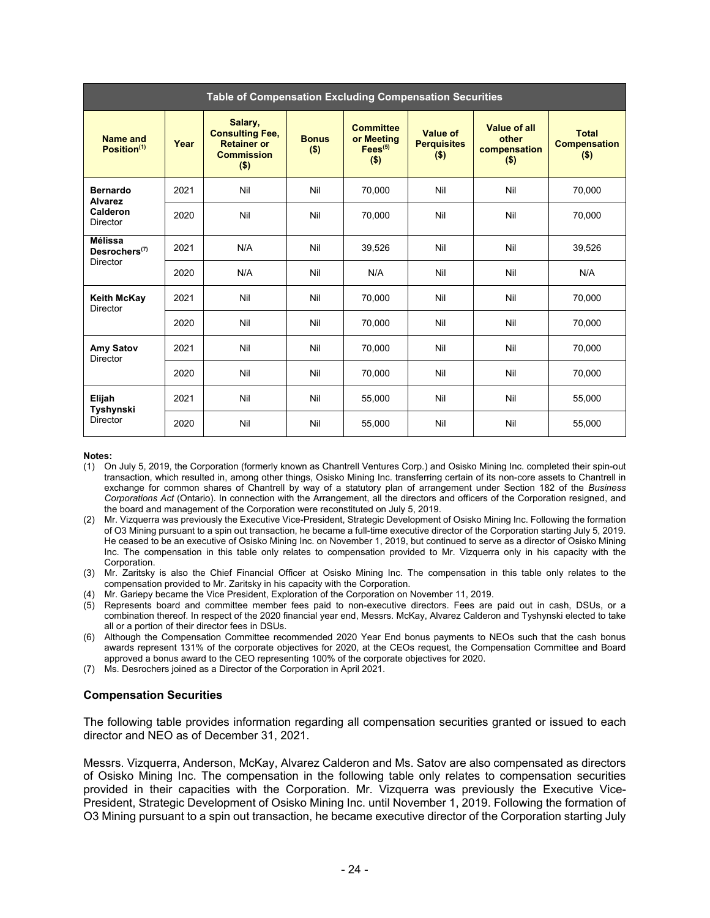| Table of Compensation Excluding Compensation Securities | | | | | | | |
|---|---|---|---|---|---|---|---|
| **Name and Position[(1)]** | **Year** | **Salary, Consulting Fee, Retainer or Commission ($)** | **Bonus ($)** | **Committee or Meeting Fees[(5)] ($)** | **Value of Perquisites ($)** | **Value of all other compensation ($)** | **Total Compensation ($)** |
| **Bernardo Alvarez Calderon** Director | 2021 | Nil | Nil | 70,000 | Nil | Nil | 70,000 |
| | 2020 | Nil | Nil | 70,000 | Nil | Nil | 70,000 |
| **Mélissa Desrochers[(7)]** Director | 2021 | N/A | Nil | 39,526 | Nil | Nil | 39,526 |
| | 2020 | N/A | Nil | N/A | Nil | Nil | N/A |
| **Keith McKay** Director | 2021 | Nil | Nil | 70,000 | Nil | Nil | 70,000 |
| | 2020 | Nil | Nil | 70,000 | Nil | Nil | 70,000 |
| **Amy Satov** Director | 2021 | Nil | Nil | 70,000 | Nil | Nil | 70,000 |
| | 2020 | Nil | Nil | 70,000 | Nil | Nil | 70,000 |
| **Elijah Tyshynski** Director | 2021 | Nil | Nil | 55,000 | Nil | Nil | 55,000 |
| | 2020 | Nil | Nil | 55,000 | Nil | Nil | 55,000 |

**Notes:**

(1) On July 5, 2019, the Corporation (formerly known as Chantrell Ventures Corp.) and Osisko Mining Inc. completed their spin-out transaction, which resulted in, among other things, Osisko Mining Inc. transferring certain of its non-core assets to Chantrell in exchange for common shares of Chantrell by way of a statutory plan of arrangement under Section 182 of the *Business Corporations Act* (Ontario). In connection with the Arrangement, all the directors and officers of the Corporation resigned, and the board and management of the Corporation were reconstituted on July 5, 2019.

(2) Mr. Vizquerra was previously the Executive Vice-President, Strategic Development of Osisko Mining Inc. Following the formation of O3 Mining pursuant to a spin out transaction, he became a full-time executive director of the Corporation starting July 5, 2019. He ceased to be an executive of Osisko Mining Inc. on November 1, 2019, but continued to serve as a director of Osisko Mining Inc. The compensation in this table only relates to compensation provided to Mr. Vizquerra only in his capacity with the Corporation.

(3) Mr. Zaritsky is also the Chief Financial Officer at Osisko Mining Inc. The compensation in this table only relates to the compensation provided to Mr. Zaritsky in his capacity with the Corporation.

(4) Mr. Gariepy became the Vice President, Exploration of the Corporation on November 11, 2019.

(5) Represents board and committee member fees paid to non-executive directors. Fees are paid out in cash, DSUs, or a combination thereof. In respect of the 2020 financial year end, Messrs. McKay, Alvarez Calderon and Tyshynski elected to take all or a portion of their director fees in DSUs.

(6) Although the Compensation Committee recommended 2020 Year End bonus payments to NEOs such that the cash bonus awards represent 131% of the corporate objectives for 2020, at the CEOs request, the Compensation Committee and Board approved a bonus award to the CEO representing 100% of the corporate objectives for 2020.

(7) Ms. Desrochers joined as a Director of the Corporation in April 2021.

### Compensation Securities

The following table provides information regarding all compensation securities granted or issued to each director and NEO as of December 31, 2021.

Messrs. Vizquerra, Anderson, McKay, Alvarez Calderon and Ms. Satov are also compensated as directors of Osisko Mining Inc. The compensation in the following table only relates to compensation securities provided in their capacities with the Corporation. Mr. Vizquerra was previously the Executive Vice-President, Strategic Development of Osisko Mining Inc. until November 1, 2019. Following the formation of O3 Mining pursuant to a spin out transaction, he became executive director of the Corporation starting July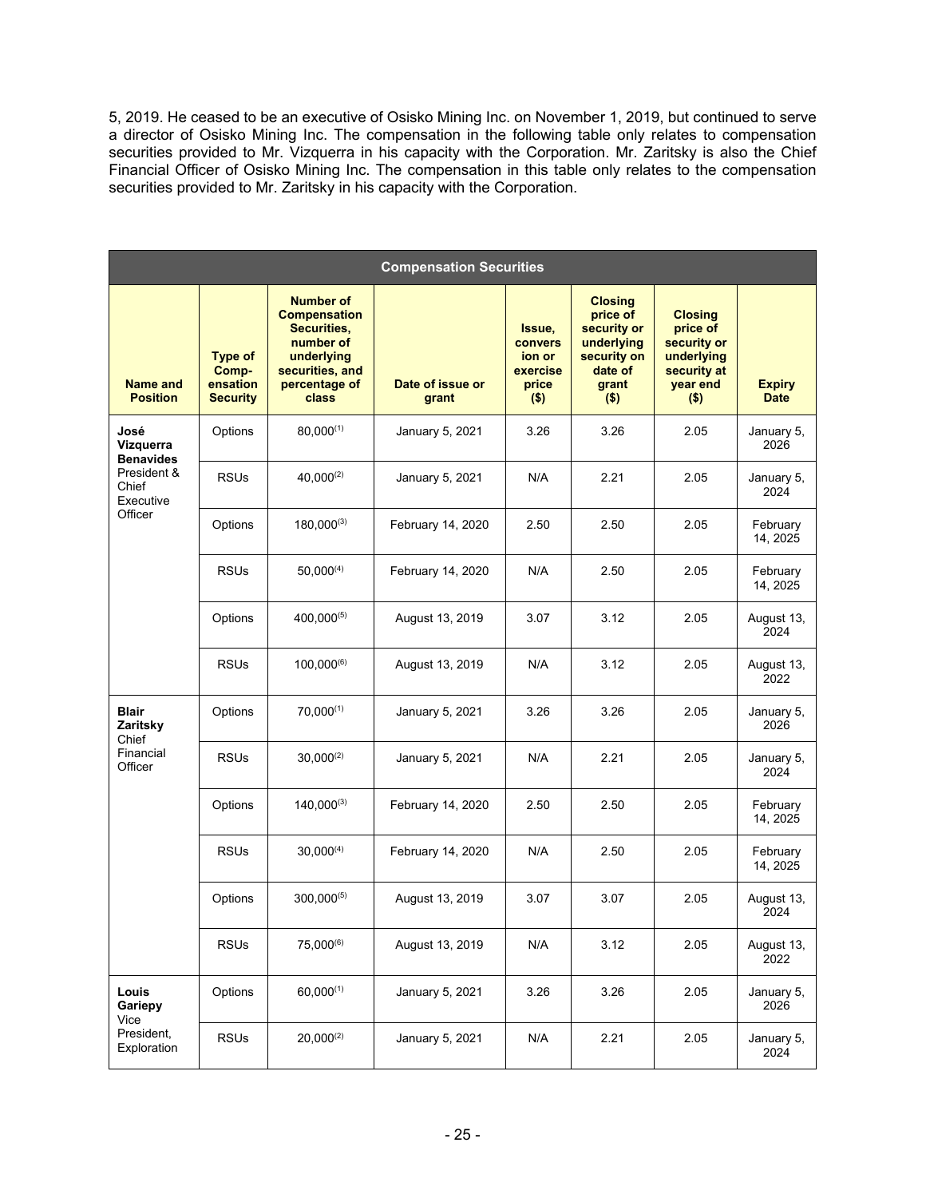5, 2019. He ceased to be an executive of Osisko Mining Inc. on November 1, 2019, but continued to serve a director of Osisko Mining Inc. The compensation in the following table only relates to compensation securities provided to Mr. Vizquerra in his capacity with the Corporation. Mr. Zaritsky is also the Chief Financial Officer of Osisko Mining Inc. The compensation in this table only relates to the compensation securities provided to Mr. Zaritsky in his capacity with the Corporation.

| Compensation Securities | | | | | | | |
|---|---|---|---|---|---|---|---|
| **Name and Position** | **Type of Comp-ensation Security** | **Number of Compensation Securities, number of underlying securities, and percentage of class** | **Date of issue or grant** | **Issue, conversion or exercise price ($)** | **Closing price of security or underlying security on date of grant ($)** | **Closing price of security or underlying security at year end ($)** | **Expiry Date** |
| **José Vizquerra Benavides** President & Chief Executive Officer | Options | 80,000[(1)] | January 5, 2021 | 3.26 | 3.26 | 2.05 | January 5, 2026 |
| | RSUs | 40,000[(2)] | January 5, 2021 | N/A | 2.21 | 2.05 | January 5, 2024 |
| | Options | 180,000[(3)] | February 14, 2020 | 2.50 | 2.50 | 2.05 | February 14, 2025 |
| | RSUs | 50,000[(4)] | February 14, 2020 | N/A | 2.50 | 2.05 | February 14, 2025 |
| | Options | 400,000[(5)] | August 13, 2019 | 3.07 | 3.12 | 2.05 | August 13, 2024 |
| | RSUs | 100,000[(6)] | August 13, 2019 | N/A | 3.12 | 2.05 | August 13, 2022 |
| **Blair Zaritsky** Chief Financial Officer | Options | 70,000[(1)] | January 5, 2021 | 3.26 | 3.26 | 2.05 | January 5, 2026 |
| | RSUs | 30,000[(2)] | January 5, 2021 | N/A | 2.21 | 2.05 | January 5, 2024 |
| | Options | 140,000[(3)] | February 14, 2020 | 2.50 | 2.50 | 2.05 | February 14, 2025 |
| | RSUs | 30,000[(4)] | February 14, 2020 | N/A | 2.50 | 2.05 | February 14, 2025 |
| | Options | 300,000[(5)] | August 13, 2019 | 3.07 | 3.07 | 2.05 | August 13, 2024 |
| | RSUs | 75,000[(6)] | August 13, 2019 | N/A | 3.12 | 2.05 | August 13, 2022 |
| **Louis Gariepy** Vice President, Exploration | Options | 60,000[(1)] | January 5, 2021 | 3.26 | 3.26 | 2.05 | January 5, 2026 |
| | RSUs | 20,000[(2)] | January 5, 2021 | N/A | 2.21 | 2.05 | January 5, 2024 |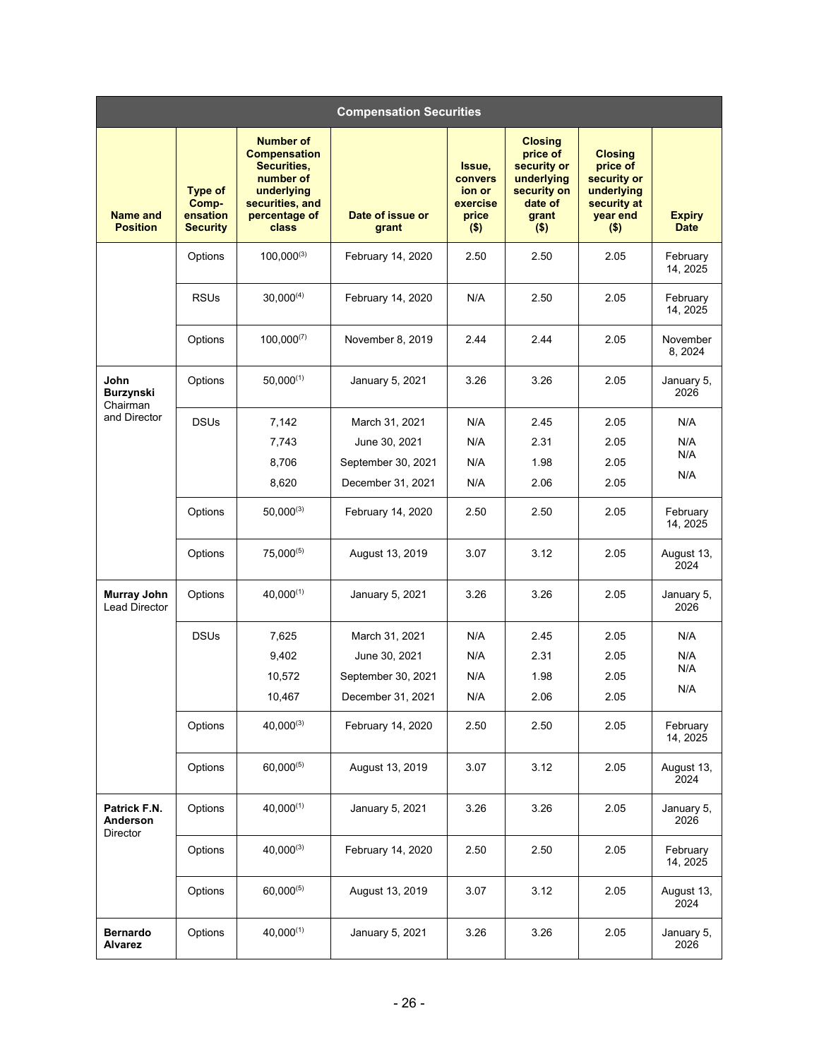| Compensation Securities | | | | | | | |
|---|---|---|---|---|---|---|---|
| **Name and Position** | **Type of Comp-ensation Security** | **Number of Compensation Securities, number of underlying securities, and percentage of class** | **Date of issue or grant** | **Issue, conversion or exercise price ($)** | **Closing price of security or underlying security on date of grant ($)** | **Closing price of security or underlying security at year end ($)** | **Expiry Date** |
| | Options | 100,000[(3)] | February 14, 2020 | 2.50 | 2.50 | 2.05 | February 14, 2025 |
| | RSUs | 30,000[(4)] | February 14, 2020 | N/A | 2.50 | 2.05 | February 14, 2025 |
| | Options | 100,000[(7)] | November 8, 2019 | 2.44 | 2.44 | 2.05 | November 8, 2024 |
| **John Burzynski** Chairman and Director | Options | 50,000[(1)] | January 5, 2021 | 3.26 | 3.26 | 2.05 | January 5, 2026 |
| | DSUs | 7,142<br>7,743<br>8,706<br>8,620 | March 31, 2021<br>June 30, 2021<br>September 30, 2021<br>December 31, 2021 | N/A<br>N/A<br>N/A<br>N/A | 2.45<br>2.31<br>1.98<br>2.06 | 2.05<br>2.05<br>2.05<br>2.05 | N/A<br>N/A<br>N/A<br>N/A |
| | Options | 50,000[(3)] | February 14, 2020 | 2.50 | 2.50 | 2.05 | February 14, 2025 |
| | Options | 75,000[(5)] | August 13, 2019 | 3.07 | 3.12 | 2.05 | August 13, 2024 |
| **Murray John** Lead Director | Options | 40,000[(1)] | January 5, 2021 | 3.26 | 3.26 | 2.05 | January 5, 2026 |
| | DSUs | 7,625<br>9,402<br>10,572<br>10,467 | March 31, 2021<br>June 30, 2021<br>September 30, 2021<br>December 31, 2021 | N/A<br>N/A<br>N/A<br>N/A | 2.45<br>2.31<br>1.98<br>2.06 | 2.05<br>2.05<br>2.05<br>2.05 | N/A<br>N/A<br>N/A<br>N/A |
| | Options | 40,000[(3)] | February 14, 2020 | 2.50 | 2.50 | 2.05 | February 14, 2025 |
| | Options | 60,000[(5)] | August 13, 2019 | 3.07 | 3.12 | 2.05 | August 13, 2024 |
| **Patrick F.N. Anderson** Director | Options | 40,000[(1)] | January 5, 2021 | 3.26 | 3.26 | 2.05 | January 5, 2026 |
| | Options | 40,000[(3)] | February 14, 2020 | 2.50 | 2.50 | 2.05 | February 14, 2025 |
| | Options | 60,000[(5)] | August 13, 2019 | 3.07 | 3.12 | 2.05 | August 13, 2024 |
| **Bernardo Alvarez** | Options | 40,000[(1)] | January 5, 2021 | 3.26 | 3.26 | 2.05 | January 5, 2026 |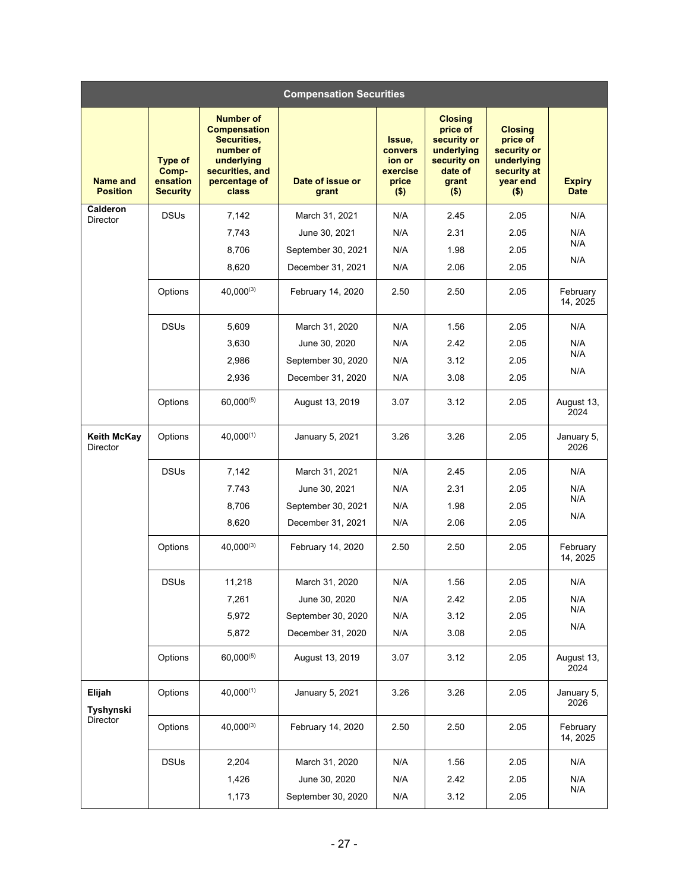| Compensation Securities | | | | | | | |
|---|---|---|---|---|---|---|---|
| **Name and Position** | **Type of Comp-ensation Security** | **Number of Compensation Securities, number of underlying securities, and percentage of class** | **Date of issue or grant** | **Issue, conversion or exercise price ($)** | **Closing price of security or underlying security on date of grant ($)** | **Closing price of security or underlying security at year end ($)** | **Expiry Date** |
| **Calderon** Director | DSUs | 7,142 | March 31, 2021 | N/A | 2.45 | 2.05 | N/A |
| | | 7,743 | June 30, 2021 | N/A | 2.31 | 2.05 | N/A |
| | | 8,706 | September 30, 2021 | N/A | 1.98 | 2.05 | N/A |
| | | 8,620 | December 31, 2021 | N/A | 2.06 | 2.05 | N/A |
| | Options | 40,000[3] | February 14, 2020 | 2.50 | 2.50 | 2.05 | February 14, 2025 |
| | DSUs | 5,609 | March 31, 2020 | N/A | 1.56 | 2.05 | N/A |
| | | 3,630 | June 30, 2020 | N/A | 2.42 | 2.05 | N/A |
| | | 2,986 | September 30, 2020 | N/A | 3.12 | 2.05 | N/A |
| | | 2,936 | December 31, 2020 | N/A | 3.08 | 2.05 | N/A |
| | Options | 60,000[5] | August 13, 2019 | 3.07 | 3.12 | 2.05 | August 13, 2024 |
| **Keith McKay** Director | Options | 40,000[1] | January 5, 2021 | 3.26 | 3.26 | 2.05 | January 5, 2026 |
| | DSUs | 7,142 | March 31, 2021 | N/A | 2.45 | 2.05 | N/A |
| | | 7.743 | June 30, 2021 | N/A | 2.31 | 2.05 | N/A |
| | | 8,706 | September 30, 2021 | N/A | 1.98 | 2.05 | N/A |
| | | 8,620 | December 31, 2021 | N/A | 2.06 | 2.05 | N/A |
| | Options | 40,000[3] | February 14, 2020 | 2.50 | 2.50 | 2.05 | February 14, 2025 |
| | DSUs | 11,218 | March 31, 2020 | N/A | 1.56 | 2.05 | N/A |
| | | 7,261 | June 30, 2020 | N/A | 2.42 | 2.05 | N/A |
| | | 5,972 | September 30, 2020 | N/A | 3.12 | 2.05 | N/A |
| | | 5,872 | December 31, 2020 | N/A | 3.08 | 2.05 | N/A |
| | Options | 60,000[5] | August 13, 2019 | 3.07 | 3.12 | 2.05 | August 13, 2024 |
| **Elijah Tyshynski** Director | Options | 40,000[1] | January 5, 2021 | 3.26 | 3.26 | 2.05 | January 5, 2026 |
| | Options | 40,000[3] | February 14, 2020 | 2.50 | 2.50 | 2.05 | February 14, 2025 |
| | DSUs | 2,204 | March 31, 2020 | N/A | 1.56 | 2.05 | N/A |
| | | 1,426 | June 30, 2020 | N/A | 2.42 | 2.05 | N/A |
| | | 1,173 | September 30, 2020 | N/A | 3.12 | 2.05 | N/A |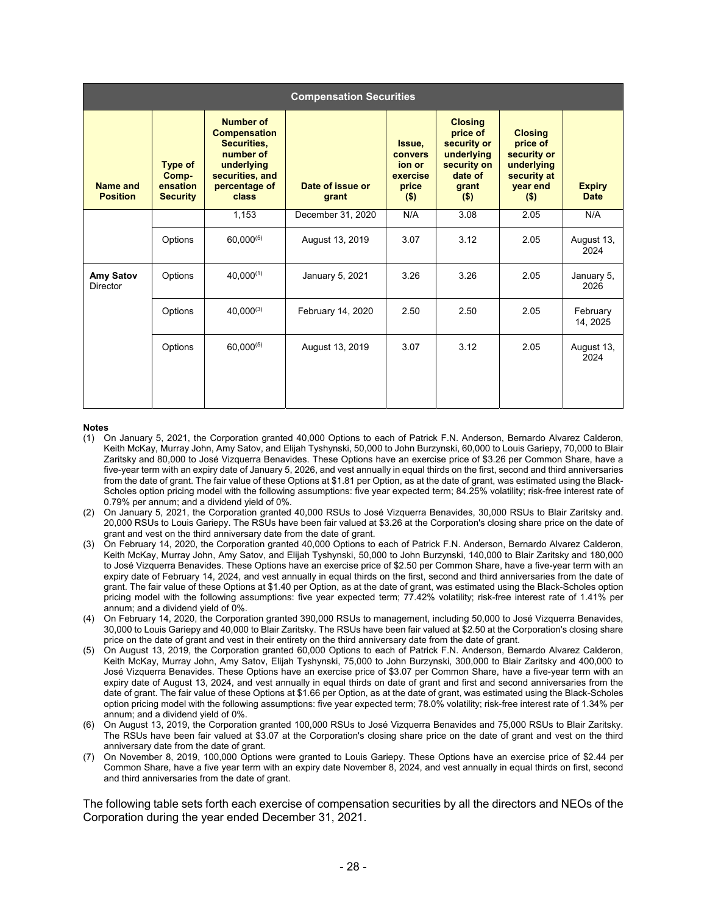| Compensation Securities | | | | | | | |
|---|---|---|---|---|---|---|---|
| Name and Position | Type of Comp-ensation Security | Number of Compensation Securities, number of underlying securities, and percentage of class | Date of issue or grant | Issue, convers ion or exercise price ($) | Closing price of security or underlying security on date of grant ($) | Closing price of security or underlying security at year end ($) | Expiry Date |
| | | 1,153 | December 31, 2020 | N/A | 3.08 | 2.05 | N/A |
| | Options | 60,000[(5)] | August 13, 2019 | 3.07 | 3.12 | 2.05 | August 13, 2024 |
| **Amy Satov** Director | Options | 40,000[(1)] | January 5, 2021 | 3.26 | 3.26 | 2.05 | January 5, 2026 |
| | Options | 40,000[(3)] | February 14, 2020 | 2.50 | 2.50 | 2.05 | February 14, 2025 |
| | Options | 60,000[(5)] | August 13, 2019 | 3.07 | 3.12 | 2.05 | August 13, 2024 |

**Notes**

(1) On January 5, 2021, the Corporation granted 40,000 Options to each of Patrick F.N. Anderson, Bernardo Alvarez Calderon, Keith McKay, Murray John, Amy Satov, and Elijah Tyshynski, 50,000 to John Burzynski, 60,000 to Louis Gariepy, 70,000 to Blair Zaritsky and 80,000 to José Vizquerra Benavides. These Options have an exercise price of $3.26 per Common Share, have a five-year term with an expiry date of January 5, 2026, and vest annually in equal thirds on the first, second and third anniversaries from the date of grant. The fair value of these Options at $1.81 per Option, as at the date of grant, was estimated using the Black-Scholes option pricing model with the following assumptions: five year expected term; 84.25% volatility; risk-free interest rate of 0.79% per annum; and a dividend yield of 0%.

(2) On January 5, 2021, the Corporation granted 40,000 RSUs to José Vizquerra Benavides, 30,000 RSUs to Blair Zaritsky and. 20,000 RSUs to Louis Gariepy. The RSUs have been fair valued at $3.26 at the Corporation's closing share price on the date of grant and vest on the third anniversary date from the date of grant.

(3) On February 14, 2020, the Corporation granted 40,000 Options to each of Patrick F.N. Anderson, Bernardo Alvarez Calderon, Keith McKay, Murray John, Amy Satov, and Elijah Tyshynski, 50,000 to John Burzynski, 140,000 to Blair Zaritsky and 180,000 to José Vizquerra Benavides. These Options have an exercise price of $2.50 per Common Share, have a five-year term with an expiry date of February 14, 2024, and vest annually in equal thirds on the first, second and third anniversaries from the date of grant. The fair value of these Options at $1.40 per Option, as at the date of grant, was estimated using the Black-Scholes option pricing model with the following assumptions: five year expected term; 77.42% volatility; risk-free interest rate of 1.41% per annum; and a dividend yield of 0%.

(4) On February 14, 2020, the Corporation granted 390,000 RSUs to management, including 50,000 to José Vizquerra Benavides, 30,000 to Louis Gariepy and 40,000 to Blair Zaritsky. The RSUs have been fair valued at $2.50 at the Corporation's closing share price on the date of grant and vest in their entirety on the third anniversary date from the date of grant.

(5) On August 13, 2019, the Corporation granted 60,000 Options to each of Patrick F.N. Anderson, Bernardo Alvarez Calderon, Keith McKay, Murray John, Amy Satov, Elijah Tyshynski, 75,000 to John Burzynski, 300,000 to Blair Zaritsky and 400,000 to José Vizquerra Benavides. These Options have an exercise price of $3.07 per Common Share, have a five-year term with an expiry date of August 13, 2024, and vest annually in equal thirds on date of grant and first and second anniversaries from the date of grant. The fair value of these Options at $1.66 per Option, as at the date of grant, was estimated using the Black-Scholes option pricing model with the following assumptions: five year expected term; 78.0% volatility; risk-free interest rate of 1.34% per annum; and a dividend yield of 0%.

(6) On August 13, 2019, the Corporation granted 100,000 RSUs to José Vizquerra Benavides and 75,000 RSUs to Blair Zaritsky. The RSUs have been fair valued at $3.07 at the Corporation's closing share price on the date of grant and vest on the third anniversary date from the date of grant.

(7) On November 8, 2019, 100,000 Options were granted to Louis Gariepy. These Options have an exercise price of $2.44 per Common Share, have a five year term with an expiry date November 8, 2024, and vest annually in equal thirds on first, second and third anniversaries from the date of grant.

The following table sets forth each exercise of compensation securities by all the directors and NEOs of the Corporation during the year ended December 31, 2021.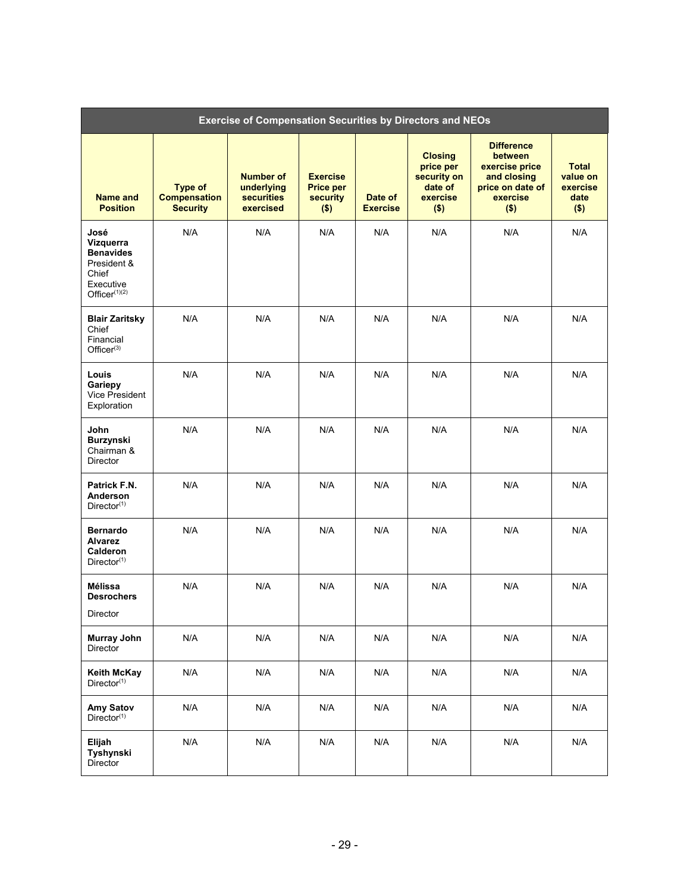| Exercise of Compensation Securities by Directors and NEOs | | | | | | | |
|---|---|---|---|---|---|---|---|
| **Name and Position** | **Type of Compensation Security** | **Number of underlying securities exercised** | **Exercise Price per security ($)** | **Date of Exercise** | **Closing price per security on date of exercise ($)** | **Difference between exercise price and closing price on date of exercise ($)** | **Total value on exercise date ($)** |
| **José Vizquerra Benavides** President & Chief Executive Officer[(1)(2)] | N/A | N/A | N/A | N/A | N/A | N/A | N/A |
| **Blair Zaritsky** Chief Financial Officer[(3)] | N/A | N/A | N/A | N/A | N/A | N/A | N/A |
| **Louis Gariepy** Vice President Exploration | N/A | N/A | N/A | N/A | N/A | N/A | N/A |
| **John Burzynski** Chairman & Director | N/A | N/A | N/A | N/A | N/A | N/A | N/A |
| **Patrick F.N. Anderson** Director[(1)] | N/A | N/A | N/A | N/A | N/A | N/A | N/A |
| **Bernardo Alvarez Calderon** Director[(1)] | N/A | N/A | N/A | N/A | N/A | N/A | N/A |
| **Mélissa Desrochers** Director | N/A | N/A | N/A | N/A | N/A | N/A | N/A |
| **Murray John** Director | N/A | N/A | N/A | N/A | N/A | N/A | N/A |
| **Keith McKay** Director[(1)] | N/A | N/A | N/A | N/A | N/A | N/A | N/A |
| **Amy Satov** Director[(1)] | N/A | N/A | N/A | N/A | N/A | N/A | N/A |
| **Elijah Tyshynski** Director | N/A | N/A | N/A | N/A | N/A | N/A | N/A |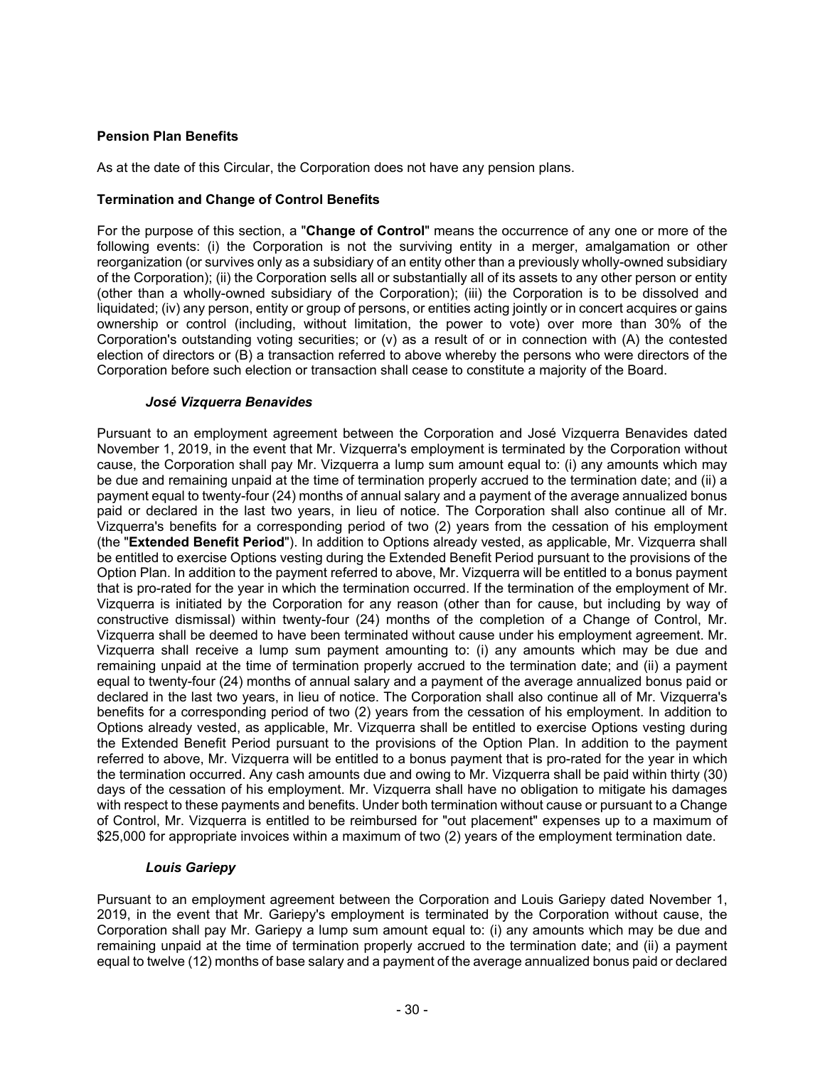**Pension Plan Benefits**

As at the date of this Circular, the Corporation does not have any pension plans.

**Termination and Change of Control Benefits**

For the purpose of this section, a "**Change of Control**" means the occurrence of any one or more of the following events: (i) the Corporation is not the surviving entity in a merger, amalgamation or other reorganization (or survives only as a subsidiary of an entity other than a previously wholly-owned subsidiary of the Corporation); (ii) the Corporation sells all or substantially all of its assets to any other person or entity (other than a wholly-owned subsidiary of the Corporation); (iii) the Corporation is to be dissolved and liquidated; (iv) any person, entity or group of persons, or entities acting jointly or in concert acquires or gains ownership or control (including, without limitation, the power to vote) over more than 30% of the Corporation's outstanding voting securities; or (v) as a result of or in connection with (A) the contested election of directors or (B) a transaction referred to above whereby the persons who were directors of the Corporation before such election or transaction shall cease to constitute a majority of the Board.

***José Vizquerra Benavides***

Pursuant to an employment agreement between the Corporation and José Vizquerra Benavides dated November 1, 2019, in the event that Mr. Vizquerra's employment is terminated by the Corporation without cause, the Corporation shall pay Mr. Vizquerra a lump sum amount equal to: (i) any amounts which may be due and remaining unpaid at the time of termination properly accrued to the termination date; and (ii) a payment equal to twenty-four (24) months of annual salary and a payment of the average annualized bonus paid or declared in the last two years, in lieu of notice. The Corporation shall also continue all of Mr. Vizquerra's benefits for a corresponding period of two (2) years from the cessation of his employment (the "**Extended Benefit Period**"). In addition to Options already vested, as applicable, Mr. Vizquerra shall be entitled to exercise Options vesting during the Extended Benefit Period pursuant to the provisions of the Option Plan. In addition to the payment referred to above, Mr. Vizquerra will be entitled to a bonus payment that is pro-rated for the year in which the termination occurred. If the termination of the employment of Mr. Vizquerra is initiated by the Corporation for any reason (other than for cause, but including by way of constructive dismissal) within twenty-four (24) months of the completion of a Change of Control, Mr. Vizquerra shall be deemed to have been terminated without cause under his employment agreement. Mr. Vizquerra shall receive a lump sum payment amounting to: (i) any amounts which may be due and remaining unpaid at the time of termination properly accrued to the termination date; and (ii) a payment equal to twenty-four (24) months of annual salary and a payment of the average annualized bonus paid or declared in the last two years, in lieu of notice. The Corporation shall also continue all of Mr. Vizquerra's benefits for a corresponding period of two (2) years from the cessation of his employment. In addition to Options already vested, as applicable, Mr. Vizquerra shall be entitled to exercise Options vesting during the Extended Benefit Period pursuant to the provisions of the Option Plan. In addition to the payment referred to above, Mr. Vizquerra will be entitled to a bonus payment that is pro-rated for the year in which the termination occurred. Any cash amounts due and owing to Mr. Vizquerra shall be paid within thirty (30) days of the cessation of his employment. Mr. Vizquerra shall have no obligation to mitigate his damages with respect to these payments and benefits. Under both termination without cause or pursuant to a Change of Control, Mr. Vizquerra is entitled to be reimbursed for "out placement" expenses up to a maximum of $25,000 for appropriate invoices within a maximum of two (2) years of the employment termination date.

***Louis Gariepy***

Pursuant to an employment agreement between the Corporation and Louis Gariepy dated November 1, 2019, in the event that Mr. Gariepy's employment is terminated by the Corporation without cause, the Corporation shall pay Mr. Gariepy a lump sum amount equal to: (i) any amounts which may be due and remaining unpaid at the time of termination properly accrued to the termination date; and (ii) a payment equal to twelve (12) months of base salary and a payment of the average annualized bonus paid or declared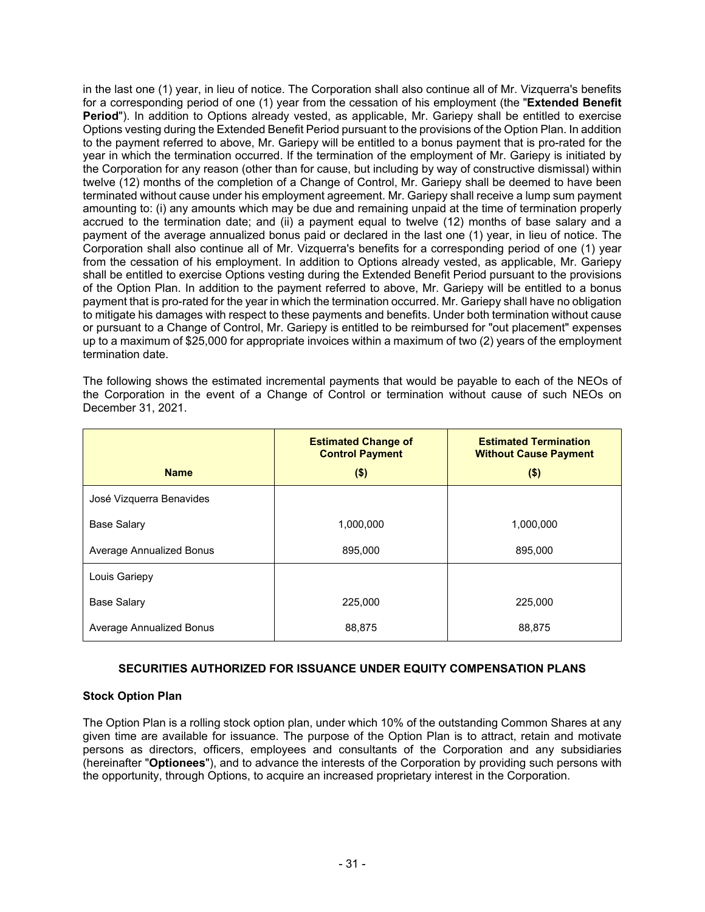in the last one (1) year, in lieu of notice. The Corporation shall also continue all of Mr. Vizquerra's benefits for a corresponding period of one (1) year from the cessation of his employment (the "**Extended Benefit Period**"). In addition to Options already vested, as applicable, Mr. Gariepy shall be entitled to exercise Options vesting during the Extended Benefit Period pursuant to the provisions of the Option Plan. In addition to the payment referred to above, Mr. Gariepy will be entitled to a bonus payment that is pro-rated for the year in which the termination occurred. If the termination of the employment of Mr. Gariepy is initiated by the Corporation for any reason (other than for cause, but including by way of constructive dismissal) within twelve (12) months of the completion of a Change of Control, Mr. Gariepy shall be deemed to have been terminated without cause under his employment agreement. Mr. Gariepy shall receive a lump sum payment amounting to: (i) any amounts which may be due and remaining unpaid at the time of termination properly accrued to the termination date; and (ii) a payment equal to twelve (12) months of base salary and a payment of the average annualized bonus paid or declared in the last one (1) year, in lieu of notice. The Corporation shall also continue all of Mr. Vizquerra's benefits for a corresponding period of one (1) year from the cessation of his employment. In addition to Options already vested, as applicable, Mr. Gariepy shall be entitled to exercise Options vesting during the Extended Benefit Period pursuant to the provisions of the Option Plan. In addition to the payment referred to above, Mr. Gariepy will be entitled to a bonus payment that is pro-rated for the year in which the termination occurred. Mr. Gariepy shall have no obligation to mitigate his damages with respect to these payments and benefits. Under both termination without cause or pursuant to a Change of Control, Mr. Gariepy is entitled to be reimbursed for "out placement" expenses up to a maximum of $25,000 for appropriate invoices within a maximum of two (2) years of the employment termination date.

The following shows the estimated incremental payments that would be payable to each of the NEOs of the Corporation in the event of a Change of Control or termination without cause of such NEOs on December 31, 2021.

| Name | Estimated Change of Control Payment ($) | Estimated Termination Without Cause Payment ($) |
|---|---|---|
| José Vizquerra Benavides | | |
| Base Salary | 1,000,000 | 1,000,000 |
| Average Annualized Bonus | 895,000 | 895,000 |
| Louis Gariepy | | |
| Base Salary | 225,000 | 225,000 |
| Average Annualized Bonus | 88,875 | 88,875 |

## SECURITIES AUTHORIZED FOR ISSUANCE UNDER EQUITY COMPENSATION PLANS

### Stock Option Plan

The Option Plan is a rolling stock option plan, under which 10% of the outstanding Common Shares at any given time are available for issuance. The purpose of the Option Plan is to attract, retain and motivate persons as directors, officers, employees and consultants of the Corporation and any subsidiaries (hereinafter "**Optionees**"), and to advance the interests of the Corporation by providing such persons with the opportunity, through Options, to acquire an increased proprietary interest in the Corporation.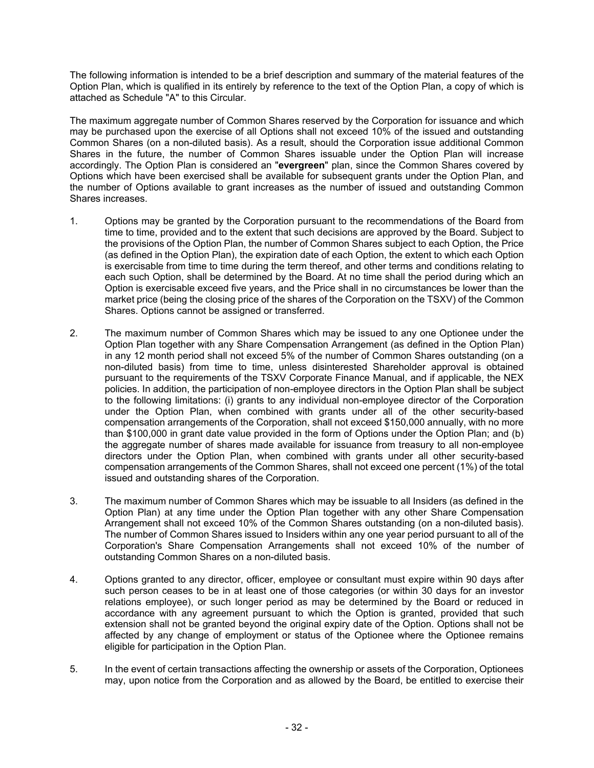The following information is intended to be a brief description and summary of the material features of the Option Plan, which is qualified in its entirely by reference to the text of the Option Plan, a copy of which is attached as Schedule "A" to this Circular.

The maximum aggregate number of Common Shares reserved by the Corporation for issuance and which may be purchased upon the exercise of all Options shall not exceed 10% of the issued and outstanding Common Shares (on a non-diluted basis). As a result, should the Corporation issue additional Common Shares in the future, the number of Common Shares issuable under the Option Plan will increase accordingly. The Option Plan is considered an "**evergreen**" plan, since the Common Shares covered by Options which have been exercised shall be available for subsequent grants under the Option Plan, and the number of Options available to grant increases as the number of issued and outstanding Common Shares increases.

1. Options may be granted by the Corporation pursuant to the recommendations of the Board from time to time, provided and to the extent that such decisions are approved by the Board. Subject to the provisions of the Option Plan, the number of Common Shares subject to each Option, the Price (as defined in the Option Plan), the expiration date of each Option, the extent to which each Option is exercisable from time to time during the term thereof, and other terms and conditions relating to each such Option, shall be determined by the Board. At no time shall the period during which an Option is exercisable exceed five years, and the Price shall in no circumstances be lower than the market price (being the closing price of the shares of the Corporation on the TSXV) of the Common Shares. Options cannot be assigned or transferred.

2. The maximum number of Common Shares which may be issued to any one Optionee under the Option Plan together with any Share Compensation Arrangement (as defined in the Option Plan) in any 12 month period shall not exceed 5% of the number of Common Shares outstanding (on a non-diluted basis) from time to time, unless disinterested Shareholder approval is obtained pursuant to the requirements of the TSXV Corporate Finance Manual, and if applicable, the NEX policies. In addition, the participation of non-employee directors in the Option Plan shall be subject to the following limitations: (i) grants to any individual non-employee director of the Corporation under the Option Plan, when combined with grants under all of the other security-based compensation arrangements of the Corporation, shall not exceed $150,000 annually, with no more than $100,000 in grant date value provided in the form of Options under the Option Plan; and (b) the aggregate number of shares made available for issuance from treasury to all non-employee directors under the Option Plan, when combined with grants under all other security-based compensation arrangements of the Common Shares, shall not exceed one percent (1%) of the total issued and outstanding shares of the Corporation.

3. The maximum number of Common Shares which may be issuable to all Insiders (as defined in the Option Plan) at any time under the Option Plan together with any other Share Compensation Arrangement shall not exceed 10% of the Common Shares outstanding (on a non-diluted basis). The number of Common Shares issued to Insiders within any one year period pursuant to all of the Corporation's Share Compensation Arrangements shall not exceed 10% of the number of outstanding Common Shares on a non-diluted basis.

4. Options granted to any director, officer, employee or consultant must expire within 90 days after such person ceases to be in at least one of those categories (or within 30 days for an investor relations employee), or such longer period as may be determined by the Board or reduced in accordance with any agreement pursuant to which the Option is granted, provided that such extension shall not be granted beyond the original expiry date of the Option. Options shall not be affected by any change of employment or status of the Optionee where the Optionee remains eligible for participation in the Option Plan.

5. In the event of certain transactions affecting the ownership or assets of the Corporation, Optionees may, upon notice from the Corporation and as allowed by the Board, be entitled to exercise their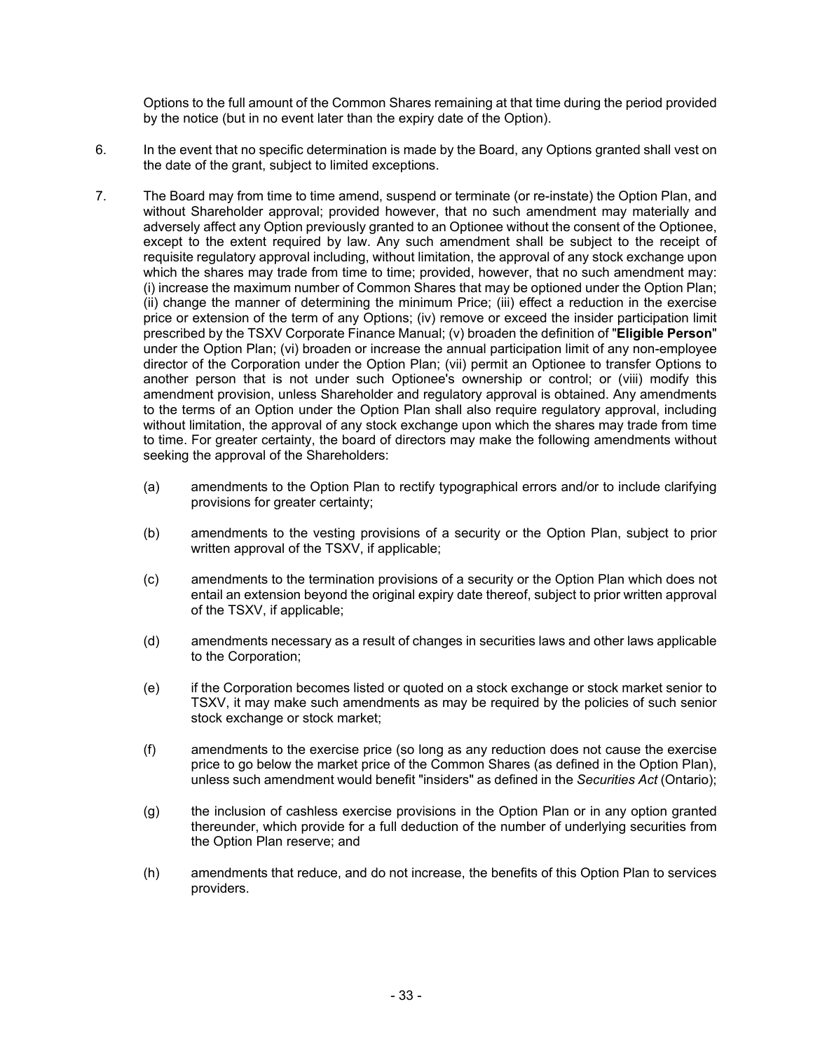Options to the full amount of the Common Shares remaining at that time during the period provided by the notice (but in no event later than the expiry date of the Option).

6. In the event that no specific determination is made by the Board, any Options granted shall vest on the date of the grant, subject to limited exceptions.

7. The Board may from time to time amend, suspend or terminate (or re-instate) the Option Plan, and without Shareholder approval; provided however, that no such amendment may materially and adversely affect any Option previously granted to an Optionee without the consent of the Optionee, except to the extent required by law. Any such amendment shall be subject to the receipt of requisite regulatory approval including, without limitation, the approval of any stock exchange upon which the shares may trade from time to time; provided, however, that no such amendment may: (i) increase the maximum number of Common Shares that may be optioned under the Option Plan; (ii) change the manner of determining the minimum Price; (iii) effect a reduction in the exercise price or extension of the term of any Options; (iv) remove or exceed the insider participation limit prescribed by the TSXV Corporate Finance Manual; (v) broaden the definition of "**Eligible Person**" under the Option Plan; (vi) broaden or increase the annual participation limit of any non-employee director of the Corporation under the Option Plan; (vii) permit an Optionee to transfer Options to another person that is not under such Optionee's ownership or control; or (viii) modify this amendment provision, unless Shareholder and regulatory approval is obtained. Any amendments to the terms of an Option under the Option Plan shall also require regulatory approval, including without limitation, the approval of any stock exchange upon which the shares may trade from time to time. For greater certainty, the board of directors may make the following amendments without seeking the approval of the Shareholders:

   (a) amendments to the Option Plan to rectify typographical errors and/or to include clarifying provisions for greater certainty;

   (b) amendments to the vesting provisions of a security or the Option Plan, subject to prior written approval of the TSXV, if applicable;

   (c) amendments to the termination provisions of a security or the Option Plan which does not entail an extension beyond the original expiry date thereof, subject to prior written approval of the TSXV, if applicable;

   (d) amendments necessary as a result of changes in securities laws and other laws applicable to the Corporation;

   (e) if the Corporation becomes listed or quoted on a stock exchange or stock market senior to TSXV, it may make such amendments as may be required by the policies of such senior stock exchange or stock market;

   (f) amendments to the exercise price (so long as any reduction does not cause the exercise price to go below the market price of the Common Shares (as defined in the Option Plan), unless such amendment would benefit "insiders" as defined in the *Securities Act* (Ontario);

   (g) the inclusion of cashless exercise provisions in the Option Plan or in any option granted thereunder, which provide for a full deduction of the number of underlying securities from the Option Plan reserve; and

   (h) amendments that reduce, and do not increase, the benefits of this Option Plan to services providers.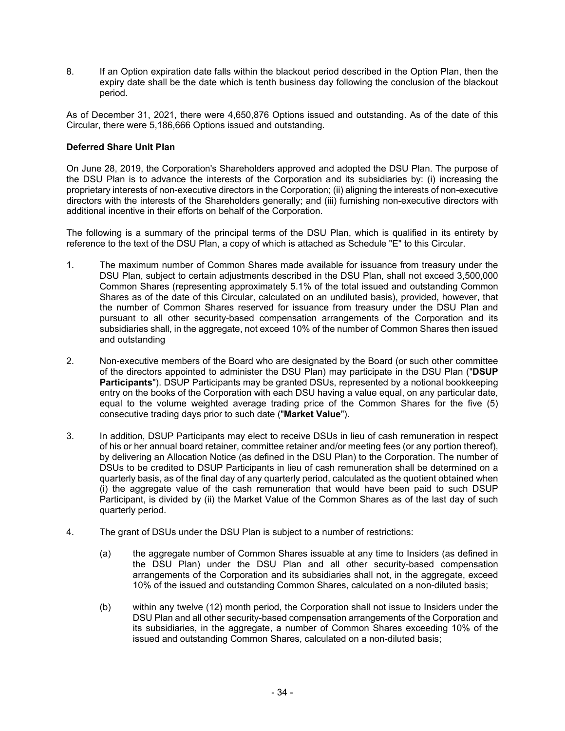8. If an Option expiration date falls within the blackout period described in the Option Plan, then the expiry date shall be the date which is tenth business day following the conclusion of the blackout period.

As of December 31, 2021, there were 4,650,876 Options issued and outstanding. As of the date of this Circular, there were 5,186,666 Options issued and outstanding.

**Deferred Share Unit Plan**

On June 28, 2019, the Corporation's Shareholders approved and adopted the DSU Plan. The purpose of the DSU Plan is to advance the interests of the Corporation and its subsidiaries by: (i) increasing the proprietary interests of non-executive directors in the Corporation; (ii) aligning the interests of non-executive directors with the interests of the Shareholders generally; and (iii) furnishing non-executive directors with additional incentive in their efforts on behalf of the Corporation.

The following is a summary of the principal terms of the DSU Plan, which is qualified in its entirety by reference to the text of the DSU Plan, a copy of which is attached as Schedule "E" to this Circular.

1. The maximum number of Common Shares made available for issuance from treasury under the DSU Plan, subject to certain adjustments described in the DSU Plan, shall not exceed 3,500,000 Common Shares (representing approximately 5.1% of the total issued and outstanding Common Shares as of the date of this Circular, calculated on an undiluted basis), provided, however, that the number of Common Shares reserved for issuance from treasury under the DSU Plan and pursuant to all other security-based compensation arrangements of the Corporation and its subsidiaries shall, in the aggregate, not exceed 10% of the number of Common Shares then issued and outstanding

2. Non-executive members of the Board who are designated by the Board (or such other committee of the directors appointed to administer the DSU Plan) may participate in the DSU Plan ("**DSUP Participants**"). DSUP Participants may be granted DSUs, represented by a notional bookkeeping entry on the books of the Corporation with each DSU having a value equal, on any particular date, equal to the volume weighted average trading price of the Common Shares for the five (5) consecutive trading days prior to such date ("**Market Value**").

3. In addition, DSUP Participants may elect to receive DSUs in lieu of cash remuneration in respect of his or her annual board retainer, committee retainer and/or meeting fees (or any portion thereof), by delivering an Allocation Notice (as defined in the DSU Plan) to the Corporation. The number of DSUs to be credited to DSUP Participants in lieu of cash remuneration shall be determined on a quarterly basis, as of the final day of any quarterly period, calculated as the quotient obtained when (i) the aggregate value of the cash remuneration that would have been paid to such DSUP Participant, is divided by (ii) the Market Value of the Common Shares as of the last day of such quarterly period.

4. The grant of DSUs under the DSU Plan is subject to a number of restrictions:

   (a) the aggregate number of Common Shares issuable at any time to Insiders (as defined in the DSU Plan) under the DSU Plan and all other security-based compensation arrangements of the Corporation and its subsidiaries shall not, in the aggregate, exceed 10% of the issued and outstanding Common Shares, calculated on a non-diluted basis;

   (b) within any twelve (12) month period, the Corporation shall not issue to Insiders under the DSU Plan and all other security-based compensation arrangements of the Corporation and its subsidiaries, in the aggregate, a number of Common Shares exceeding 10% of the issued and outstanding Common Shares, calculated on a non-diluted basis;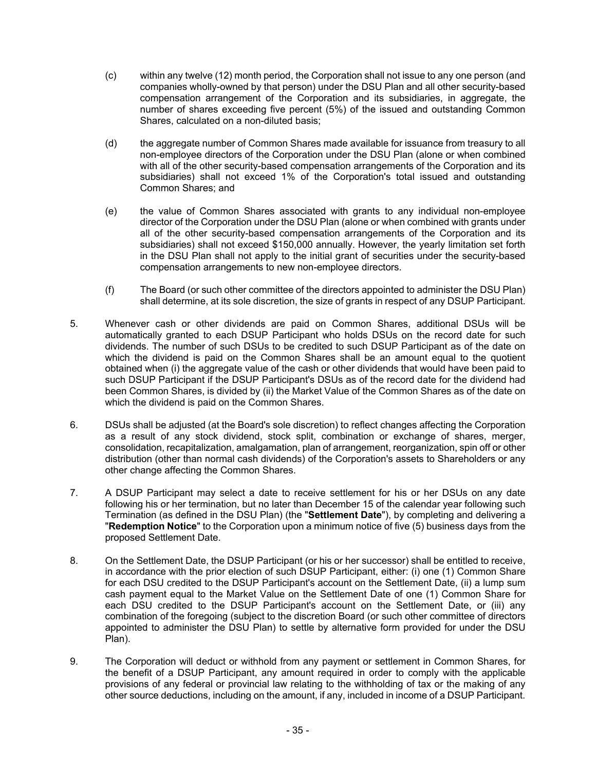(c) within any twelve (12) month period, the Corporation shall not issue to any one person (and companies wholly-owned by that person) under the DSU Plan and all other security-based compensation arrangement of the Corporation and its subsidiaries, in aggregate, the number of shares exceeding five percent (5%) of the issued and outstanding Common Shares, calculated on a non-diluted basis;

(d) the aggregate number of Common Shares made available for issuance from treasury to all non-employee directors of the Corporation under the DSU Plan (alone or when combined with all of the other security-based compensation arrangements of the Corporation and its subsidiaries) shall not exceed 1% of the Corporation's total issued and outstanding Common Shares; and

(e) the value of Common Shares associated with grants to any individual non-employee director of the Corporation under the DSU Plan (alone or when combined with grants under all of the other security-based compensation arrangements of the Corporation and its subsidiaries) shall not exceed $150,000 annually. However, the yearly limitation set forth in the DSU Plan shall not apply to the initial grant of securities under the security-based compensation arrangements to new non-employee directors.

(f) The Board (or such other committee of the directors appointed to administer the DSU Plan) shall determine, at its sole discretion, the size of grants in respect of any DSUP Participant.

5. Whenever cash or other dividends are paid on Common Shares, additional DSUs will be automatically granted to each DSUP Participant who holds DSUs on the record date for such dividends. The number of such DSUs to be credited to such DSUP Participant as of the date on which the dividend is paid on the Common Shares shall be an amount equal to the quotient obtained when (i) the aggregate value of the cash or other dividends that would have been paid to such DSUP Participant if the DSUP Participant's DSUs as of the record date for the dividend had been Common Shares, is divided by (ii) the Market Value of the Common Shares as of the date on which the dividend is paid on the Common Shares.

6. DSUs shall be adjusted (at the Board's sole discretion) to reflect changes affecting the Corporation as a result of any stock dividend, stock split, combination or exchange of shares, merger, consolidation, recapitalization, amalgamation, plan of arrangement, reorganization, spin off or other distribution (other than normal cash dividends) of the Corporation's assets to Shareholders or any other change affecting the Common Shares.

7. A DSUP Participant may select a date to receive settlement for his or her DSUs on any date following his or her termination, but no later than December 15 of the calendar year following such Termination (as defined in the DSU Plan) (the "**Settlement Date**"), by completing and delivering a "**Redemption Notice**" to the Corporation upon a minimum notice of five (5) business days from the proposed Settlement Date.

8. On the Settlement Date, the DSUP Participant (or his or her successor) shall be entitled to receive, in accordance with the prior election of such DSUP Participant, either: (i) one (1) Common Share for each DSU credited to the DSUP Participant's account on the Settlement Date, (ii) a lump sum cash payment equal to the Market Value on the Settlement Date of one (1) Common Share for each DSU credited to the DSUP Participant's account on the Settlement Date, or (iii) any combination of the foregoing (subject to the discretion Board (or such other committee of directors appointed to administer the DSU Plan) to settle by alternative form provided for under the DSU Plan).

9. The Corporation will deduct or withhold from any payment or settlement in Common Shares, for the benefit of a DSUP Participant, any amount required in order to comply with the applicable provisions of any federal or provincial law relating to the withholding of tax or the making of any other source deductions, including on the amount, if any, included in income of a DSUP Participant.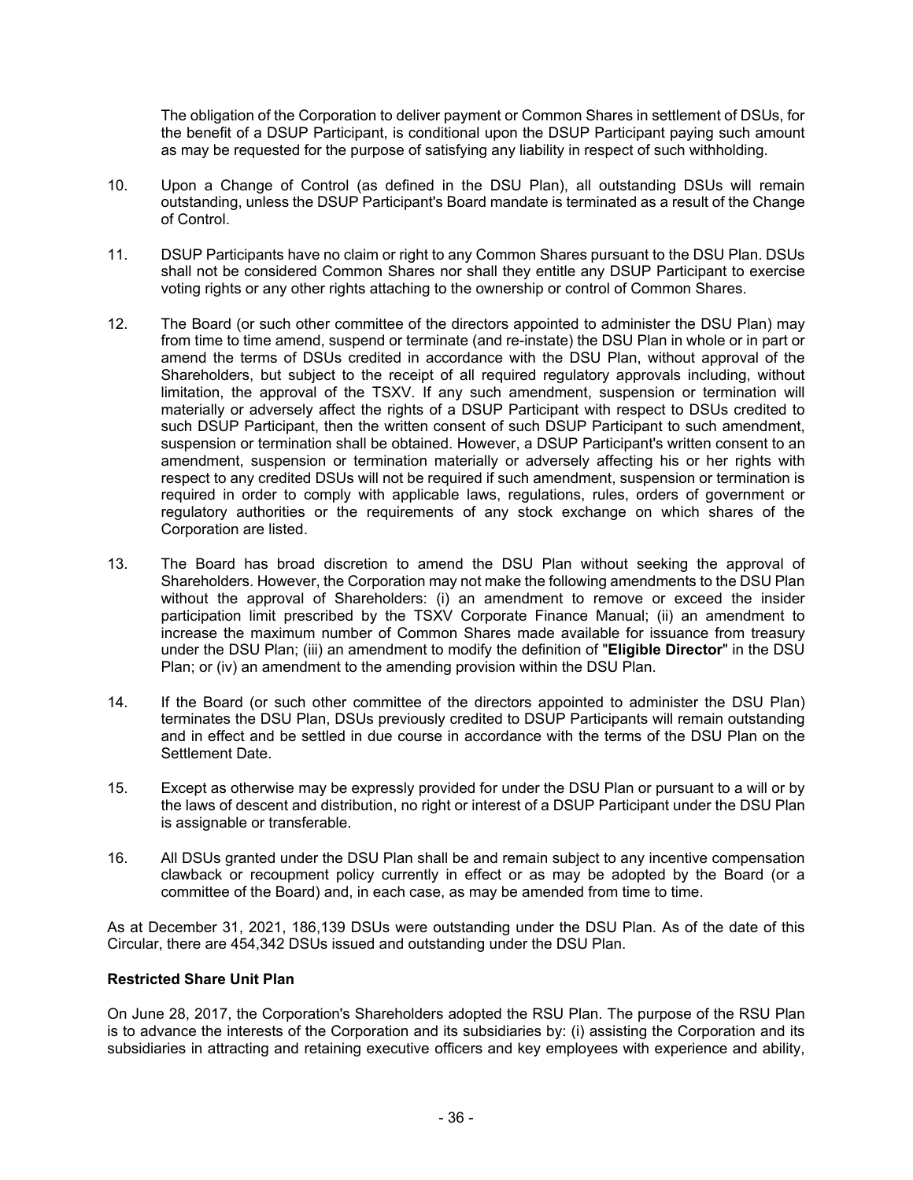The obligation of the Corporation to deliver payment or Common Shares in settlement of DSUs, for the benefit of a DSUP Participant, is conditional upon the DSUP Participant paying such amount as may be requested for the purpose of satisfying any liability in respect of such withholding.

10. Upon a Change of Control (as defined in the DSU Plan), all outstanding DSUs will remain outstanding, unless the DSUP Participant's Board mandate is terminated as a result of the Change of Control.

11. DSUP Participants have no claim or right to any Common Shares pursuant to the DSU Plan. DSUs shall not be considered Common Shares nor shall they entitle any DSUP Participant to exercise voting rights or any other rights attaching to the ownership or control of Common Shares.

12. The Board (or such other committee of the directors appointed to administer the DSU Plan) may from time to time amend, suspend or terminate (and re-instate) the DSU Plan in whole or in part or amend the terms of DSUs credited in accordance with the DSU Plan, without approval of the Shareholders, but subject to the receipt of all required regulatory approvals including, without limitation, the approval of the TSXV. If any such amendment, suspension or termination will materially or adversely affect the rights of a DSUP Participant with respect to DSUs credited to such DSUP Participant, then the written consent of such DSUP Participant to such amendment, suspension or termination shall be obtained. However, a DSUP Participant's written consent to an amendment, suspension or termination materially or adversely affecting his or her rights with respect to any credited DSUs will not be required if such amendment, suspension or termination is required in order to comply with applicable laws, regulations, rules, orders of government or regulatory authorities or the requirements of any stock exchange on which shares of the Corporation are listed.

13. The Board has broad discretion to amend the DSU Plan without seeking the approval of Shareholders. However, the Corporation may not make the following amendments to the DSU Plan without the approval of Shareholders: (i) an amendment to remove or exceed the insider participation limit prescribed by the TSXV Corporate Finance Manual; (ii) an amendment to increase the maximum number of Common Shares made available for issuance from treasury under the DSU Plan; (iii) an amendment to modify the definition of "**Eligible Director**" in the DSU Plan; or (iv) an amendment to the amending provision within the DSU Plan.

14. If the Board (or such other committee of the directors appointed to administer the DSU Plan) terminates the DSU Plan, DSUs previously credited to DSUP Participants will remain outstanding and in effect and be settled in due course in accordance with the terms of the DSU Plan on the Settlement Date.

15. Except as otherwise may be expressly provided for under the DSU Plan or pursuant to a will or by the laws of descent and distribution, no right or interest of a DSUP Participant under the DSU Plan is assignable or transferable.

16. All DSUs granted under the DSU Plan shall be and remain subject to any incentive compensation clawback or recoupment policy currently in effect or as may be adopted by the Board (or a committee of the Board) and, in each case, as may be amended from time to time.

As at December 31, 2021, 186,139 DSUs were outstanding under the DSU Plan. As of the date of this Circular, there are 454,342 DSUs issued and outstanding under the DSU Plan.

**Restricted Share Unit Plan**

On June 28, 2017, the Corporation's Shareholders adopted the RSU Plan. The purpose of the RSU Plan is to advance the interests of the Corporation and its subsidiaries by: (i) assisting the Corporation and its subsidiaries in attracting and retaining executive officers and key employees with experience and ability,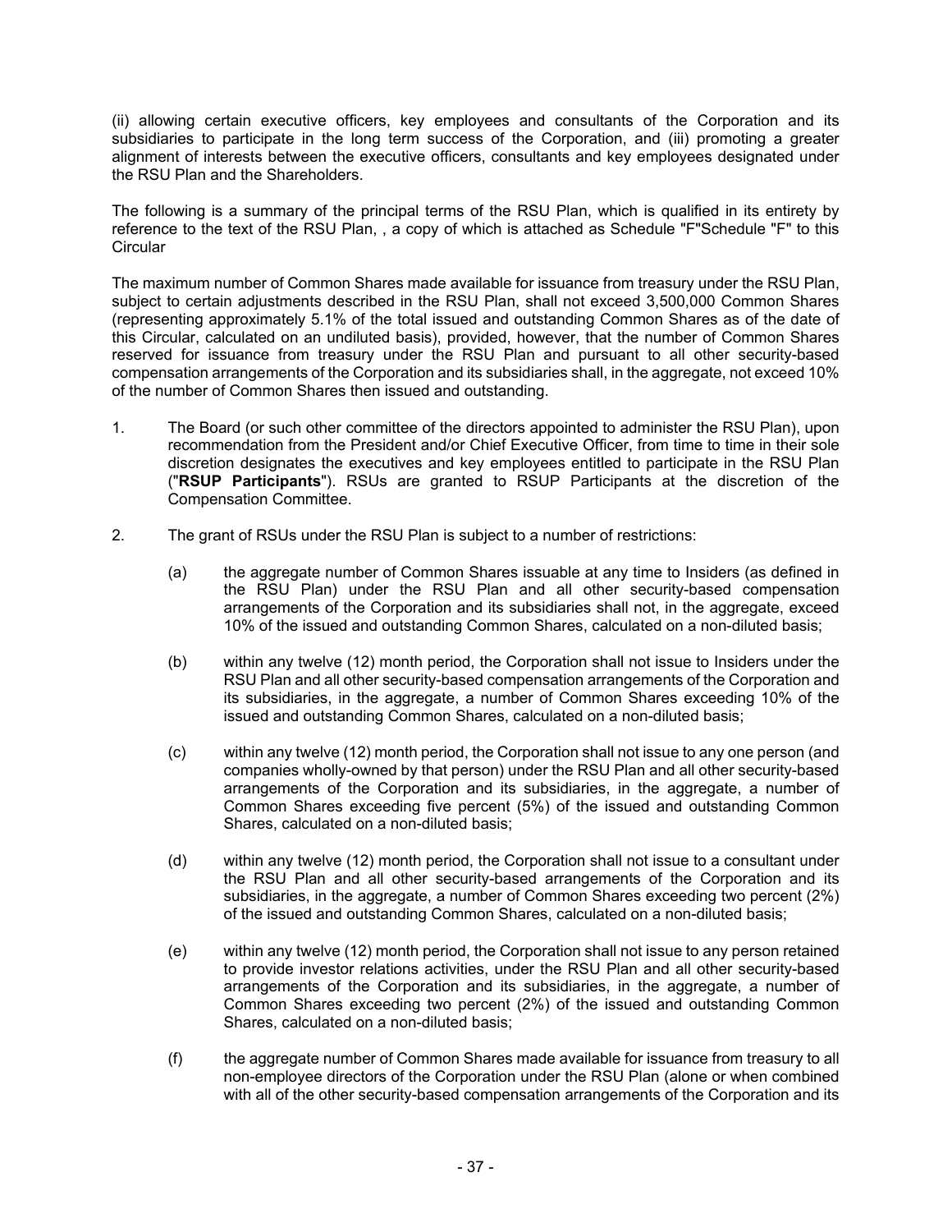(ii) allowing certain executive officers, key employees and consultants of the Corporation and its subsidiaries to participate in the long term success of the Corporation, and (iii) promoting a greater alignment of interests between the executive officers, consultants and key employees designated under the RSU Plan and the Shareholders.

The following is a summary of the principal terms of the RSU Plan, which is qualified in its entirety by reference to the text of the RSU Plan, , a copy of which is attached as Schedule "F"Schedule "F" to this Circular

The maximum number of Common Shares made available for issuance from treasury under the RSU Plan, subject to certain adjustments described in the RSU Plan, shall not exceed 3,500,000 Common Shares (representing approximately 5.1% of the total issued and outstanding Common Shares as of the date of this Circular, calculated on an undiluted basis), provided, however, that the number of Common Shares reserved for issuance from treasury under the RSU Plan and pursuant to all other security-based compensation arrangements of the Corporation and its subsidiaries shall, in the aggregate, not exceed 10% of the number of Common Shares then issued and outstanding.

1. The Board (or such other committee of the directors appointed to administer the RSU Plan), upon recommendation from the President and/or Chief Executive Officer, from time to time in their sole discretion designates the executives and key employees entitled to participate in the RSU Plan ("**RSUP Participants**"). RSUs are granted to RSUP Participants at the discretion of the Compensation Committee.

2. The grant of RSUs under the RSU Plan is subject to a number of restrictions:

   (a) the aggregate number of Common Shares issuable at any time to Insiders (as defined in the RSU Plan) under the RSU Plan and all other security-based compensation arrangements of the Corporation and its subsidiaries shall not, in the aggregate, exceed 10% of the issued and outstanding Common Shares, calculated on a non-diluted basis;

   (b) within any twelve (12) month period, the Corporation shall not issue to Insiders under the RSU Plan and all other security-based compensation arrangements of the Corporation and its subsidiaries, in the aggregate, a number of Common Shares exceeding 10% of the issued and outstanding Common Shares, calculated on a non-diluted basis;

   (c) within any twelve (12) month period, the Corporation shall not issue to any one person (and companies wholly-owned by that person) under the RSU Plan and all other security-based arrangements of the Corporation and its subsidiaries, in the aggregate, a number of Common Shares exceeding five percent (5%) of the issued and outstanding Common Shares, calculated on a non-diluted basis;

   (d) within any twelve (12) month period, the Corporation shall not issue to a consultant under the RSU Plan and all other security-based arrangements of the Corporation and its subsidiaries, in the aggregate, a number of Common Shares exceeding two percent (2%) of the issued and outstanding Common Shares, calculated on a non-diluted basis;

   (e) within any twelve (12) month period, the Corporation shall not issue to any person retained to provide investor relations activities, under the RSU Plan and all other security-based arrangements of the Corporation and its subsidiaries, in the aggregate, a number of Common Shares exceeding two percent (2%) of the issued and outstanding Common Shares, calculated on a non-diluted basis;

   (f) the aggregate number of Common Shares made available for issuance from treasury to all non-employee directors of the Corporation under the RSU Plan (alone or when combined with all of the other security-based compensation arrangements of the Corporation and its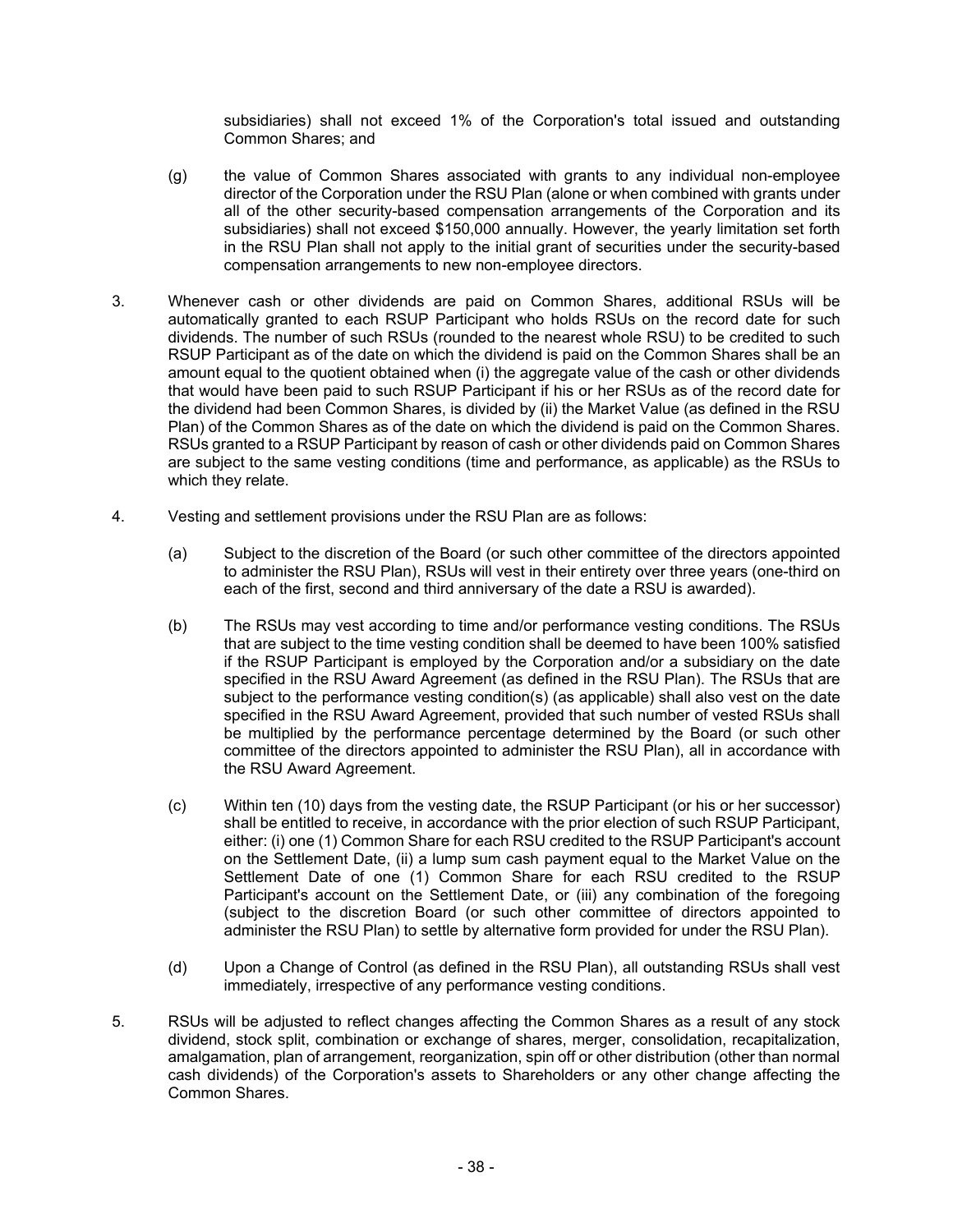subsidiaries) shall not exceed 1% of the Corporation's total issued and outstanding Common Shares; and

(g) the value of Common Shares associated with grants to any individual non-employee director of the Corporation under the RSU Plan (alone or when combined with grants under all of the other security-based compensation arrangements of the Corporation and its subsidiaries) shall not exceed $150,000 annually. However, the yearly limitation set forth in the RSU Plan shall not apply to the initial grant of securities under the security-based compensation arrangements to new non-employee directors.

3. Whenever cash or other dividends are paid on Common Shares, additional RSUs will be automatically granted to each RSUP Participant who holds RSUs on the record date for such dividends. The number of such RSUs (rounded to the nearest whole RSU) to be credited to such RSUP Participant as of the date on which the dividend is paid on the Common Shares shall be an amount equal to the quotient obtained when (i) the aggregate value of the cash or other dividends that would have been paid to such RSUP Participant if his or her RSUs as of the record date for the dividend had been Common Shares, is divided by (ii) the Market Value (as defined in the RSU Plan) of the Common Shares as of the date on which the dividend is paid on the Common Shares. RSUs granted to a RSUP Participant by reason of cash or other dividends paid on Common Shares are subject to the same vesting conditions (time and performance, as applicable) as the RSUs to which they relate.

4. Vesting and settlement provisions under the RSU Plan are as follows:

   (a) Subject to the discretion of the Board (or such other committee of the directors appointed to administer the RSU Plan), RSUs will vest in their entirety over three years (one-third on each of the first, second and third anniversary of the date a RSU is awarded).

   (b) The RSUs may vest according to time and/or performance vesting conditions. The RSUs that are subject to the time vesting condition shall be deemed to have been 100% satisfied if the RSUP Participant is employed by the Corporation and/or a subsidiary on the date specified in the RSU Award Agreement (as defined in the RSU Plan). The RSUs that are subject to the performance vesting condition(s) (as applicable) shall also vest on the date specified in the RSU Award Agreement, provided that such number of vested RSUs shall be multiplied by the performance percentage determined by the Board (or such other committee of the directors appointed to administer the RSU Plan), all in accordance with the RSU Award Agreement.

   (c) Within ten (10) days from the vesting date, the RSUP Participant (or his or her successor) shall be entitled to receive, in accordance with the prior election of such RSUP Participant, either: (i) one (1) Common Share for each RSU credited to the RSUP Participant's account on the Settlement Date, (ii) a lump sum cash payment equal to the Market Value on the Settlement Date of one (1) Common Share for each RSU credited to the RSUP Participant's account on the Settlement Date, or (iii) any combination of the foregoing (subject to the discretion Board (or such other committee of directors appointed to administer the RSU Plan) to settle by alternative form provided for under the RSU Plan).

   (d) Upon a Change of Control (as defined in the RSU Plan), all outstanding RSUs shall vest immediately, irrespective of any performance vesting conditions.

5. RSUs will be adjusted to reflect changes affecting the Common Shares as a result of any stock dividend, stock split, combination or exchange of shares, merger, consolidation, recapitalization, amalgamation, plan of arrangement, reorganization, spin off or other distribution (other than normal cash dividends) of the Corporation's assets to Shareholders or any other change affecting the Common Shares.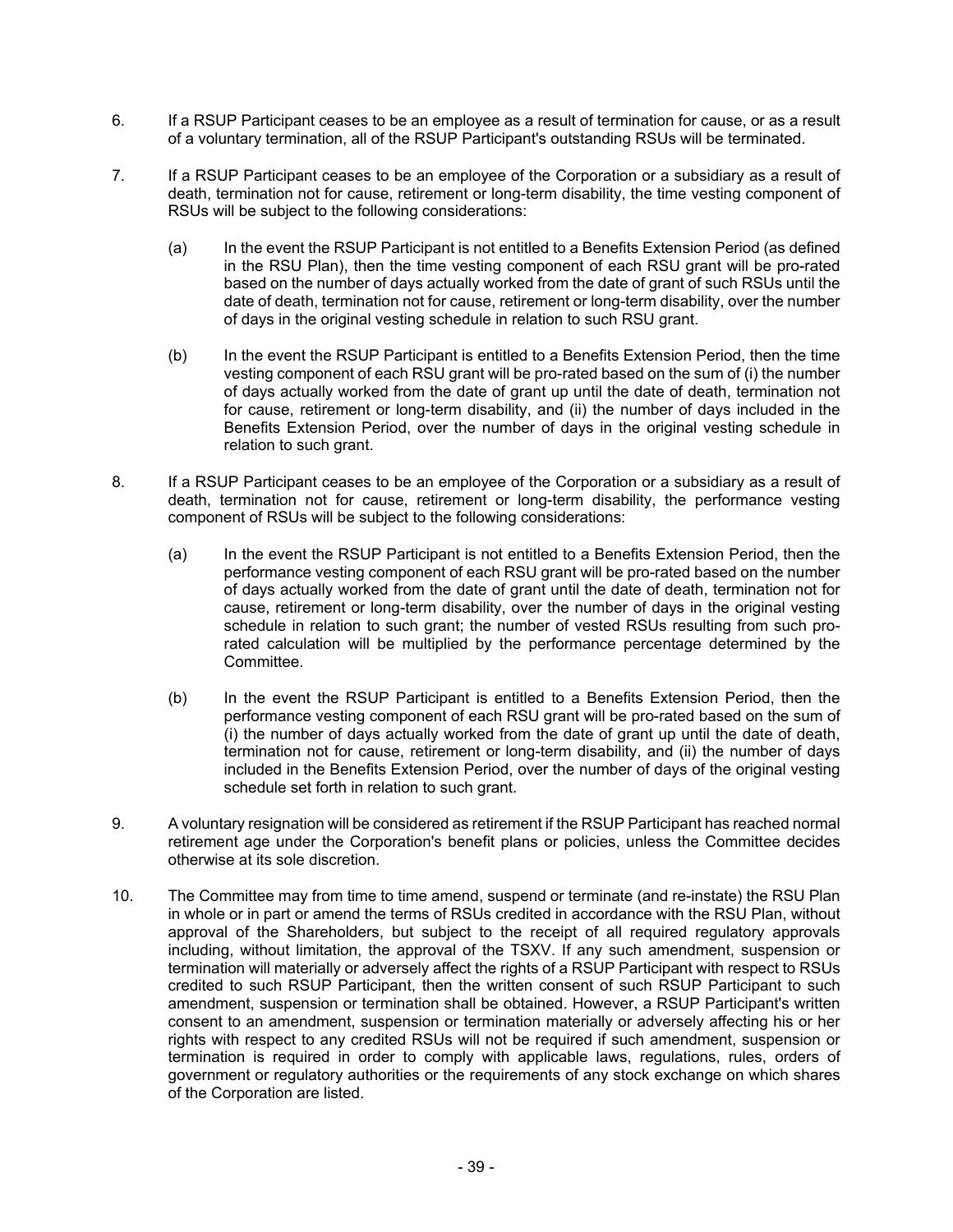6. If a RSUP Participant ceases to be an employee as a result of termination for cause, or as a result of a voluntary termination, all of the RSUP Participant's outstanding RSUs will be terminated.

7. If a RSUP Participant ceases to be an employee of the Corporation or a subsidiary as a result of death, termination not for cause, retirement or long-term disability, the time vesting component of RSUs will be subject to the following considerations:

   (a) In the event the RSUP Participant is not entitled to a Benefits Extension Period (as defined in the RSU Plan), then the time vesting component of each RSU grant will be pro-rated based on the number of days actually worked from the date of grant of such RSUs until the date of death, termination not for cause, retirement or long-term disability, over the number of days in the original vesting schedule in relation to such RSU grant.

   (b) In the event the RSUP Participant is entitled to a Benefits Extension Period, then the time vesting component of each RSU grant will be pro-rated based on the sum of (i) the number of days actually worked from the date of grant up until the date of death, termination not for cause, retirement or long-term disability, and (ii) the number of days included in the Benefits Extension Period, over the number of days in the original vesting schedule in relation to such grant.

8. If a RSUP Participant ceases to be an employee of the Corporation or a subsidiary as a result of death, termination not for cause, retirement or long-term disability, the performance vesting component of RSUs will be subject to the following considerations:

   (a) In the event the RSUP Participant is not entitled to a Benefits Extension Period, then the performance vesting component of each RSU grant will be pro-rated based on the number of days actually worked from the date of grant until the date of death, termination not for cause, retirement or long-term disability, over the number of days in the original vesting schedule in relation to such grant; the number of vested RSUs resulting from such pro-rated calculation will be multiplied by the performance percentage determined by the Committee.

   (b) In the event the RSUP Participant is entitled to a Benefits Extension Period, then the performance vesting component of each RSU grant will be pro-rated based on the sum of (i) the number of days actually worked from the date of grant up until the date of death, termination not for cause, retirement or long-term disability, and (ii) the number of days included in the Benefits Extension Period, over the number of days of the original vesting schedule set forth in relation to such grant.

9. A voluntary resignation will be considered as retirement if the RSUP Participant has reached normal retirement age under the Corporation's benefit plans or policies, unless the Committee decides otherwise at its sole discretion.

10. The Committee may from time to time amend, suspend or terminate (and re-instate) the RSU Plan in whole or in part or amend the terms of RSUs credited in accordance with the RSU Plan, without approval of the Shareholders, but subject to the receipt of all required regulatory approvals including, without limitation, the approval of the TSXV. If any such amendment, suspension or termination will materially or adversely affect the rights of a RSUP Participant with respect to RSUs credited to such RSUP Participant, then the written consent of such RSUP Participant to such amendment, suspension or termination shall be obtained. However, a RSUP Participant's written consent to an amendment, suspension or termination materially or adversely affecting his or her rights with respect to any credited RSUs will not be required if such amendment, suspension or termination is required in order to comply with applicable laws, regulations, rules, orders of government or regulatory authorities or the requirements of any stock exchange on which shares of the Corporation are listed.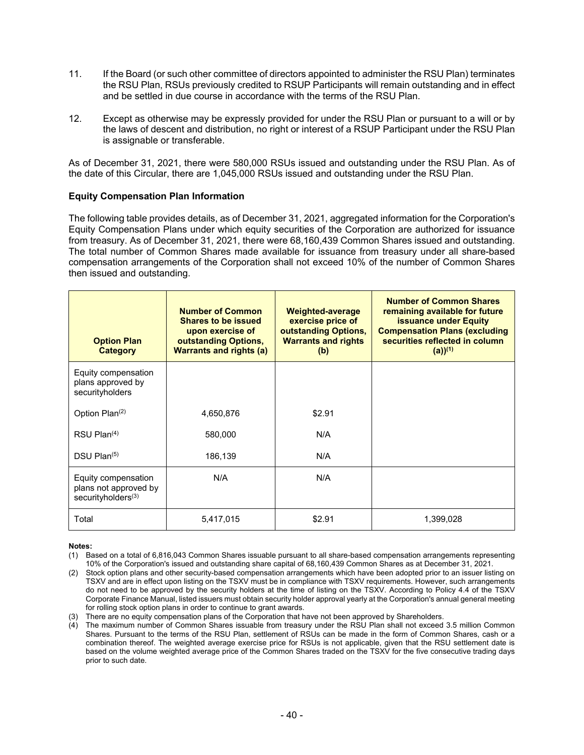11. If the Board (or such other committee of directors appointed to administer the RSU Plan) terminates the RSU Plan, RSUs previously credited to RSUP Participants will remain outstanding and in effect and be settled in due course in accordance with the terms of the RSU Plan.

12. Except as otherwise may be expressly provided for under the RSU Plan or pursuant to a will or by the laws of descent and distribution, no right or interest of a RSUP Participant under the RSU Plan is assignable or transferable.

As of December 31, 2021, there were 580,000 RSUs issued and outstanding under the RSU Plan. As of the date of this Circular, there are 1,045,000 RSUs issued and outstanding under the RSU Plan.

**Equity Compensation Plan Information**

The following table provides details, as of December 31, 2021, aggregated information for the Corporation's Equity Compensation Plans under which equity securities of the Corporation are authorized for issuance from treasury. As of December 31, 2021, there were 68,160,439 Common Shares issued and outstanding. The total number of Common Shares made available for issuance from treasury under all share-based compensation arrangements of the Corporation shall not exceed 10% of the number of Common Shares then issued and outstanding.

| Option Plan Category | Number of Common Shares to be issued upon exercise of outstanding Options, Warrants and rights (a) | Weighted-average exercise price of outstanding Options, Warrants and rights (b) | Number of Common Shares remaining available for future issuance under Equity Compensation Plans (excluding securities reflected in column (a))(1) |
|---|---|---|---|
| Equity compensation plans approved by securityholders | | | |
| Option Plan(2) | 4,650,876 | $2.91 | |
| RSU Plan(4) | 580,000 | N/A | |
| DSU Plan(5) | 186,139 | N/A | |
| Equity compensation plans not approved by securityholders(3) | N/A | N/A | |
| Total | 5,417,015 | $2.91 | 1,399,028 |

**Notes:**

(1) Based on a total of 6,816,043 Common Shares issuable pursuant to all share-based compensation arrangements representing 10% of the Corporation's issued and outstanding share capital of 68,160,439 Common Shares as at December 31, 2021.

(2) Stock option plans and other security-based compensation arrangements which have been adopted prior to an issuer listing on TSXV and are in effect upon listing on the TSXV must be in compliance with TSXV requirements. However, such arrangements do not need to be approved by the security holders at the time of listing on the TSXV. According to Policy 4.4 of the TSXV Corporate Finance Manual, listed issuers must obtain security holder approval yearly at the Corporation's annual general meeting for rolling stock option plans in order to continue to grant awards.

(3) There are no equity compensation plans of the Corporation that have not been approved by Shareholders.

(4) The maximum number of Common Shares issuable from treasury under the RSU Plan shall not exceed 3.5 million Common Shares. Pursuant to the terms of the RSU Plan, settlement of RSUs can be made in the form of Common Shares, cash or a combination thereof. The weighted average exercise price for RSUs is not applicable, given that the RSU settlement date is based on the volume weighted average price of the Common Shares traded on the TSXV for the five consecutive trading days prior to such date.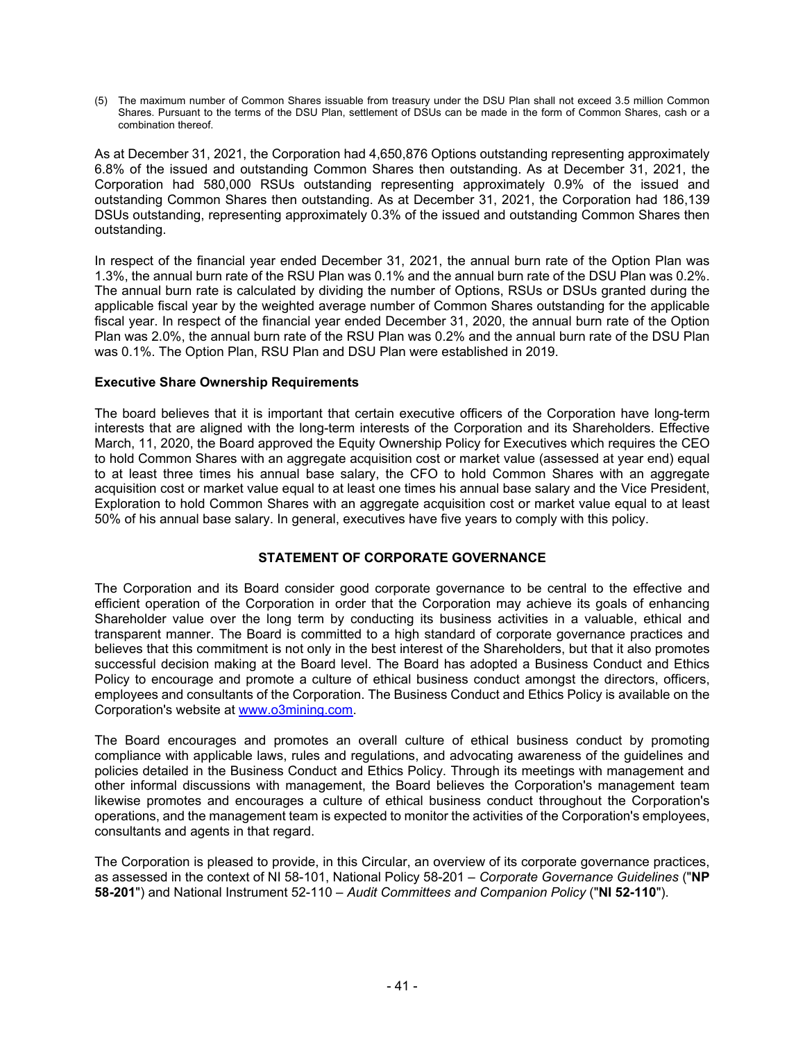(5) The maximum number of Common Shares issuable from treasury under the DSU Plan shall not exceed 3.5 million Common Shares. Pursuant to the terms of the DSU Plan, settlement of DSUs can be made in the form of Common Shares, cash or a combination thereof.

As at December 31, 2021, the Corporation had 4,650,876 Options outstanding representing approximately 6.8% of the issued and outstanding Common Shares then outstanding. As at December 31, 2021, the Corporation had 580,000 RSUs outstanding representing approximately 0.9% of the issued and outstanding Common Shares then outstanding. As at December 31, 2021, the Corporation had 186,139 DSUs outstanding, representing approximately 0.3% of the issued and outstanding Common Shares then outstanding.

In respect of the financial year ended December 31, 2021, the annual burn rate of the Option Plan was 1.3%, the annual burn rate of the RSU Plan was 0.1% and the annual burn rate of the DSU Plan was 0.2%. The annual burn rate is calculated by dividing the number of Options, RSUs or DSUs granted during the applicable fiscal year by the weighted average number of Common Shares outstanding for the applicable fiscal year. In respect of the financial year ended December 31, 2020, the annual burn rate of the Option Plan was 2.0%, the annual burn rate of the RSU Plan was 0.2% and the annual burn rate of the DSU Plan was 0.1%. The Option Plan, RSU Plan and DSU Plan were established in 2019.

**Executive Share Ownership Requirements**

The board believes that it is important that certain executive officers of the Corporation have long-term interests that are aligned with the long-term interests of the Corporation and its Shareholders. Effective March, 11, 2020, the Board approved the Equity Ownership Policy for Executives which requires the CEO to hold Common Shares with an aggregate acquisition cost or market value (assessed at year end) equal to at least three times his annual base salary, the CFO to hold Common Shares with an aggregate acquisition cost or market value equal to at least one times his annual base salary and the Vice President, Exploration to hold Common Shares with an aggregate acquisition cost or market value equal to at least 50% of his annual base salary. In general, executives have five years to comply with this policy.

## STATEMENT OF CORPORATE GOVERNANCE

The Corporation and its Board consider good corporate governance to be central to the effective and efficient operation of the Corporation in order that the Corporation may achieve its goals of enhancing Shareholder value over the long term by conducting its business activities in a valuable, ethical and transparent manner. The Board is committed to a high standard of corporate governance practices and believes that this commitment is not only in the best interest of the Shareholders, but that it also promotes successful decision making at the Board level. The Board has adopted a Business Conduct and Ethics Policy to encourage and promote a culture of ethical business conduct amongst the directors, officers, employees and consultants of the Corporation. The Business Conduct and Ethics Policy is available on the Corporation's website at www.o3mining.com.

The Board encourages and promotes an overall culture of ethical business conduct by promoting compliance with applicable laws, rules and regulations, and advocating awareness of the guidelines and policies detailed in the Business Conduct and Ethics Policy. Through its meetings with management and other informal discussions with management, the Board believes the Corporation's management team likewise promotes and encourages a culture of ethical business conduct throughout the Corporation's operations, and the management team is expected to monitor the activities of the Corporation's employees, consultants and agents in that regard.

The Corporation is pleased to provide, in this Circular, an overview of its corporate governance practices, as assessed in the context of NI 58-101, National Policy 58-201 – *Corporate Governance Guidelines* ("**NP 58-201**") and National Instrument 52-110 – *Audit Committees and Companion Policy* ("**NI 52-110**").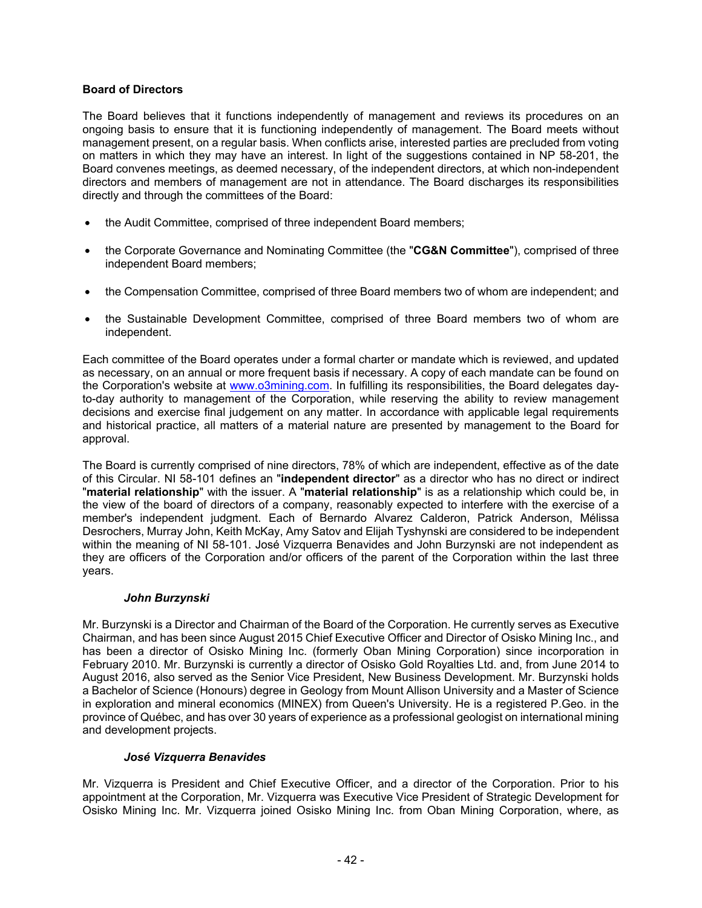**Board of Directors**

The Board believes that it functions independently of management and reviews its procedures on an ongoing basis to ensure that it is functioning independently of management. The Board meets without management present, on a regular basis. When conflicts arise, interested parties are precluded from voting on matters in which they may have an interest. In light of the suggestions contained in NP 58-201, the Board convenes meetings, as deemed necessary, of the independent directors, at which non-independent directors and members of management are not in attendance. The Board discharges its responsibilities directly and through the committees of the Board:

- the Audit Committee, comprised of three independent Board members;
- the Corporate Governance and Nominating Committee (the "**CG&N Committee**"), comprised of three independent Board members;
- the Compensation Committee, comprised of three Board members two of whom are independent; and
- the Sustainable Development Committee, comprised of three Board members two of whom are independent.

Each committee of the Board operates under a formal charter or mandate which is reviewed, and updated as necessary, on an annual or more frequent basis if necessary. A copy of each mandate can be found on the Corporation's website at www.o3mining.com. In fulfilling its responsibilities, the Board delegates day-to-day authority to management of the Corporation, while reserving the ability to review management decisions and exercise final judgement on any matter. In accordance with applicable legal requirements and historical practice, all matters of a material nature are presented by management to the Board for approval.

The Board is currently comprised of nine directors, 78% of which are independent, effective as of the date of this Circular. NI 58-101 defines an "**independent director**" as a director who has no direct or indirect "**material relationship**" with the issuer. A "**material relationship**" is as a relationship which could be, in the view of the board of directors of a company, reasonably expected to interfere with the exercise of a member's independent judgment. Each of Bernardo Alvarez Calderon, Patrick Anderson, Mélissa Desrochers, Murray John, Keith McKay, Amy Satov and Elijah Tyshynski are considered to be independent within the meaning of NI 58-101. José Vizquerra Benavides and John Burzynski are not independent as they are officers of the Corporation and/or officers of the parent of the Corporation within the last three years.

***John Burzynski***

Mr. Burzynski is a Director and Chairman of the Board of the Corporation. He currently serves as Executive Chairman, and has been since August 2015 Chief Executive Officer and Director of Osisko Mining Inc., and has been a director of Osisko Mining Inc. (formerly Oban Mining Corporation) since incorporation in February 2010. Mr. Burzynski is currently a director of Osisko Gold Royalties Ltd. and, from June 2014 to August 2016, also served as the Senior Vice President, New Business Development. Mr. Burzynski holds a Bachelor of Science (Honours) degree in Geology from Mount Allison University and a Master of Science in exploration and mineral economics (MINEX) from Queen's University. He is a registered P.Geo. in the province of Québec, and has over 30 years of experience as a professional geologist on international mining and development projects.

***José Vizquerra Benavides***

Mr. Vizquerra is President and Chief Executive Officer, and a director of the Corporation. Prior to his appointment at the Corporation, Mr. Vizquerra was Executive Vice President of Strategic Development for Osisko Mining Inc. Mr. Vizquerra joined Osisko Mining Inc. from Oban Mining Corporation, where, as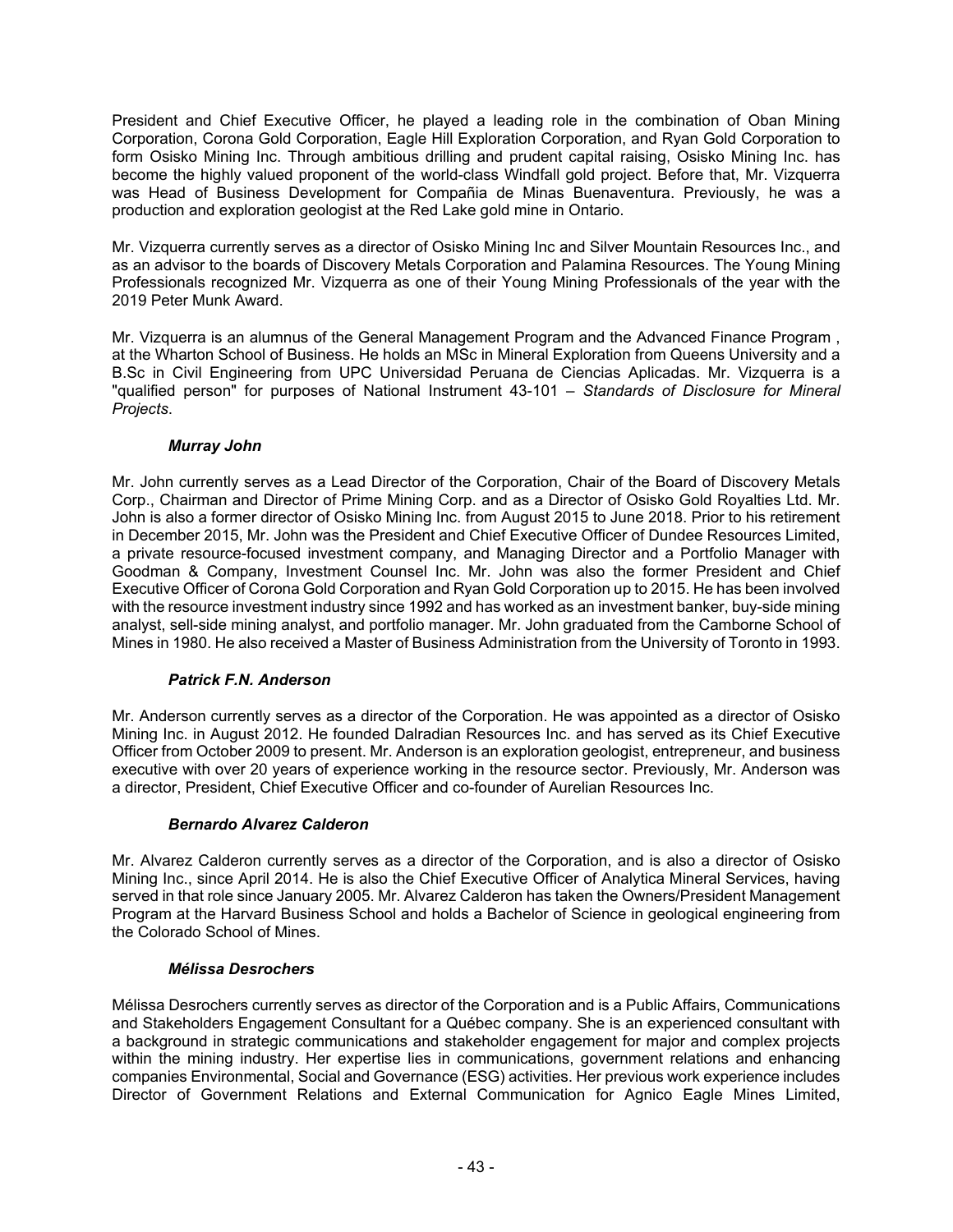President and Chief Executive Officer, he played a leading role in the combination of Oban Mining Corporation, Corona Gold Corporation, Eagle Hill Exploration Corporation, and Ryan Gold Corporation to form Osisko Mining Inc. Through ambitious drilling and prudent capital raising, Osisko Mining Inc. has become the highly valued proponent of the world-class Windfall gold project. Before that, Mr. Vizquerra was Head of Business Development for Compañia de Minas Buenaventura. Previously, he was a production and exploration geologist at the Red Lake gold mine in Ontario.

Mr. Vizquerra currently serves as a director of Osisko Mining Inc and Silver Mountain Resources Inc., and as an advisor to the boards of Discovery Metals Corporation and Palamina Resources. The Young Mining Professionals recognized Mr. Vizquerra as one of their Young Mining Professionals of the year with the 2019 Peter Munk Award.

Mr. Vizquerra is an alumnus of the General Management Program and the Advanced Finance Program , at the Wharton School of Business. He holds an MSc in Mineral Exploration from Queens University and a B.Sc in Civil Engineering from UPC Universidad Peruana de Ciencias Aplicadas. Mr. Vizquerra is a "qualified person" for purposes of National Instrument 43-101 – *Standards of Disclosure for Mineral Projects*.

***Murray John***

Mr. John currently serves as a Lead Director of the Corporation, Chair of the Board of Discovery Metals Corp., Chairman and Director of Prime Mining Corp. and as a Director of Osisko Gold Royalties Ltd. Mr. John is also a former director of Osisko Mining Inc. from August 2015 to June 2018. Prior to his retirement in December 2015, Mr. John was the President and Chief Executive Officer of Dundee Resources Limited, a private resource-focused investment company, and Managing Director and a Portfolio Manager with Goodman & Company, Investment Counsel Inc. Mr. John was also the former President and Chief Executive Officer of Corona Gold Corporation and Ryan Gold Corporation up to 2015. He has been involved with the resource investment industry since 1992 and has worked as an investment banker, buy-side mining analyst, sell-side mining analyst, and portfolio manager. Mr. John graduated from the Camborne School of Mines in 1980. He also received a Master of Business Administration from the University of Toronto in 1993.

***Patrick F.N. Anderson***

Mr. Anderson currently serves as a director of the Corporation. He was appointed as a director of Osisko Mining Inc. in August 2012. He founded Dalradian Resources Inc. and has served as its Chief Executive Officer from October 2009 to present. Mr. Anderson is an exploration geologist, entrepreneur, and business executive with over 20 years of experience working in the resource sector. Previously, Mr. Anderson was a director, President, Chief Executive Officer and co-founder of Aurelian Resources Inc.

***Bernardo Alvarez Calderon***

Mr. Alvarez Calderon currently serves as a director of the Corporation, and is also a director of Osisko Mining Inc., since April 2014. He is also the Chief Executive Officer of Analytica Mineral Services, having served in that role since January 2005. Mr. Alvarez Calderon has taken the Owners/President Management Program at the Harvard Business School and holds a Bachelor of Science in geological engineering from the Colorado School of Mines.

***Mélissa Desrochers***

Mélissa Desrochers currently serves as director of the Corporation and is a Public Affairs, Communications and Stakeholders Engagement Consultant for a Québec company. She is an experienced consultant with a background in strategic communications and stakeholder engagement for major and complex projects within the mining industry. Her expertise lies in communications, government relations and enhancing companies Environmental, Social and Governance (ESG) activities. Her previous work experience includes Director of Government Relations and External Communication for Agnico Eagle Mines Limited,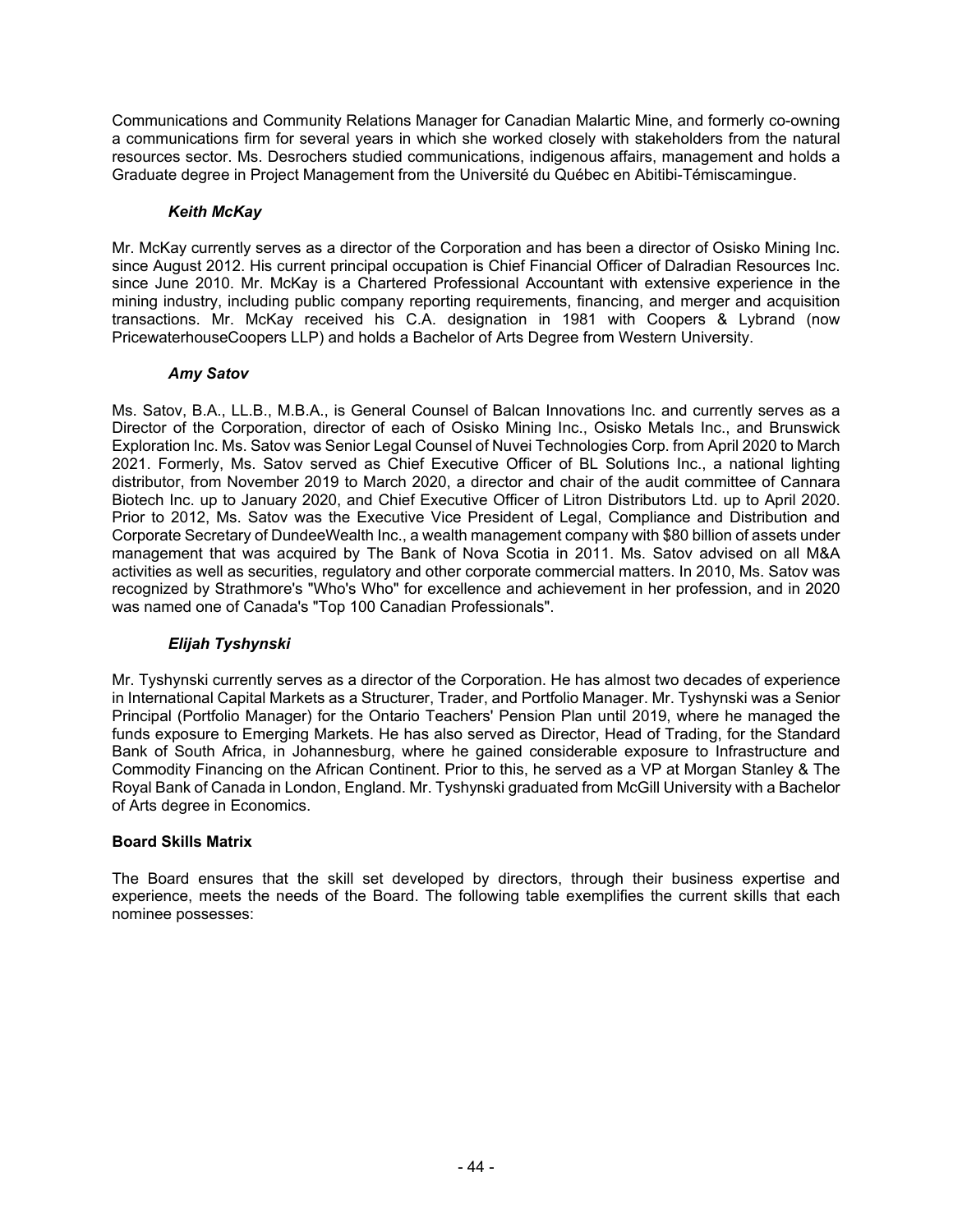Communications and Community Relations Manager for Canadian Malartic Mine, and formerly co-owning a communications firm for several years in which she worked closely with stakeholders from the natural resources sector. Ms. Desrochers studied communications, indigenous affairs, management and holds a Graduate degree in Project Management from the Université du Québec en Abitibi-Témiscamingue.

***Keith McKay***

Mr. McKay currently serves as a director of the Corporation and has been a director of Osisko Mining Inc. since August 2012. His current principal occupation is Chief Financial Officer of Dalradian Resources Inc. since June 2010. Mr. McKay is a Chartered Professional Accountant with extensive experience in the mining industry, including public company reporting requirements, financing, and merger and acquisition transactions. Mr. McKay received his C.A. designation in 1981 with Coopers & Lybrand (now PricewaterhouseCoopers LLP) and holds a Bachelor of Arts Degree from Western University.

***Amy Satov***

Ms. Satov, B.A., LL.B., M.B.A., is General Counsel of Balcan Innovations Inc. and currently serves as a Director of the Corporation, director of each of Osisko Mining Inc., Osisko Metals Inc., and Brunswick Exploration Inc. Ms. Satov was Senior Legal Counsel of Nuvei Technologies Corp. from April 2020 to March 2021. Formerly, Ms. Satov served as Chief Executive Officer of BL Solutions Inc., a national lighting distributor, from November 2019 to March 2020, a director and chair of the audit committee of Cannara Biotech Inc. up to January 2020, and Chief Executive Officer of Litron Distributors Ltd. up to April 2020. Prior to 2012, Ms. Satov was the Executive Vice President of Legal, Compliance and Distribution and Corporate Secretary of DundeeWealth Inc., a wealth management company with $80 billion of assets under management that was acquired by The Bank of Nova Scotia in 2011. Ms. Satov advised on all M&A activities as well as securities, regulatory and other corporate commercial matters. In 2010, Ms. Satov was recognized by Strathmore's "Who's Who" for excellence and achievement in her profession, and in 2020 was named one of Canada's "Top 100 Canadian Professionals".

***Elijah Tyshynski***

Mr. Tyshynski currently serves as a director of the Corporation. He has almost two decades of experience in International Capital Markets as a Structurer, Trader, and Portfolio Manager. Mr. Tyshynski was a Senior Principal (Portfolio Manager) for the Ontario Teachers' Pension Plan until 2019, where he managed the funds exposure to Emerging Markets. He has also served as Director, Head of Trading, for the Standard Bank of South Africa, in Johannesburg, where he gained considerable exposure to Infrastructure and Commodity Financing on the African Continent. Prior to this, he served as a VP at Morgan Stanley & The Royal Bank of Canada in London, England. Mr. Tyshynski graduated from McGill University with a Bachelor of Arts degree in Economics.

**Board Skills Matrix**

The Board ensures that the skill set developed by directors, through their business expertise and experience, meets the needs of the Board. The following table exemplifies the current skills that each nominee possesses: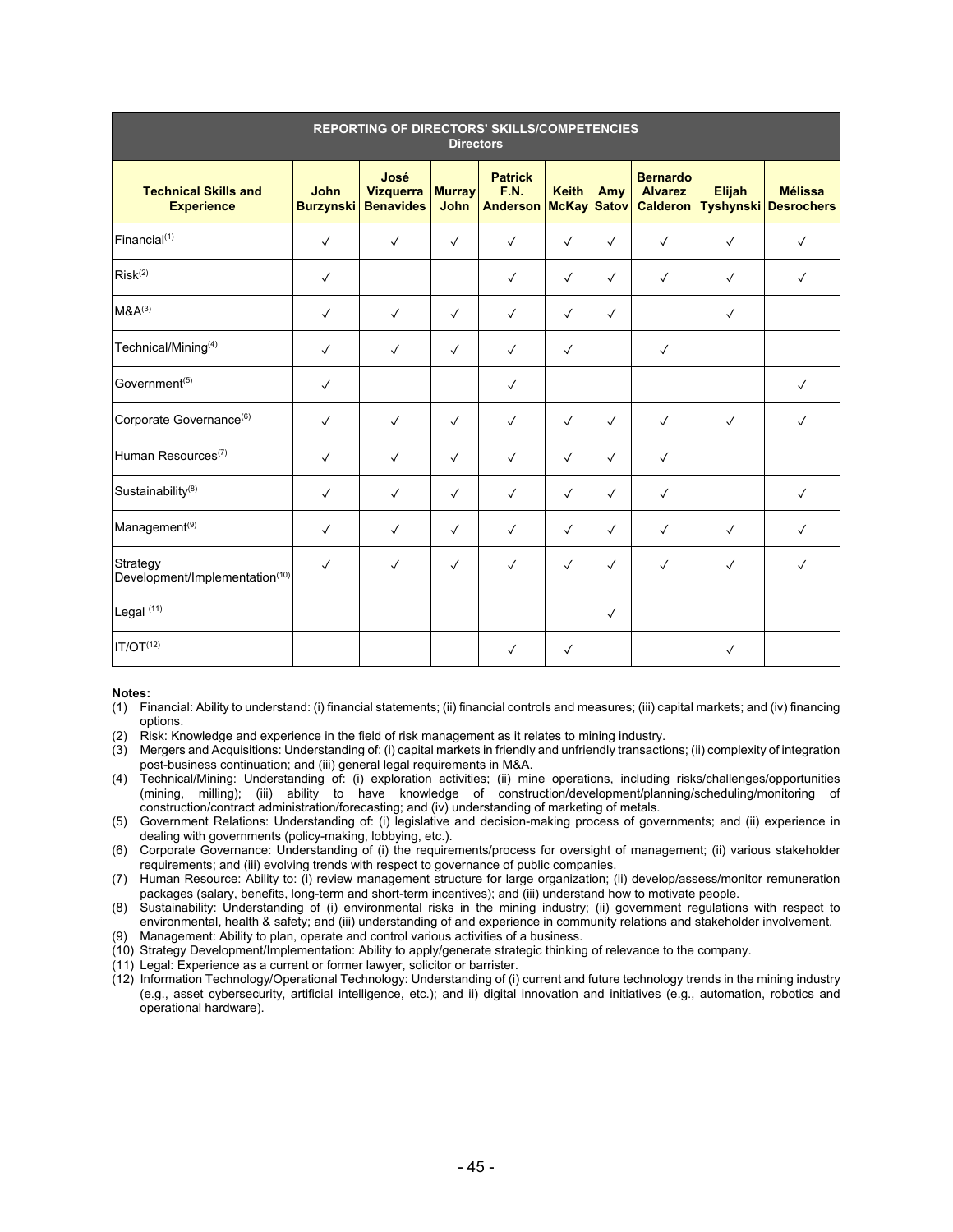| REPORTING OF DIRECTORS' SKILLS/COMPETENCIES Directors | | | | | | | | | |
|---|---|---|---|---|---|---|---|---|---|
| **Technical Skills and Experience** | **John Burzynski** | **José Vizquerra Benavides** | **Murray John** | **Patrick F.N. Anderson** | **Keith McKay** | **Amy Satov** | **Bernardo Alvarez Calderon** | **Elijah Tyshynski** | **Mélissa Desrochers** |
| Financial(1) | ✓ | ✓ | ✓ | ✓ | ✓ | ✓ | ✓ | ✓ | ✓ |
| Risk(2) | ✓ | | | ✓ | ✓ | ✓ | ✓ | ✓ | ✓ |
| M&A(3) | ✓ | ✓ | ✓ | ✓ | ✓ | ✓ | | ✓ | |
| Technical/Mining(4) | ✓ | ✓ | ✓ | ✓ | ✓ | | ✓ | | |
| Government(5) | ✓ | | | ✓ | | | | | ✓ |
| Corporate Governance(6) | ✓ | ✓ | ✓ | ✓ | ✓ | ✓ | ✓ | ✓ | ✓ |
| Human Resources(7) | ✓ | ✓ | ✓ | ✓ | ✓ | ✓ | ✓ | | |
| Sustainability(8) | ✓ | ✓ | ✓ | ✓ | ✓ | ✓ | ✓ | | ✓ |
| Management(9) | ✓ | ✓ | ✓ | ✓ | ✓ | ✓ | ✓ | ✓ | ✓ |
| Strategy Development/Implementation(10) | ✓ | ✓ | ✓ | ✓ | ✓ | ✓ | ✓ | ✓ | ✓ |
| Legal (11) | | | | | | ✓ | | | |
| IT/OT(12) | | | | ✓ | ✓ | | | ✓ | |

**Notes:**

(1) Financial: Ability to understand: (i) financial statements; (ii) financial controls and measures; (iii) capital markets; and (iv) financing options.

(2) Risk: Knowledge and experience in the field of risk management as it relates to mining industry.

(3) Mergers and Acquisitions: Understanding of: (i) capital markets in friendly and unfriendly transactions; (ii) complexity of integration post-business continuation; and (iii) general legal requirements in M&A.

(4) Technical/Mining: Understanding of: (i) exploration activities; (ii) mine operations, including risks/challenges/opportunities (mining, milling); (iii) ability to have knowledge of construction/development/planning/scheduling/monitoring of construction/contract administration/forecasting; and (iv) understanding of marketing of metals.

(5) Government Relations: Understanding of: (i) legislative and decision-making process of governments; and (ii) experience in dealing with governments (policy-making, lobbying, etc.).

(6) Corporate Governance: Understanding of (i) the requirements/process for oversight of management; (ii) various stakeholder requirements; and (iii) evolving trends with respect to governance of public companies.

(7) Human Resource: Ability to: (i) review management structure for large organization; (ii) develop/assess/monitor remuneration packages (salary, benefits, long-term and short-term incentives); and (iii) understand how to motivate people.

(8) Sustainability: Understanding of (i) environmental risks in the mining industry; (ii) government regulations with respect to environmental, health & safety; and (iii) understanding of and experience in community relations and stakeholder involvement.

(9) Management: Ability to plan, operate and control various activities of a business.

(10) Strategy Development/Implementation: Ability to apply/generate strategic thinking of relevance to the company.

(11) Legal: Experience as a current or former lawyer, solicitor or barrister.

(12) Information Technology/Operational Technology: Understanding of (i) current and future technology trends in the mining industry (e.g., asset cybersecurity, artificial intelligence, etc.); and ii) digital innovation and initiatives (e.g., automation, robotics and operational hardware).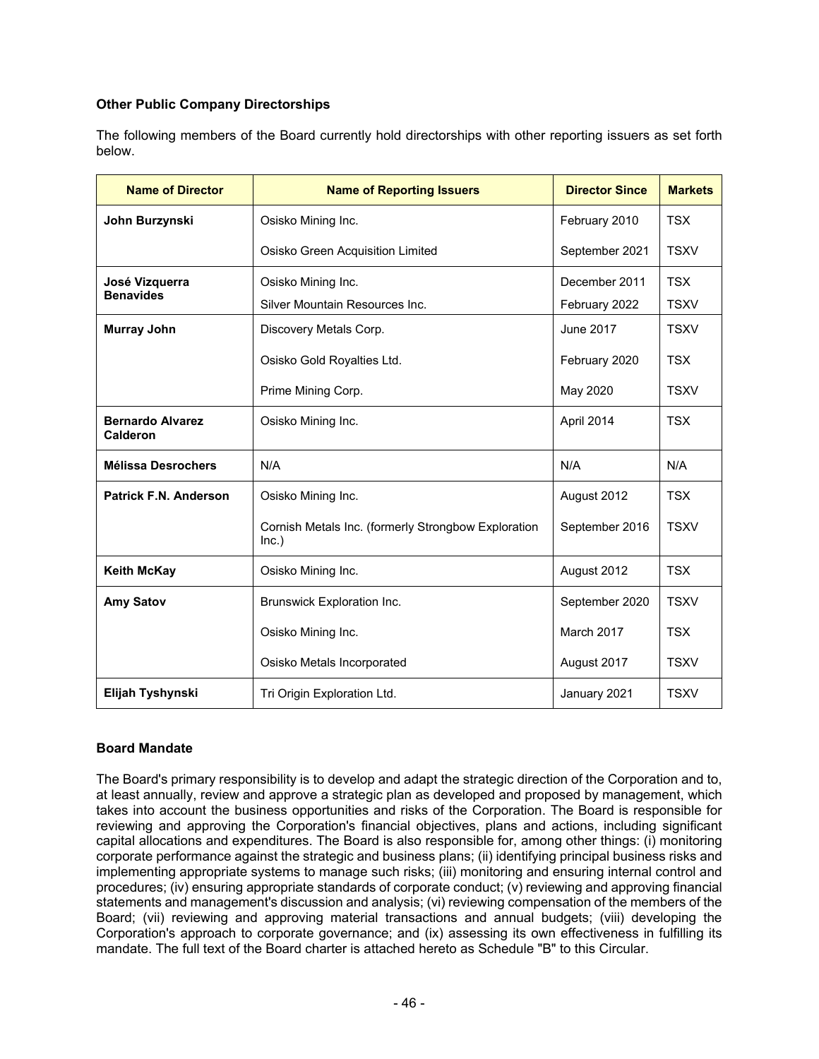### Other Public Company Directorships

The following members of the Board currently hold directorships with other reporting issuers as set forth below.

| Name of Director | Name of Reporting Issuers | Director Since | Markets |
|---|---|---|---|
| **John Burzynski** | Osisko Mining Inc. | February 2010 | TSX |
| | Osisko Green Acquisition Limited | September 2021 | TSXV |
| **José Vizquerra Benavides** | Osisko Mining Inc. | December 2011 | TSX |
| | Silver Mountain Resources Inc. | February 2022 | TSXV |
| **Murray John** | Discovery Metals Corp. | June 2017 | TSXV |
| | Osisko Gold Royalties Ltd. | February 2020 | TSX |
| | Prime Mining Corp. | May 2020 | TSXV |
| **Bernardo Alvarez Calderon** | Osisko Mining Inc. | April 2014 | TSX |
| **Mélissa Desrochers** | N/A | N/A | N/A |
| **Patrick F.N. Anderson** | Osisko Mining Inc. | August 2012 | TSX |
| | Cornish Metals Inc. (formerly Strongbow Exploration Inc.) | September 2016 | TSXV |
| **Keith McKay** | Osisko Mining Inc. | August 2012 | TSX |
| **Amy Satov** | Brunswick Exploration Inc. | September 2020 | TSXV |
| | Osisko Mining Inc. | March 2017 | TSX |
| | Osisko Metals Incorporated | August 2017 | TSXV |
| **Elijah Tyshynski** | Tri Origin Exploration Ltd. | January 2021 | TSXV |

### Board Mandate

The Board's primary responsibility is to develop and adapt the strategic direction of the Corporation and to, at least annually, review and approve a strategic plan as developed and proposed by management, which takes into account the business opportunities and risks of the Corporation. The Board is responsible for reviewing and approving the Corporation's financial objectives, plans and actions, including significant capital allocations and expenditures. The Board is also responsible for, among other things: (i) monitoring corporate performance against the strategic and business plans; (ii) identifying principal business risks and implementing appropriate systems to manage such risks; (iii) monitoring and ensuring internal control and procedures; (iv) ensuring appropriate standards of corporate conduct; (v) reviewing and approving financial statements and management's discussion and analysis; (vi) reviewing compensation of the members of the Board; (vii) reviewing and approving material transactions and annual budgets; (viii) developing the Corporation's approach to corporate governance; and (ix) assessing its own effectiveness in fulfilling its mandate. The full text of the Board charter is attached hereto as Schedule "B" to this Circular.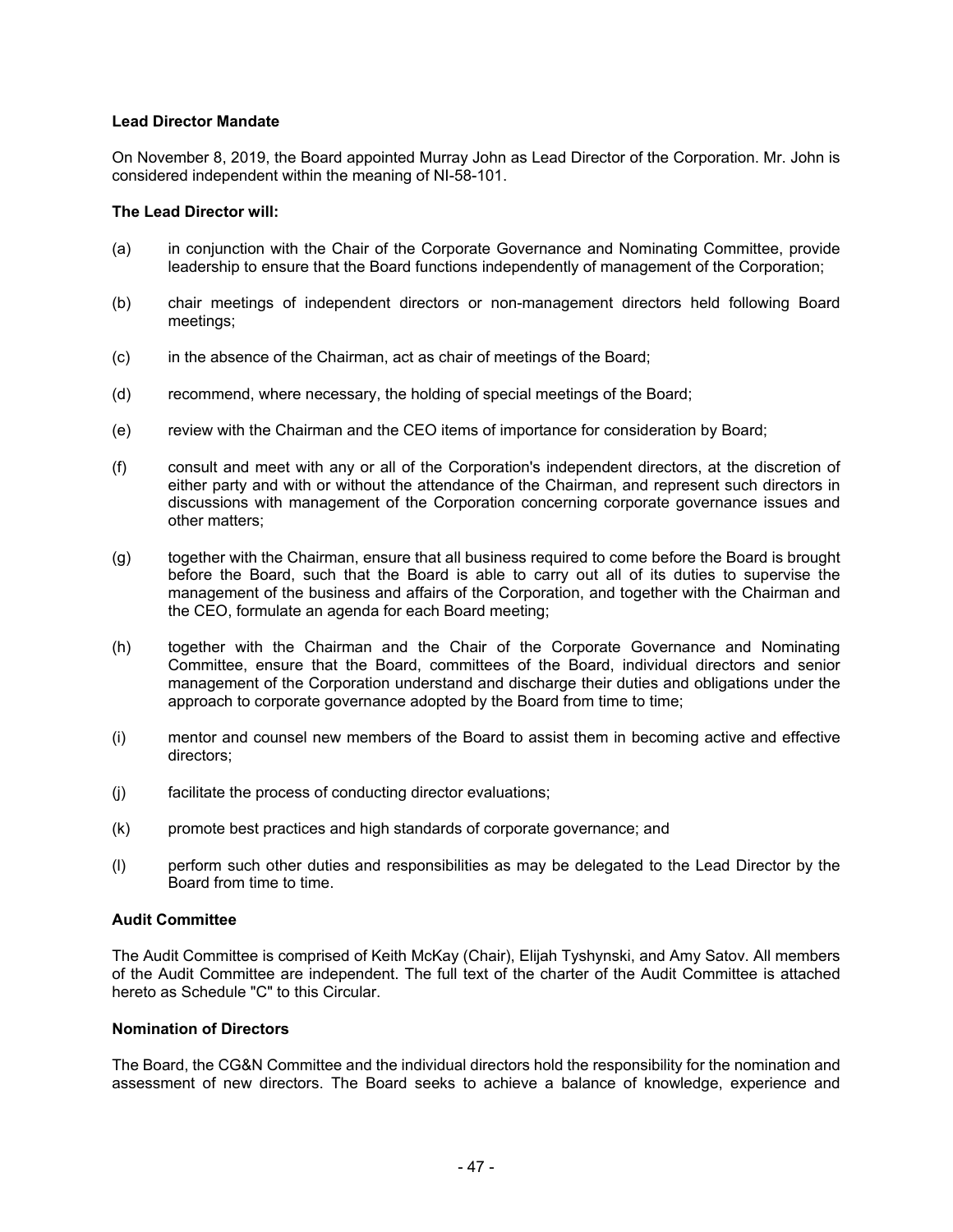**Lead Director Mandate**

On November 8, 2019, the Board appointed Murray John as Lead Director of the Corporation. Mr. John is considered independent within the meaning of NI-58-101.

**The Lead Director will:**

(a) in conjunction with the Chair of the Corporate Governance and Nominating Committee, provide leadership to ensure that the Board functions independently of management of the Corporation;

(b) chair meetings of independent directors or non-management directors held following Board meetings;

(c) in the absence of the Chairman, act as chair of meetings of the Board;

(d) recommend, where necessary, the holding of special meetings of the Board;

(e) review with the Chairman and the CEO items of importance for consideration by Board;

(f) consult and meet with any or all of the Corporation's independent directors, at the discretion of either party and with or without the attendance of the Chairman, and represent such directors in discussions with management of the Corporation concerning corporate governance issues and other matters;

(g) together with the Chairman, ensure that all business required to come before the Board is brought before the Board, such that the Board is able to carry out all of its duties to supervise the management of the business and affairs of the Corporation, and together with the Chairman and the CEO, formulate an agenda for each Board meeting;

(h) together with the Chairman and the Chair of the Corporate Governance and Nominating Committee, ensure that the Board, committees of the Board, individual directors and senior management of the Corporation understand and discharge their duties and obligations under the approach to corporate governance adopted by the Board from time to time;

(i) mentor and counsel new members of the Board to assist them in becoming active and effective directors;

(j) facilitate the process of conducting director evaluations;

(k) promote best practices and high standards of corporate governance; and

(l) perform such other duties and responsibilities as may be delegated to the Lead Director by the Board from time to time.

**Audit Committee**

The Audit Committee is comprised of Keith McKay (Chair), Elijah Tyshynski, and Amy Satov. All members of the Audit Committee are independent. The full text of the charter of the Audit Committee is attached hereto as Schedule "C" to this Circular.

**Nomination of Directors**

The Board, the CG&N Committee and the individual directors hold the responsibility for the nomination and assessment of new directors. The Board seeks to achieve a balance of knowledge, experience and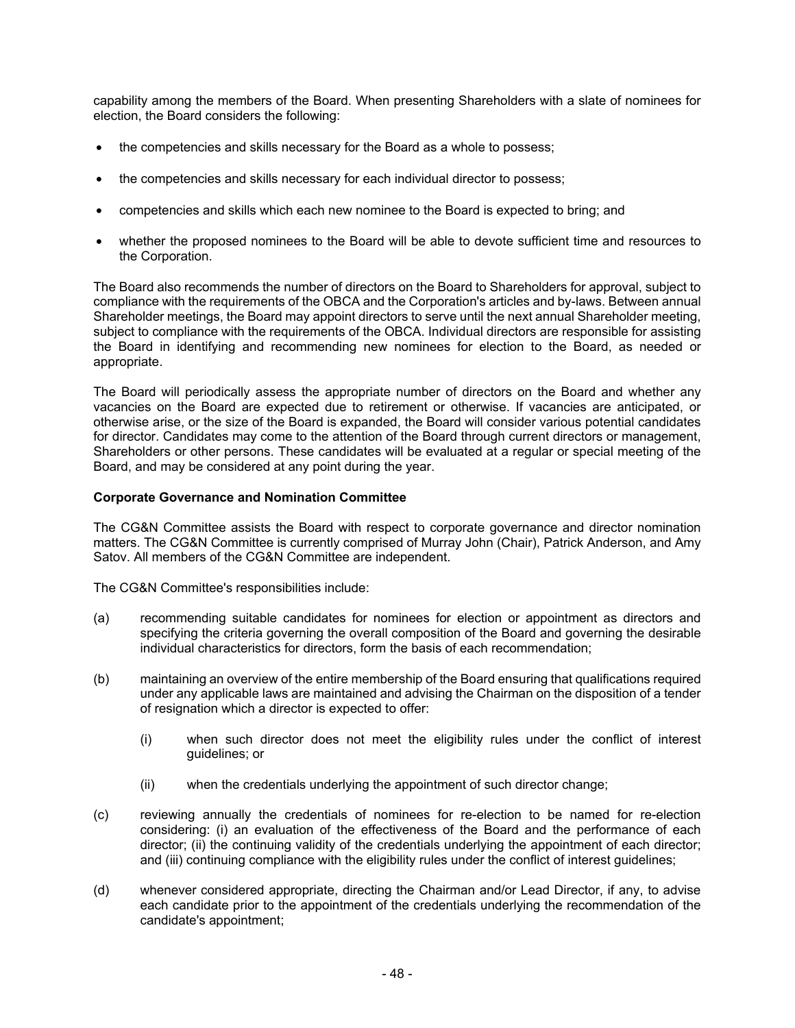capability among the members of the Board. When presenting Shareholders with a slate of nominees for election, the Board considers the following:

- the competencies and skills necessary for the Board as a whole to possess;
- the competencies and skills necessary for each individual director to possess;
- competencies and skills which each new nominee to the Board is expected to bring; and
- whether the proposed nominees to the Board will be able to devote sufficient time and resources to the Corporation.

The Board also recommends the number of directors on the Board to Shareholders for approval, subject to compliance with the requirements of the OBCA and the Corporation's articles and by-laws. Between annual Shareholder meetings, the Board may appoint directors to serve until the next annual Shareholder meeting, subject to compliance with the requirements of the OBCA. Individual directors are responsible for assisting the Board in identifying and recommending new nominees for election to the Board, as needed or appropriate.

The Board will periodically assess the appropriate number of directors on the Board and whether any vacancies on the Board are expected due to retirement or otherwise. If vacancies are anticipated, or otherwise arise, or the size of the Board is expanded, the Board will consider various potential candidates for director. Candidates may come to the attention of the Board through current directors or management, Shareholders or other persons. These candidates will be evaluated at a regular or special meeting of the Board, and may be considered at any point during the year.

**Corporate Governance and Nomination Committee**

The CG&N Committee assists the Board with respect to corporate governance and director nomination matters. The CG&N Committee is currently comprised of Murray John (Chair), Patrick Anderson, and Amy Satov. All members of the CG&N Committee are independent.

The CG&N Committee's responsibilities include:

(a) recommending suitable candidates for nominees for election or appointment as directors and specifying the criteria governing the overall composition of the Board and governing the desirable individual characteristics for directors, form the basis of each recommendation;

(b) maintaining an overview of the entire membership of the Board ensuring that qualifications required under any applicable laws are maintained and advising the Chairman on the disposition of a tender of resignation which a director is expected to offer:

  (i) when such director does not meet the eligibility rules under the conflict of interest guidelines; or

  (ii) when the credentials underlying the appointment of such director change;

(c) reviewing annually the credentials of nominees for re-election to be named for re-election considering: (i) an evaluation of the effectiveness of the Board and the performance of each director; (ii) the continuing validity of the credentials underlying the appointment of each director; and (iii) continuing compliance with the eligibility rules under the conflict of interest guidelines;

(d) whenever considered appropriate, directing the Chairman and/or Lead Director, if any, to advise each candidate prior to the appointment of the credentials underlying the recommendation of the candidate's appointment;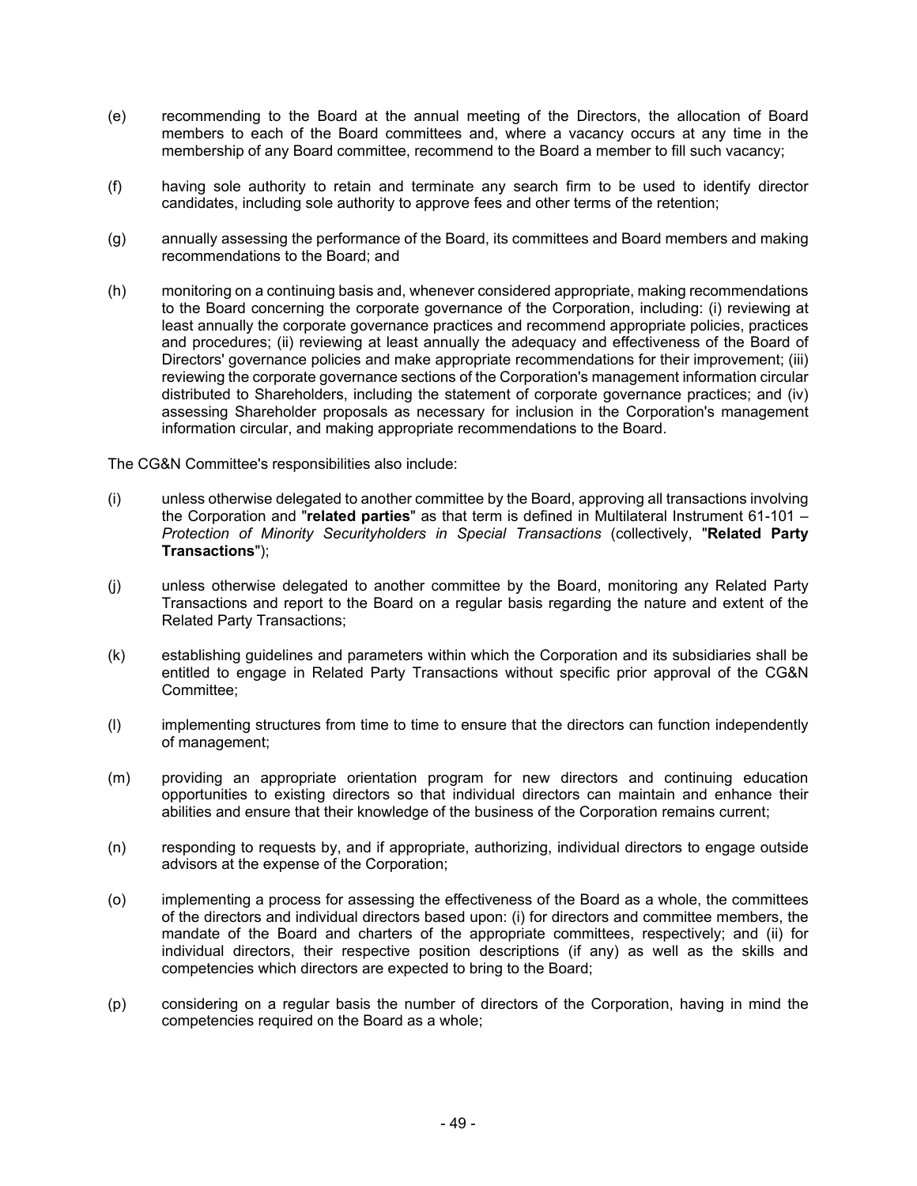(e) recommending to the Board at the annual meeting of the Directors, the allocation of Board members to each of the Board committees and, where a vacancy occurs at any time in the membership of any Board committee, recommend to the Board a member to fill such vacancy;

(f) having sole authority to retain and terminate any search firm to be used to identify director candidates, including sole authority to approve fees and other terms of the retention;

(g) annually assessing the performance of the Board, its committees and Board members and making recommendations to the Board; and

(h) monitoring on a continuing basis and, whenever considered appropriate, making recommendations to the Board concerning the corporate governance of the Corporation, including: (i) reviewing at least annually the corporate governance practices and recommend appropriate policies, practices and procedures; (ii) reviewing at least annually the adequacy and effectiveness of the Board of Directors' governance policies and make appropriate recommendations for their improvement; (iii) reviewing the corporate governance sections of the Corporation's management information circular distributed to Shareholders, including the statement of corporate governance practices; and (iv) assessing Shareholder proposals as necessary for inclusion in the Corporation's management information circular, and making appropriate recommendations to the Board.

The CG&N Committee's responsibilities also include:

(i) unless otherwise delegated to another committee by the Board, approving all transactions involving the Corporation and "**related parties**" as that term is defined in Multilateral Instrument 61-101 – *Protection of Minority Securityholders in Special Transactions* (collectively, "**Related Party Transactions**");

(j) unless otherwise delegated to another committee by the Board, monitoring any Related Party Transactions and report to the Board on a regular basis regarding the nature and extent of the Related Party Transactions;

(k) establishing guidelines and parameters within which the Corporation and its subsidiaries shall be entitled to engage in Related Party Transactions without specific prior approval of the CG&N Committee;

(l) implementing structures from time to time to ensure that the directors can function independently of management;

(m) providing an appropriate orientation program for new directors and continuing education opportunities to existing directors so that individual directors can maintain and enhance their abilities and ensure that their knowledge of the business of the Corporation remains current;

(n) responding to requests by, and if appropriate, authorizing, individual directors to engage outside advisors at the expense of the Corporation;

(o) implementing a process for assessing the effectiveness of the Board as a whole, the committees of the directors and individual directors based upon: (i) for directors and committee members, the mandate of the Board and charters of the appropriate committees, respectively; and (ii) for individual directors, their respective position descriptions (if any) as well as the skills and competencies which directors are expected to bring to the Board;

(p) considering on a regular basis the number of directors of the Corporation, having in mind the competencies required on the Board as a whole;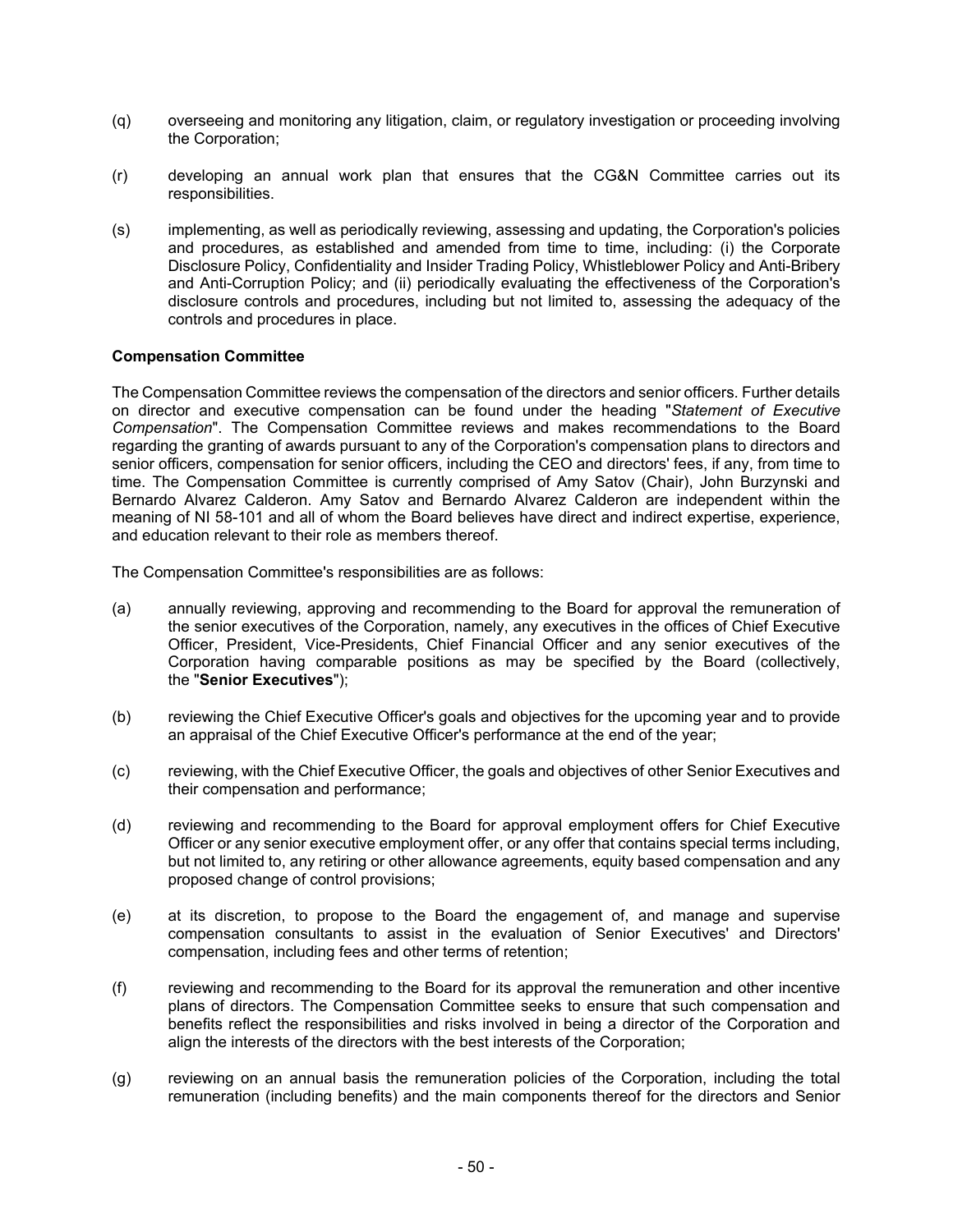(q) overseeing and monitoring any litigation, claim, or regulatory investigation or proceeding involving the Corporation;

(r) developing an annual work plan that ensures that the CG&N Committee carries out its responsibilities.

(s) implementing, as well as periodically reviewing, assessing and updating, the Corporation's policies and procedures, as established and amended from time to time, including: (i) the Corporate Disclosure Policy, Confidentiality and Insider Trading Policy, Whistleblower Policy and Anti-Bribery and Anti-Corruption Policy; and (ii) periodically evaluating the effectiveness of the Corporation's disclosure controls and procedures, including but not limited to, assessing the adequacy of the controls and procedures in place.

**Compensation Committee**

The Compensation Committee reviews the compensation of the directors and senior officers. Further details on director and executive compensation can be found under the heading "*Statement of Executive Compensation*". The Compensation Committee reviews and makes recommendations to the Board regarding the granting of awards pursuant to any of the Corporation's compensation plans to directors and senior officers, compensation for senior officers, including the CEO and directors' fees, if any, from time to time. The Compensation Committee is currently comprised of Amy Satov (Chair), John Burzynski and Bernardo Alvarez Calderon. Amy Satov and Bernardo Alvarez Calderon are independent within the meaning of NI 58-101 and all of whom the Board believes have direct and indirect expertise, experience, and education relevant to their role as members thereof.

The Compensation Committee's responsibilities are as follows:

(a) annually reviewing, approving and recommending to the Board for approval the remuneration of the senior executives of the Corporation, namely, any executives in the offices of Chief Executive Officer, President, Vice-Presidents, Chief Financial Officer and any senior executives of the Corporation having comparable positions as may be specified by the Board (collectively, the "**Senior Executives**");

(b) reviewing the Chief Executive Officer's goals and objectives for the upcoming year and to provide an appraisal of the Chief Executive Officer's performance at the end of the year;

(c) reviewing, with the Chief Executive Officer, the goals and objectives of other Senior Executives and their compensation and performance;

(d) reviewing and recommending to the Board for approval employment offers for Chief Executive Officer or any senior executive employment offer, or any offer that contains special terms including, but not limited to, any retiring or other allowance agreements, equity based compensation and any proposed change of control provisions;

(e) at its discretion, to propose to the Board the engagement of, and manage and supervise compensation consultants to assist in the evaluation of Senior Executives' and Directors' compensation, including fees and other terms of retention;

(f) reviewing and recommending to the Board for its approval the remuneration and other incentive plans of directors. The Compensation Committee seeks to ensure that such compensation and benefits reflect the responsibilities and risks involved in being a director of the Corporation and align the interests of the directors with the best interests of the Corporation;

(g) reviewing on an annual basis the remuneration policies of the Corporation, including the total remuneration (including benefits) and the main components thereof for the directors and Senior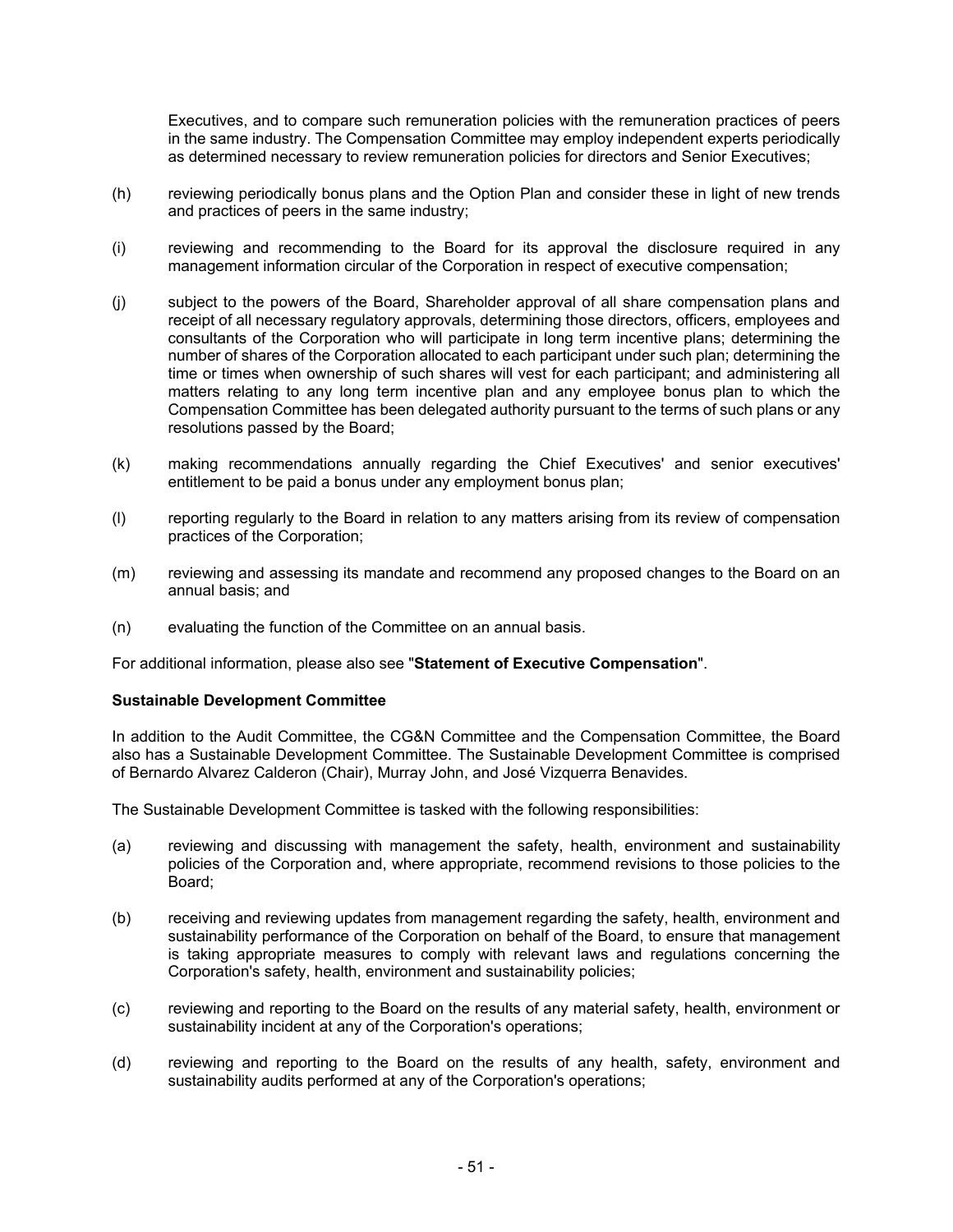Executives, and to compare such remuneration policies with the remuneration practices of peers in the same industry. The Compensation Committee may employ independent experts periodically as determined necessary to review remuneration policies for directors and Senior Executives;

(h) reviewing periodically bonus plans and the Option Plan and consider these in light of new trends and practices of peers in the same industry;

(i) reviewing and recommending to the Board for its approval the disclosure required in any management information circular of the Corporation in respect of executive compensation;

(j) subject to the powers of the Board, Shareholder approval of all share compensation plans and receipt of all necessary regulatory approvals, determining those directors, officers, employees and consultants of the Corporation who will participate in long term incentive plans; determining the number of shares of the Corporation allocated to each participant under such plan; determining the time or times when ownership of such shares will vest for each participant; and administering all matters relating to any long term incentive plan and any employee bonus plan to which the Compensation Committee has been delegated authority pursuant to the terms of such plans or any resolutions passed by the Board;

(k) making recommendations annually regarding the Chief Executives' and senior executives' entitlement to be paid a bonus under any employment bonus plan;

(l) reporting regularly to the Board in relation to any matters arising from its review of compensation practices of the Corporation;

(m) reviewing and assessing its mandate and recommend any proposed changes to the Board on an annual basis; and

(n) evaluating the function of the Committee on an annual basis.

For additional information, please also see "**Statement of Executive Compensation**".

**Sustainable Development Committee**

In addition to the Audit Committee, the CG&N Committee and the Compensation Committee, the Board also has a Sustainable Development Committee. The Sustainable Development Committee is comprised of Bernardo Alvarez Calderon (Chair), Murray John, and José Vizquerra Benavides.

The Sustainable Development Committee is tasked with the following responsibilities:

(a) reviewing and discussing with management the safety, health, environment and sustainability policies of the Corporation and, where appropriate, recommend revisions to those policies to the Board;

(b) receiving and reviewing updates from management regarding the safety, health, environment and sustainability performance of the Corporation on behalf of the Board, to ensure that management is taking appropriate measures to comply with relevant laws and regulations concerning the Corporation's safety, health, environment and sustainability policies;

(c) reviewing and reporting to the Board on the results of any material safety, health, environment or sustainability incident at any of the Corporation's operations;

(d) reviewing and reporting to the Board on the results of any health, safety, environment and sustainability audits performed at any of the Corporation's operations;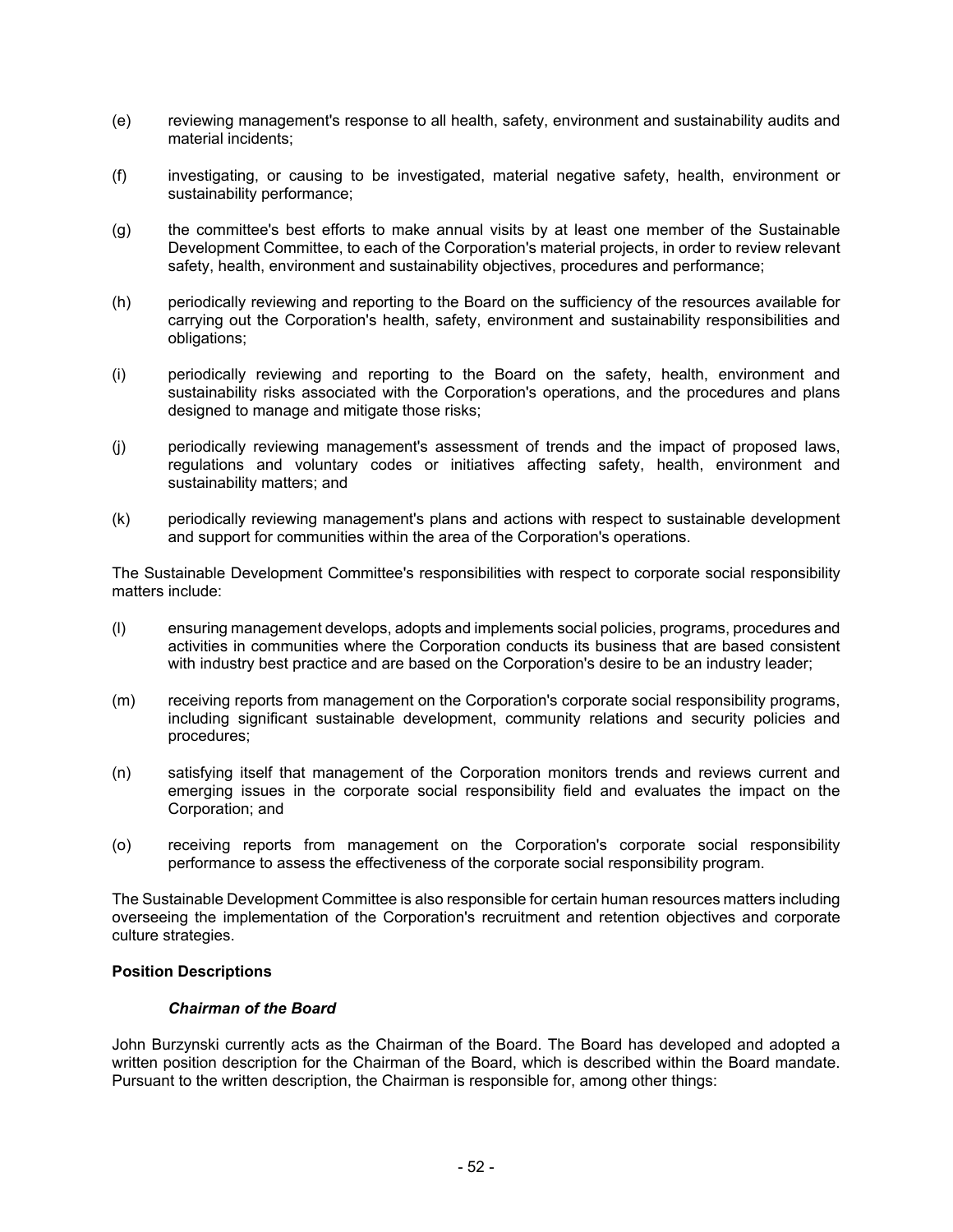(e) reviewing management's response to all health, safety, environment and sustainability audits and material incidents;

(f) investigating, or causing to be investigated, material negative safety, health, environment or sustainability performance;

(g) the committee's best efforts to make annual visits by at least one member of the Sustainable Development Committee, to each of the Corporation's material projects, in order to review relevant safety, health, environment and sustainability objectives, procedures and performance;

(h) periodically reviewing and reporting to the Board on the sufficiency of the resources available for carrying out the Corporation's health, safety, environment and sustainability responsibilities and obligations;

(i) periodically reviewing and reporting to the Board on the safety, health, environment and sustainability risks associated with the Corporation's operations, and the procedures and plans designed to manage and mitigate those risks;

(j) periodically reviewing management's assessment of trends and the impact of proposed laws, regulations and voluntary codes or initiatives affecting safety, health, environment and sustainability matters; and

(k) periodically reviewing management's plans and actions with respect to sustainable development and support for communities within the area of the Corporation's operations.

The Sustainable Development Committee's responsibilities with respect to corporate social responsibility matters include:

(l) ensuring management develops, adopts and implements social policies, programs, procedures and activities in communities where the Corporation conducts its business that are based consistent with industry best practice and are based on the Corporation's desire to be an industry leader;

(m) receiving reports from management on the Corporation's corporate social responsibility programs, including significant sustainable development, community relations and security policies and procedures;

(n) satisfying itself that management of the Corporation monitors trends and reviews current and emerging issues in the corporate social responsibility field and evaluates the impact on the Corporation; and

(o) receiving reports from management on the Corporation's corporate social responsibility performance to assess the effectiveness of the corporate social responsibility program.

The Sustainable Development Committee is also responsible for certain human resources matters including overseeing the implementation of the Corporation's recruitment and retention objectives and corporate culture strategies.

**Position Descriptions**

***Chairman of the Board***

John Burzynski currently acts as the Chairman of the Board. The Board has developed and adopted a written position description for the Chairman of the Board, which is described within the Board mandate. Pursuant to the written description, the Chairman is responsible for, among other things: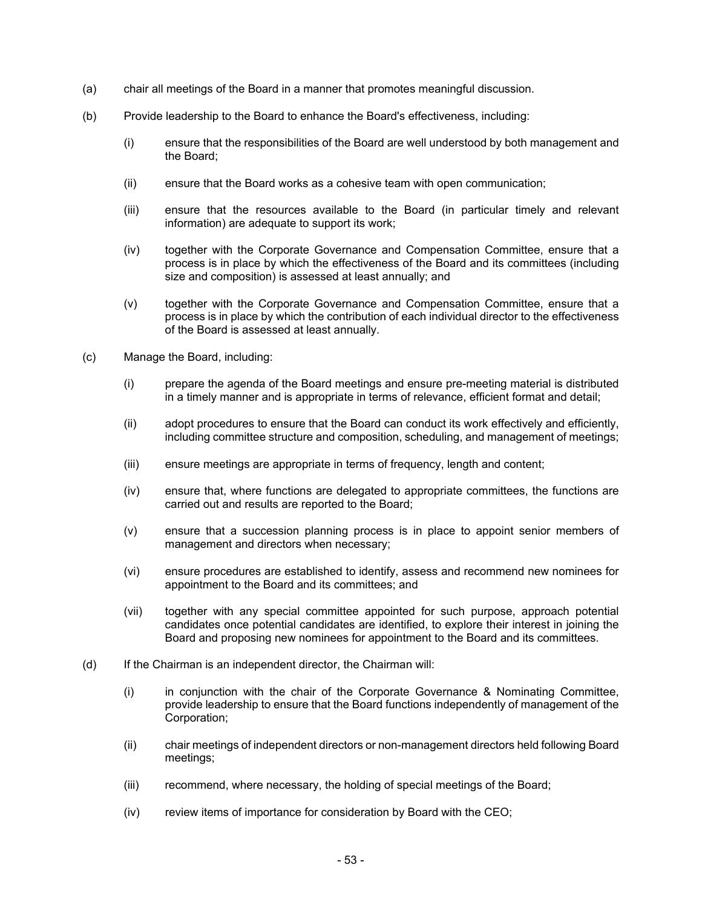(a) chair all meetings of the Board in a manner that promotes meaningful discussion.

(b) Provide leadership to the Board to enhance the Board's effectiveness, including:

  (i) ensure that the responsibilities of the Board are well understood by both management and the Board;

  (ii) ensure that the Board works as a cohesive team with open communication;

  (iii) ensure that the resources available to the Board (in particular timely and relevant information) are adequate to support its work;

  (iv) together with the Corporate Governance and Compensation Committee, ensure that a process is in place by which the effectiveness of the Board and its committees (including size and composition) is assessed at least annually; and

  (v) together with the Corporate Governance and Compensation Committee, ensure that a process is in place by which the contribution of each individual director to the effectiveness of the Board is assessed at least annually.

(c) Manage the Board, including:

  (i) prepare the agenda of the Board meetings and ensure pre-meeting material is distributed in a timely manner and is appropriate in terms of relevance, efficient format and detail;

  (ii) adopt procedures to ensure that the Board can conduct its work effectively and efficiently, including committee structure and composition, scheduling, and management of meetings;

  (iii) ensure meetings are appropriate in terms of frequency, length and content;

  (iv) ensure that, where functions are delegated to appropriate committees, the functions are carried out and results are reported to the Board;

  (v) ensure that a succession planning process is in place to appoint senior members of management and directors when necessary;

  (vi) ensure procedures are established to identify, assess and recommend new nominees for appointment to the Board and its committees; and

  (vii) together with any special committee appointed for such purpose, approach potential candidates once potential candidates are identified, to explore their interest in joining the Board and proposing new nominees for appointment to the Board and its committees.

(d) If the Chairman is an independent director, the Chairman will:

  (i) in conjunction with the chair of the Corporate Governance & Nominating Committee, provide leadership to ensure that the Board functions independently of management of the Corporation;

  (ii) chair meetings of independent directors or non-management directors held following Board meetings;

  (iii) recommend, where necessary, the holding of special meetings of the Board;

  (iv) review items of importance for consideration by Board with the CEO;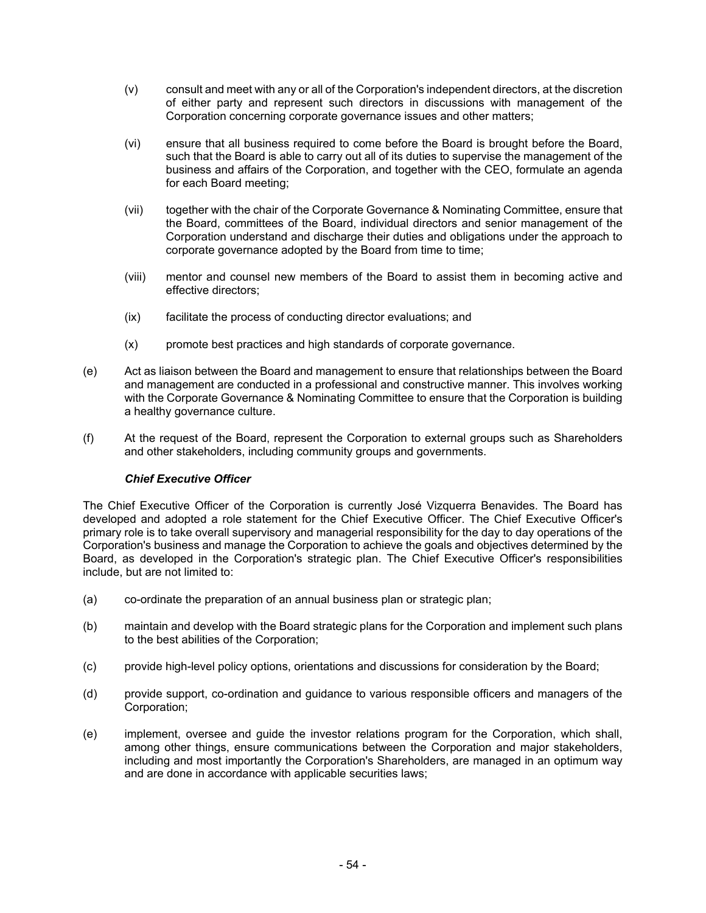(v) consult and meet with any or all of the Corporation's independent directors, at the discretion of either party and represent such directors in discussions with management of the Corporation concerning corporate governance issues and other matters;

(vi) ensure that all business required to come before the Board is brought before the Board, such that the Board is able to carry out all of its duties to supervise the management of the business and affairs of the Corporation, and together with the CEO, formulate an agenda for each Board meeting;

(vii) together with the chair of the Corporate Governance & Nominating Committee, ensure that the Board, committees of the Board, individual directors and senior management of the Corporation understand and discharge their duties and obligations under the approach to corporate governance adopted by the Board from time to time;

(viii) mentor and counsel new members of the Board to assist them in becoming active and effective directors;

(ix) facilitate the process of conducting director evaluations; and

(x) promote best practices and high standards of corporate governance.

(e) Act as liaison between the Board and management to ensure that relationships between the Board and management are conducted in a professional and constructive manner. This involves working with the Corporate Governance & Nominating Committee to ensure that the Corporation is building a healthy governance culture.

(f) At the request of the Board, represent the Corporation to external groups such as Shareholders and other stakeholders, including community groups and governments.

***Chief Executive Officer***

The Chief Executive Officer of the Corporation is currently José Vizquerra Benavides. The Board has developed and adopted a role statement for the Chief Executive Officer. The Chief Executive Officer's primary role is to take overall supervisory and managerial responsibility for the day to day operations of the Corporation's business and manage the Corporation to achieve the goals and objectives determined by the Board, as developed in the Corporation's strategic plan. The Chief Executive Officer's responsibilities include, but are not limited to:

(a) co-ordinate the preparation of an annual business plan or strategic plan;

(b) maintain and develop with the Board strategic plans for the Corporation and implement such plans to the best abilities of the Corporation;

(c) provide high-level policy options, orientations and discussions for consideration by the Board;

(d) provide support, co-ordination and guidance to various responsible officers and managers of the Corporation;

(e) implement, oversee and guide the investor relations program for the Corporation, which shall, among other things, ensure communications between the Corporation and major stakeholders, including and most importantly the Corporation's Shareholders, are managed in an optimum way and are done in accordance with applicable securities laws;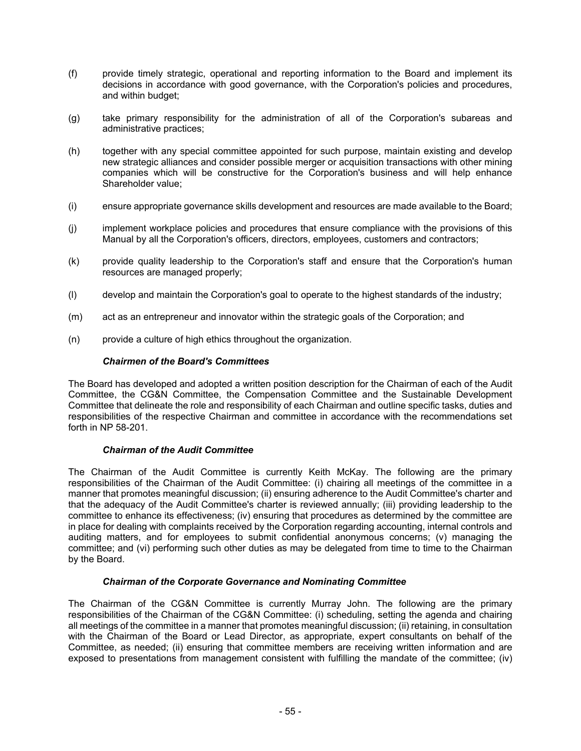(f) provide timely strategic, operational and reporting information to the Board and implement its decisions in accordance with good governance, with the Corporation's policies and procedures, and within budget;

(g) take primary responsibility for the administration of all of the Corporation's subareas and administrative practices;

(h) together with any special committee appointed for such purpose, maintain existing and develop new strategic alliances and consider possible merger or acquisition transactions with other mining companies which will be constructive for the Corporation's business and will help enhance Shareholder value;

(i) ensure appropriate governance skills development and resources are made available to the Board;

(j) implement workplace policies and procedures that ensure compliance with the provisions of this Manual by all the Corporation's officers, directors, employees, customers and contractors;

(k) provide quality leadership to the Corporation's staff and ensure that the Corporation's human resources are managed properly;

(l) develop and maintain the Corporation's goal to operate to the highest standards of the industry;

(m) act as an entrepreneur and innovator within the strategic goals of the Corporation; and

(n) provide a culture of high ethics throughout the organization.

***Chairmen of the Board's Committees***

The Board has developed and adopted a written position description for the Chairman of each of the Audit Committee, the CG&N Committee, the Compensation Committee and the Sustainable Development Committee that delineate the role and responsibility of each Chairman and outline specific tasks, duties and responsibilities of the respective Chairman and committee in accordance with the recommendations set forth in NP 58-201.

***Chairman of the Audit Committee***

The Chairman of the Audit Committee is currently Keith McKay. The following are the primary responsibilities of the Chairman of the Audit Committee: (i) chairing all meetings of the committee in a manner that promotes meaningful discussion; (ii) ensuring adherence to the Audit Committee's charter and that the adequacy of the Audit Committee's charter is reviewed annually; (iii) providing leadership to the committee to enhance its effectiveness; (iv) ensuring that procedures as determined by the committee are in place for dealing with complaints received by the Corporation regarding accounting, internal controls and auditing matters, and for employees to submit confidential anonymous concerns; (v) managing the committee; and (vi) performing such other duties as may be delegated from time to time to the Chairman by the Board.

***Chairman of the Corporate Governance and Nominating Committee***

The Chairman of the CG&N Committee is currently Murray John. The following are the primary responsibilities of the Chairman of the CG&N Committee: (i) scheduling, setting the agenda and chairing all meetings of the committee in a manner that promotes meaningful discussion; (ii) retaining, in consultation with the Chairman of the Board or Lead Director, as appropriate, expert consultants on behalf of the Committee, as needed; (ii) ensuring that committee members are receiving written information and are exposed to presentations from management consistent with fulfilling the mandate of the committee; (iv)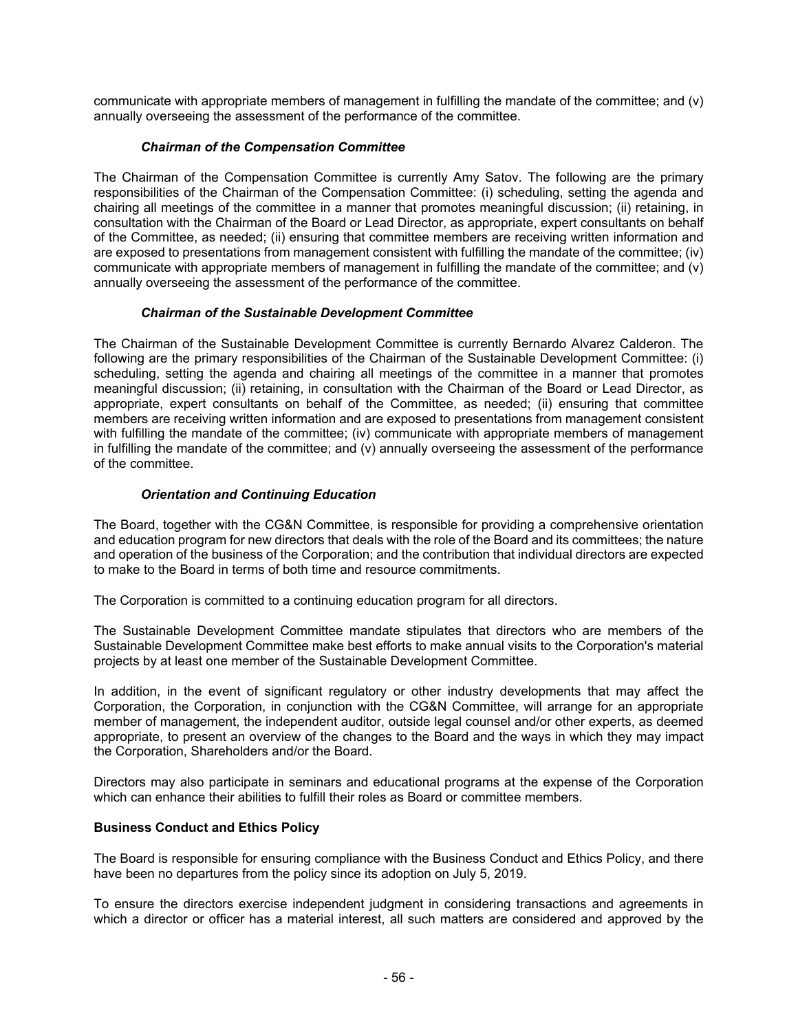communicate with appropriate members of management in fulfilling the mandate of the committee; and (v) annually overseeing the assessment of the performance of the committee.

***Chairman of the Compensation Committee***

The Chairman of the Compensation Committee is currently Amy Satov. The following are the primary responsibilities of the Chairman of the Compensation Committee: (i) scheduling, setting the agenda and chairing all meetings of the committee in a manner that promotes meaningful discussion; (ii) retaining, in consultation with the Chairman of the Board or Lead Director, as appropriate, expert consultants on behalf of the Committee, as needed; (ii) ensuring that committee members are receiving written information and are exposed to presentations from management consistent with fulfilling the mandate of the committee; (iv) communicate with appropriate members of management in fulfilling the mandate of the committee; and (v) annually overseeing the assessment of the performance of the committee.

***Chairman of the Sustainable Development Committee***

The Chairman of the Sustainable Development Committee is currently Bernardo Alvarez Calderon. The following are the primary responsibilities of the Chairman of the Sustainable Development Committee: (i) scheduling, setting the agenda and chairing all meetings of the committee in a manner that promotes meaningful discussion; (ii) retaining, in consultation with the Chairman of the Board or Lead Director, as appropriate, expert consultants on behalf of the Committee, as needed; (ii) ensuring that committee members are receiving written information and are exposed to presentations from management consistent with fulfilling the mandate of the committee; (iv) communicate with appropriate members of management in fulfilling the mandate of the committee; and (v) annually overseeing the assessment of the performance of the committee.

***Orientation and Continuing Education***

The Board, together with the CG&N Committee, is responsible for providing a comprehensive orientation and education program for new directors that deals with the role of the Board and its committees; the nature and operation of the business of the Corporation; and the contribution that individual directors are expected to make to the Board in terms of both time and resource commitments.

The Corporation is committed to a continuing education program for all directors.

The Sustainable Development Committee mandate stipulates that directors who are members of the Sustainable Development Committee make best efforts to make annual visits to the Corporation's material projects by at least one member of the Sustainable Development Committee.

In addition, in the event of significant regulatory or other industry developments that may affect the Corporation, the Corporation, in conjunction with the CG&N Committee, will arrange for an appropriate member of management, the independent auditor, outside legal counsel and/or other experts, as deemed appropriate, to present an overview of the changes to the Board and the ways in which they may impact the Corporation, Shareholders and/or the Board.

Directors may also participate in seminars and educational programs at the expense of the Corporation which can enhance their abilities to fulfill their roles as Board or committee members.

**Business Conduct and Ethics Policy**

The Board is responsible for ensuring compliance with the Business Conduct and Ethics Policy, and there have been no departures from the policy since its adoption on July 5, 2019.

To ensure the directors exercise independent judgment in considering transactions and agreements in which a director or officer has a material interest, all such matters are considered and approved by the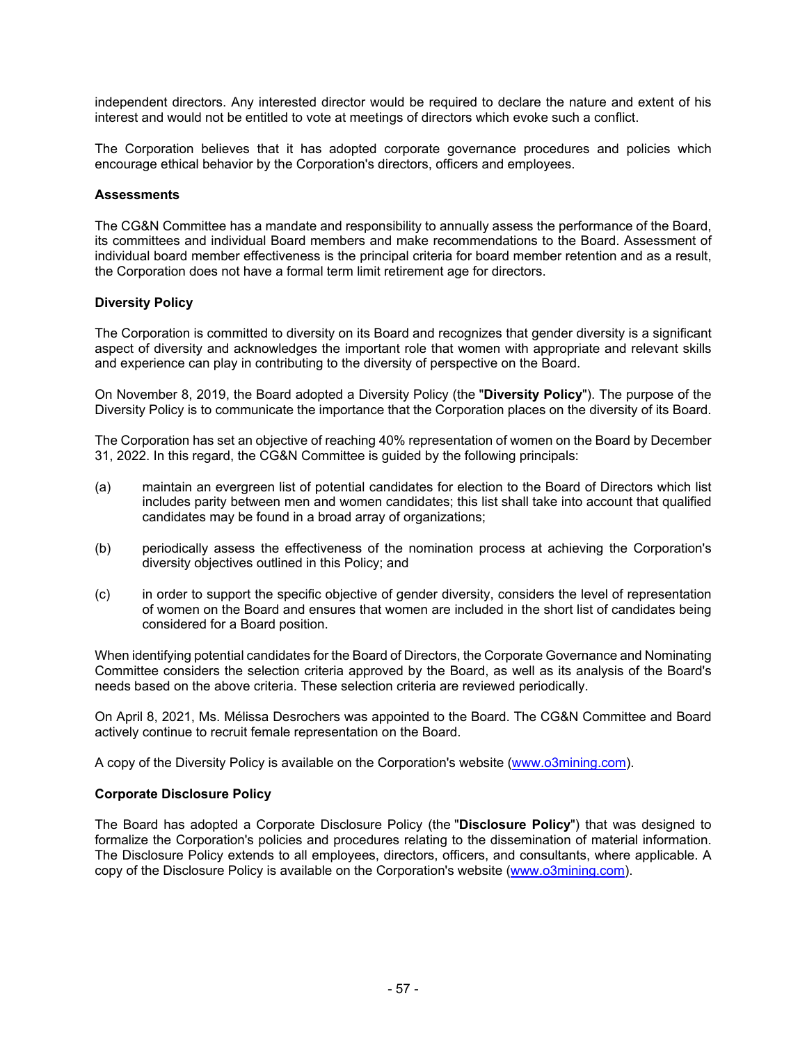independent directors. Any interested director would be required to declare the nature and extent of his interest and would not be entitled to vote at meetings of directors which evoke such a conflict.

The Corporation believes that it has adopted corporate governance procedures and policies which encourage ethical behavior by the Corporation's directors, officers and employees.

**Assessments**

The CG&N Committee has a mandate and responsibility to annually assess the performance of the Board, its committees and individual Board members and make recommendations to the Board. Assessment of individual board member effectiveness is the principal criteria for board member retention and as a result, the Corporation does not have a formal term limit retirement age for directors.

**Diversity Policy**

The Corporation is committed to diversity on its Board and recognizes that gender diversity is a significant aspect of diversity and acknowledges the important role that women with appropriate and relevant skills and experience can play in contributing to the diversity of perspective on the Board.

On November 8, 2019, the Board adopted a Diversity Policy (the "**Diversity Policy**"). The purpose of the Diversity Policy is to communicate the importance that the Corporation places on the diversity of its Board.

The Corporation has set an objective of reaching 40% representation of women on the Board by December 31, 2022. In this regard, the CG&N Committee is guided by the following principals:

(a) maintain an evergreen list of potential candidates for election to the Board of Directors which list includes parity between men and women candidates; this list shall take into account that qualified candidates may be found in a broad array of organizations;

(b) periodically assess the effectiveness of the nomination process at achieving the Corporation's diversity objectives outlined in this Policy; and

(c) in order to support the specific objective of gender diversity, considers the level of representation of women on the Board and ensures that women are included in the short list of candidates being considered for a Board position.

When identifying potential candidates for the Board of Directors, the Corporate Governance and Nominating Committee considers the selection criteria approved by the Board, as well as its analysis of the Board's needs based on the above criteria. These selection criteria are reviewed periodically.

On April 8, 2021, Ms. Mélissa Desrochers was appointed to the Board. The CG&N Committee and Board actively continue to recruit female representation on the Board.

A copy of the Diversity Policy is available on the Corporation's website (www.o3mining.com).

**Corporate Disclosure Policy**

The Board has adopted a Corporate Disclosure Policy (the "**Disclosure Policy**") that was designed to formalize the Corporation's policies and procedures relating to the dissemination of material information. The Disclosure Policy extends to all employees, directors, officers, and consultants, where applicable. A copy of the Disclosure Policy is available on the Corporation's website (www.o3mining.com).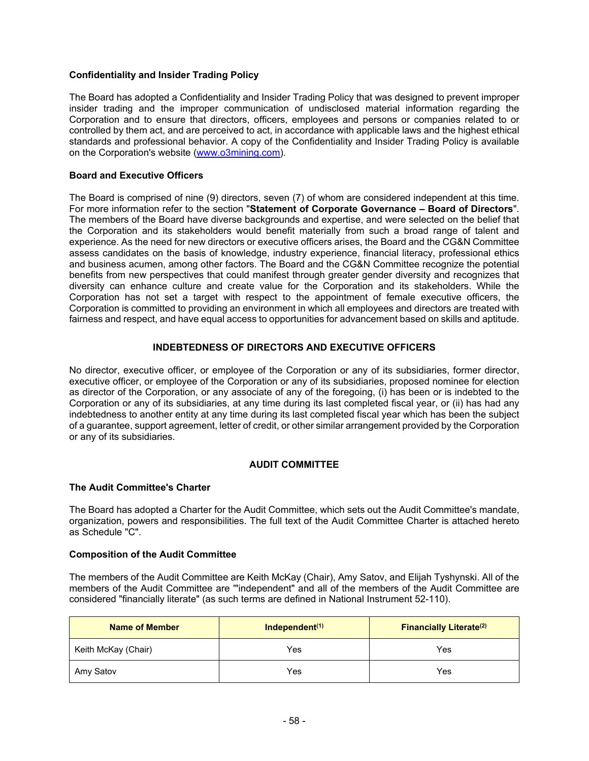**Confidentiality and Insider Trading Policy**

The Board has adopted a Confidentiality and Insider Trading Policy that was designed to prevent improper insider trading and the improper communication of undisclosed material information regarding the Corporation and to ensure that directors, officers, employees and persons or companies related to or controlled by them act, and are perceived to act, in accordance with applicable laws and the highest ethical standards and professional behavior. A copy of the Confidentiality and Insider Trading Policy is available on the Corporation's website (www.o3mining.com).

**Board and Executive Officers**

The Board is comprised of nine (9) directors, seven (7) of whom are considered independent at this time. For more information refer to the section "**Statement of Corporate Governance – Board of Directors**". The members of the Board have diverse backgrounds and expertise, and were selected on the belief that the Corporation and its stakeholders would benefit materially from such a broad range of talent and experience. As the need for new directors or executive officers arises, the Board and the CG&N Committee assess candidates on the basis of knowledge, industry experience, financial literacy, professional ethics and business acumen, among other factors. The Board and the CG&N Committee recognize the potential benefits from new perspectives that could manifest through greater gender diversity and recognizes that diversity can enhance culture and create value for the Corporation and its stakeholders. While the Corporation has not set a target with respect to the appointment of female executive officers, the Corporation is committed to providing an environment in which all employees and directors are treated with fairness and respect, and have equal access to opportunities for advancement based on skills and aptitude.

## INDEBTEDNESS OF DIRECTORS AND EXECUTIVE OFFICERS

No director, executive officer, or employee of the Corporation or any of its subsidiaries, former director, executive officer, or employee of the Corporation or any of its subsidiaries, proposed nominee for election as director of the Corporation, or any associate of any of the foregoing, (i) has been or is indebted to the Corporation or any of its subsidiaries, at any time during its last completed fiscal year, or (ii) has had any indebtedness to another entity at any time during its last completed fiscal year which has been the subject of a guarantee, support agreement, letter of credit, or other similar arrangement provided by the Corporation or any of its subsidiaries.

## AUDIT COMMITTEE

**The Audit Committee's Charter**

The Board has adopted a Charter for the Audit Committee, which sets out the Audit Committee's mandate, organization, powers and responsibilities. The full text of the Audit Committee Charter is attached hereto as Schedule "C".

**Composition of the Audit Committee**

The members of the Audit Committee are Keith McKay (Chair), Amy Satov, and Elijah Tyshynski. All of the members of the Audit Committee are '"independent" and all of the members of the Audit Committee are considered "financially literate" (as such terms are defined in National Instrument 52-110).

| Name of Member | Independent[(1)] | Financially Literate[(2)] |
|---|---|---|
| Keith McKay (Chair) | Yes | Yes |
| Amy Satov | Yes | Yes |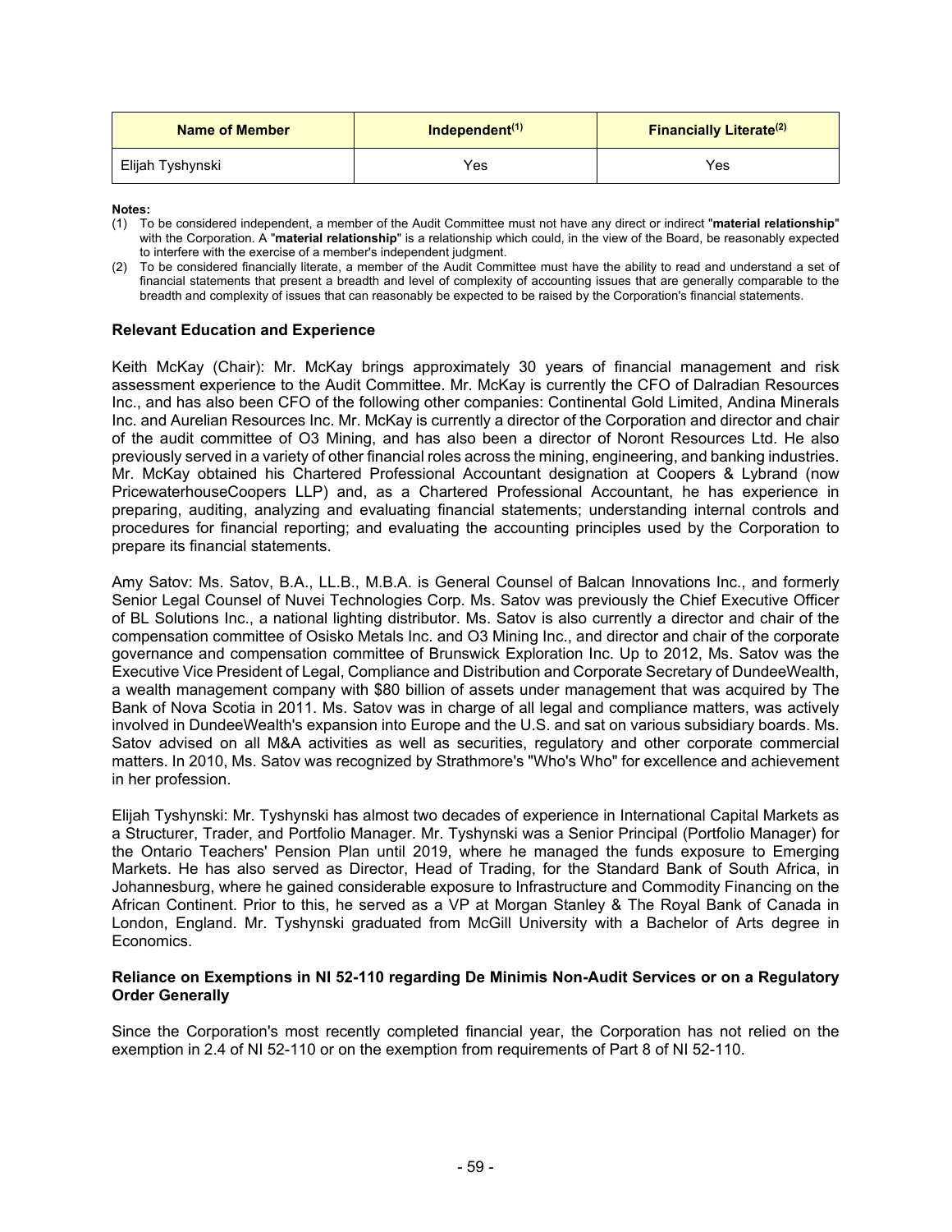| Name of Member | Independent[(1)] | Financially Literate[(2)] |
|---|---|---|
| Elijah Tyshynski | Yes | Yes |

**Notes:**

(1) To be considered independent, a member of the Audit Committee must not have any direct or indirect "**material relationship**" with the Corporation. A "**material relationship**" is a relationship which could, in the view of the Board, be reasonably expected to interfere with the exercise of a member's independent judgment.

(2) To be considered financially literate, a member of the Audit Committee must have the ability to read and understand a set of financial statements that present a breadth and level of complexity of accounting issues that are generally comparable to the breadth and complexity of issues that can reasonably be expected to be raised by the Corporation's financial statements.

### Relevant Education and Experience

Keith McKay (Chair): Mr. McKay brings approximately 30 years of financial management and risk assessment experience to the Audit Committee. Mr. McKay is currently the CFO of Dalradian Resources Inc., and has also been CFO of the following other companies: Continental Gold Limited, Andina Minerals Inc. and Aurelian Resources Inc. Mr. McKay is currently a director of the Corporation and director and chair of the audit committee of O3 Mining, and has also been a director of Noront Resources Ltd. He also previously served in a variety of other financial roles across the mining, engineering, and banking industries. Mr. McKay obtained his Chartered Professional Accountant designation at Coopers & Lybrand (now PricewaterhouseCoopers LLP) and, as a Chartered Professional Accountant, he has experience in preparing, auditing, analyzing and evaluating financial statements; understanding internal controls and procedures for financial reporting; and evaluating the accounting principles used by the Corporation to prepare its financial statements.

Amy Satov: Ms. Satov, B.A., LL.B., M.B.A. is General Counsel of Balcan Innovations Inc., and formerly Senior Legal Counsel of Nuvei Technologies Corp. Ms. Satov was previously the Chief Executive Officer of BL Solutions Inc., a national lighting distributor. Ms. Satov is also currently a director and chair of the compensation committee of Osisko Metals Inc. and O3 Mining Inc., and director and chair of the corporate governance and compensation committee of Brunswick Exploration Inc. Up to 2012, Ms. Satov was the Executive Vice President of Legal, Compliance and Distribution and Corporate Secretary of DundeeWealth, a wealth management company with $80 billion of assets under management that was acquired by The Bank of Nova Scotia in 2011. Ms. Satov was in charge of all legal and compliance matters, was actively involved in DundeeWealth's expansion into Europe and the U.S. and sat on various subsidiary boards. Ms. Satov advised on all M&A activities as well as securities, regulatory and other corporate commercial matters. In 2010, Ms. Satov was recognized by Strathmore's "Who's Who" for excellence and achievement in her profession.

Elijah Tyshynski: Mr. Tyshynski has almost two decades of experience in International Capital Markets as a Structurer, Trader, and Portfolio Manager. Mr. Tyshynski was a Senior Principal (Portfolio Manager) for the Ontario Teachers' Pension Plan until 2019, where he managed the funds exposure to Emerging Markets. He has also served as Director, Head of Trading, for the Standard Bank of South Africa, in Johannesburg, where he gained considerable exposure to Infrastructure and Commodity Financing on the African Continent. Prior to this, he served as a VP at Morgan Stanley & The Royal Bank of Canada in London, England. Mr. Tyshynski graduated from McGill University with a Bachelor of Arts degree in Economics.

### Reliance on Exemptions in NI 52-110 regarding De Minimis Non-Audit Services or on a Regulatory Order Generally

Since the Corporation's most recently completed financial year, the Corporation has not relied on the exemption in 2.4 of NI 52-110 or on the exemption from requirements of Part 8 of NI 52-110.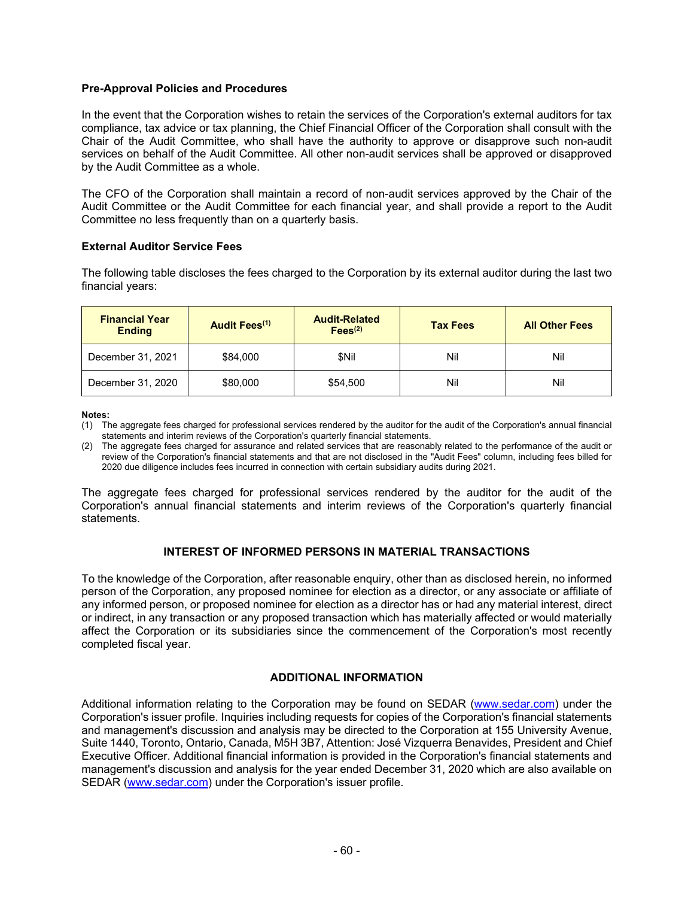### Pre-Approval Policies and Procedures

In the event that the Corporation wishes to retain the services of the Corporation's external auditors for tax compliance, tax advice or tax planning, the Chief Financial Officer of the Corporation shall consult with the Chair of the Audit Committee, who shall have the authority to approve or disapprove such non-audit services on behalf of the Audit Committee. All other non-audit services shall be approved or disapproved by the Audit Committee as a whole.

The CFO of the Corporation shall maintain a record of non-audit services approved by the Chair of the Audit Committee or the Audit Committee for each financial year, and shall provide a report to the Audit Committee no less frequently than on a quarterly basis.

### External Auditor Service Fees

The following table discloses the fees charged to the Corporation by its external auditor during the last two financial years:

| Financial Year Ending | Audit Fees[1] | Audit-Related Fees[2] | Tax Fees | All Other Fees |
|---|---|---|---|---|
| December 31, 2021 | $84,000 | $Nil | Nil | Nil |
| December 31, 2020 | $80,000 | $54,500 | Nil | Nil |

**Notes:**

(1) The aggregate fees charged for professional services rendered by the auditor for the audit of the Corporation's annual financial statements and interim reviews of the Corporation's quarterly financial statements.

(2) The aggregate fees charged for assurance and related services that are reasonably related to the performance of the audit or review of the Corporation's financial statements and that are not disclosed in the "Audit Fees" column, including fees billed for 2020 due diligence includes fees incurred in connection with certain subsidiary audits during 2021.

The aggregate fees charged for professional services rendered by the auditor for the audit of the Corporation's annual financial statements and interim reviews of the Corporation's quarterly financial statements.

## INTEREST OF INFORMED PERSONS IN MATERIAL TRANSACTIONS

To the knowledge of the Corporation, after reasonable enquiry, other than as disclosed herein, no informed person of the Corporation, any proposed nominee for election as a director, or any associate or affiliate of any informed person, or proposed nominee for election as a director has or had any material interest, direct or indirect, in any transaction or any proposed transaction which has materially affected or would materially affect the Corporation or its subsidiaries since the commencement of the Corporation's most recently completed fiscal year.

## ADDITIONAL INFORMATION

Additional information relating to the Corporation may be found on SEDAR (www.sedar.com) under the Corporation's issuer profile. Inquiries including requests for copies of the Corporation's financial statements and management's discussion and analysis may be directed to the Corporation at 155 University Avenue, Suite 1440, Toronto, Ontario, Canada, M5H 3B7, Attention: José Vizquerra Benavides, President and Chief Executive Officer. Additional financial information is provided in the Corporation's financial statements and management's discussion and analysis for the year ended December 31, 2020 which are also available on SEDAR (www.sedar.com) under the Corporation's issuer profile.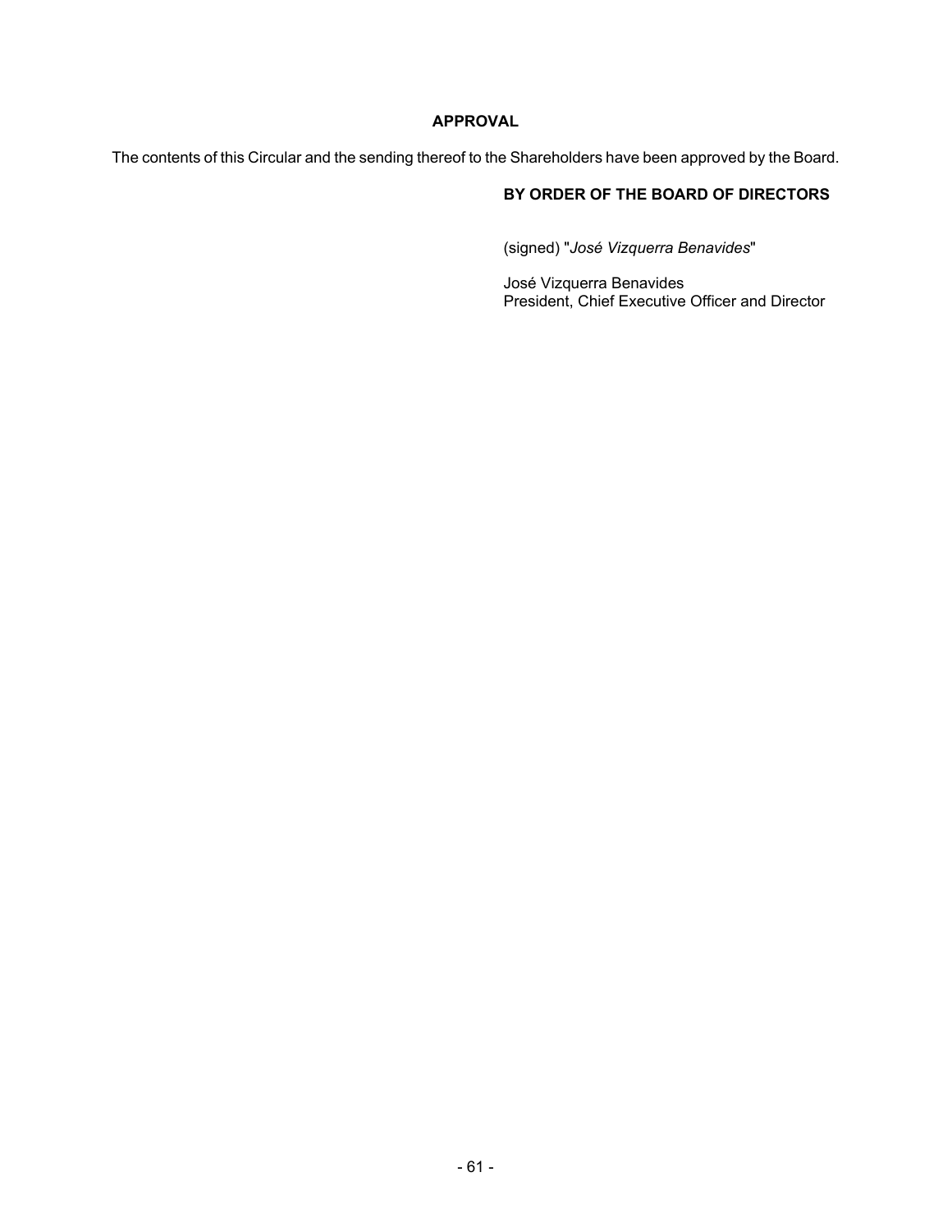## APPROVAL

The contents of this Circular and the sending thereof to the Shareholders have been approved by the Board.

**BY ORDER OF THE BOARD OF DIRECTORS**

(signed) "*José Vizquerra Benavides*"

José Vizquerra Benavides
President, Chief Executive Officer and Director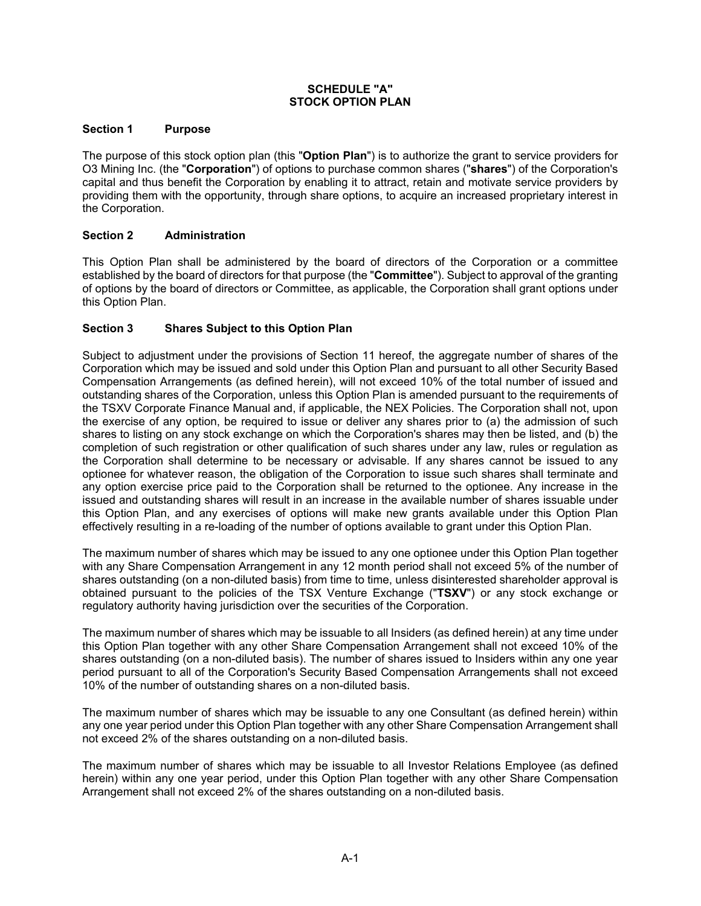# SCHEDULE "A"
# STOCK OPTION PLAN

### Section 1 Purpose

The purpose of this stock option plan (this "**Option Plan**") is to authorize the grant to service providers for O3 Mining Inc. (the "**Corporation**") of options to purchase common shares ("**shares**") of the Corporation's capital and thus benefit the Corporation by enabling it to attract, retain and motivate service providers by providing them with the opportunity, through share options, to acquire an increased proprietary interest in the Corporation.

### Section 2 Administration

This Option Plan shall be administered by the board of directors of the Corporation or a committee established by the board of directors for that purpose (the "**Committee**"). Subject to approval of the granting of options by the board of directors or Committee, as applicable, the Corporation shall grant options under this Option Plan.

### Section 3 Shares Subject to this Option Plan

Subject to adjustment under the provisions of Section 11 hereof, the aggregate number of shares of the Corporation which may be issued and sold under this Option Plan and pursuant to all other Security Based Compensation Arrangements (as defined herein), will not exceed 10% of the total number of issued and outstanding shares of the Corporation, unless this Option Plan is amended pursuant to the requirements of the TSXV Corporate Finance Manual and, if applicable, the NEX Policies. The Corporation shall not, upon the exercise of any option, be required to issue or deliver any shares prior to (a) the admission of such shares to listing on any stock exchange on which the Corporation's shares may then be listed, and (b) the completion of such registration or other qualification of such shares under any law, rules or regulation as the Corporation shall determine to be necessary or advisable. If any shares cannot be issued to any optionee for whatever reason, the obligation of the Corporation to issue such shares shall terminate and any option exercise price paid to the Corporation shall be returned to the optionee. Any increase in the issued and outstanding shares will result in an increase in the available number of shares issuable under this Option Plan, and any exercises of options will make new grants available under this Option Plan effectively resulting in a re-loading of the number of options available to grant under this Option Plan.

The maximum number of shares which may be issued to any one optionee under this Option Plan together with any Share Compensation Arrangement in any 12 month period shall not exceed 5% of the number of shares outstanding (on a non-diluted basis) from time to time, unless disinterested shareholder approval is obtained pursuant to the policies of the TSX Venture Exchange ("**TSXV**") or any stock exchange or regulatory authority having jurisdiction over the securities of the Corporation.

The maximum number of shares which may be issuable to all Insiders (as defined herein) at any time under this Option Plan together with any other Share Compensation Arrangement shall not exceed 10% of the shares outstanding (on a non-diluted basis). The number of shares issued to Insiders within any one year period pursuant to all of the Corporation's Security Based Compensation Arrangements shall not exceed 10% of the number of outstanding shares on a non-diluted basis.

The maximum number of shares which may be issuable to any one Consultant (as defined herein) within any one year period under this Option Plan together with any other Share Compensation Arrangement shall not exceed 2% of the shares outstanding on a non-diluted basis.

The maximum number of shares which may be issuable to all Investor Relations Employee (as defined herein) within any one year period, under this Option Plan together with any other Share Compensation Arrangement shall not exceed 2% of the shares outstanding on a non-diluted basis.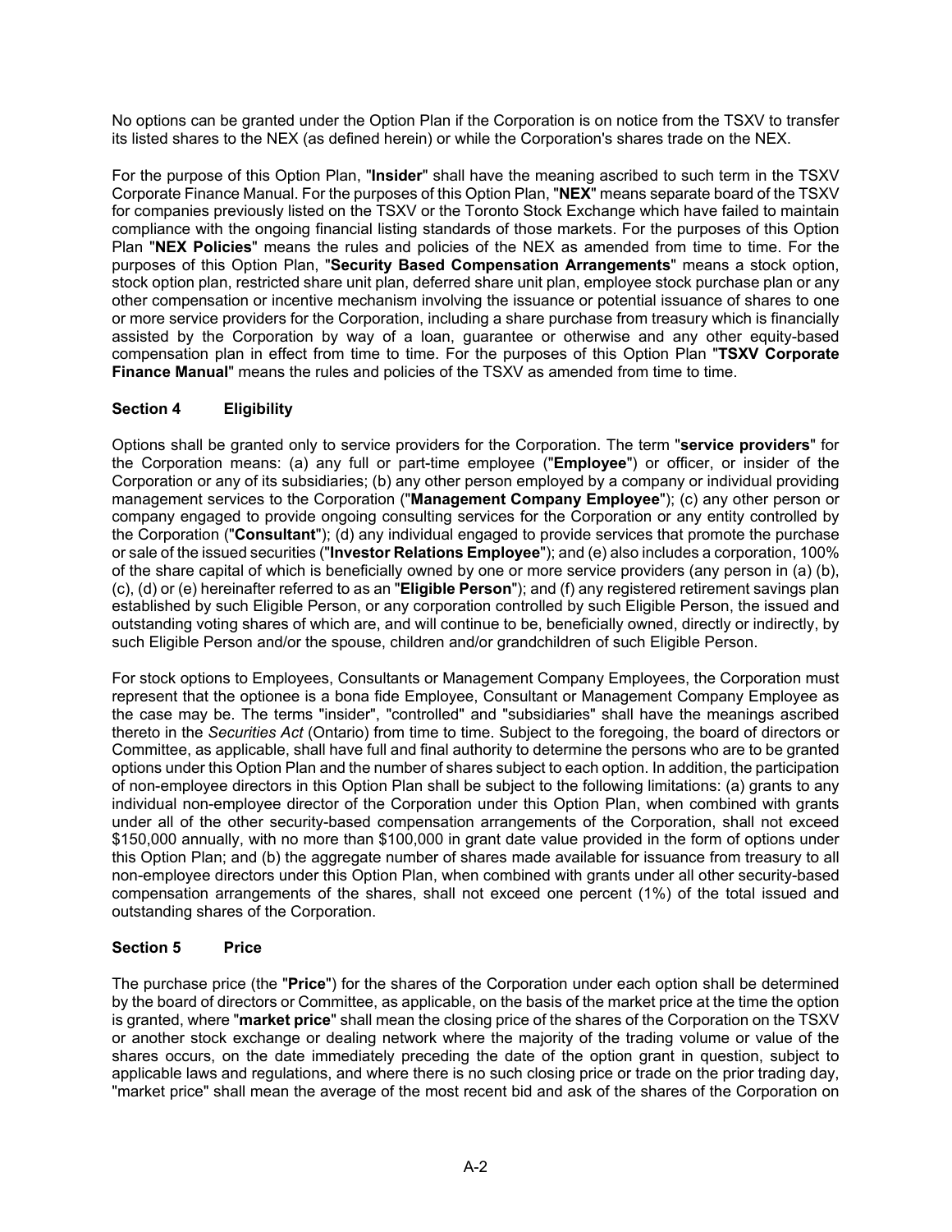No options can be granted under the Option Plan if the Corporation is on notice from the TSXV to transfer its listed shares to the NEX (as defined herein) or while the Corporation's shares trade on the NEX.

For the purpose of this Option Plan, "**Insider**" shall have the meaning ascribed to such term in the TSXV Corporate Finance Manual. For the purposes of this Option Plan, "**NEX**" means separate board of the TSXV for companies previously listed on the TSXV or the Toronto Stock Exchange which have failed to maintain compliance with the ongoing financial listing standards of those markets. For the purposes of this Option Plan "**NEX Policies**" means the rules and policies of the NEX as amended from time to time. For the purposes of this Option Plan, "**Security Based Compensation Arrangements**" means a stock option, stock option plan, restricted share unit plan, deferred share unit plan, employee stock purchase plan or any other compensation or incentive mechanism involving the issuance or potential issuance of shares to one or more service providers for the Corporation, including a share purchase from treasury which is financially assisted by the Corporation by way of a loan, guarantee or otherwise and any other equity-based compensation plan in effect from time to time. For the purposes of this Option Plan "**TSXV Corporate Finance Manual**" means the rules and policies of the TSXV as amended from time to time.

### Section 4 Eligibility

Options shall be granted only to service providers for the Corporation. The term "**service providers**" for the Corporation means: (a) any full or part-time employee ("**Employee**") or officer, or insider of the Corporation or any of its subsidiaries; (b) any other person employed by a company or individual providing management services to the Corporation ("**Management Company Employee**"); (c) any other person or company engaged to provide ongoing consulting services for the Corporation or any entity controlled by the Corporation ("**Consultant**"); (d) any individual engaged to provide services that promote the purchase or sale of the issued securities ("**Investor Relations Employee**"); and (e) also includes a corporation, 100% of the share capital of which is beneficially owned by one or more service providers (any person in (a) (b), (c), (d) or (e) hereinafter referred to as an "**Eligible Person**"); and (f) any registered retirement savings plan established by such Eligible Person, or any corporation controlled by such Eligible Person, the issued and outstanding voting shares of which are, and will continue to be, beneficially owned, directly or indirectly, by such Eligible Person and/or the spouse, children and/or grandchildren of such Eligible Person.

For stock options to Employees, Consultants or Management Company Employees, the Corporation must represent that the optionee is a bona fide Employee, Consultant or Management Company Employee as the case may be. The terms "insider", "controlled" and "subsidiaries" shall have the meanings ascribed thereto in the *Securities Act* (Ontario) from time to time. Subject to the foregoing, the board of directors or Committee, as applicable, shall have full and final authority to determine the persons who are to be granted options under this Option Plan and the number of shares subject to each option. In addition, the participation of non-employee directors in this Option Plan shall be subject to the following limitations: (a) grants to any individual non-employee director of the Corporation under this Option Plan, when combined with grants under all of the other security-based compensation arrangements of the Corporation, shall not exceed $150,000 annually, with no more than $100,000 in grant date value provided in the form of options under this Option Plan; and (b) the aggregate number of shares made available for issuance from treasury to all non-employee directors under this Option Plan, when combined with grants under all other security-based compensation arrangements of the shares, shall not exceed one percent (1%) of the total issued and outstanding shares of the Corporation.

### Section 5 Price

The purchase price (the "**Price**") for the shares of the Corporation under each option shall be determined by the board of directors or Committee, as applicable, on the basis of the market price at the time the option is granted, where "**market price**" shall mean the closing price of the shares of the Corporation on the TSXV or another stock exchange or dealing network where the majority of the trading volume or value of the shares occurs, on the date immediately preceding the date of the option grant in question, subject to applicable laws and regulations, and where there is no such closing price or trade on the prior trading day, "market price" shall mean the average of the most recent bid and ask of the shares of the Corporation on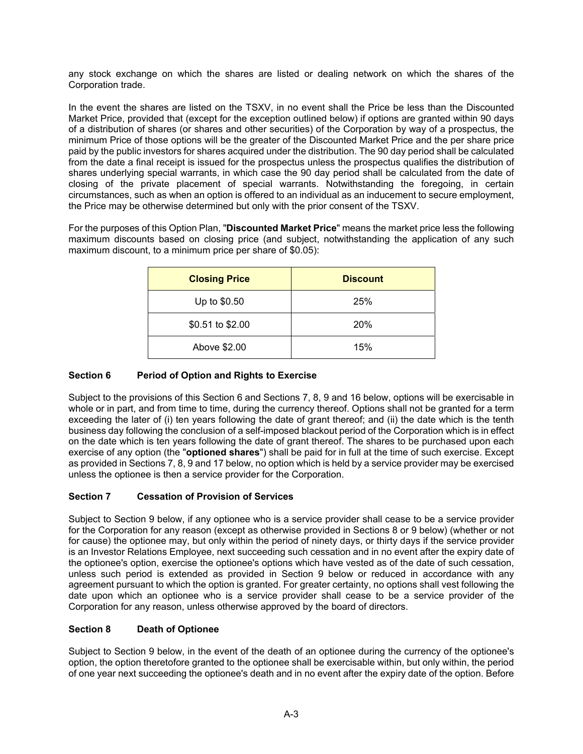any stock exchange on which the shares are listed or dealing network on which the shares of the Corporation trade.

In the event the shares are listed on the TSXV, in no event shall the Price be less than the Discounted Market Price, provided that (except for the exception outlined below) if options are granted within 90 days of a distribution of shares (or shares and other securities) of the Corporation by way of a prospectus, the minimum Price of those options will be the greater of the Discounted Market Price and the per share price paid by the public investors for shares acquired under the distribution. The 90 day period shall be calculated from the date a final receipt is issued for the prospectus unless the prospectus qualifies the distribution of shares underlying special warrants, in which case the 90 day period shall be calculated from the date of closing of the private placement of special warrants. Notwithstanding the foregoing, in certain circumstances, such as when an option is offered to an individual as an inducement to secure employment, the Price may be otherwise determined but only with the prior consent of the TSXV.

For the purposes of this Option Plan, "**Discounted Market Price**" means the market price less the following maximum discounts based on closing price (and subject, notwithstanding the application of any such maximum discount, to a minimum price per share of $0.05):

| Closing Price | Discount |
|---|---|
| Up to $0.50 | 25% |
| $0.51 to $2.00 | 20% |
| Above $2.00 | 15% |

### Section 6 Period of Option and Rights to Exercise

Subject to the provisions of this Section 6 and Sections 7, 8, 9 and 16 below, options will be exercisable in whole or in part, and from time to time, during the currency thereof. Options shall not be granted for a term exceeding the later of (i) ten years following the date of grant thereof; and (ii) the date which is the tenth business day following the conclusion of a self-imposed blackout period of the Corporation which is in effect on the date which is ten years following the date of grant thereof. The shares to be purchased upon each exercise of any option (the "**optioned shares**") shall be paid for in full at the time of such exercise. Except as provided in Sections 7, 8, 9 and 17 below, no option which is held by a service provider may be exercised unless the optionee is then a service provider for the Corporation.

### Section 7 Cessation of Provision of Services

Subject to Section 9 below, if any optionee who is a service provider shall cease to be a service provider for the Corporation for any reason (except as otherwise provided in Sections 8 or 9 below) (whether or not for cause) the optionee may, but only within the period of ninety days, or thirty days if the service provider is an Investor Relations Employee, next succeeding such cessation and in no event after the expiry date of the optionee's option, exercise the optionee's options which have vested as of the date of such cessation, unless such period is extended as provided in Section 9 below or reduced in accordance with any agreement pursuant to which the option is granted. For greater certainty, no options shall vest following the date upon which an optionee who is a service provider shall cease to be a service provider of the Corporation for any reason, unless otherwise approved by the board of directors.

### Section 8 Death of Optionee

Subject to Section 9 below, in the event of the death of an optionee during the currency of the optionee's option, the option theretofore granted to the optionee shall be exercisable within, but only within, the period of one year next succeeding the optionee's death and in no event after the expiry date of the option. Before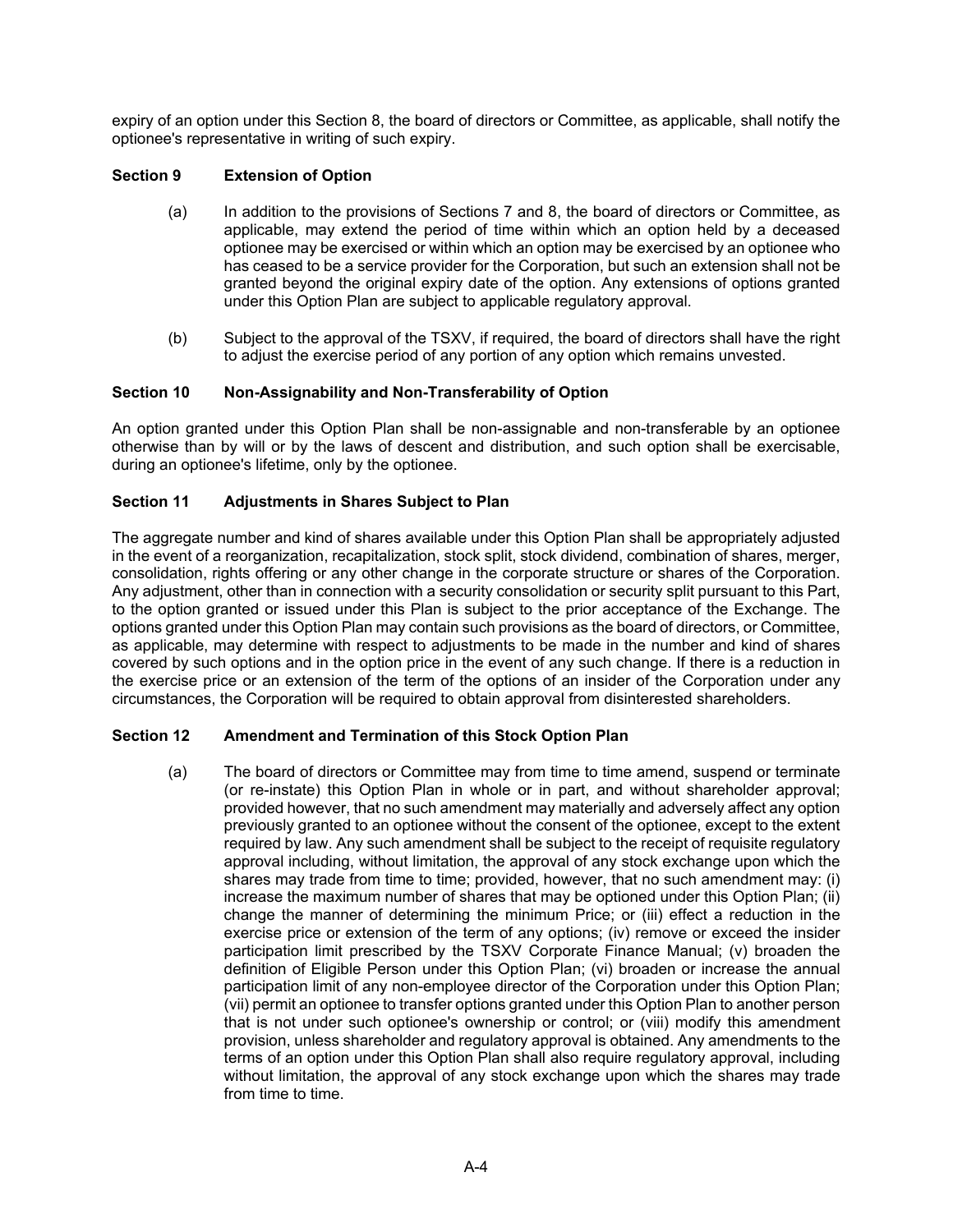expiry of an option under this Section 8, the board of directors or Committee, as applicable, shall notify the optionee's representative in writing of such expiry.

### Section 9 Extension of Option

(a) In addition to the provisions of Sections 7 and 8, the board of directors or Committee, as applicable, may extend the period of time within which an option held by a deceased optionee may be exercised or within which an option may be exercised by an optionee who has ceased to be a service provider for the Corporation, but such an extension shall not be granted beyond the original expiry date of the option. Any extensions of options granted under this Option Plan are subject to applicable regulatory approval.

(b) Subject to the approval of the TSXV, if required, the board of directors shall have the right to adjust the exercise period of any portion of any option which remains unvested.

### Section 10 Non-Assignability and Non-Transferability of Option

An option granted under this Option Plan shall be non-assignable and non-transferable by an optionee otherwise than by will or by the laws of descent and distribution, and such option shall be exercisable, during an optionee's lifetime, only by the optionee.

### Section 11 Adjustments in Shares Subject to Plan

The aggregate number and kind of shares available under this Option Plan shall be appropriately adjusted in the event of a reorganization, recapitalization, stock split, stock dividend, combination of shares, merger, consolidation, rights offering or any other change in the corporate structure or shares of the Corporation. Any adjustment, other than in connection with a security consolidation or security split pursuant to this Part, to the option granted or issued under this Plan is subject to the prior acceptance of the Exchange. The options granted under this Option Plan may contain such provisions as the board of directors, or Committee, as applicable, may determine with respect to adjustments to be made in the number and kind of shares covered by such options and in the option price in the event of any such change. If there is a reduction in the exercise price or an extension of the term of the options of an insider of the Corporation under any circumstances, the Corporation will be required to obtain approval from disinterested shareholders.

### Section 12 Amendment and Termination of this Stock Option Plan

(a) The board of directors or Committee may from time to time amend, suspend or terminate (or re-instate) this Option Plan in whole or in part, and without shareholder approval; provided however, that no such amendment may materially and adversely affect any option previously granted to an optionee without the consent of the optionee, except to the extent required by law. Any such amendment shall be subject to the receipt of requisite regulatory approval including, without limitation, the approval of any stock exchange upon which the shares may trade from time to time; provided, however, that no such amendment may: (i) increase the maximum number of shares that may be optioned under this Option Plan; (ii) change the manner of determining the minimum Price; or (iii) effect a reduction in the exercise price or extension of the term of any options; (iv) remove or exceed the insider participation limit prescribed by the TSXV Corporate Finance Manual; (v) broaden the definition of Eligible Person under this Option Plan; (vi) broaden or increase the annual participation limit of any non-employee director of the Corporation under this Option Plan; (vii) permit an optionee to transfer options granted under this Option Plan to another person that is not under such optionee's ownership or control; or (viii) modify this amendment provision, unless shareholder and regulatory approval is obtained. Any amendments to the terms of an option under this Option Plan shall also require regulatory approval, including without limitation, the approval of any stock exchange upon which the shares may trade from time to time.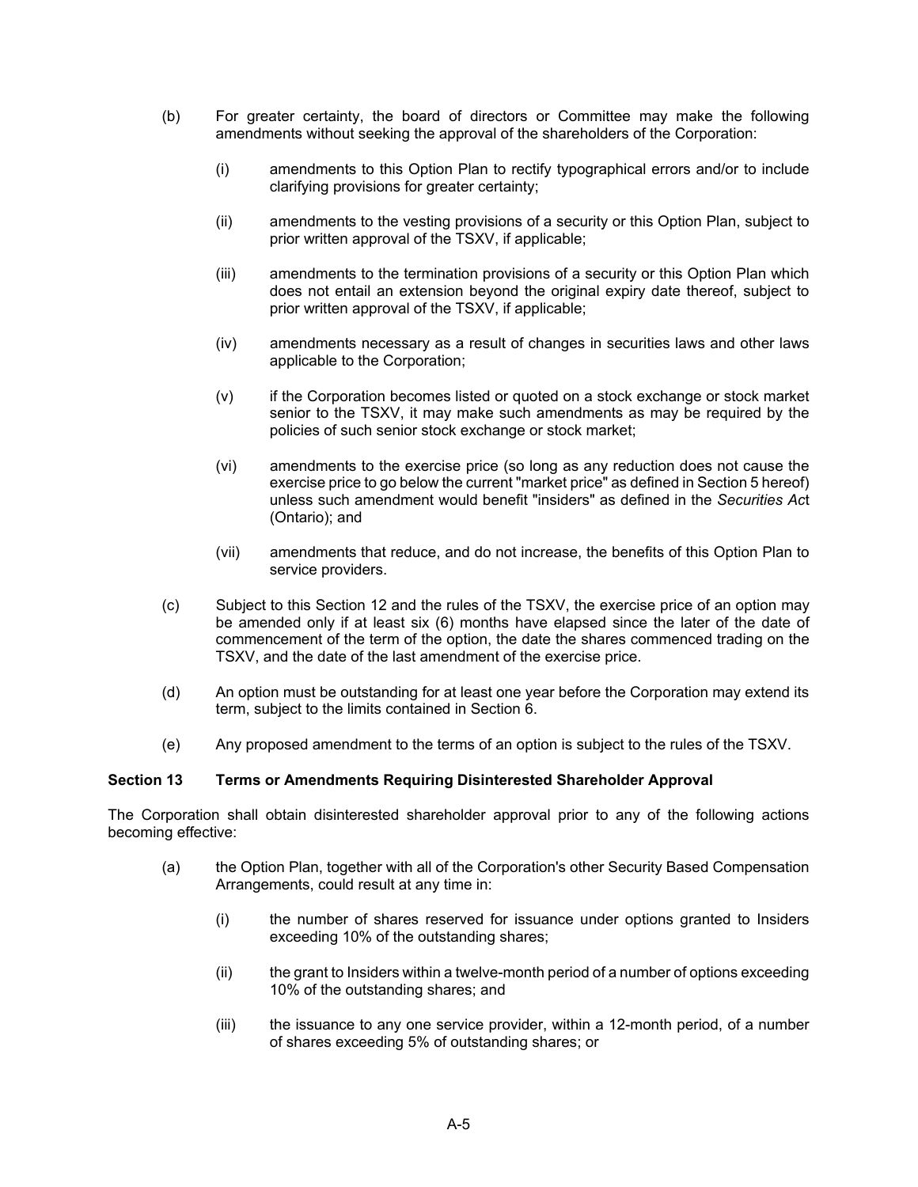(b) For greater certainty, the board of directors or Committee may make the following amendments without seeking the approval of the shareholders of the Corporation:

   (i) amendments to this Option Plan to rectify typographical errors and/or to include clarifying provisions for greater certainty;

   (ii) amendments to the vesting provisions of a security or this Option Plan, subject to prior written approval of the TSXV, if applicable;

   (iii) amendments to the termination provisions of a security or this Option Plan which does not entail an extension beyond the original expiry date thereof, subject to prior written approval of the TSXV, if applicable;

   (iv) amendments necessary as a result of changes in securities laws and other laws applicable to the Corporation;

   (v) if the Corporation becomes listed or quoted on a stock exchange or stock market senior to the TSXV, it may make such amendments as may be required by the policies of such senior stock exchange or stock market;

   (vi) amendments to the exercise price (so long as any reduction does not cause the exercise price to go below the current "market price" as defined in Section 5 hereof) unless such amendment would benefit "insiders" as defined in the *Securities Ac*t (Ontario); and

   (vii) amendments that reduce, and do not increase, the benefits of this Option Plan to service providers.

(c) Subject to this Section 12 and the rules of the TSXV, the exercise price of an option may be amended only if at least six (6) months have elapsed since the later of the date of commencement of the term of the option, the date the shares commenced trading on the TSXV, and the date of the last amendment of the exercise price.

(d) An option must be outstanding for at least one year before the Corporation may extend its term, subject to the limits contained in Section 6.

(e) Any proposed amendment to the terms of an option is subject to the rules of the TSXV.

**Section 13 Terms or Amendments Requiring Disinterested Shareholder Approval**

The Corporation shall obtain disinterested shareholder approval prior to any of the following actions becoming effective:

(a) the Option Plan, together with all of the Corporation's other Security Based Compensation Arrangements, could result at any time in:

   (i) the number of shares reserved for issuance under options granted to Insiders exceeding 10% of the outstanding shares;

   (ii) the grant to Insiders within a twelve-month period of a number of options exceeding 10% of the outstanding shares; and

   (iii) the issuance to any one service provider, within a 12-month period, of a number of shares exceeding 5% of outstanding shares; or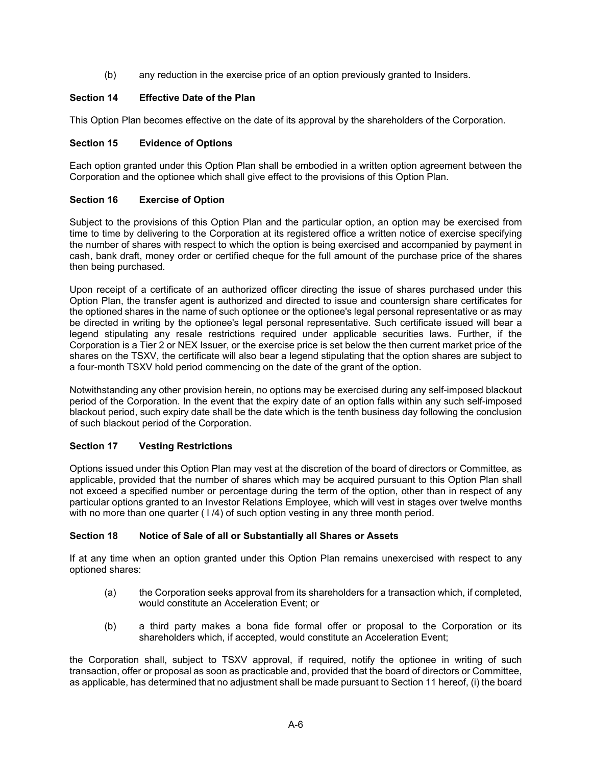(b) any reduction in the exercise price of an option previously granted to Insiders.

### Section 14 Effective Date of the Plan

This Option Plan becomes effective on the date of its approval by the shareholders of the Corporation.

### Section 15 Evidence of Options

Each option granted under this Option Plan shall be embodied in a written option agreement between the Corporation and the optionee which shall give effect to the provisions of this Option Plan.

### Section 16 Exercise of Option

Subject to the provisions of this Option Plan and the particular option, an option may be exercised from time to time by delivering to the Corporation at its registered office a written notice of exercise specifying the number of shares with respect to which the option is being exercised and accompanied by payment in cash, bank draft, money order or certified cheque for the full amount of the purchase price of the shares then being purchased.

Upon receipt of a certificate of an authorized officer directing the issue of shares purchased under this Option Plan, the transfer agent is authorized and directed to issue and countersign share certificates for the optioned shares in the name of such optionee or the optionee's legal personal representative or as may be directed in writing by the optionee's legal personal representative. Such certificate issued will bear a legend stipulating any resale restrictions required under applicable securities laws. Further, if the Corporation is a Tier 2 or NEX Issuer, or the exercise price is set below the then current market price of the shares on the TSXV, the certificate will also bear a legend stipulating that the option shares are subject to a four-month TSXV hold period commencing on the date of the grant of the option.

Notwithstanding any other provision herein, no options may be exercised during any self-imposed blackout period of the Corporation. In the event that the expiry date of an option falls within any such self-imposed blackout period, such expiry date shall be the date which is the tenth business day following the conclusion of such blackout period of the Corporation.

### Section 17 Vesting Restrictions

Options issued under this Option Plan may vest at the discretion of the board of directors or Committee, as applicable, provided that the number of shares which may be acquired pursuant to this Option Plan shall not exceed a specified number or percentage during the term of the option, other than in respect of any particular options granted to an Investor Relations Employee, which will vest in stages over twelve months with no more than one quarter ( l /4) of such option vesting in any three month period.

### Section 18 Notice of Sale of all or Substantially all Shares or Assets

If at any time when an option granted under this Option Plan remains unexercised with respect to any optioned shares:

(a) the Corporation seeks approval from its shareholders for a transaction which, if completed, would constitute an Acceleration Event; or

(b) a third party makes a bona fide formal offer or proposal to the Corporation or its shareholders which, if accepted, would constitute an Acceleration Event;

the Corporation shall, subject to TSXV approval, if required, notify the optionee in writing of such transaction, offer or proposal as soon as practicable and, provided that the board of directors or Committee, as applicable, has determined that no adjustment shall be made pursuant to Section 11 hereof, (i) the board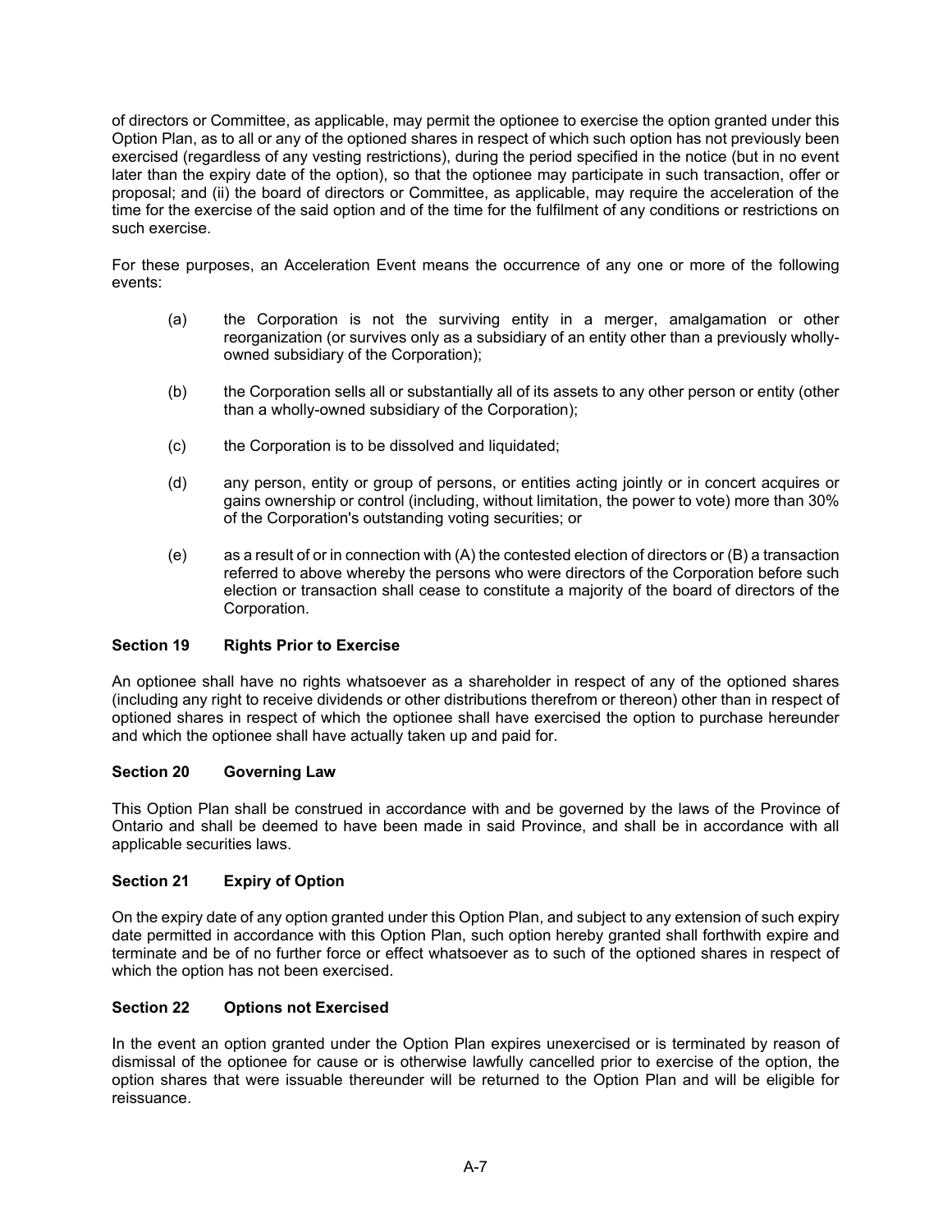of directors or Committee, as applicable, may permit the optionee to exercise the option granted under this Option Plan, as to all or any of the optioned shares in respect of which such option has not previously been exercised (regardless of any vesting restrictions), during the period specified in the notice (but in no event later than the expiry date of the option), so that the optionee may participate in such transaction, offer or proposal; and (ii) the board of directors or Committee, as applicable, may require the acceleration of the time for the exercise of the said option and of the time for the fulfilment of any conditions or restrictions on such exercise.

For these purposes, an Acceleration Event means the occurrence of any one or more of the following events:

(a) the Corporation is not the surviving entity in a merger, amalgamation or other reorganization (or survives only as a subsidiary of an entity other than a previously wholly-owned subsidiary of the Corporation);

(b) the Corporation sells all or substantially all of its assets to any other person or entity (other than a wholly-owned subsidiary of the Corporation);

(c) the Corporation is to be dissolved and liquidated;

(d) any person, entity or group of persons, or entities acting jointly or in concert acquires or gains ownership or control (including, without limitation, the power to vote) more than 30% of the Corporation's outstanding voting securities; or

(e) as a result of or in connection with (A) the contested election of directors or (B) a transaction referred to above whereby the persons who were directors of the Corporation before such election or transaction shall cease to constitute a majority of the board of directors of the Corporation.

### Section 19 Rights Prior to Exercise

An optionee shall have no rights whatsoever as a shareholder in respect of any of the optioned shares (including any right to receive dividends or other distributions therefrom or thereon) other than in respect of optioned shares in respect of which the optionee shall have exercised the option to purchase hereunder and which the optionee shall have actually taken up and paid for.

### Section 20 Governing Law

This Option Plan shall be construed in accordance with and be governed by the laws of the Province of Ontario and shall be deemed to have been made in said Province, and shall be in accordance with all applicable securities laws.

### Section 21 Expiry of Option

On the expiry date of any option granted under this Option Plan, and subject to any extension of such expiry date permitted in accordance with this Option Plan, such option hereby granted shall forthwith expire and terminate and be of no further force or effect whatsoever as to such of the optioned shares in respect of which the option has not been exercised.

### Section 22 Options not Exercised

In the event an option granted under the Option Plan expires unexercised or is terminated by reason of dismissal of the optionee for cause or is otherwise lawfully cancelled prior to exercise of the option, the option shares that were issuable thereunder will be returned to the Option Plan and will be eligible for reissuance.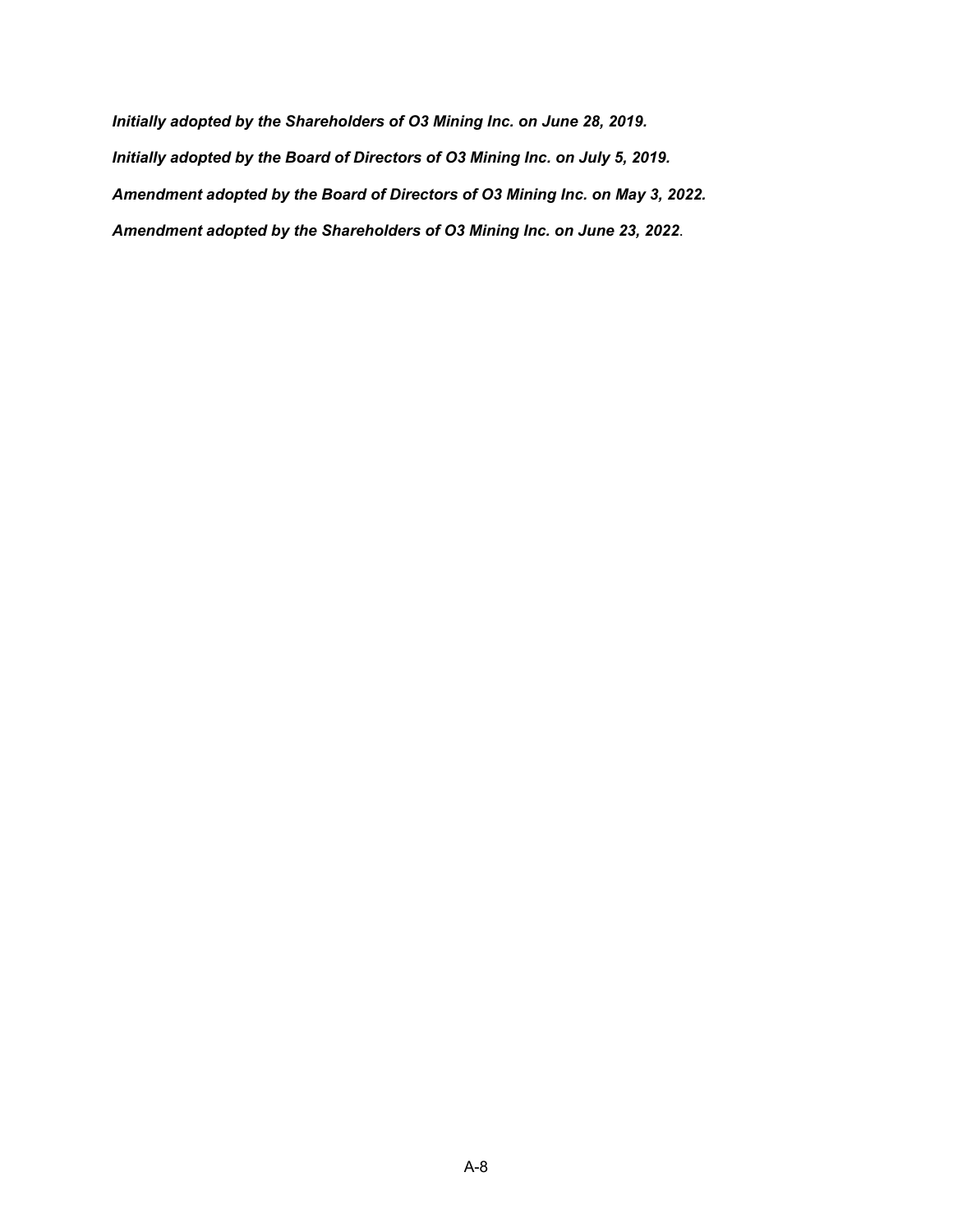***Initially adopted by the Shareholders of O3 Mining Inc. on June 28, 2019.***

***Initially adopted by the Board of Directors of O3 Mining Inc. on July 5, 2019.***

***Amendment adopted by the Board of Directors of O3 Mining Inc. on May 3, 2022.***

***Amendment adopted by the Shareholders of O3 Mining Inc. on June 23, 2022***.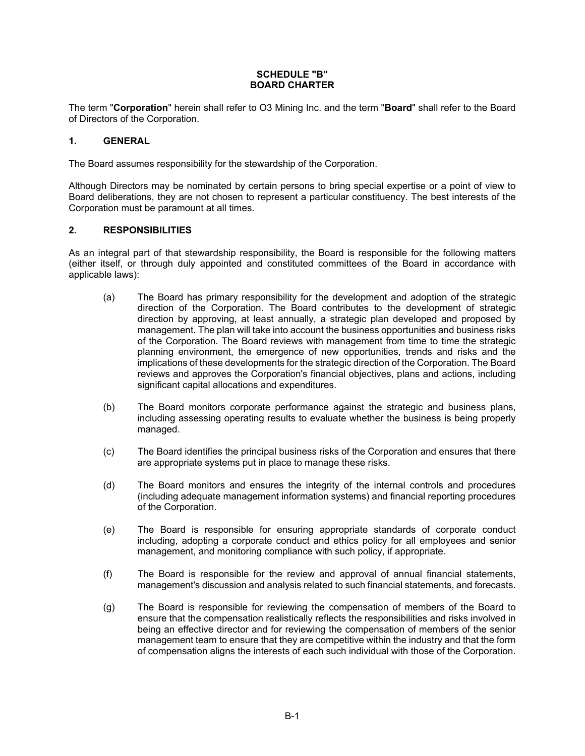# SCHEDULE "B"
# BOARD CHARTER

The term "**Corporation**" herein shall refer to O3 Mining Inc. and the term "**Board**" shall refer to the Board of Directors of the Corporation.

## 1. GENERAL

The Board assumes responsibility for the stewardship of the Corporation.

Although Directors may be nominated by certain persons to bring special expertise or a point of view to Board deliberations, they are not chosen to represent a particular constituency. The best interests of the Corporation must be paramount at all times.

## 2. RESPONSIBILITIES

As an integral part of that stewardship responsibility, the Board is responsible for the following matters (either itself, or through duly appointed and constituted committees of the Board in accordance with applicable laws):

(a) The Board has primary responsibility for the development and adoption of the strategic direction of the Corporation. The Board contributes to the development of strategic direction by approving, at least annually, a strategic plan developed and proposed by management. The plan will take into account the business opportunities and business risks of the Corporation. The Board reviews with management from time to time the strategic planning environment, the emergence of new opportunities, trends and risks and the implications of these developments for the strategic direction of the Corporation. The Board reviews and approves the Corporation's financial objectives, plans and actions, including significant capital allocations and expenditures.

(b) The Board monitors corporate performance against the strategic and business plans, including assessing operating results to evaluate whether the business is being properly managed.

(c) The Board identifies the principal business risks of the Corporation and ensures that there are appropriate systems put in place to manage these risks.

(d) The Board monitors and ensures the integrity of the internal controls and procedures (including adequate management information systems) and financial reporting procedures of the Corporation.

(e) The Board is responsible for ensuring appropriate standards of corporate conduct including, adopting a corporate conduct and ethics policy for all employees and senior management, and monitoring compliance with such policy, if appropriate.

(f) The Board is responsible for the review and approval of annual financial statements, management's discussion and analysis related to such financial statements, and forecasts.

(g) The Board is responsible for reviewing the compensation of members of the Board to ensure that the compensation realistically reflects the responsibilities and risks involved in being an effective director and for reviewing the compensation of members of the senior management team to ensure that they are competitive within the industry and that the form of compensation aligns the interests of each such individual with those of the Corporation.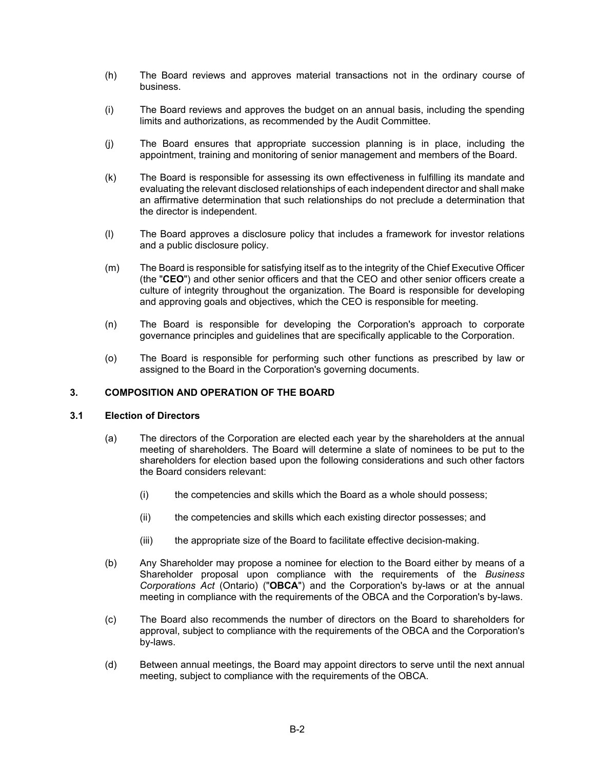(h) The Board reviews and approves material transactions not in the ordinary course of business.

(i) The Board reviews and approves the budget on an annual basis, including the spending limits and authorizations, as recommended by the Audit Committee.

(j) The Board ensures that appropriate succession planning is in place, including the appointment, training and monitoring of senior management and members of the Board.

(k) The Board is responsible for assessing its own effectiveness in fulfilling its mandate and evaluating the relevant disclosed relationships of each independent director and shall make an affirmative determination that such relationships do not preclude a determination that the director is independent.

(l) The Board approves a disclosure policy that includes a framework for investor relations and a public disclosure policy.

(m) The Board is responsible for satisfying itself as to the integrity of the Chief Executive Officer (the "**CEO**") and other senior officers and that the CEO and other senior officers create a culture of integrity throughout the organization. The Board is responsible for developing and approving goals and objectives, which the CEO is responsible for meeting.

(n) The Board is responsible for developing the Corporation's approach to corporate governance principles and guidelines that are specifically applicable to the Corporation.

(o) The Board is responsible for performing such other functions as prescribed by law or assigned to the Board in the Corporation's governing documents.

## 3. COMPOSITION AND OPERATION OF THE BOARD

### 3.1 Election of Directors

(a) The directors of the Corporation are elected each year by the shareholders at the annual meeting of shareholders. The Board will determine a slate of nominees to be put to the shareholders for election based upon the following considerations and such other factors the Board considers relevant:

  (i) the competencies and skills which the Board as a whole should possess;

  (ii) the competencies and skills which each existing director possesses; and

  (iii) the appropriate size of the Board to facilitate effective decision-making.

(b) Any Shareholder may propose a nominee for election to the Board either by means of a Shareholder proposal upon compliance with the requirements of the *Business Corporations Act* (Ontario) ("**OBCA**") and the Corporation's by-laws or at the annual meeting in compliance with the requirements of the OBCA and the Corporation's by-laws.

(c) The Board also recommends the number of directors on the Board to shareholders for approval, subject to compliance with the requirements of the OBCA and the Corporation's by-laws.

(d) Between annual meetings, the Board may appoint directors to serve until the next annual meeting, subject to compliance with the requirements of the OBCA.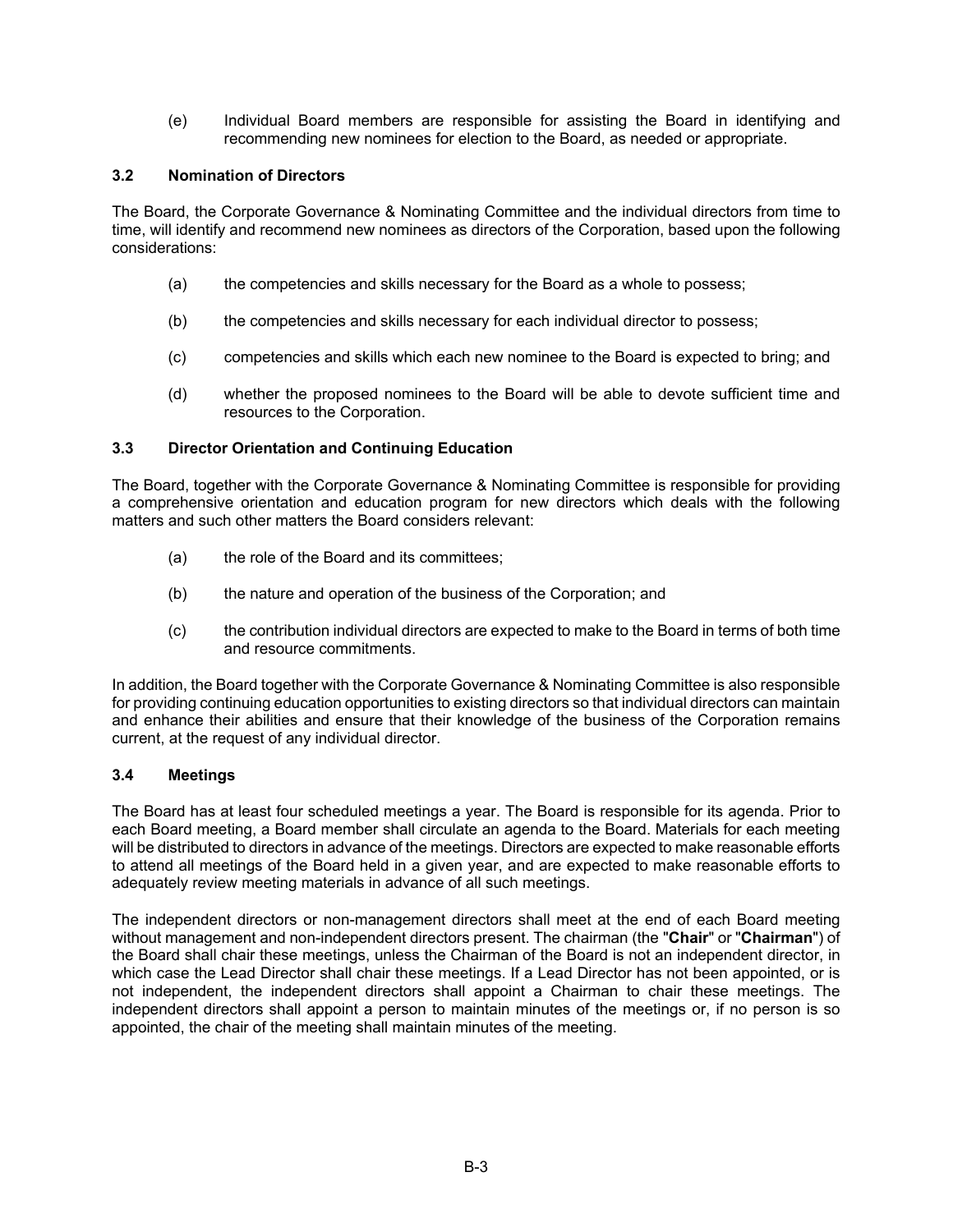(e) Individual Board members are responsible for assisting the Board in identifying and recommending new nominees for election to the Board, as needed or appropriate.

### 3.2 Nomination of Directors

The Board, the Corporate Governance & Nominating Committee and the individual directors from time to time, will identify and recommend new nominees as directors of the Corporation, based upon the following considerations:

(a) the competencies and skills necessary for the Board as a whole to possess;

(b) the competencies and skills necessary for each individual director to possess;

(c) competencies and skills which each new nominee to the Board is expected to bring; and

(d) whether the proposed nominees to the Board will be able to devote sufficient time and resources to the Corporation.

### 3.3 Director Orientation and Continuing Education

The Board, together with the Corporate Governance & Nominating Committee is responsible for providing a comprehensive orientation and education program for new directors which deals with the following matters and such other matters the Board considers relevant:

(a) the role of the Board and its committees;

(b) the nature and operation of the business of the Corporation; and

(c) the contribution individual directors are expected to make to the Board in terms of both time and resource commitments.

In addition, the Board together with the Corporate Governance & Nominating Committee is also responsible for providing continuing education opportunities to existing directors so that individual directors can maintain and enhance their abilities and ensure that their knowledge of the business of the Corporation remains current, at the request of any individual director.

### 3.4 Meetings

The Board has at least four scheduled meetings a year. The Board is responsible for its agenda. Prior to each Board meeting, a Board member shall circulate an agenda to the Board. Materials for each meeting will be distributed to directors in advance of the meetings. Directors are expected to make reasonable efforts to attend all meetings of the Board held in a given year, and are expected to make reasonable efforts to adequately review meeting materials in advance of all such meetings.

The independent directors or non-management directors shall meet at the end of each Board meeting without management and non-independent directors present. The chairman (the "**Chair**" or "**Chairman**") of the Board shall chair these meetings, unless the Chairman of the Board is not an independent director, in which case the Lead Director shall chair these meetings. If a Lead Director has not been appointed, or is not independent, the independent directors shall appoint a Chairman to chair these meetings. The independent directors shall appoint a person to maintain minutes of the meetings or, if no person is so appointed, the chair of the meeting shall maintain minutes of the meeting.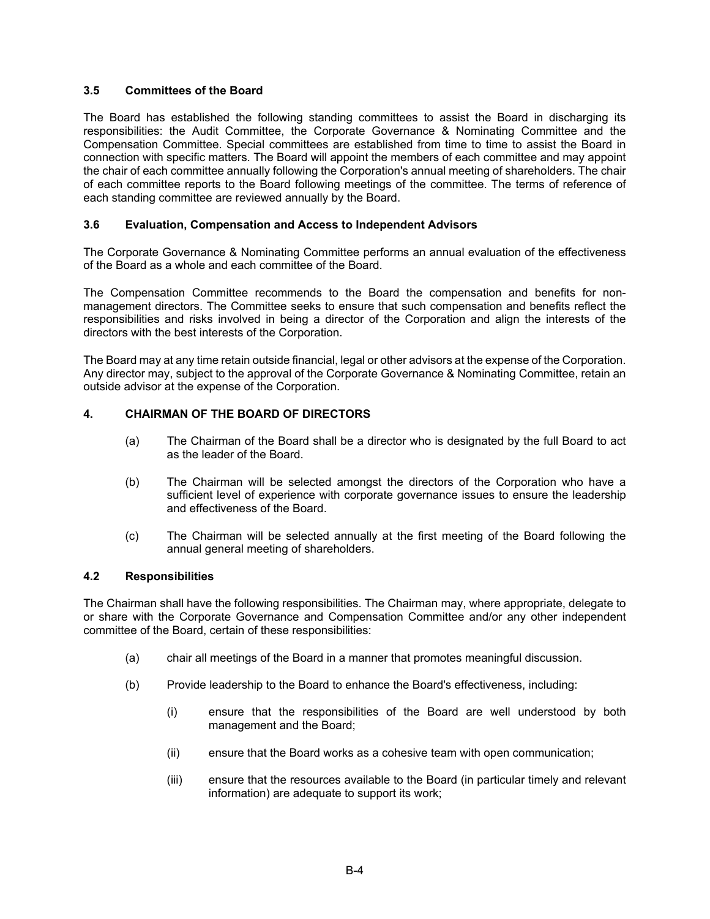### 3.5 Committees of the Board

The Board has established the following standing committees to assist the Board in discharging its responsibilities: the Audit Committee, the Corporate Governance & Nominating Committee and the Compensation Committee. Special committees are established from time to time to assist the Board in connection with specific matters. The Board will appoint the members of each committee and may appoint the chair of each committee annually following the Corporation's annual meeting of shareholders. The chair of each committee reports to the Board following meetings of the committee. The terms of reference of each standing committee are reviewed annually by the Board.

### 3.6 Evaluation, Compensation and Access to Independent Advisors

The Corporate Governance & Nominating Committee performs an annual evaluation of the effectiveness of the Board as a whole and each committee of the Board.

The Compensation Committee recommends to the Board the compensation and benefits for non-management directors. The Committee seeks to ensure that such compensation and benefits reflect the responsibilities and risks involved in being a director of the Corporation and align the interests of the directors with the best interests of the Corporation.

The Board may at any time retain outside financial, legal or other advisors at the expense of the Corporation. Any director may, subject to the approval of the Corporate Governance & Nominating Committee, retain an outside advisor at the expense of the Corporation.

## 4. CHAIRMAN OF THE BOARD OF DIRECTORS

(a) The Chairman of the Board shall be a director who is designated by the full Board to act as the leader of the Board.

(b) The Chairman will be selected amongst the directors of the Corporation who have a sufficient level of experience with corporate governance issues to ensure the leadership and effectiveness of the Board.

(c) The Chairman will be selected annually at the first meeting of the Board following the annual general meeting of shareholders.

### 4.2 Responsibilities

The Chairman shall have the following responsibilities. The Chairman may, where appropriate, delegate to or share with the Corporate Governance and Compensation Committee and/or any other independent committee of the Board, certain of these responsibilities:

(a) chair all meetings of the Board in a manner that promotes meaningful discussion.

(b) Provide leadership to the Board to enhance the Board's effectiveness, including:

- (i) ensure that the responsibilities of the Board are well understood by both management and the Board;
- (ii) ensure that the Board works as a cohesive team with open communication;
- (iii) ensure that the resources available to the Board (in particular timely and relevant information) are adequate to support its work;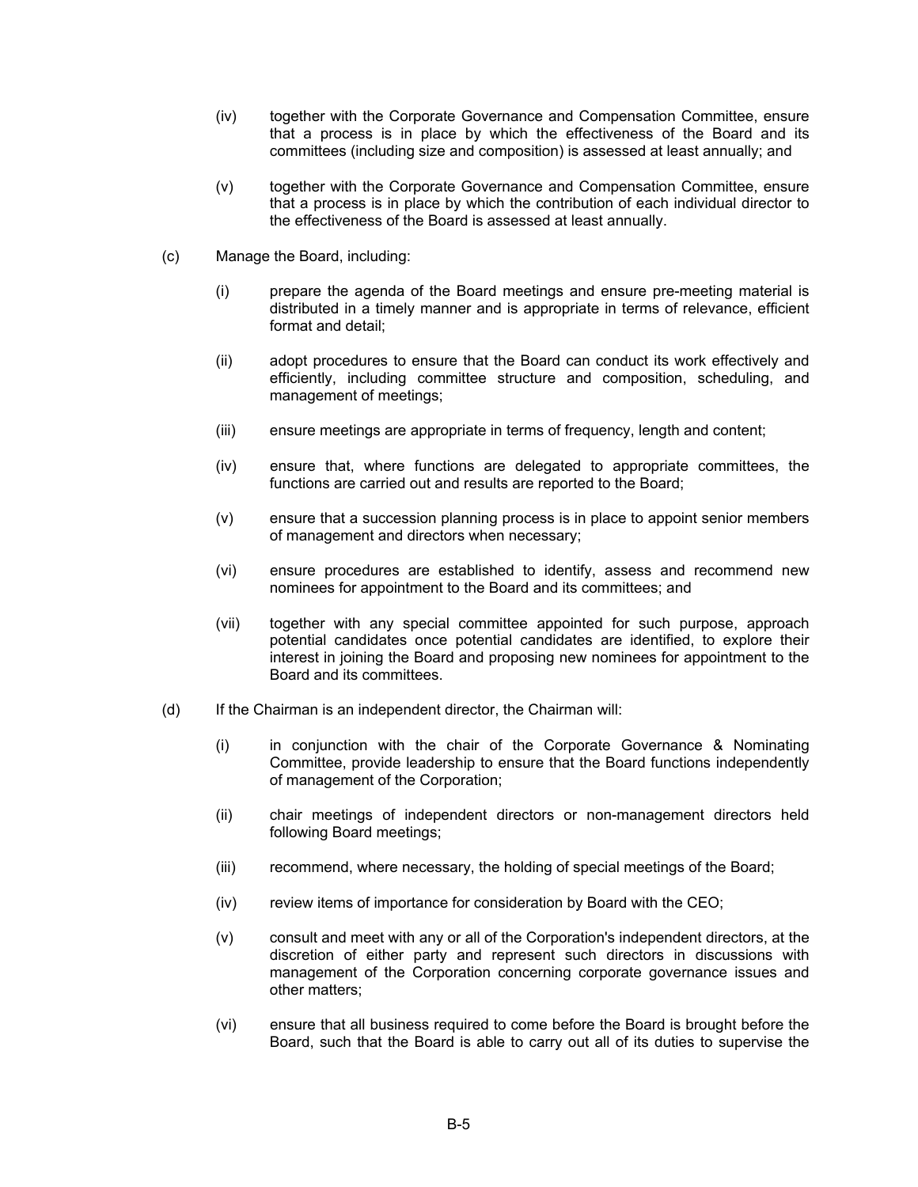(iv) together with the Corporate Governance and Compensation Committee, ensure that a process is in place by which the effectiveness of the Board and its committees (including size and composition) is assessed at least annually; and

(v) together with the Corporate Governance and Compensation Committee, ensure that a process is in place by which the contribution of each individual director to the effectiveness of the Board is assessed at least annually.

(c) Manage the Board, including:

(i) prepare the agenda of the Board meetings and ensure pre-meeting material is distributed in a timely manner and is appropriate in terms of relevance, efficient format and detail;

(ii) adopt procedures to ensure that the Board can conduct its work effectively and efficiently, including committee structure and composition, scheduling, and management of meetings;

(iii) ensure meetings are appropriate in terms of frequency, length and content;

(iv) ensure that, where functions are delegated to appropriate committees, the functions are carried out and results are reported to the Board;

(v) ensure that a succession planning process is in place to appoint senior members of management and directors when necessary;

(vi) ensure procedures are established to identify, assess and recommend new nominees for appointment to the Board and its committees; and

(vii) together with any special committee appointed for such purpose, approach potential candidates once potential candidates are identified, to explore their interest in joining the Board and proposing new nominees for appointment to the Board and its committees.

(d) If the Chairman is an independent director, the Chairman will:

(i) in conjunction with the chair of the Corporate Governance & Nominating Committee, provide leadership to ensure that the Board functions independently of management of the Corporation;

(ii) chair meetings of independent directors or non-management directors held following Board meetings;

(iii) recommend, where necessary, the holding of special meetings of the Board;

(iv) review items of importance for consideration by Board with the CEO;

(v) consult and meet with any or all of the Corporation's independent directors, at the discretion of either party and represent such directors in discussions with management of the Corporation concerning corporate governance issues and other matters;

(vi) ensure that all business required to come before the Board is brought before the Board, such that the Board is able to carry out all of its duties to supervise the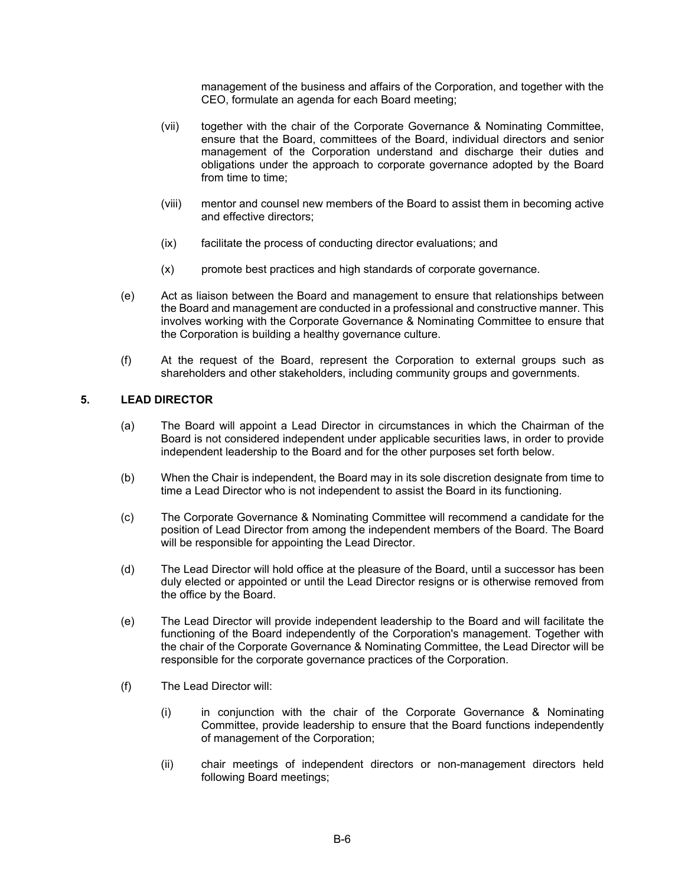management of the business and affairs of the Corporation, and together with the CEO, formulate an agenda for each Board meeting;

(vii) together with the chair of the Corporate Governance & Nominating Committee, ensure that the Board, committees of the Board, individual directors and senior management of the Corporation understand and discharge their duties and obligations under the approach to corporate governance adopted by the Board from time to time;

(viii) mentor and counsel new members of the Board to assist them in becoming active and effective directors;

(ix) facilitate the process of conducting director evaluations; and

(x) promote best practices and high standards of corporate governance.

(e) Act as liaison between the Board and management to ensure that relationships between the Board and management are conducted in a professional and constructive manner. This involves working with the Corporate Governance & Nominating Committee to ensure that the Corporation is building a healthy governance culture.

(f) At the request of the Board, represent the Corporation to external groups such as shareholders and other stakeholders, including community groups and governments.

## 5. LEAD DIRECTOR

(a) The Board will appoint a Lead Director in circumstances in which the Chairman of the Board is not considered independent under applicable securities laws, in order to provide independent leadership to the Board and for the other purposes set forth below.

(b) When the Chair is independent, the Board may in its sole discretion designate from time to time a Lead Director who is not independent to assist the Board in its functioning.

(c) The Corporate Governance & Nominating Committee will recommend a candidate for the position of Lead Director from among the independent members of the Board. The Board will be responsible for appointing the Lead Director.

(d) The Lead Director will hold office at the pleasure of the Board, until a successor has been duly elected or appointed or until the Lead Director resigns or is otherwise removed from the office by the Board.

(e) The Lead Director will provide independent leadership to the Board and will facilitate the functioning of the Board independently of the Corporation's management. Together with the chair of the Corporate Governance & Nominating Committee, the Lead Director will be responsible for the corporate governance practices of the Corporation.

(f) The Lead Director will:

(i) in conjunction with the chair of the Corporate Governance & Nominating Committee, provide leadership to ensure that the Board functions independently of management of the Corporation;

(ii) chair meetings of independent directors or non-management directors held following Board meetings;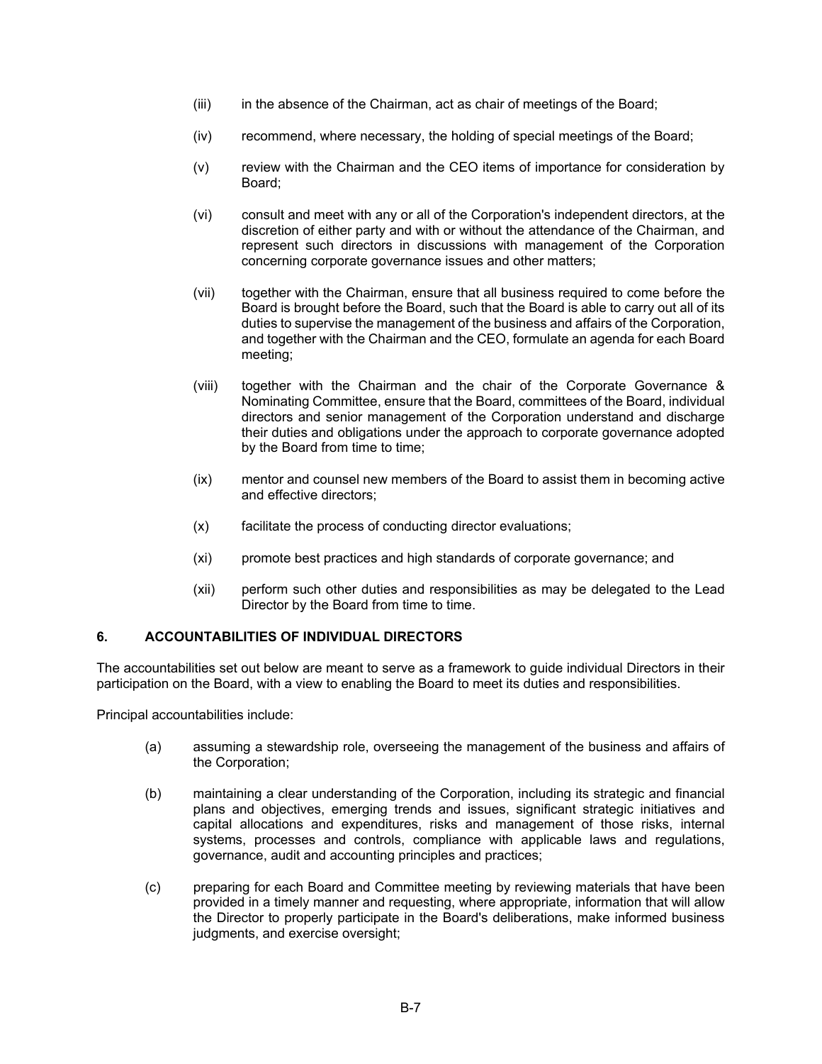(iii) in the absence of the Chairman, act as chair of meetings of the Board;

(iv) recommend, where necessary, the holding of special meetings of the Board;

(v) review with the Chairman and the CEO items of importance for consideration by Board;

(vi) consult and meet with any or all of the Corporation's independent directors, at the discretion of either party and with or without the attendance of the Chairman, and represent such directors in discussions with management of the Corporation concerning corporate governance issues and other matters;

(vii) together with the Chairman, ensure that all business required to come before the Board is brought before the Board, such that the Board is able to carry out all of its duties to supervise the management of the business and affairs of the Corporation, and together with the Chairman and the CEO, formulate an agenda for each Board meeting;

(viii) together with the Chairman and the chair of the Corporate Governance & Nominating Committee, ensure that the Board, committees of the Board, individual directors and senior management of the Corporation understand and discharge their duties and obligations under the approach to corporate governance adopted by the Board from time to time;

(ix) mentor and counsel new members of the Board to assist them in becoming active and effective directors;

(x) facilitate the process of conducting director evaluations;

(xi) promote best practices and high standards of corporate governance; and

(xii) perform such other duties and responsibilities as may be delegated to the Lead Director by the Board from time to time.

## 6. ACCOUNTABILITIES OF INDIVIDUAL DIRECTORS

The accountabilities set out below are meant to serve as a framework to guide individual Directors in their participation on the Board, with a view to enabling the Board to meet its duties and responsibilities.

Principal accountabilities include:

(a) assuming a stewardship role, overseeing the management of the business and affairs of the Corporation;

(b) maintaining a clear understanding of the Corporation, including its strategic and financial plans and objectives, emerging trends and issues, significant strategic initiatives and capital allocations and expenditures, risks and management of those risks, internal systems, processes and controls, compliance with applicable laws and regulations, governance, audit and accounting principles and practices;

(c) preparing for each Board and Committee meeting by reviewing materials that have been provided in a timely manner and requesting, where appropriate, information that will allow the Director to properly participate in the Board's deliberations, make informed business judgments, and exercise oversight;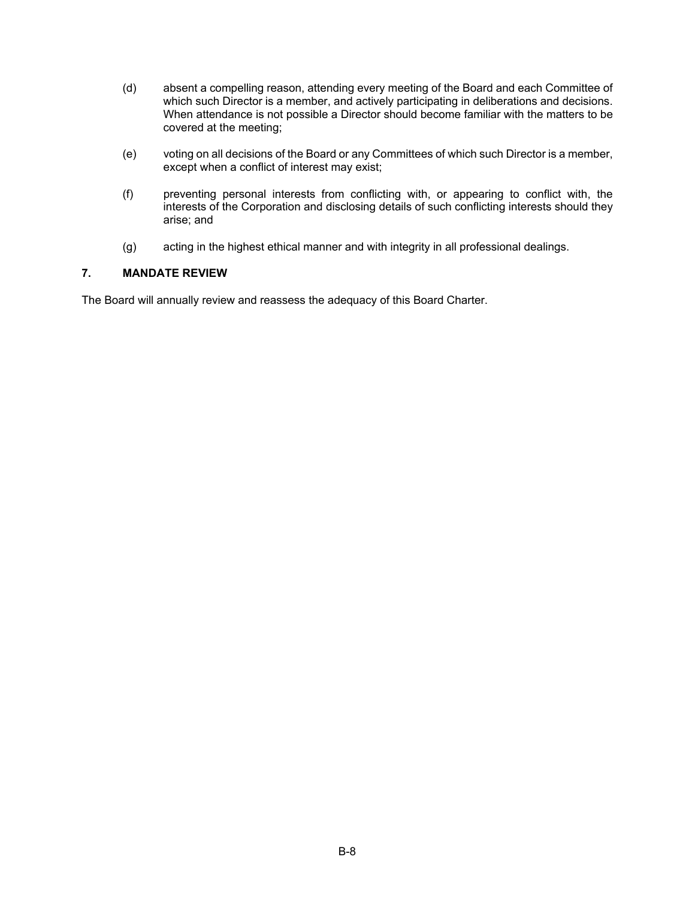(d) absent a compelling reason, attending every meeting of the Board and each Committee of which such Director is a member, and actively participating in deliberations and decisions. When attendance is not possible a Director should become familiar with the matters to be covered at the meeting;

(e) voting on all decisions of the Board or any Committees of which such Director is a member, except when a conflict of interest may exist;

(f) preventing personal interests from conflicting with, or appearing to conflict with, the interests of the Corporation and disclosing details of such conflicting interests should they arise; and

(g) acting in the highest ethical manner and with integrity in all professional dealings.

## 7. MANDATE REVIEW

The Board will annually review and reassess the adequacy of this Board Charter.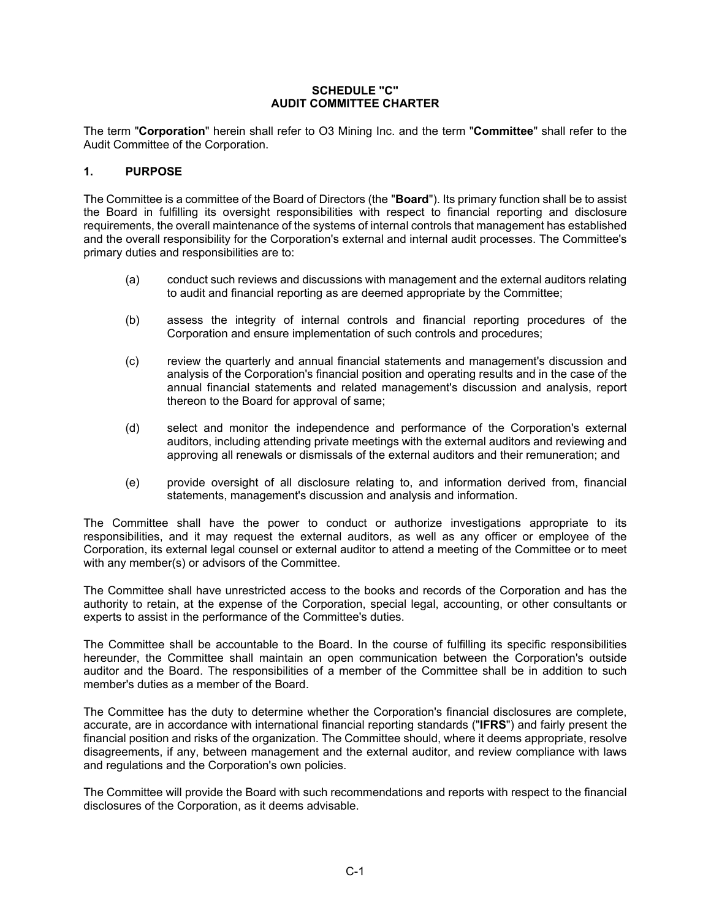# SCHEDULE "C"
# AUDIT COMMITTEE CHARTER

The term "**Corporation**" herein shall refer to O3 Mining Inc. and the term "**Committee**" shall refer to the Audit Committee of the Corporation.

## 1. PURPOSE

The Committee is a committee of the Board of Directors (the "**Board**"). Its primary function shall be to assist the Board in fulfilling its oversight responsibilities with respect to financial reporting and disclosure requirements, the overall maintenance of the systems of internal controls that management has established and the overall responsibility for the Corporation's external and internal audit processes. The Committee's primary duties and responsibilities are to:

(a) conduct such reviews and discussions with management and the external auditors relating to audit and financial reporting as are deemed appropriate by the Committee;

(b) assess the integrity of internal controls and financial reporting procedures of the Corporation and ensure implementation of such controls and procedures;

(c) review the quarterly and annual financial statements and management's discussion and analysis of the Corporation's financial position and operating results and in the case of the annual financial statements and related management's discussion and analysis, report thereon to the Board for approval of same;

(d) select and monitor the independence and performance of the Corporation's external auditors, including attending private meetings with the external auditors and reviewing and approving all renewals or dismissals of the external auditors and their remuneration; and

(e) provide oversight of all disclosure relating to, and information derived from, financial statements, management's discussion and analysis and information.

The Committee shall have the power to conduct or authorize investigations appropriate to its responsibilities, and it may request the external auditors, as well as any officer or employee of the Corporation, its external legal counsel or external auditor to attend a meeting of the Committee or to meet with any member(s) or advisors of the Committee.

The Committee shall have unrestricted access to the books and records of the Corporation and has the authority to retain, at the expense of the Corporation, special legal, accounting, or other consultants or experts to assist in the performance of the Committee's duties.

The Committee shall be accountable to the Board. In the course of fulfilling its specific responsibilities hereunder, the Committee shall maintain an open communication between the Corporation's outside auditor and the Board. The responsibilities of a member of the Committee shall be in addition to such member's duties as a member of the Board.

The Committee has the duty to determine whether the Corporation's financial disclosures are complete, accurate, are in accordance with international financial reporting standards ("**IFRS**") and fairly present the financial position and risks of the organization. The Committee should, where it deems appropriate, resolve disagreements, if any, between management and the external auditor, and review compliance with laws and regulations and the Corporation's own policies.

The Committee will provide the Board with such recommendations and reports with respect to the financial disclosures of the Corporation, as it deems advisable.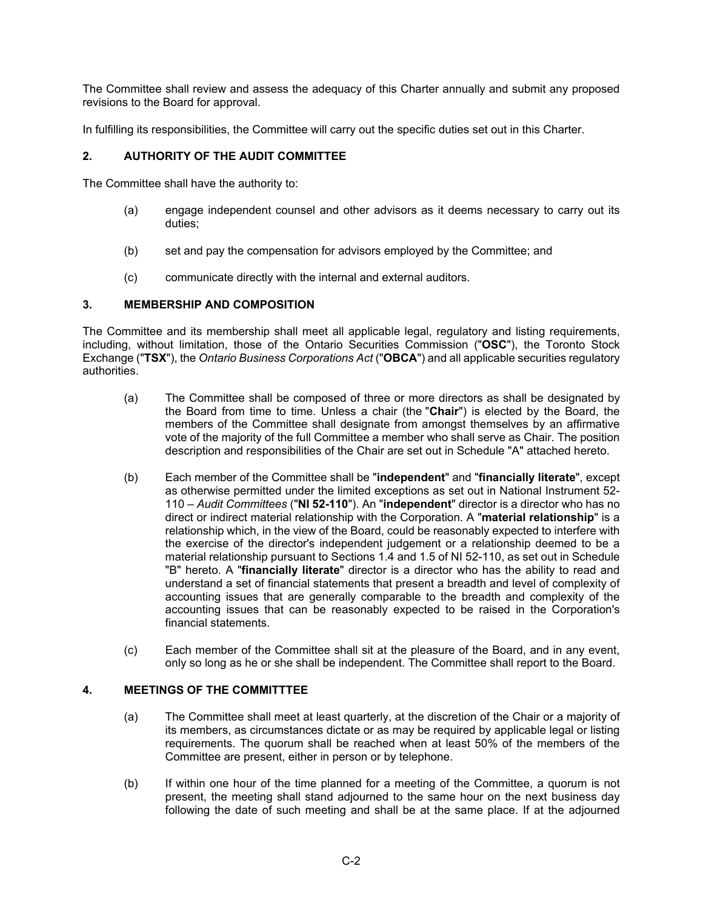The Committee shall review and assess the adequacy of this Charter annually and submit any proposed revisions to the Board for approval.

In fulfilling its responsibilities, the Committee will carry out the specific duties set out in this Charter.

## 2. AUTHORITY OF THE AUDIT COMMITTEE

The Committee shall have the authority to:

(a) engage independent counsel and other advisors as it deems necessary to carry out its duties;

(b) set and pay the compensation for advisors employed by the Committee; and

(c) communicate directly with the internal and external auditors.

## 3. MEMBERSHIP AND COMPOSITION

The Committee and its membership shall meet all applicable legal, regulatory and listing requirements, including, without limitation, those of the Ontario Securities Commission ("**OSC**"), the Toronto Stock Exchange ("**TSX**"), the *Ontario Business Corporations Act* ("**OBCA**") and all applicable securities regulatory authorities.

(a) The Committee shall be composed of three or more directors as shall be designated by the Board from time to time. Unless a chair (the "**Chair**") is elected by the Board, the members of the Committee shall designate from amongst themselves by an affirmative vote of the majority of the full Committee a member who shall serve as Chair. The position description and responsibilities of the Chair are set out in Schedule "A" attached hereto.

(b) Each member of the Committee shall be "**independent**" and "**financially literate**", except as otherwise permitted under the limited exceptions as set out in National Instrument 52-110 – *Audit Committees* ("**NI 52-110**"). An "**independent**" director is a director who has no direct or indirect material relationship with the Corporation. A "**material relationship**" is a relationship which, in the view of the Board, could be reasonably expected to interfere with the exercise of the director's independent judgement or a relationship deemed to be a material relationship pursuant to Sections 1.4 and 1.5 of NI 52-110, as set out in Schedule "B" hereto. A "**financially literate**" director is a director who has the ability to read and understand a set of financial statements that present a breadth and level of complexity of accounting issues that are generally comparable to the breadth and complexity of the accounting issues that can be reasonably expected to be raised in the Corporation's financial statements.

(c) Each member of the Committee shall sit at the pleasure of the Board, and in any event, only so long as he or she shall be independent. The Committee shall report to the Board.

## 4. MEETINGS OF THE COMMITTTEE

(a) The Committee shall meet at least quarterly, at the discretion of the Chair or a majority of its members, as circumstances dictate or as may be required by applicable legal or listing requirements. The quorum shall be reached when at least 50% of the members of the Committee are present, either in person or by telephone.

(b) If within one hour of the time planned for a meeting of the Committee, a quorum is not present, the meeting shall stand adjourned to the same hour on the next business day following the date of such meeting and shall be at the same place. If at the adjourned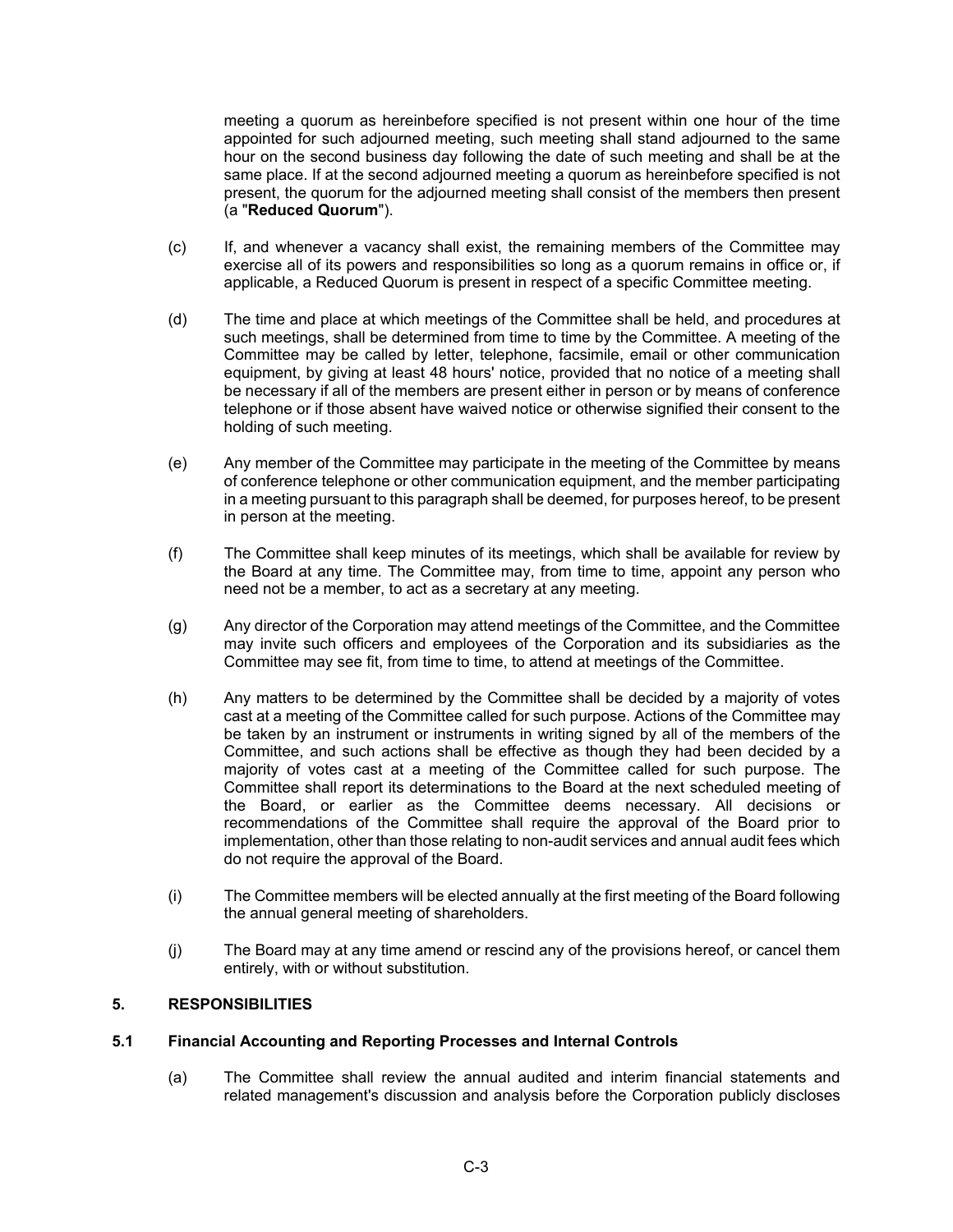meeting a quorum as hereinbefore specified is not present within one hour of the time appointed for such adjourned meeting, such meeting shall stand adjourned to the same hour on the second business day following the date of such meeting and shall be at the same place. If at the second adjourned meeting a quorum as hereinbefore specified is not present, the quorum for the adjourned meeting shall consist of the members then present (a "**Reduced Quorum**").

(c) If, and whenever a vacancy shall exist, the remaining members of the Committee may exercise all of its powers and responsibilities so long as a quorum remains in office or, if applicable, a Reduced Quorum is present in respect of a specific Committee meeting.

(d) The time and place at which meetings of the Committee shall be held, and procedures at such meetings, shall be determined from time to time by the Committee. A meeting of the Committee may be called by letter, telephone, facsimile, email or other communication equipment, by giving at least 48 hours' notice, provided that no notice of a meeting shall be necessary if all of the members are present either in person or by means of conference telephone or if those absent have waived notice or otherwise signified their consent to the holding of such meeting.

(e) Any member of the Committee may participate in the meeting of the Committee by means of conference telephone or other communication equipment, and the member participating in a meeting pursuant to this paragraph shall be deemed, for purposes hereof, to be present in person at the meeting.

(f) The Committee shall keep minutes of its meetings, which shall be available for review by the Board at any time. The Committee may, from time to time, appoint any person who need not be a member, to act as a secretary at any meeting.

(g) Any director of the Corporation may attend meetings of the Committee, and the Committee may invite such officers and employees of the Corporation and its subsidiaries as the Committee may see fit, from time to time, to attend at meetings of the Committee.

(h) Any matters to be determined by the Committee shall be decided by a majority of votes cast at a meeting of the Committee called for such purpose. Actions of the Committee may be taken by an instrument or instruments in writing signed by all of the members of the Committee, and such actions shall be effective as though they had been decided by a majority of votes cast at a meeting of the Committee called for such purpose. The Committee shall report its determinations to the Board at the next scheduled meeting of the Board, or earlier as the Committee deems necessary. All decisions or recommendations of the Committee shall require the approval of the Board prior to implementation, other than those relating to non-audit services and annual audit fees which do not require the approval of the Board.

(i) The Committee members will be elected annually at the first meeting of the Board following the annual general meeting of shareholders.

(j) The Board may at any time amend or rescind any of the provisions hereof, or cancel them entirely, with or without substitution.

## 5. RESPONSIBILITIES

### 5.1 Financial Accounting and Reporting Processes and Internal Controls

(a) The Committee shall review the annual audited and interim financial statements and related management's discussion and analysis before the Corporation publicly discloses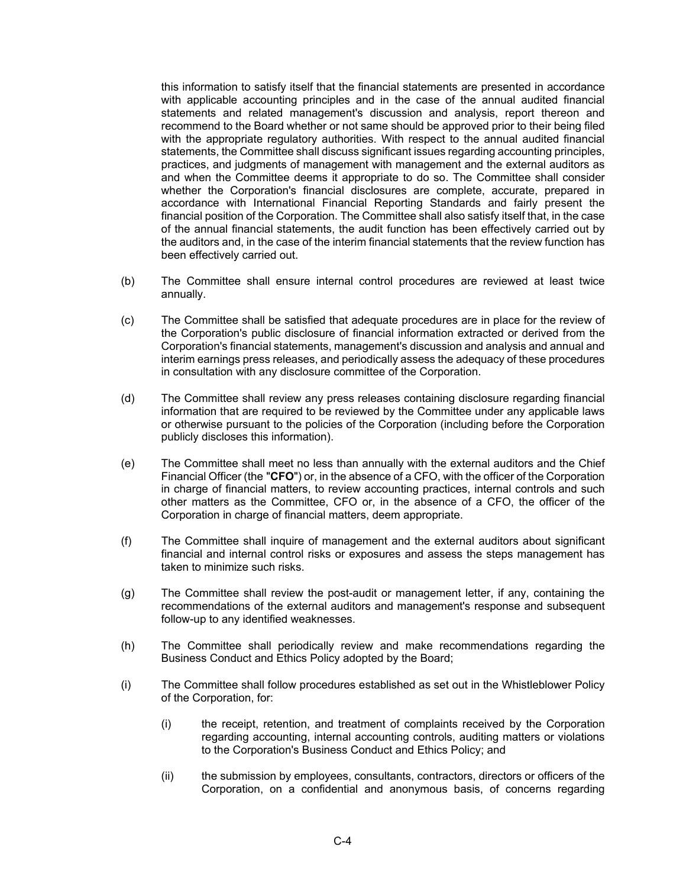this information to satisfy itself that the financial statements are presented in accordance with applicable accounting principles and in the case of the annual audited financial statements and related management's discussion and analysis, report thereon and recommend to the Board whether or not same should be approved prior to their being filed with the appropriate regulatory authorities. With respect to the annual audited financial statements, the Committee shall discuss significant issues regarding accounting principles, practices, and judgments of management with management and the external auditors as and when the Committee deems it appropriate to do so. The Committee shall consider whether the Corporation's financial disclosures are complete, accurate, prepared in accordance with International Financial Reporting Standards and fairly present the financial position of the Corporation. The Committee shall also satisfy itself that, in the case of the annual financial statements, the audit function has been effectively carried out by the auditors and, in the case of the interim financial statements that the review function has been effectively carried out.

(b) The Committee shall ensure internal control procedures are reviewed at least twice annually.

(c) The Committee shall be satisfied that adequate procedures are in place for the review of the Corporation's public disclosure of financial information extracted or derived from the Corporation's financial statements, management's discussion and analysis and annual and interim earnings press releases, and periodically assess the adequacy of these procedures in consultation with any disclosure committee of the Corporation.

(d) The Committee shall review any press releases containing disclosure regarding financial information that are required to be reviewed by the Committee under any applicable laws or otherwise pursuant to the policies of the Corporation (including before the Corporation publicly discloses this information).

(e) The Committee shall meet no less than annually with the external auditors and the Chief Financial Officer (the "**CFO**") or, in the absence of a CFO, with the officer of the Corporation in charge of financial matters, to review accounting practices, internal controls and such other matters as the Committee, CFO or, in the absence of a CFO, the officer of the Corporation in charge of financial matters, deem appropriate.

(f) The Committee shall inquire of management and the external auditors about significant financial and internal control risks or exposures and assess the steps management has taken to minimize such risks.

(g) The Committee shall review the post-audit or management letter, if any, containing the recommendations of the external auditors and management's response and subsequent follow-up to any identified weaknesses.

(h) The Committee shall periodically review and make recommendations regarding the Business Conduct and Ethics Policy adopted by the Board;

(i) The Committee shall follow procedures established as set out in the Whistleblower Policy of the Corporation, for:

  (i) the receipt, retention, and treatment of complaints received by the Corporation regarding accounting, internal accounting controls, auditing matters or violations to the Corporation's Business Conduct and Ethics Policy; and

  (ii) the submission by employees, consultants, contractors, directors or officers of the Corporation, on a confidential and anonymous basis, of concerns regarding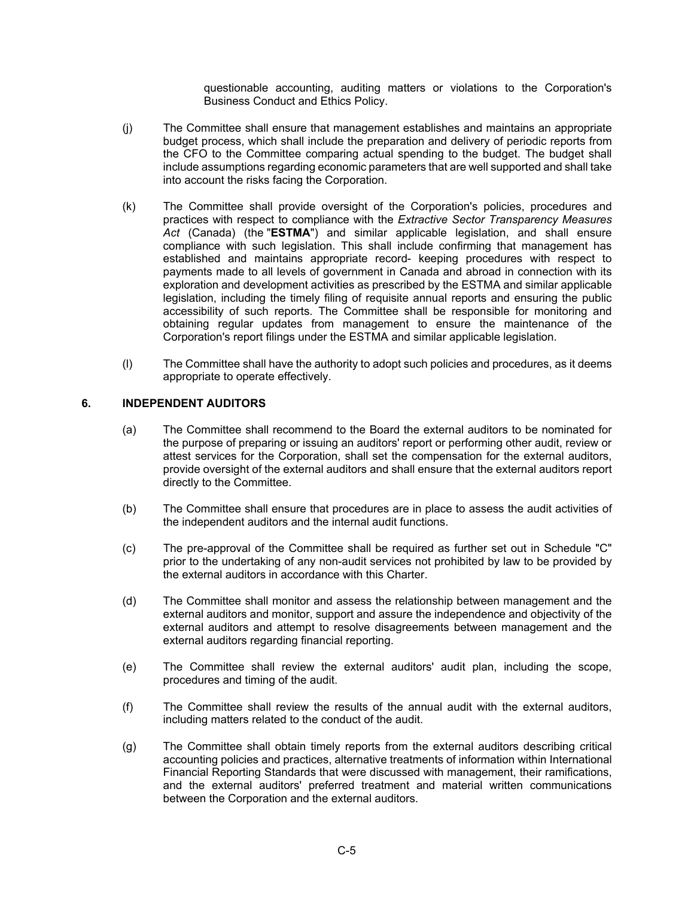questionable accounting, auditing matters or violations to the Corporation's Business Conduct and Ethics Policy.

(j) The Committee shall ensure that management establishes and maintains an appropriate budget process, which shall include the preparation and delivery of periodic reports from the CFO to the Committee comparing actual spending to the budget. The budget shall include assumptions regarding economic parameters that are well supported and shall take into account the risks facing the Corporation.

(k) The Committee shall provide oversight of the Corporation's policies, procedures and practices with respect to compliance with the *Extractive Sector Transparency Measures Act* (Canada) (the "**ESTMA**") and similar applicable legislation, and shall ensure compliance with such legislation. This shall include confirming that management has established and maintains appropriate record- keeping procedures with respect to payments made to all levels of government in Canada and abroad in connection with its exploration and development activities as prescribed by the ESTMA and similar applicable legislation, including the timely filing of requisite annual reports and ensuring the public accessibility of such reports. The Committee shall be responsible for monitoring and obtaining regular updates from management to ensure the maintenance of the Corporation's report filings under the ESTMA and similar applicable legislation.

(l) The Committee shall have the authority to adopt such policies and procedures, as it deems appropriate to operate effectively.

## 6. INDEPENDENT AUDITORS

(a) The Committee shall recommend to the Board the external auditors to be nominated for the purpose of preparing or issuing an auditors' report or performing other audit, review or attest services for the Corporation, shall set the compensation for the external auditors, provide oversight of the external auditors and shall ensure that the external auditors report directly to the Committee.

(b) The Committee shall ensure that procedures are in place to assess the audit activities of the independent auditors and the internal audit functions.

(c) The pre-approval of the Committee shall be required as further set out in Schedule "C" prior to the undertaking of any non-audit services not prohibited by law to be provided by the external auditors in accordance with this Charter.

(d) The Committee shall monitor and assess the relationship between management and the external auditors and monitor, support and assure the independence and objectivity of the external auditors and attempt to resolve disagreements between management and the external auditors regarding financial reporting.

(e) The Committee shall review the external auditors' audit plan, including the scope, procedures and timing of the audit.

(f) The Committee shall review the results of the annual audit with the external auditors, including matters related to the conduct of the audit.

(g) The Committee shall obtain timely reports from the external auditors describing critical accounting policies and practices, alternative treatments of information within International Financial Reporting Standards that were discussed with management, their ramifications, and the external auditors' preferred treatment and material written communications between the Corporation and the external auditors.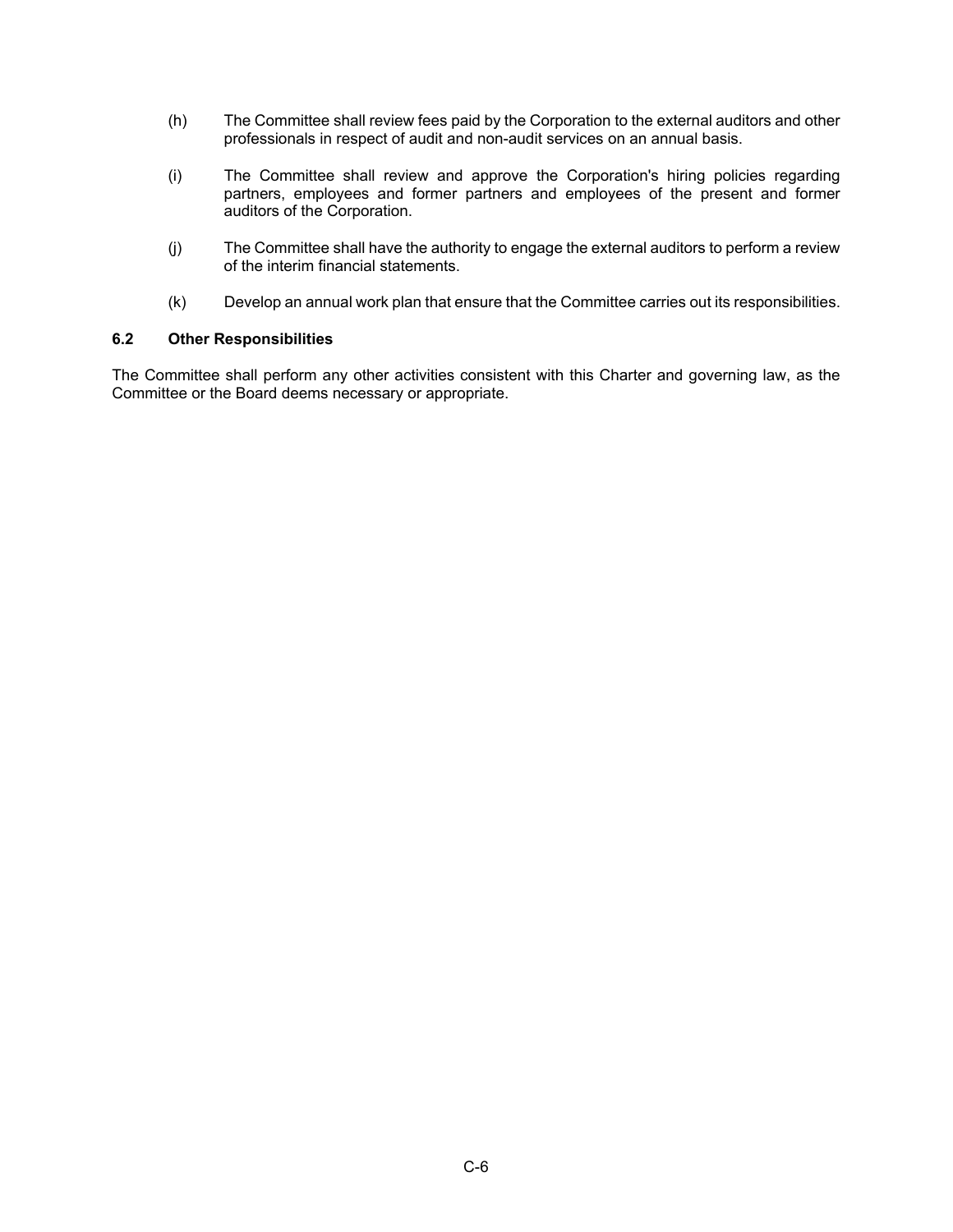(h) The Committee shall review fees paid by the Corporation to the external auditors and other professionals in respect of audit and non-audit services on an annual basis.

(i) The Committee shall review and approve the Corporation's hiring policies regarding partners, employees and former partners and employees of the present and former auditors of the Corporation.

(j) The Committee shall have the authority to engage the external auditors to perform a review of the interim financial statements.

(k) Develop an annual work plan that ensure that the Committee carries out its responsibilities.

### 6.2 Other Responsibilities

The Committee shall perform any other activities consistent with this Charter and governing law, as the Committee or the Board deems necessary or appropriate.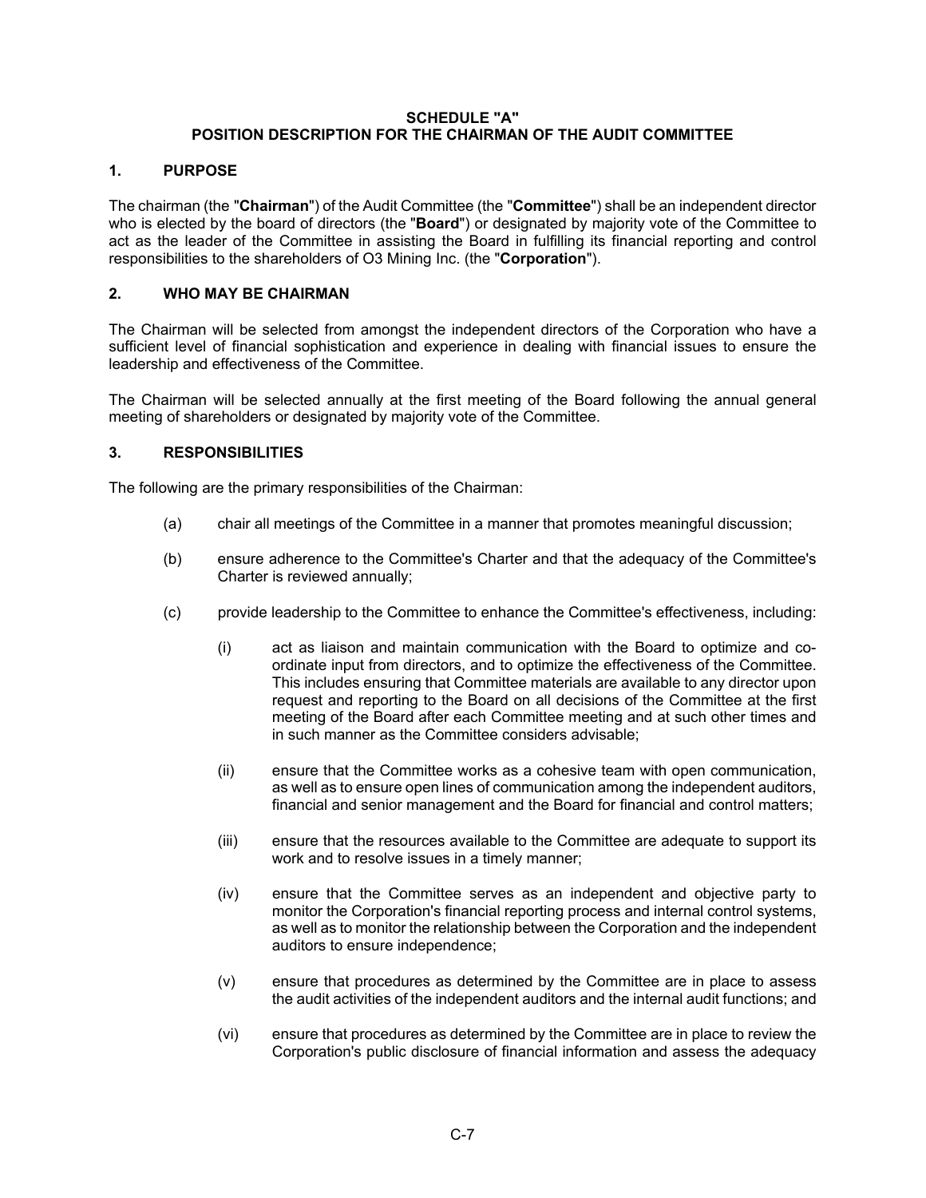# SCHEDULE "A"
# POSITION DESCRIPTION FOR THE CHAIRMAN OF THE AUDIT COMMITTEE

## 1. PURPOSE

The chairman (the "**Chairman**") of the Audit Committee (the "**Committee**") shall be an independent director who is elected by the board of directors (the "**Board**") or designated by majority vote of the Committee to act as the leader of the Committee in assisting the Board in fulfilling its financial reporting and control responsibilities to the shareholders of O3 Mining Inc. (the "**Corporation**").

## 2. WHO MAY BE CHAIRMAN

The Chairman will be selected from amongst the independent directors of the Corporation who have a sufficient level of financial sophistication and experience in dealing with financial issues to ensure the leadership and effectiveness of the Committee.

The Chairman will be selected annually at the first meeting of the Board following the annual general meeting of shareholders or designated by majority vote of the Committee.

## 3. RESPONSIBILITIES

The following are the primary responsibilities of the Chairman:

(a) chair all meetings of the Committee in a manner that promotes meaningful discussion;

(b) ensure adherence to the Committee's Charter and that the adequacy of the Committee's Charter is reviewed annually;

(c) provide leadership to the Committee to enhance the Committee's effectiveness, including:

  (i) act as liaison and maintain communication with the Board to optimize and co-ordinate input from directors, and to optimize the effectiveness of the Committee. This includes ensuring that Committee materials are available to any director upon request and reporting to the Board on all decisions of the Committee at the first meeting of the Board after each Committee meeting and at such other times and in such manner as the Committee considers advisable;

  (ii) ensure that the Committee works as a cohesive team with open communication, as well as to ensure open lines of communication among the independent auditors, financial and senior management and the Board for financial and control matters;

  (iii) ensure that the resources available to the Committee are adequate to support its work and to resolve issues in a timely manner;

  (iv) ensure that the Committee serves as an independent and objective party to monitor the Corporation's financial reporting process and internal control systems, as well as to monitor the relationship between the Corporation and the independent auditors to ensure independence;

  (v) ensure that procedures as determined by the Committee are in place to assess the audit activities of the independent auditors and the internal audit functions; and

  (vi) ensure that procedures as determined by the Committee are in place to review the Corporation's public disclosure of financial information and assess the adequacy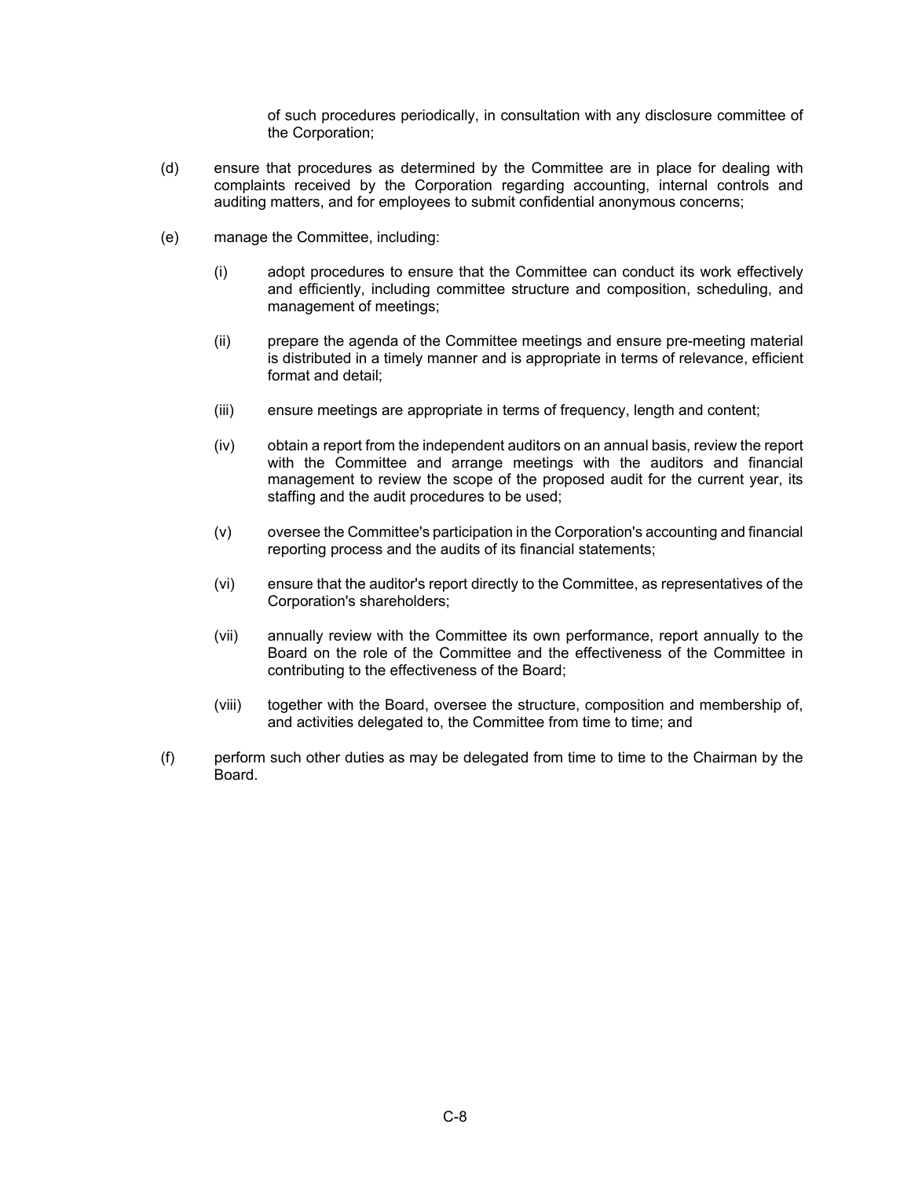of such procedures periodically, in consultation with any disclosure committee of the Corporation;

(d) ensure that procedures as determined by the Committee are in place for dealing with complaints received by the Corporation regarding accounting, internal controls and auditing matters, and for employees to submit confidential anonymous concerns;

(e) manage the Committee, including:

  (i) adopt procedures to ensure that the Committee can conduct its work effectively and efficiently, including committee structure and composition, scheduling, and management of meetings;

  (ii) prepare the agenda of the Committee meetings and ensure pre-meeting material is distributed in a timely manner and is appropriate in terms of relevance, efficient format and detail;

  (iii) ensure meetings are appropriate in terms of frequency, length and content;

  (iv) obtain a report from the independent auditors on an annual basis, review the report with the Committee and arrange meetings with the auditors and financial management to review the scope of the proposed audit for the current year, its staffing and the audit procedures to be used;

  (v) oversee the Committee's participation in the Corporation's accounting and financial reporting process and the audits of its financial statements;

  (vi) ensure that the auditor's report directly to the Committee, as representatives of the Corporation's shareholders;

  (vii) annually review with the Committee its own performance, report annually to the Board on the role of the Committee and the effectiveness of the Committee in contributing to the effectiveness of the Board;

  (viii) together with the Board, oversee the structure, composition and membership of, and activities delegated to, the Committee from time to time; and

(f) perform such other duties as may be delegated from time to time to the Chairman by the Board.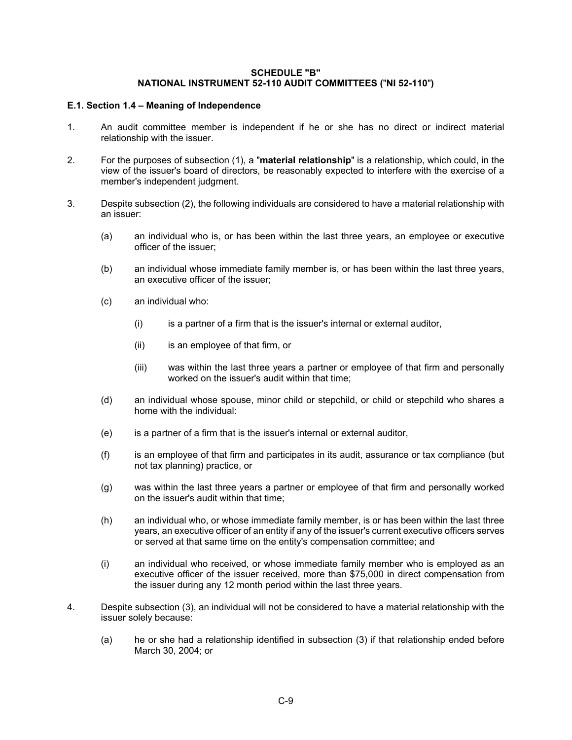**SCHEDULE "B"**
**NATIONAL INSTRUMENT 52-110 AUDIT COMMITTEES ("NI 52-110")**

**E.1. Section 1.4 – Meaning of Independence**

1. An audit committee member is independent if he or she has no direct or indirect material relationship with the issuer.

2. For the purposes of subsection (1), a "**material relationship**" is a relationship, which could, in the view of the issuer's board of directors, be reasonably expected to interfere with the exercise of a member's independent judgment.

3. Despite subsection (2), the following individuals are considered to have a material relationship with an issuer:

   (a) an individual who is, or has been within the last three years, an employee or executive officer of the issuer;

   (b) an individual whose immediate family member is, or has been within the last three years, an executive officer of the issuer;

   (c) an individual who:

      (i) is a partner of a firm that is the issuer's internal or external auditor,

      (ii) is an employee of that firm, or

      (iii) was within the last three years a partner or employee of that firm and personally worked on the issuer's audit within that time;

   (d) an individual whose spouse, minor child or stepchild, or child or stepchild who shares a home with the individual:

   (e) is a partner of a firm that is the issuer's internal or external auditor,

   (f) is an employee of that firm and participates in its audit, assurance or tax compliance (but not tax planning) practice, or

   (g) was within the last three years a partner or employee of that firm and personally worked on the issuer's audit within that time;

   (h) an individual who, or whose immediate family member, is or has been within the last three years, an executive officer of an entity if any of the issuer's current executive officers serves or served at that same time on the entity's compensation committee; and

   (i) an individual who received, or whose immediate family member who is employed as an executive officer of the issuer received, more than $75,000 in direct compensation from the issuer during any 12 month period within the last three years.

4. Despite subsection (3), an individual will not be considered to have a material relationship with the issuer solely because:

   (a) he or she had a relationship identified in subsection (3) if that relationship ended before March 30, 2004; or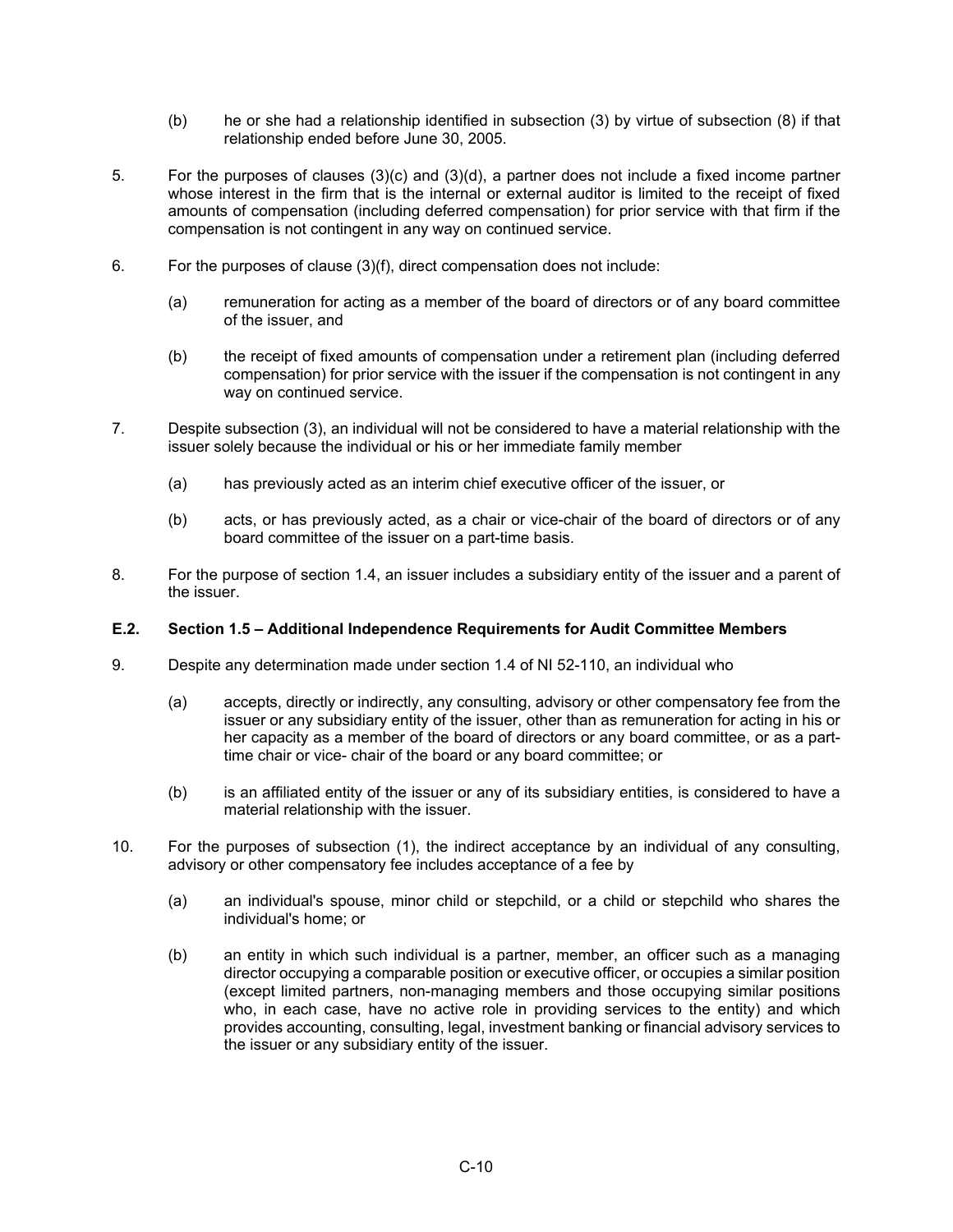(b) he or she had a relationship identified in subsection (3) by virtue of subsection (8) if that relationship ended before June 30, 2005.

5. For the purposes of clauses (3)(c) and (3)(d), a partner does not include a fixed income partner whose interest in the firm that is the internal or external auditor is limited to the receipt of fixed amounts of compensation (including deferred compensation) for prior service with that firm if the compensation is not contingent in any way on continued service.

6. For the purposes of clause (3)(f), direct compensation does not include:

   (a) remuneration for acting as a member of the board of directors or of any board committee of the issuer, and

   (b) the receipt of fixed amounts of compensation under a retirement plan (including deferred compensation) for prior service with the issuer if the compensation is not contingent in any way on continued service.

7. Despite subsection (3), an individual will not be considered to have a material relationship with the issuer solely because the individual or his or her immediate family member

   (a) has previously acted as an interim chief executive officer of the issuer, or

   (b) acts, or has previously acted, as a chair or vice-chair of the board of directors or of any board committee of the issuer on a part-time basis.

8. For the purpose of section 1.4, an issuer includes a subsidiary entity of the issuer and a parent of the issuer.

### E.2. Section 1.5 – Additional Independence Requirements for Audit Committee Members

9. Despite any determination made under section 1.4 of NI 52-110, an individual who

   (a) accepts, directly or indirectly, any consulting, advisory or other compensatory fee from the issuer or any subsidiary entity of the issuer, other than as remuneration for acting in his or her capacity as a member of the board of directors or any board committee, or as a part-time chair or vice- chair of the board or any board committee; or

   (b) is an affiliated entity of the issuer or any of its subsidiary entities, is considered to have a material relationship with the issuer.

10. For the purposes of subsection (1), the indirect acceptance by an individual of any consulting, advisory or other compensatory fee includes acceptance of a fee by

   (a) an individual's spouse, minor child or stepchild, or a child or stepchild who shares the individual's home; or

   (b) an entity in which such individual is a partner, member, an officer such as a managing director occupying a comparable position or executive officer, or occupies a similar position (except limited partners, non-managing members and those occupying similar positions who, in each case, have no active role in providing services to the entity) and which provides accounting, consulting, legal, investment banking or financial advisory services to the issuer or any subsidiary entity of the issuer.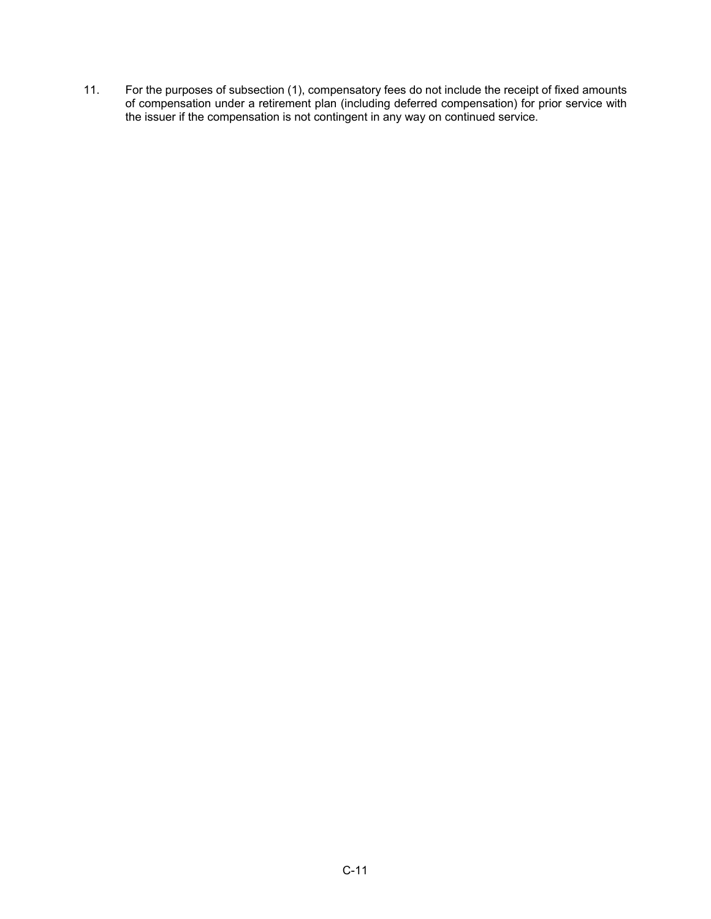11. For the purposes of subsection (1), compensatory fees do not include the receipt of fixed amounts of compensation under a retirement plan (including deferred compensation) for prior service with the issuer if the compensation is not contingent in any way on continued service.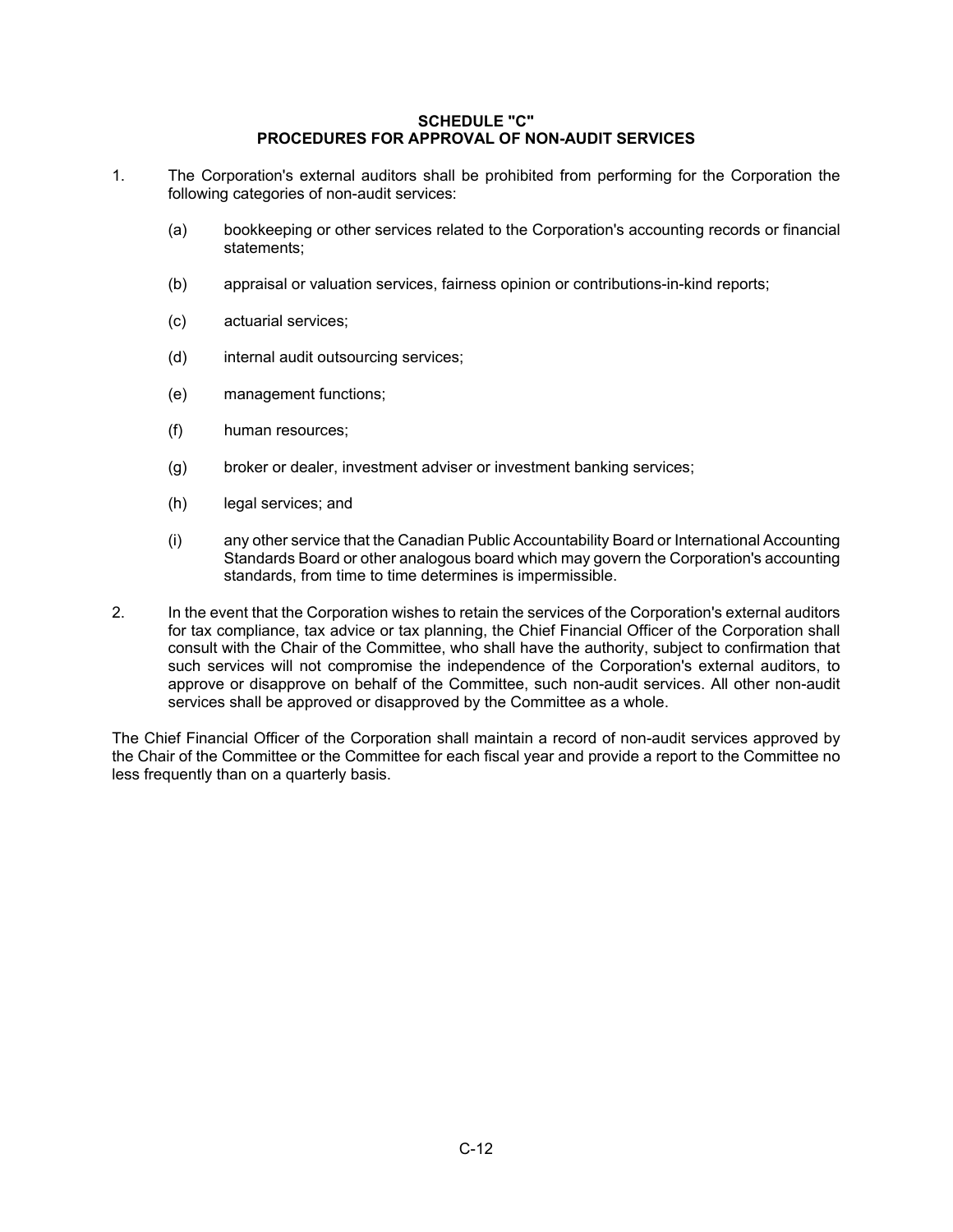# SCHEDULE "C"
# PROCEDURES FOR APPROVAL OF NON-AUDIT SERVICES

1. The Corporation's external auditors shall be prohibited from performing for the Corporation the following categories of non-audit services:

   (a) bookkeeping or other services related to the Corporation's accounting records or financial statements;

   (b) appraisal or valuation services, fairness opinion or contributions-in-kind reports;

   (c) actuarial services;

   (d) internal audit outsourcing services;

   (e) management functions;

   (f) human resources;

   (g) broker or dealer, investment adviser or investment banking services;

   (h) legal services; and

   (i) any other service that the Canadian Public Accountability Board or International Accounting Standards Board or other analogous board which may govern the Corporation's accounting standards, from time to time determines is impermissible.

2. In the event that the Corporation wishes to retain the services of the Corporation's external auditors for tax compliance, tax advice or tax planning, the Chief Financial Officer of the Corporation shall consult with the Chair of the Committee, who shall have the authority, subject to confirmation that such services will not compromise the independence of the Corporation's external auditors, to approve or disapprove on behalf of the Committee, such non-audit services. All other non-audit services shall be approved or disapproved by the Committee as a whole.

The Chief Financial Officer of the Corporation shall maintain a record of non-audit services approved by the Chair of the Committee or the Committee for each fiscal year and provide a report to the Committee no less frequently than on a quarterly basis.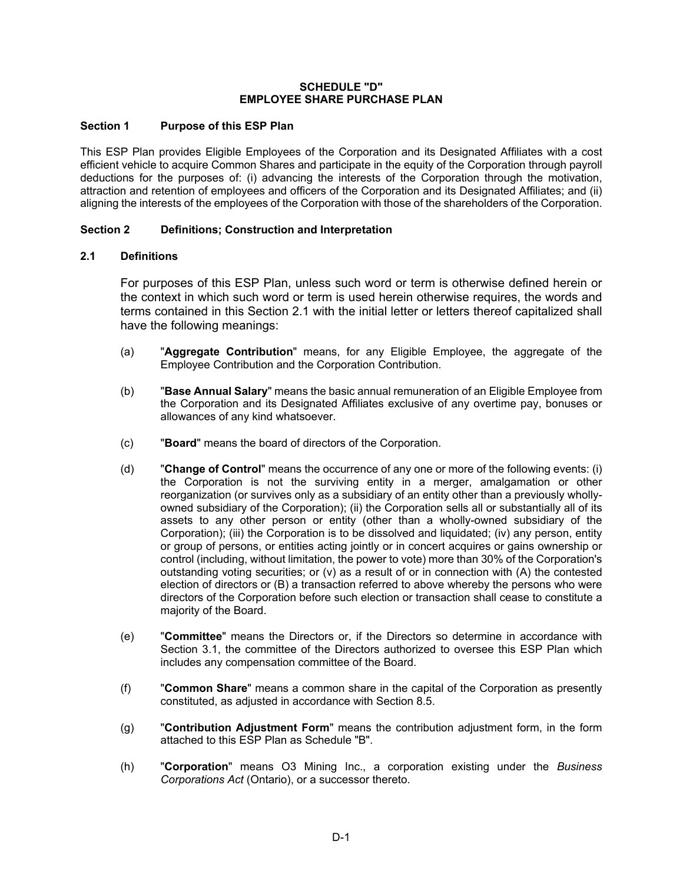# SCHEDULE "D"
# EMPLOYEE SHARE PURCHASE PLAN

## Section 1 Purpose of this ESP Plan

This ESP Plan provides Eligible Employees of the Corporation and its Designated Affiliates with a cost efficient vehicle to acquire Common Shares and participate in the equity of the Corporation through payroll deductions for the purposes of: (i) advancing the interests of the Corporation through the motivation, attraction and retention of employees and officers of the Corporation and its Designated Affiliates; and (ii) aligning the interests of the employees of the Corporation with those of the shareholders of the Corporation.

## Section 2 Definitions; Construction and Interpretation

### 2.1 Definitions

For purposes of this ESP Plan, unless such word or term is otherwise defined herein or the context in which such word or term is used herein otherwise requires, the words and terms contained in this Section 2.1 with the initial letter or letters thereof capitalized shall have the following meanings:

(a) "**Aggregate Contribution**" means, for any Eligible Employee, the aggregate of the Employee Contribution and the Corporation Contribution.

(b) "**Base Annual Salary**" means the basic annual remuneration of an Eligible Employee from the Corporation and its Designated Affiliates exclusive of any overtime pay, bonuses or allowances of any kind whatsoever.

(c) "**Board**" means the board of directors of the Corporation.

(d) "**Change of Control**" means the occurrence of any one or more of the following events: (i) the Corporation is not the surviving entity in a merger, amalgamation or other reorganization (or survives only as a subsidiary of an entity other than a previously wholly-owned subsidiary of the Corporation); (ii) the Corporation sells all or substantially all of its assets to any other person or entity (other than a wholly-owned subsidiary of the Corporation); (iii) the Corporation is to be dissolved and liquidated; (iv) any person, entity or group of persons, or entities acting jointly or in concert acquires or gains ownership or control (including, without limitation, the power to vote) more than 30% of the Corporation's outstanding voting securities; or (v) as a result of or in connection with (A) the contested election of directors or (B) a transaction referred to above whereby the persons who were directors of the Corporation before such election or transaction shall cease to constitute a majority of the Board.

(e) "**Committee**" means the Directors or, if the Directors so determine in accordance with Section 3.1, the committee of the Directors authorized to oversee this ESP Plan which includes any compensation committee of the Board.

(f) "**Common Share**" means a common share in the capital of the Corporation as presently constituted, as adjusted in accordance with Section 8.5.

(g) "**Contribution Adjustment Form**" means the contribution adjustment form, in the form attached to this ESP Plan as Schedule "B".

(h) "**Corporation**" means O3 Mining Inc., a corporation existing under the *Business Corporations Act* (Ontario), or a successor thereto.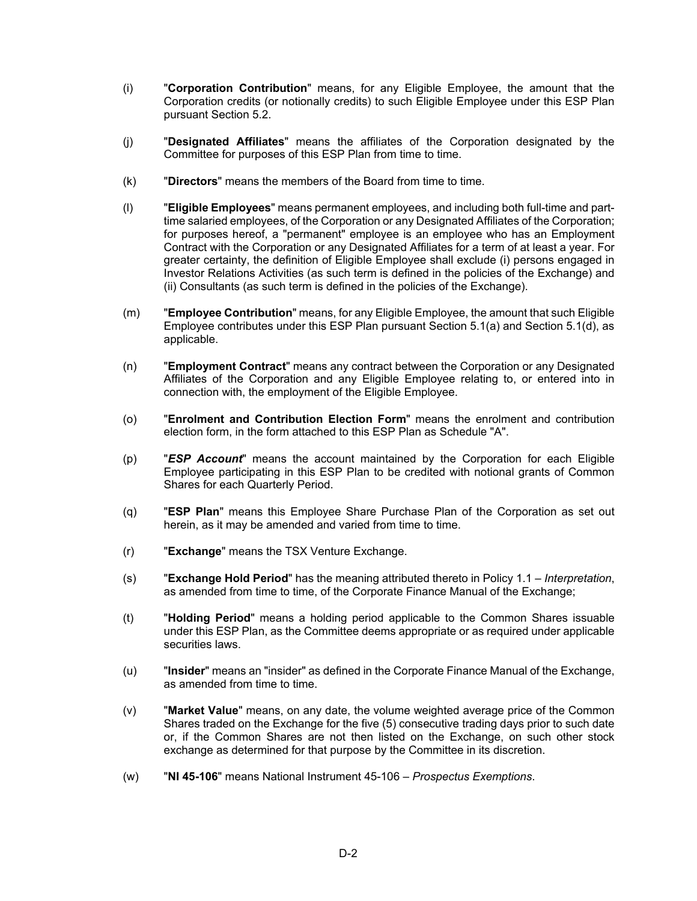(i) "**Corporation Contribution**" means, for any Eligible Employee, the amount that the Corporation credits (or notionally credits) to such Eligible Employee under this ESP Plan pursuant Section 5.2.

(j) "**Designated Affiliates**" means the affiliates of the Corporation designated by the Committee for purposes of this ESP Plan from time to time.

(k) "**Directors**" means the members of the Board from time to time.

(l) "**Eligible Employees**" means permanent employees, and including both full-time and part-time salaried employees, of the Corporation or any Designated Affiliates of the Corporation; for purposes hereof, a "permanent" employee is an employee who has an Employment Contract with the Corporation or any Designated Affiliates for a term of at least a year. For greater certainty, the definition of Eligible Employee shall exclude (i) persons engaged in Investor Relations Activities (as such term is defined in the policies of the Exchange) and (ii) Consultants (as such term is defined in the policies of the Exchange).

(m) "**Employee Contribution**" means, for any Eligible Employee, the amount that such Eligible Employee contributes under this ESP Plan pursuant Section 5.1(a) and Section 5.1(d), as applicable.

(n) "**Employment Contract**" means any contract between the Corporation or any Designated Affiliates of the Corporation and any Eligible Employee relating to, or entered into in connection with, the employment of the Eligible Employee.

(o) "**Enrolment and Contribution Election Form**" means the enrolment and contribution election form, in the form attached to this ESP Plan as Schedule "A".

(p) "***ESP Account***" means the account maintained by the Corporation for each Eligible Employee participating in this ESP Plan to be credited with notional grants of Common Shares for each Quarterly Period.

(q) "**ESP Plan**" means this Employee Share Purchase Plan of the Corporation as set out herein, as it may be amended and varied from time to time.

(r) "**Exchange**" means the TSX Venture Exchange.

(s) "**Exchange Hold Period**" has the meaning attributed thereto in Policy 1.1 – *Interpretation*, as amended from time to time, of the Corporate Finance Manual of the Exchange;

(t) "**Holding Period**" means a holding period applicable to the Common Shares issuable under this ESP Plan, as the Committee deems appropriate or as required under applicable securities laws.

(u) "**Insider**" means an "insider" as defined in the Corporate Finance Manual of the Exchange, as amended from time to time.

(v) "**Market Value**" means, on any date, the volume weighted average price of the Common Shares traded on the Exchange for the five (5) consecutive trading days prior to such date or, if the Common Shares are not then listed on the Exchange, on such other stock exchange as determined for that purpose by the Committee in its discretion.

(w) "**NI 45-106**" means National Instrument 45-106 – *Prospectus Exemptions*.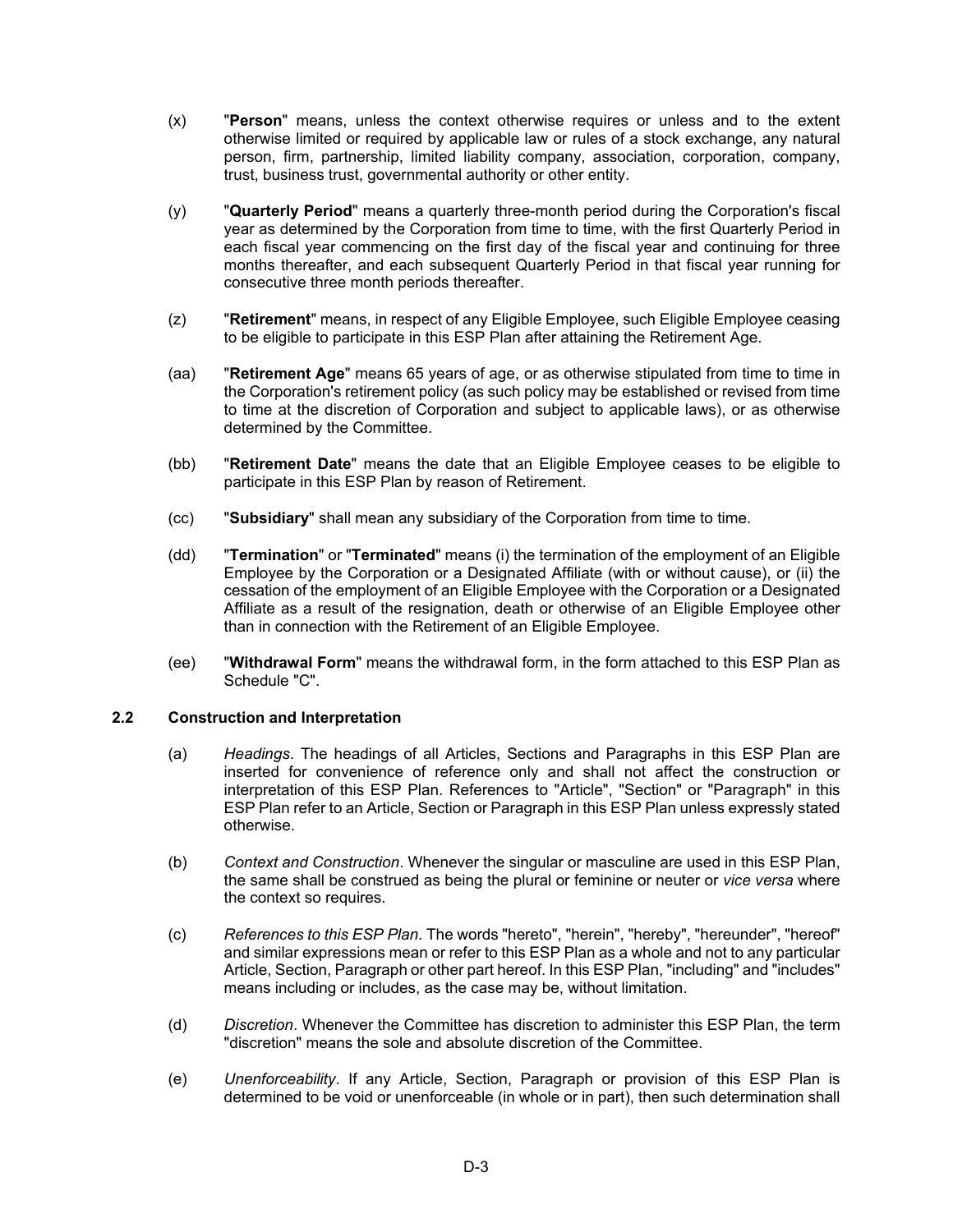(x) "**Person**" means, unless the context otherwise requires or unless and to the extent otherwise limited or required by applicable law or rules of a stock exchange, any natural person, firm, partnership, limited liability company, association, corporation, company, trust, business trust, governmental authority or other entity.

(y) "**Quarterly Period**" means a quarterly three-month period during the Corporation's fiscal year as determined by the Corporation from time to time, with the first Quarterly Period in each fiscal year commencing on the first day of the fiscal year and continuing for three months thereafter, and each subsequent Quarterly Period in that fiscal year running for consecutive three month periods thereafter.

(z) "**Retirement**" means, in respect of any Eligible Employee, such Eligible Employee ceasing to be eligible to participate in this ESP Plan after attaining the Retirement Age.

(aa) "**Retirement Age**" means 65 years of age, or as otherwise stipulated from time to time in the Corporation's retirement policy (as such policy may be established or revised from time to time at the discretion of Corporation and subject to applicable laws), or as otherwise determined by the Committee.

(bb) "**Retirement Date**" means the date that an Eligible Employee ceases to be eligible to participate in this ESP Plan by reason of Retirement.

(cc) "**Subsidiary**" shall mean any subsidiary of the Corporation from time to time.

(dd) "**Termination**" or "**Terminated**" means (i) the termination of the employment of an Eligible Employee by the Corporation or a Designated Affiliate (with or without cause), or (ii) the cessation of the employment of an Eligible Employee with the Corporation or a Designated Affiliate as a result of the resignation, death or otherwise of an Eligible Employee other than in connection with the Retirement of an Eligible Employee.

(ee) "**Withdrawal Form**" means the withdrawal form, in the form attached to this ESP Plan as Schedule "C".

### 2.2 Construction and Interpretation

(a) *Headings*. The headings of all Articles, Sections and Paragraphs in this ESP Plan are inserted for convenience of reference only and shall not affect the construction or interpretation of this ESP Plan. References to "Article", "Section" or "Paragraph" in this ESP Plan refer to an Article, Section or Paragraph in this ESP Plan unless expressly stated otherwise.

(b) *Context and Construction*. Whenever the singular or masculine are used in this ESP Plan, the same shall be construed as being the plural or feminine or neuter or *vice versa* where the context so requires.

(c) *References to this ESP Plan*. The words "hereto", "herein", "hereby", "hereunder", "hereof" and similar expressions mean or refer to this ESP Plan as a whole and not to any particular Article, Section, Paragraph or other part hereof. In this ESP Plan, "including" and "includes" means including or includes, as the case may be, without limitation.

(d) *Discretion*. Whenever the Committee has discretion to administer this ESP Plan, the term "discretion" means the sole and absolute discretion of the Committee.

(e) *Unenforceability*. If any Article, Section, Paragraph or provision of this ESP Plan is determined to be void or unenforceable (in whole or in part), then such determination shall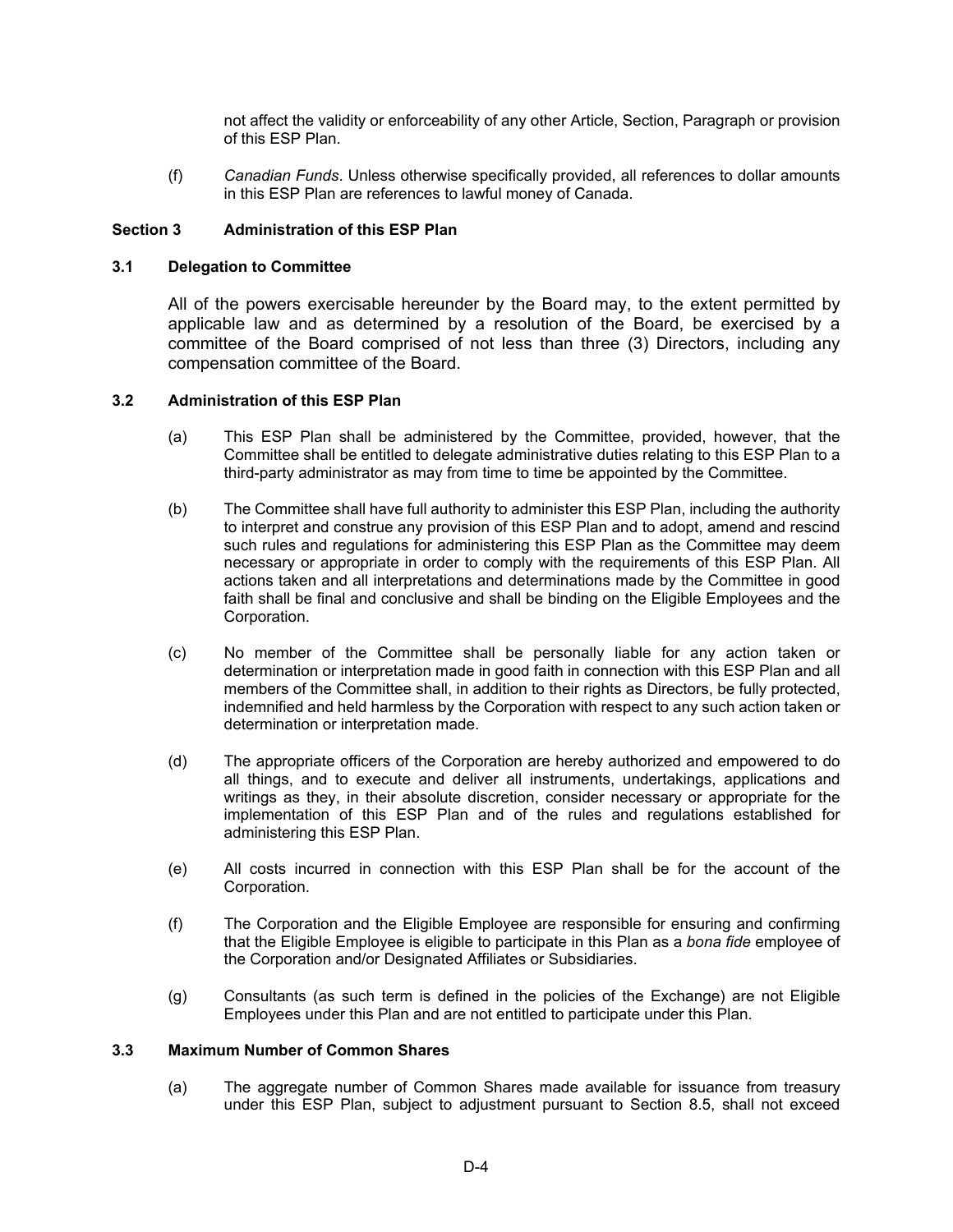not affect the validity or enforceability of any other Article, Section, Paragraph or provision of this ESP Plan.

(f) *Canadian Funds*. Unless otherwise specifically provided, all references to dollar amounts in this ESP Plan are references to lawful money of Canada.

## Section 3 Administration of this ESP Plan

### 3.1 Delegation to Committee

All of the powers exercisable hereunder by the Board may, to the extent permitted by applicable law and as determined by a resolution of the Board, be exercised by a committee of the Board comprised of not less than three (3) Directors, including any compensation committee of the Board.

### 3.2 Administration of this ESP Plan

(a) This ESP Plan shall be administered by the Committee, provided, however, that the Committee shall be entitled to delegate administrative duties relating to this ESP Plan to a third-party administrator as may from time to time be appointed by the Committee.

(b) The Committee shall have full authority to administer this ESP Plan, including the authority to interpret and construe any provision of this ESP Plan and to adopt, amend and rescind such rules and regulations for administering this ESP Plan as the Committee may deem necessary or appropriate in order to comply with the requirements of this ESP Plan. All actions taken and all interpretations and determinations made by the Committee in good faith shall be final and conclusive and shall be binding on the Eligible Employees and the Corporation.

(c) No member of the Committee shall be personally liable for any action taken or determination or interpretation made in good faith in connection with this ESP Plan and all members of the Committee shall, in addition to their rights as Directors, be fully protected, indemnified and held harmless by the Corporation with respect to any such action taken or determination or interpretation made.

(d) The appropriate officers of the Corporation are hereby authorized and empowered to do all things, and to execute and deliver all instruments, undertakings, applications and writings as they, in their absolute discretion, consider necessary or appropriate for the implementation of this ESP Plan and of the rules and regulations established for administering this ESP Plan.

(e) All costs incurred in connection with this ESP Plan shall be for the account of the Corporation.

(f) The Corporation and the Eligible Employee are responsible for ensuring and confirming that the Eligible Employee is eligible to participate in this Plan as a *bona fide* employee of the Corporation and/or Designated Affiliates or Subsidiaries.

(g) Consultants (as such term is defined in the policies of the Exchange) are not Eligible Employees under this Plan and are not entitled to participate under this Plan.

### 3.3 Maximum Number of Common Shares

(a) The aggregate number of Common Shares made available for issuance from treasury under this ESP Plan, subject to adjustment pursuant to Section 8.5, shall not exceed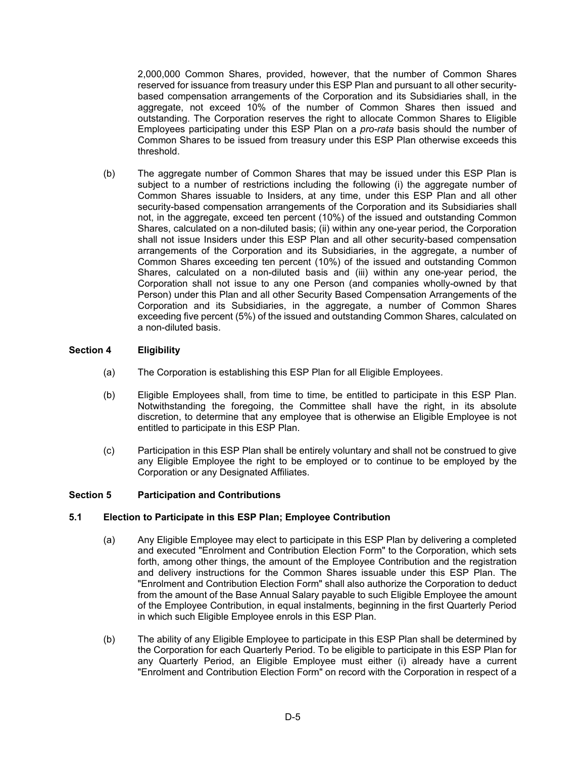2,000,000 Common Shares, provided, however, that the number of Common Shares reserved for issuance from treasury under this ESP Plan and pursuant to all other security-based compensation arrangements of the Corporation and its Subsidiaries shall, in the aggregate, not exceed 10% of the number of Common Shares then issued and outstanding. The Corporation reserves the right to allocate Common Shares to Eligible Employees participating under this ESP Plan on a *pro-rata* basis should the number of Common Shares to be issued from treasury under this ESP Plan otherwise exceeds this threshold.

(b) The aggregate number of Common Shares that may be issued under this ESP Plan is subject to a number of restrictions including the following (i) the aggregate number of Common Shares issuable to Insiders, at any time, under this ESP Plan and all other security-based compensation arrangements of the Corporation and its Subsidiaries shall not, in the aggregate, exceed ten percent (10%) of the issued and outstanding Common Shares, calculated on a non-diluted basis; (ii) within any one-year period, the Corporation shall not issue Insiders under this ESP Plan and all other security-based compensation arrangements of the Corporation and its Subsidiaries, in the aggregate, a number of Common Shares exceeding ten percent (10%) of the issued and outstanding Common Shares, calculated on a non-diluted basis and (iii) within any one-year period, the Corporation shall not issue to any one Person (and companies wholly-owned by that Person) under this Plan and all other Security Based Compensation Arrangements of the Corporation and its Subsidiaries, in the aggregate, a number of Common Shares exceeding five percent (5%) of the issued and outstanding Common Shares, calculated on a non-diluted basis.

## Section 4 Eligibility

(a) The Corporation is establishing this ESP Plan for all Eligible Employees.

(b) Eligible Employees shall, from time to time, be entitled to participate in this ESP Plan. Notwithstanding the foregoing, the Committee shall have the right, in its absolute discretion, to determine that any employee that is otherwise an Eligible Employee is not entitled to participate in this ESP Plan.

(c) Participation in this ESP Plan shall be entirely voluntary and shall not be construed to give any Eligible Employee the right to be employed or to continue to be employed by the Corporation or any Designated Affiliates.

## Section 5 Participation and Contributions

### 5.1 Election to Participate in this ESP Plan; Employee Contribution

(a) Any Eligible Employee may elect to participate in this ESP Plan by delivering a completed and executed "Enrolment and Contribution Election Form" to the Corporation, which sets forth, among other things, the amount of the Employee Contribution and the registration and delivery instructions for the Common Shares issuable under this ESP Plan. The "Enrolment and Contribution Election Form" shall also authorize the Corporation to deduct from the amount of the Base Annual Salary payable to such Eligible Employee the amount of the Employee Contribution, in equal instalments, beginning in the first Quarterly Period in which such Eligible Employee enrols in this ESP Plan.

(b) The ability of any Eligible Employee to participate in this ESP Plan shall be determined by the Corporation for each Quarterly Period. To be eligible to participate in this ESP Plan for any Quarterly Period, an Eligible Employee must either (i) already have a current "Enrolment and Contribution Election Form" on record with the Corporation in respect of a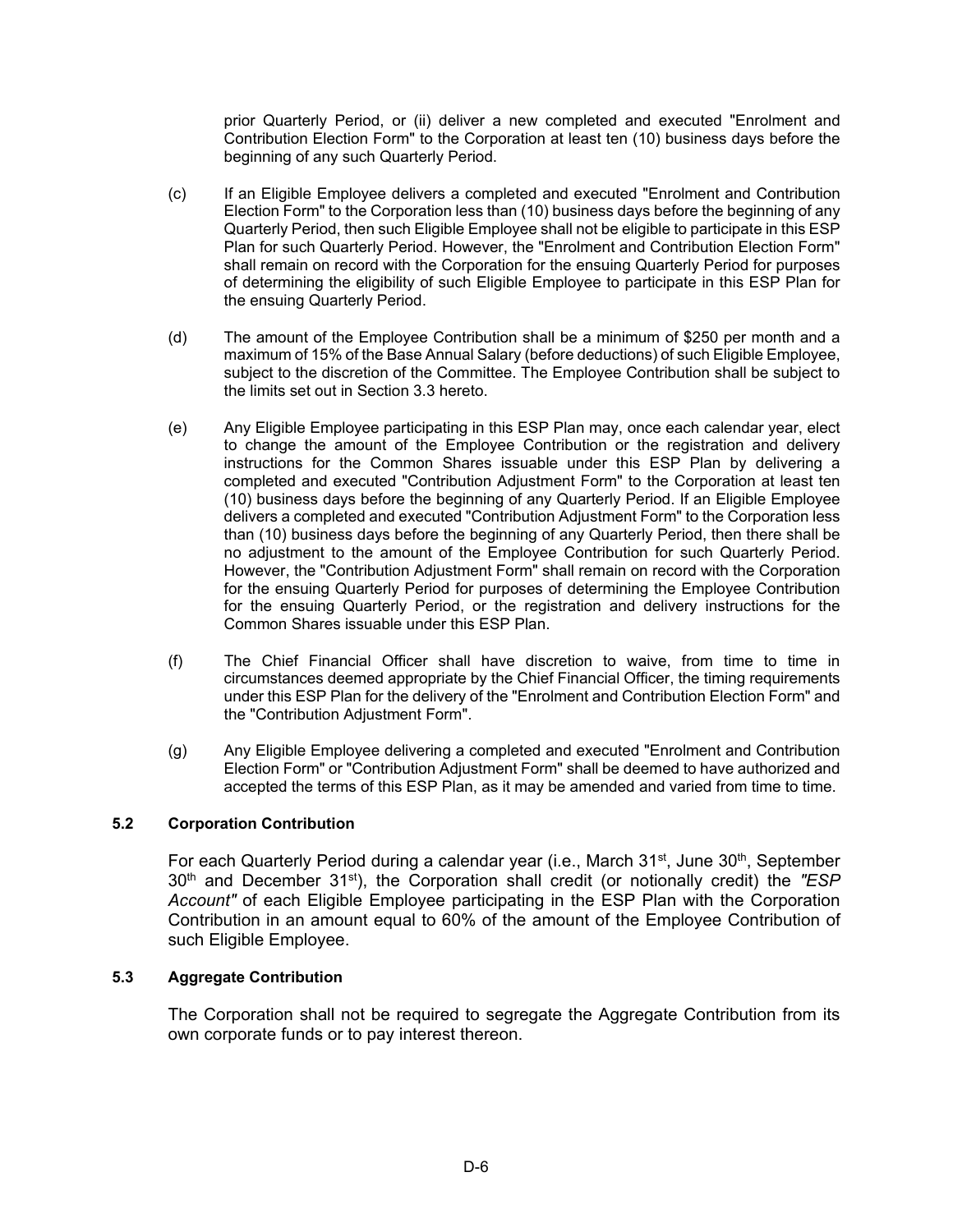prior Quarterly Period, or (ii) deliver a new completed and executed "Enrolment and Contribution Election Form" to the Corporation at least ten (10) business days before the beginning of any such Quarterly Period.

(c) If an Eligible Employee delivers a completed and executed "Enrolment and Contribution Election Form" to the Corporation less than (10) business days before the beginning of any Quarterly Period, then such Eligible Employee shall not be eligible to participate in this ESP Plan for such Quarterly Period. However, the "Enrolment and Contribution Election Form" shall remain on record with the Corporation for the ensuing Quarterly Period for purposes of determining the eligibility of such Eligible Employee to participate in this ESP Plan for the ensuing Quarterly Period.

(d) The amount of the Employee Contribution shall be a minimum of $250 per month and a maximum of 15% of the Base Annual Salary (before deductions) of such Eligible Employee, subject to the discretion of the Committee. The Employee Contribution shall be subject to the limits set out in Section 3.3 hereto.

(e) Any Eligible Employee participating in this ESP Plan may, once each calendar year, elect to change the amount of the Employee Contribution or the registration and delivery instructions for the Common Shares issuable under this ESP Plan by delivering a completed and executed "Contribution Adjustment Form" to the Corporation at least ten (10) business days before the beginning of any Quarterly Period. If an Eligible Employee delivers a completed and executed "Contribution Adjustment Form" to the Corporation less than (10) business days before the beginning of any Quarterly Period, then there shall be no adjustment to the amount of the Employee Contribution for such Quarterly Period. However, the "Contribution Adjustment Form" shall remain on record with the Corporation for the ensuing Quarterly Period for purposes of determining the Employee Contribution for the ensuing Quarterly Period, or the registration and delivery instructions for the Common Shares issuable under this ESP Plan.

(f) The Chief Financial Officer shall have discretion to waive, from time to time in circumstances deemed appropriate by the Chief Financial Officer, the timing requirements under this ESP Plan for the delivery of the "Enrolment and Contribution Election Form" and the "Contribution Adjustment Form".

(g) Any Eligible Employee delivering a completed and executed "Enrolment and Contribution Election Form" or "Contribution Adjustment Form" shall be deemed to have authorized and accepted the terms of this ESP Plan, as it may be amended and varied from time to time.

**5.2 Corporation Contribution**

For each Quarterly Period during a calendar year (i.e., March 31st, June 30th, September 30th and December 31st), the Corporation shall credit (or notionally credit) the *"ESP Account"* of each Eligible Employee participating in the ESP Plan with the Corporation Contribution in an amount equal to 60% of the amount of the Employee Contribution of such Eligible Employee.

**5.3 Aggregate Contribution**

The Corporation shall not be required to segregate the Aggregate Contribution from its own corporate funds or to pay interest thereon.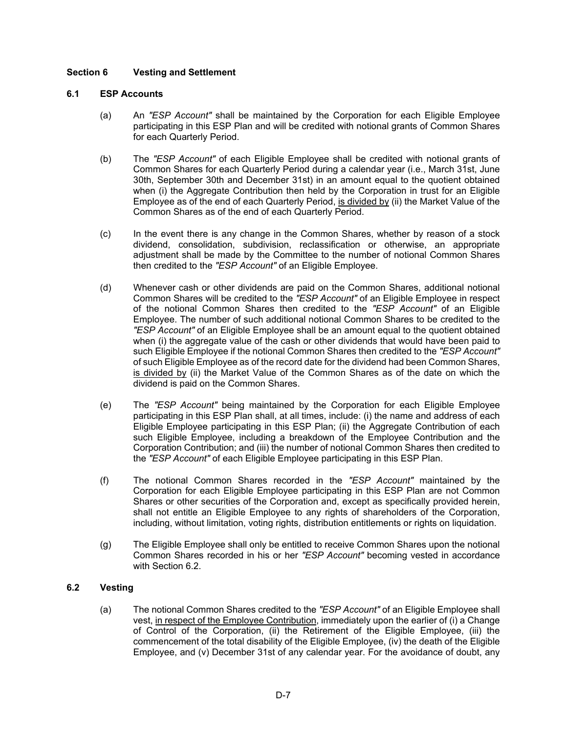## Section 6 Vesting and Settlement

### 6.1 ESP Accounts

(a) An *"ESP Account"* shall be maintained by the Corporation for each Eligible Employee participating in this ESP Plan and will be credited with notional grants of Common Shares for each Quarterly Period.

(b) The *"ESP Account"* of each Eligible Employee shall be credited with notional grants of Common Shares for each Quarterly Period during a calendar year (i.e., March 31st, June 30th, September 30th and December 31st) in an amount equal to the quotient obtained when (i) the Aggregate Contribution then held by the Corporation in trust for an Eligible Employee as of the end of each Quarterly Period, <u>is divided by</u> (ii) the Market Value of the Common Shares as of the end of each Quarterly Period.

(c) In the event there is any change in the Common Shares, whether by reason of a stock dividend, consolidation, subdivision, reclassification or otherwise, an appropriate adjustment shall be made by the Committee to the number of notional Common Shares then credited to the *"ESP Account"* of an Eligible Employee.

(d) Whenever cash or other dividends are paid on the Common Shares, additional notional Common Shares will be credited to the *"ESP Account"* of an Eligible Employee in respect of the notional Common Shares then credited to the *"ESP Account"* of an Eligible Employee. The number of such additional notional Common Shares to be credited to the *"ESP Account"* of an Eligible Employee shall be an amount equal to the quotient obtained when (i) the aggregate value of the cash or other dividends that would have been paid to such Eligible Employee if the notional Common Shares then credited to the *"ESP Account"* of such Eligible Employee as of the record date for the dividend had been Common Shares, <u>is divided by</u> (ii) the Market Value of the Common Shares as of the date on which the dividend is paid on the Common Shares.

(e) The *"ESP Account"* being maintained by the Corporation for each Eligible Employee participating in this ESP Plan shall, at all times, include: (i) the name and address of each Eligible Employee participating in this ESP Plan; (ii) the Aggregate Contribution of each such Eligible Employee, including a breakdown of the Employee Contribution and the Corporation Contribution; and (iii) the number of notional Common Shares then credited to the *"ESP Account"* of each Eligible Employee participating in this ESP Plan.

(f) The notional Common Shares recorded in the *"ESP Account"* maintained by the Corporation for each Eligible Employee participating in this ESP Plan are not Common Shares or other securities of the Corporation and, except as specifically provided herein, shall not entitle an Eligible Employee to any rights of shareholders of the Corporation, including, without limitation, voting rights, distribution entitlements or rights on liquidation.

(g) The Eligible Employee shall only be entitled to receive Common Shares upon the notional Common Shares recorded in his or her *"ESP Account"* becoming vested in accordance with Section 6.2.

### 6.2 Vesting

(a) The notional Common Shares credited to the *"ESP Account"* of an Eligible Employee shall vest, <u>in respect of the Employee Contribution</u>, immediately upon the earlier of (i) a Change of Control of the Corporation, (ii) the Retirement of the Eligible Employee, (iii) the commencement of the total disability of the Eligible Employee, (iv) the death of the Eligible Employee, and (v) December 31st of any calendar year. For the avoidance of doubt, any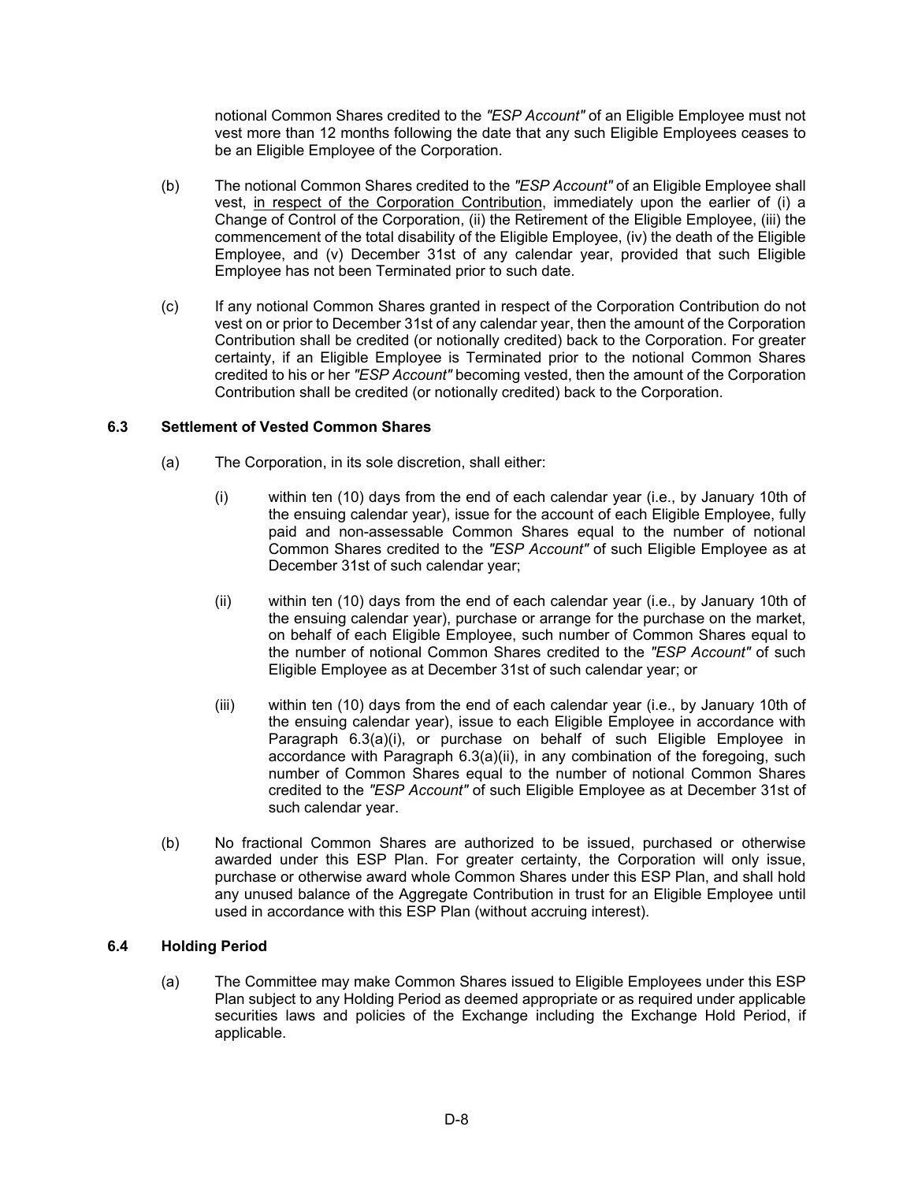notional Common Shares credited to the *"ESP Account"* of an Eligible Employee must not vest more than 12 months following the date that any such Eligible Employees ceases to be an Eligible Employee of the Corporation.

(b) The notional Common Shares credited to the *"ESP Account"* of an Eligible Employee shall vest, <u>in respect of the Corporation Contribution</u>, immediately upon the earlier of (i) a Change of Control of the Corporation, (ii) the Retirement of the Eligible Employee, (iii) the commencement of the total disability of the Eligible Employee, (iv) the death of the Eligible Employee, and (v) December 31st of any calendar year, provided that such Eligible Employee has not been Terminated prior to such date.

(c) If any notional Common Shares granted in respect of the Corporation Contribution do not vest on or prior to December 31st of any calendar year, then the amount of the Corporation Contribution shall be credited (or notionally credited) back to the Corporation. For greater certainty, if an Eligible Employee is Terminated prior to the notional Common Shares credited to his or her *"ESP Account"* becoming vested, then the amount of the Corporation Contribution shall be credited (or notionally credited) back to the Corporation.

### 6.3 Settlement of Vested Common Shares

(a) The Corporation, in its sole discretion, shall either:

(i) within ten (10) days from the end of each calendar year (i.e., by January 10th of the ensuing calendar year), issue for the account of each Eligible Employee, fully paid and non-assessable Common Shares equal to the number of notional Common Shares credited to the *"ESP Account"* of such Eligible Employee as at December 31st of such calendar year;

(ii) within ten (10) days from the end of each calendar year (i.e., by January 10th of the ensuing calendar year), purchase or arrange for the purchase on the market, on behalf of each Eligible Employee, such number of Common Shares equal to the number of notional Common Shares credited to the *"ESP Account"* of such Eligible Employee as at December 31st of such calendar year; or

(iii) within ten (10) days from the end of each calendar year (i.e., by January 10th of the ensuing calendar year), issue to each Eligible Employee in accordance with Paragraph 6.3(a)(i), or purchase on behalf of such Eligible Employee in accordance with Paragraph 6.3(a)(ii), in any combination of the foregoing, such number of Common Shares equal to the number of notional Common Shares credited to the *"ESP Account"* of such Eligible Employee as at December 31st of such calendar year.

(b) No fractional Common Shares are authorized to be issued, purchased or otherwise awarded under this ESP Plan. For greater certainty, the Corporation will only issue, purchase or otherwise award whole Common Shares under this ESP Plan, and shall hold any unused balance of the Aggregate Contribution in trust for an Eligible Employee until used in accordance with this ESP Plan (without accruing interest).

### 6.4 Holding Period

(a) The Committee may make Common Shares issued to Eligible Employees under this ESP Plan subject to any Holding Period as deemed appropriate or as required under applicable securities laws and policies of the Exchange including the Exchange Hold Period, if applicable.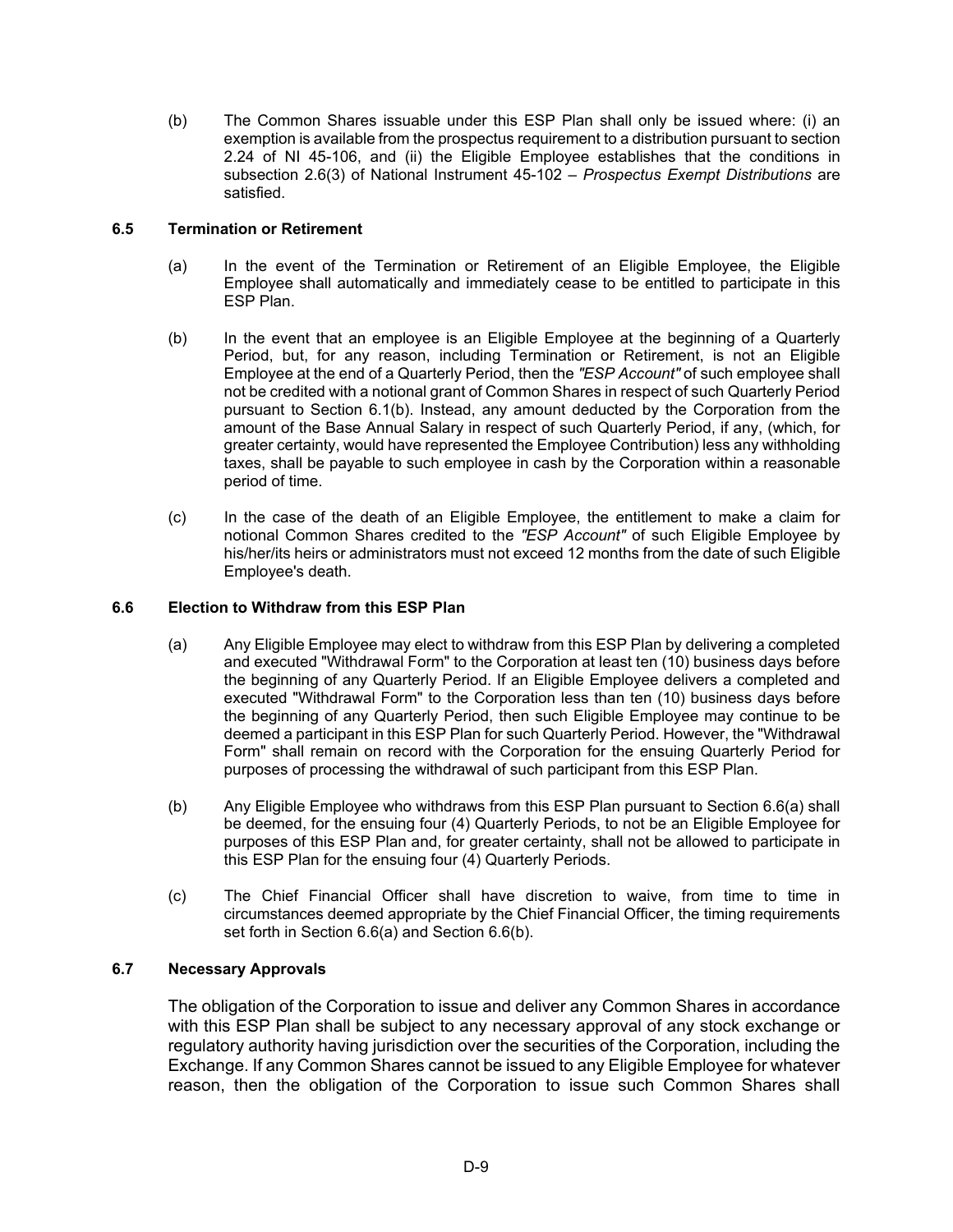(b) The Common Shares issuable under this ESP Plan shall only be issued where: (i) an exemption is available from the prospectus requirement to a distribution pursuant to section 2.24 of NI 45-106, and (ii) the Eligible Employee establishes that the conditions in subsection 2.6(3) of National Instrument 45-102 – *Prospectus Exempt Distributions* are satisfied.

### 6.5 Termination or Retirement

(a) In the event of the Termination or Retirement of an Eligible Employee, the Eligible Employee shall automatically and immediately cease to be entitled to participate in this ESP Plan.

(b) In the event that an employee is an Eligible Employee at the beginning of a Quarterly Period, but, for any reason, including Termination or Retirement, is not an Eligible Employee at the end of a Quarterly Period, then the *"ESP Account"* of such employee shall not be credited with a notional grant of Common Shares in respect of such Quarterly Period pursuant to Section 6.1(b). Instead, any amount deducted by the Corporation from the amount of the Base Annual Salary in respect of such Quarterly Period, if any, (which, for greater certainty, would have represented the Employee Contribution) less any withholding taxes, shall be payable to such employee in cash by the Corporation within a reasonable period of time.

(c) In the case of the death of an Eligible Employee, the entitlement to make a claim for notional Common Shares credited to the *"ESP Account"* of such Eligible Employee by his/her/its heirs or administrators must not exceed 12 months from the date of such Eligible Employee's death.

### 6.6 Election to Withdraw from this ESP Plan

(a) Any Eligible Employee may elect to withdraw from this ESP Plan by delivering a completed and executed "Withdrawal Form" to the Corporation at least ten (10) business days before the beginning of any Quarterly Period. If an Eligible Employee delivers a completed and executed "Withdrawal Form" to the Corporation less than ten (10) business days before the beginning of any Quarterly Period, then such Eligible Employee may continue to be deemed a participant in this ESP Plan for such Quarterly Period. However, the "Withdrawal Form" shall remain on record with the Corporation for the ensuing Quarterly Period for purposes of processing the withdrawal of such participant from this ESP Plan.

(b) Any Eligible Employee who withdraws from this ESP Plan pursuant to Section 6.6(a) shall be deemed, for the ensuing four (4) Quarterly Periods, to not be an Eligible Employee for purposes of this ESP Plan and, for greater certainty, shall not be allowed to participate in this ESP Plan for the ensuing four (4) Quarterly Periods.

(c) The Chief Financial Officer shall have discretion to waive, from time to time in circumstances deemed appropriate by the Chief Financial Officer, the timing requirements set forth in Section 6.6(a) and Section 6.6(b).

### 6.7 Necessary Approvals

The obligation of the Corporation to issue and deliver any Common Shares in accordance with this ESP Plan shall be subject to any necessary approval of any stock exchange or regulatory authority having jurisdiction over the securities of the Corporation, including the Exchange. If any Common Shares cannot be issued to any Eligible Employee for whatever reason, then the obligation of the Corporation to issue such Common Shares shall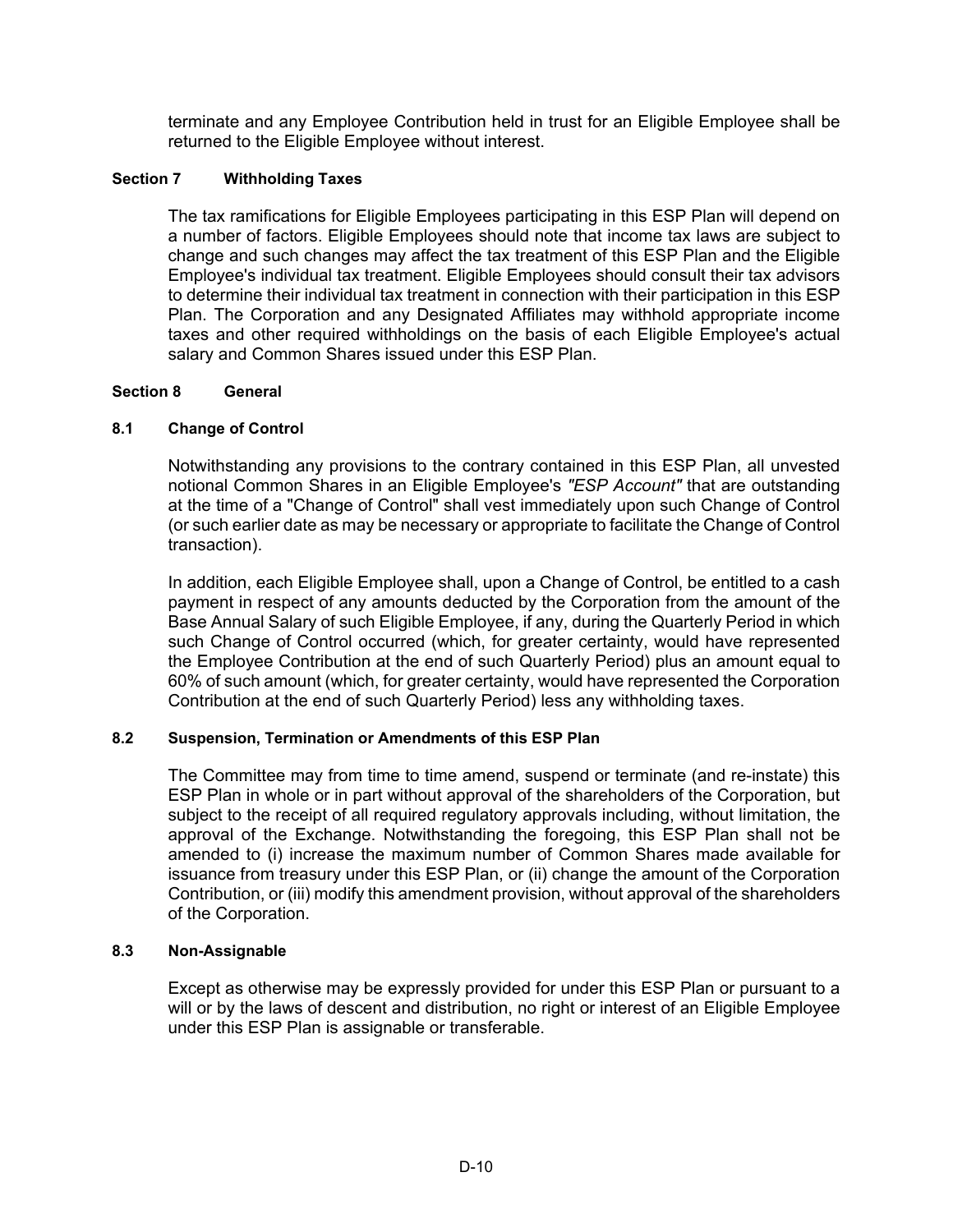terminate and any Employee Contribution held in trust for an Eligible Employee shall be returned to the Eligible Employee without interest.

### Section 7 Withholding Taxes

The tax ramifications for Eligible Employees participating in this ESP Plan will depend on a number of factors. Eligible Employees should note that income tax laws are subject to change and such changes may affect the tax treatment of this ESP Plan and the Eligible Employee's individual tax treatment. Eligible Employees should consult their tax advisors to determine their individual tax treatment in connection with their participation in this ESP Plan. The Corporation and any Designated Affiliates may withhold appropriate income taxes and other required withholdings on the basis of each Eligible Employee's actual salary and Common Shares issued under this ESP Plan.

### Section 8 General

#### 8.1 Change of Control

Notwithstanding any provisions to the contrary contained in this ESP Plan, all unvested notional Common Shares in an Eligible Employee's *"ESP Account"* that are outstanding at the time of a "Change of Control" shall vest immediately upon such Change of Control (or such earlier date as may be necessary or appropriate to facilitate the Change of Control transaction).

In addition, each Eligible Employee shall, upon a Change of Control, be entitled to a cash payment in respect of any amounts deducted by the Corporation from the amount of the Base Annual Salary of such Eligible Employee, if any, during the Quarterly Period in which such Change of Control occurred (which, for greater certainty, would have represented the Employee Contribution at the end of such Quarterly Period) plus an amount equal to 60% of such amount (which, for greater certainty, would have represented the Corporation Contribution at the end of such Quarterly Period) less any withholding taxes.

#### 8.2 Suspension, Termination or Amendments of this ESP Plan

The Committee may from time to time amend, suspend or terminate (and re-instate) this ESP Plan in whole or in part without approval of the shareholders of the Corporation, but subject to the receipt of all required regulatory approvals including, without limitation, the approval of the Exchange. Notwithstanding the foregoing, this ESP Plan shall not be amended to (i) increase the maximum number of Common Shares made available for issuance from treasury under this ESP Plan, or (ii) change the amount of the Corporation Contribution, or (iii) modify this amendment provision, without approval of the shareholders of the Corporation.

#### 8.3 Non-Assignable

Except as otherwise may be expressly provided for under this ESP Plan or pursuant to a will or by the laws of descent and distribution, no right or interest of an Eligible Employee under this ESP Plan is assignable or transferable.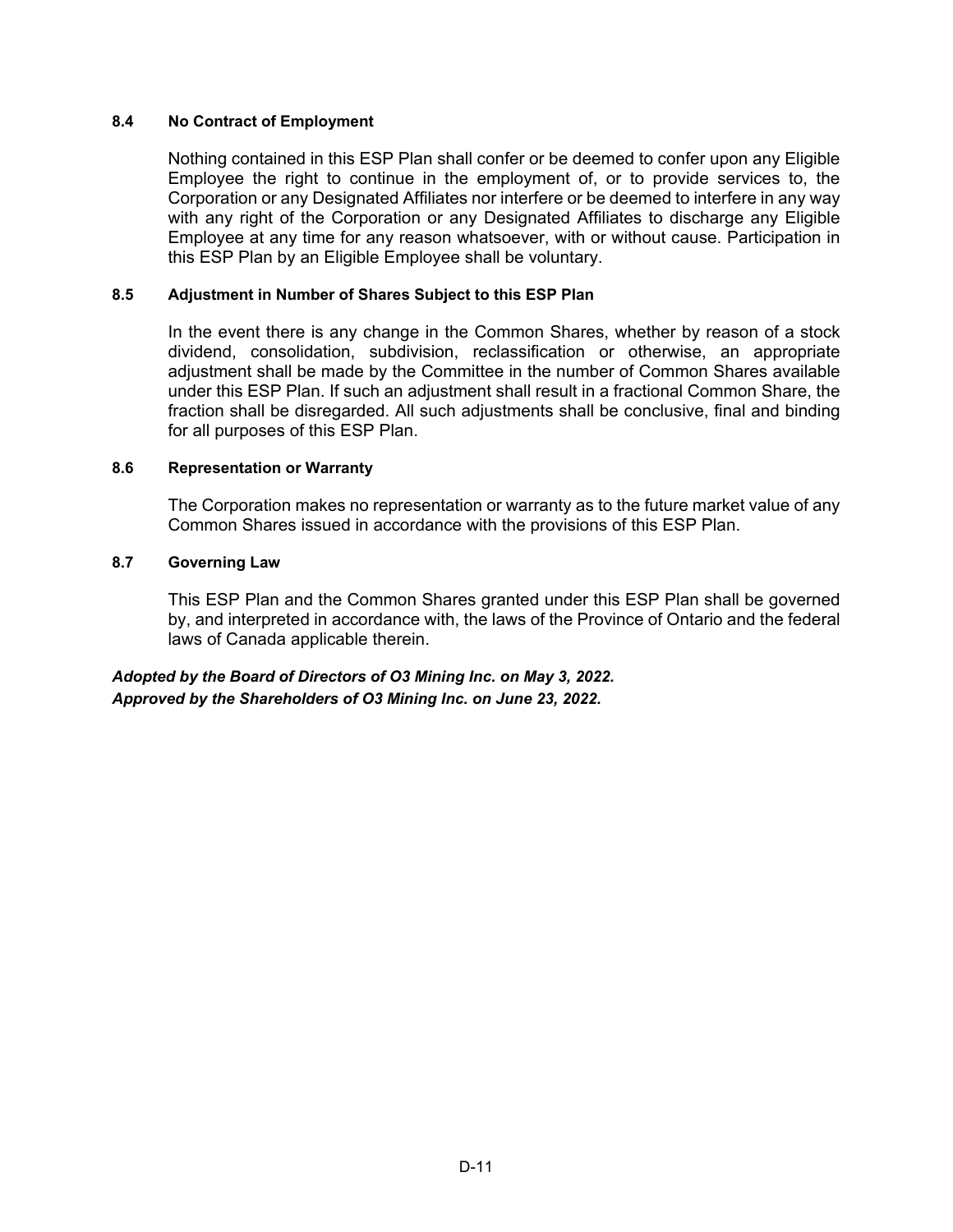#### 8.4 No Contract of Employment

Nothing contained in this ESP Plan shall confer or be deemed to confer upon any Eligible Employee the right to continue in the employment of, or to provide services to, the Corporation or any Designated Affiliates nor interfere or be deemed to interfere in any way with any right of the Corporation or any Designated Affiliates to discharge any Eligible Employee at any time for any reason whatsoever, with or without cause. Participation in this ESP Plan by an Eligible Employee shall be voluntary.

#### 8.5 Adjustment in Number of Shares Subject to this ESP Plan

In the event there is any change in the Common Shares, whether by reason of a stock dividend, consolidation, subdivision, reclassification or otherwise, an appropriate adjustment shall be made by the Committee in the number of Common Shares available under this ESP Plan. If such an adjustment shall result in a fractional Common Share, the fraction shall be disregarded. All such adjustments shall be conclusive, final and binding for all purposes of this ESP Plan.

#### 8.6 Representation or Warranty

The Corporation makes no representation or warranty as to the future market value of any Common Shares issued in accordance with the provisions of this ESP Plan.

#### 8.7 Governing Law

This ESP Plan and the Common Shares granted under this ESP Plan shall be governed by, and interpreted in accordance with, the laws of the Province of Ontario and the federal laws of Canada applicable therein.

***Adopted by the Board of Directors of O3 Mining Inc. on May 3, 2022.***
***Approved by the Shareholders of O3 Mining Inc. on June 23, 2022.***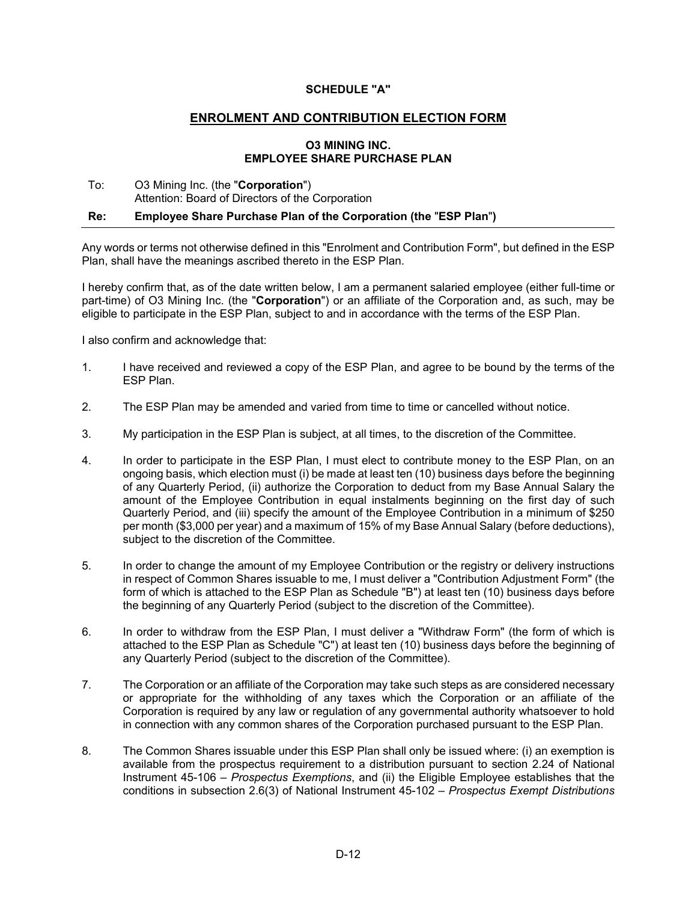**SCHEDULE "A"**

## ENROLMENT AND CONTRIBUTION ELECTION FORM

**O3 MINING INC.**
**EMPLOYEE SHARE PURCHASE PLAN**

To: O3 Mining Inc. (the "**Corporation**")
Attention: Board of Directors of the Corporation

**Re: Employee Share Purchase Plan of the Corporation (the "ESP Plan")**

Any words or terms not otherwise defined in this "Enrolment and Contribution Form", but defined in the ESP Plan, shall have the meanings ascribed thereto in the ESP Plan.

I hereby confirm that, as of the date written below, I am a permanent salaried employee (either full-time or part-time) of O3 Mining Inc. (the "**Corporation**") or an affiliate of the Corporation and, as such, may be eligible to participate in the ESP Plan, subject to and in accordance with the terms of the ESP Plan.

I also confirm and acknowledge that:

1. I have received and reviewed a copy of the ESP Plan, and agree to be bound by the terms of the ESP Plan.

2. The ESP Plan may be amended and varied from time to time or cancelled without notice.

3. My participation in the ESP Plan is subject, at all times, to the discretion of the Committee.

4. In order to participate in the ESP Plan, I must elect to contribute money to the ESP Plan, on an ongoing basis, which election must (i) be made at least ten (10) business days before the beginning of any Quarterly Period, (ii) authorize the Corporation to deduct from my Base Annual Salary the amount of the Employee Contribution in equal instalments beginning on the first day of such Quarterly Period, and (iii) specify the amount of the Employee Contribution in a minimum of $250 per month ($3,000 per year) and a maximum of 15% of my Base Annual Salary (before deductions), subject to the discretion of the Committee.

5. In order to change the amount of my Employee Contribution or the registry or delivery instructions in respect of Common Shares issuable to me, I must deliver a "Contribution Adjustment Form" (the form of which is attached to the ESP Plan as Schedule "B") at least ten (10) business days before the beginning of any Quarterly Period (subject to the discretion of the Committee).

6. In order to withdraw from the ESP Plan, I must deliver a "Withdraw Form" (the form of which is attached to the ESP Plan as Schedule "C") at least ten (10) business days before the beginning of any Quarterly Period (subject to the discretion of the Committee).

7. The Corporation or an affiliate of the Corporation may take such steps as are considered necessary or appropriate for the withholding of any taxes which the Corporation or an affiliate of the Corporation is required by any law or regulation of any governmental authority whatsoever to hold in connection with any common shares of the Corporation purchased pursuant to the ESP Plan.

8. The Common Shares issuable under this ESP Plan shall only be issued where: (i) an exemption is available from the prospectus requirement to a distribution pursuant to section 2.24 of National Instrument 45-106 – *Prospectus Exemptions*, and (ii) the Eligible Employee establishes that the conditions in subsection 2.6(3) of National Instrument 45-102 – *Prospectus Exempt Distributions*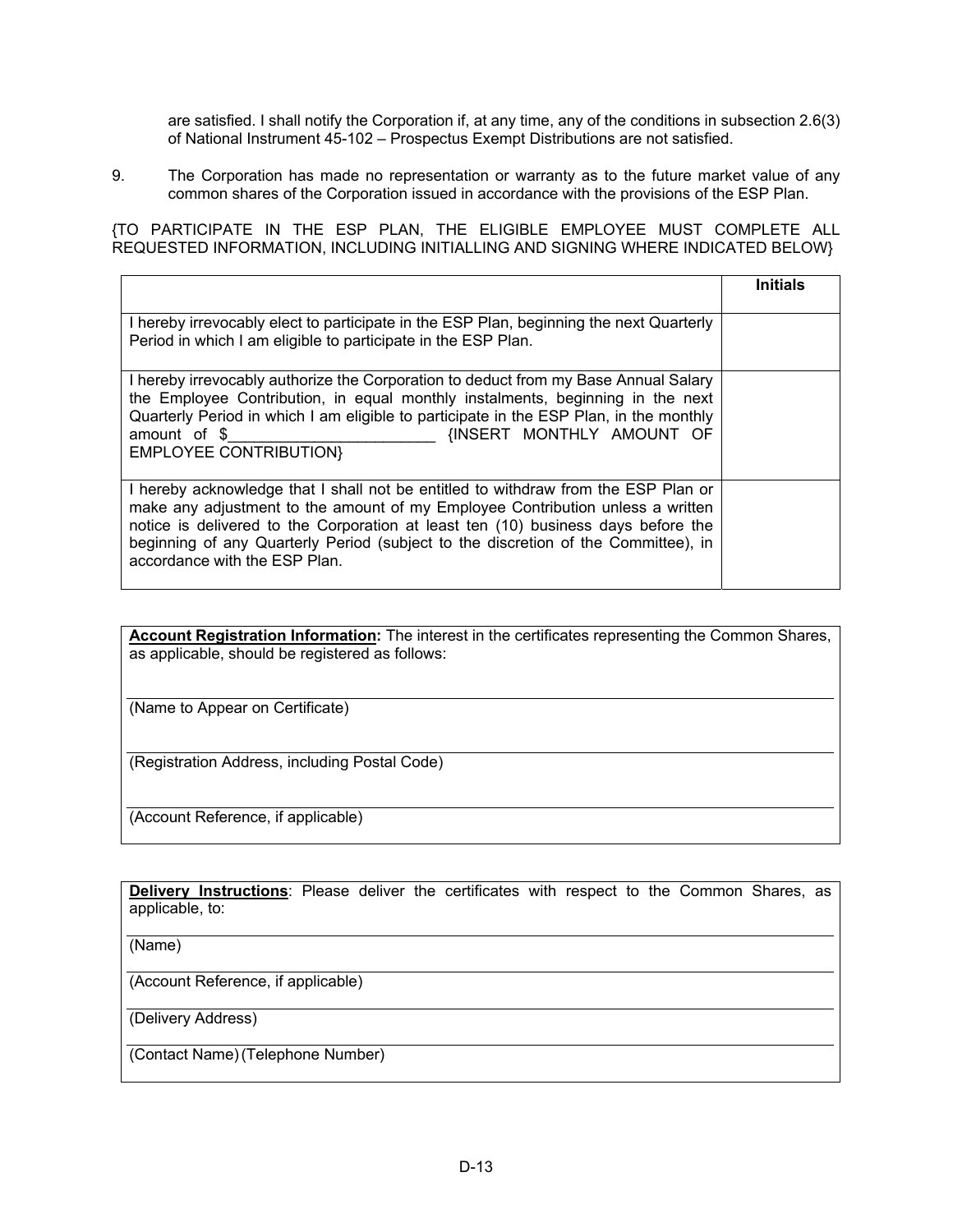are satisfied. I shall notify the Corporation if, at any time, any of the conditions in subsection 2.6(3) of National Instrument 45-102 – Prospectus Exempt Distributions are not satisfied.

9. The Corporation has made no representation or warranty as to the future market value of any common shares of the Corporation issued in accordance with the provisions of the ESP Plan.

{TO PARTICIPATE IN THE ESP PLAN, THE ELIGIBLE EMPLOYEE MUST COMPLETE ALL REQUESTED INFORMATION, INCLUDING INITIALLING AND SIGNING WHERE INDICATED BELOW}

| | **Initials** |
|---|---|
| I hereby irrevocably elect to participate in the ESP Plan, beginning the next Quarterly Period in which I am eligible to participate in the ESP Plan. | |
| I hereby irrevocably authorize the Corporation to deduct from my Base Annual Salary the Employee Contribution, in equal monthly instalments, beginning in the next Quarterly Period in which I am eligible to participate in the ESP Plan, in the monthly amount of $________________________ {INSERT MONTHLY AMOUNT OF EMPLOYEE CONTRIBUTION} | |
| I hereby acknowledge that I shall not be entitled to withdraw from the ESP Plan or make any adjustment to the amount of my Employee Contribution unless a written notice is delivered to the Corporation at least ten (10) business days before the beginning of any Quarterly Period (subject to the discretion of the Committee), in accordance with the ESP Plan. | |

**Account Registration Information:** The interest in the certificates representing the Common Shares, as applicable, should be registered as follows:

______________________________________________
(Name to Appear on Certificate)

______________________________________________
(Registration Address, including Postal Code)

______________________________________________
(Account Reference, if applicable)

**Delivery Instructions**: Please deliver the certificates with respect to the Common Shares, as applicable, to:

______________________________________________
(Name)

______________________________________________
(Account Reference, if applicable)

______________________________________________
(Delivery Address)

______________________________________________
(Contact Name) (Telephone Number)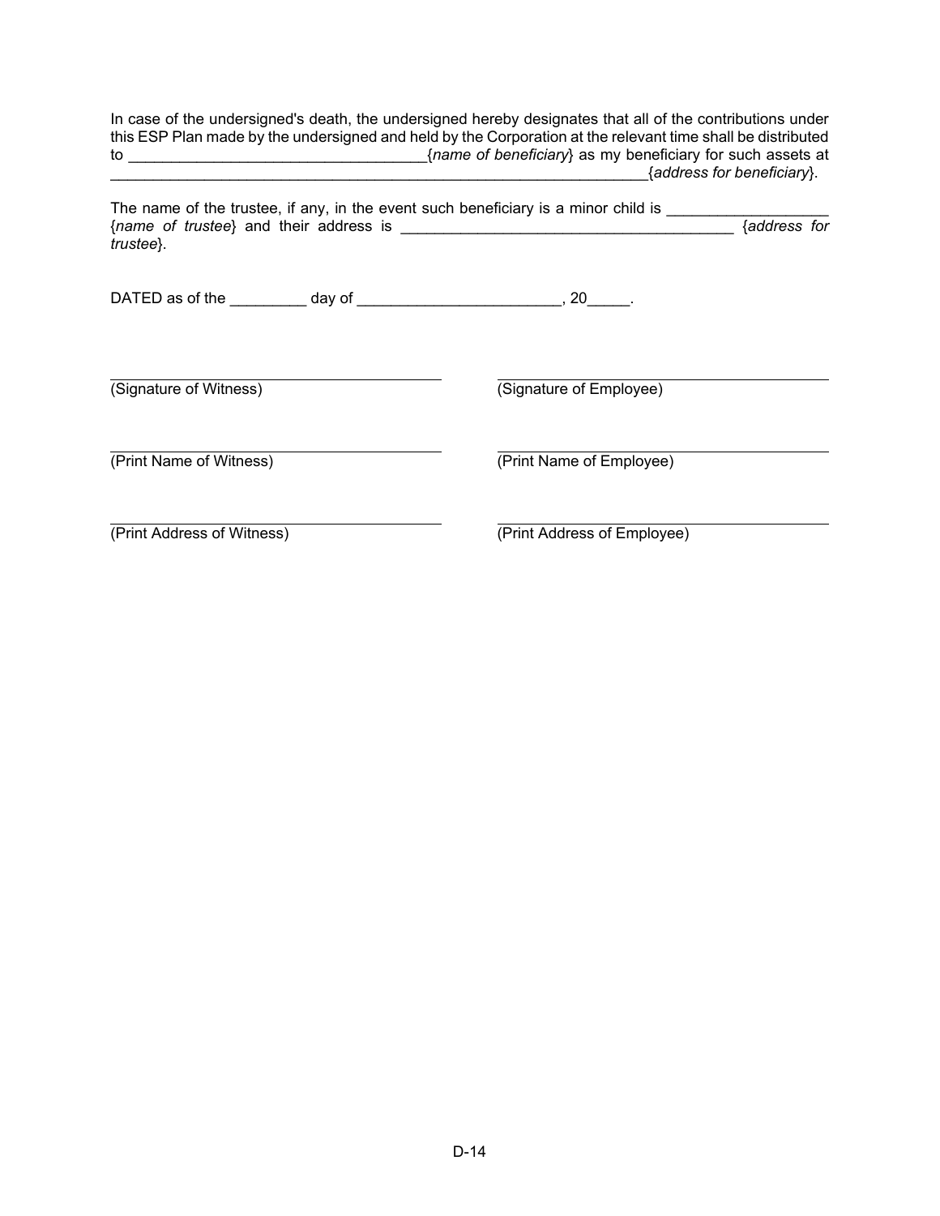In case of the undersigned's death, the undersigned hereby designates that all of the contributions under this ESP Plan made by the undersigned and held by the Corporation at the relevant time shall be distributed to ___________________________________{*name of beneficiary*} as my beneficiary for such assets at _________________________________________________________________{*address for beneficiary*}.

The name of the trustee, if any, in the event such beneficiary is a minor child is ___________________ {*name of trustee*} and their address is _______________________________________ {*address for trustee*}.

DATED as of the _________ day of ________________________, 20_____.

| | |
|---|---|
| _________________________ | _________________________ |
| (Signature of Witness) | (Signature of Employee) |
| _________________________ | _________________________ |
| (Print Name of Witness) | (Print Name of Employee) |
| _________________________ | _________________________ |
| (Print Address of Witness) | (Print Address of Employee) |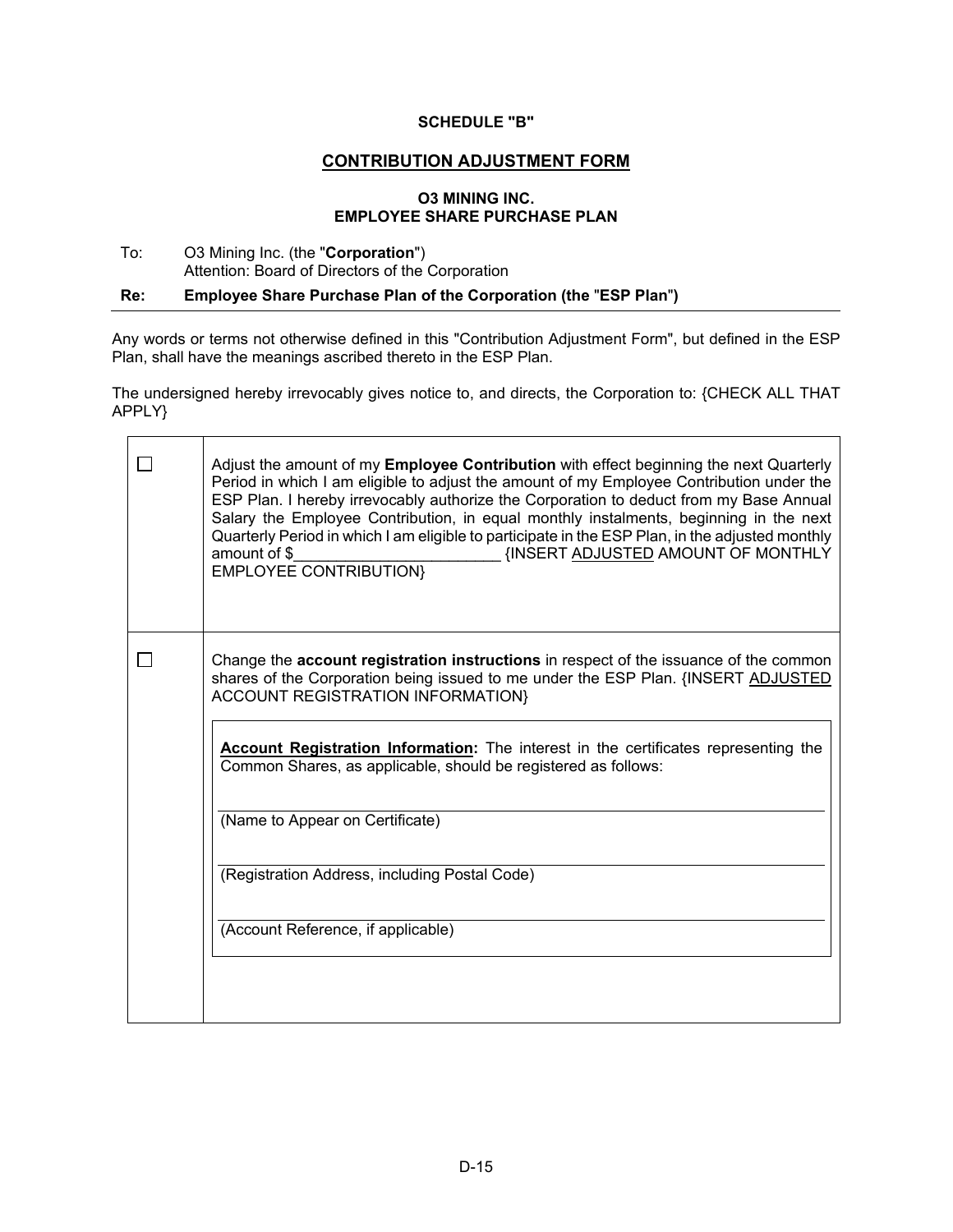**SCHEDULE "B"**

## CONTRIBUTION ADJUSTMENT FORM

**O3 MINING INC.**
**EMPLOYEE SHARE PURCHASE PLAN**

To: O3 Mining Inc. (the "**Corporation**")
Attention: Board of Directors of the Corporation

**Re: Employee Share Purchase Plan of the Corporation (the "ESP Plan")**

---

Any words or terms not otherwise defined in this "Contribution Adjustment Form", but defined in the ESP Plan, shall have the meanings ascribed thereto in the ESP Plan.

The undersigned hereby irrevocably gives notice to, and directs, the Corporation to: {CHECK ALL THAT APPLY}

| | |
|---|---|
| ☐ | Adjust the amount of my **Employee Contribution** with effect beginning the next Quarterly Period in which I am eligible to adjust the amount of my Employee Contribution under the ESP Plan. I hereby irrevocably authorize the Corporation to deduct from my Base Annual Salary the Employee Contribution, in equal monthly instalments, beginning in the next Quarterly Period in which I am eligible to participate in the ESP Plan, in the adjusted monthly amount of $________________________ {INSERT ADJUSTED AMOUNT OF MONTHLY EMPLOYEE CONTRIBUTION} |
| ☐ | Change the **account registration instructions** in respect of the issuance of the common shares of the Corporation being issued to me under the ESP Plan. {INSERT ADJUSTED ACCOUNT REGISTRATION INFORMATION}<br><br>**Account Registration Information:** The interest in the certificates representing the Common Shares, as applicable, should be registered as follows:<br><br>______________________________<br>(Name to Appear on Certificate)<br><br>______________________________<br>(Registration Address, including Postal Code)<br><br>______________________________<br>(Account Reference, if applicable) |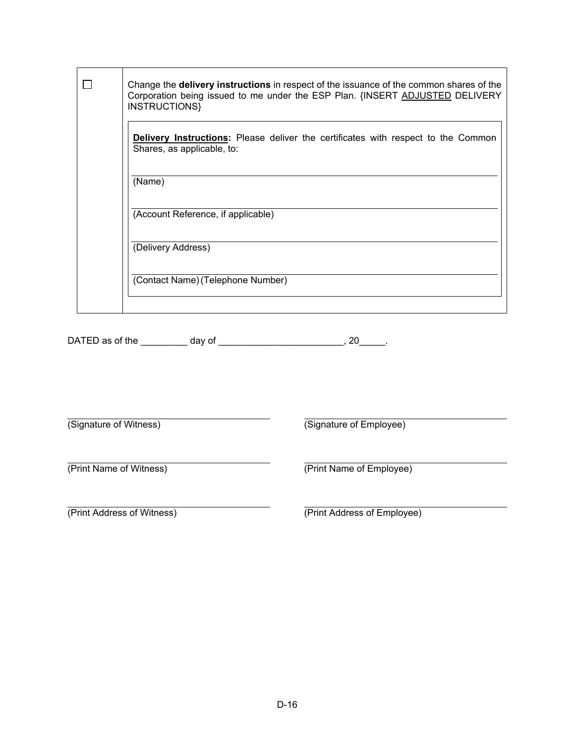| ☐ | Change the **delivery instructions** in respect of the issuance of the common shares of the Corporation being issued to me under the ESP Plan. {INSERT <u>ADJUSTED</u> DELIVERY INSTRUCTIONS} |
|---|---|

**<u>Delivery Instructions</u>:** Please deliver the certificates with respect to the Common Shares, as applicable, to:

______________________________
(Name)

______________________________
(Account Reference, if applicable)

______________________________
(Delivery Address)

______________________________
(Contact Name) (Telephone Number)

DATED as of the _________ day of ________________________, 20_____.

| | |
|---|---|
| ______________________________ | ______________________________ |
| (Signature of Witness) | (Signature of Employee) |
| ______________________________ | ______________________________ |
| (Print Name of Witness) | (Print Name of Employee) |
| ______________________________ | ______________________________ |
| (Print Address of Witness) | (Print Address of Employee) |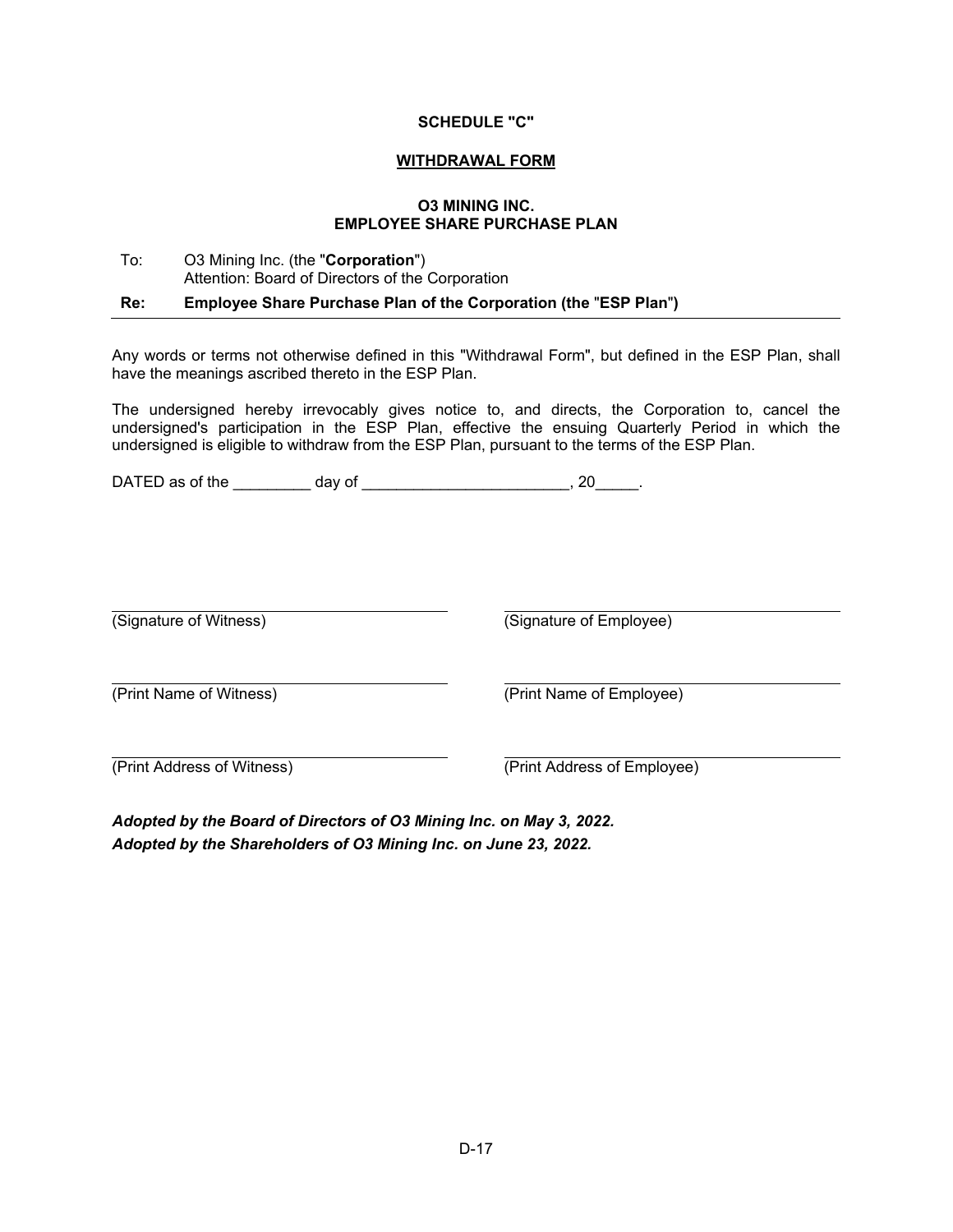**SCHEDULE "C"**

**WITHDRAWAL FORM**

**O3 MINING INC.**
**EMPLOYEE SHARE PURCHASE PLAN**

To: O3 Mining Inc. (the "**Corporation**")
Attention: Board of Directors of the Corporation

**Re: Employee Share Purchase Plan of the Corporation (the "ESP Plan")**

---

Any words or terms not otherwise defined in this "Withdrawal Form", but defined in the ESP Plan, shall have the meanings ascribed thereto in the ESP Plan.

The undersigned hereby irrevocably gives notice to, and directs, the Corporation to, cancel the undersigned's participation in the ESP Plan, effective the ensuing Quarterly Period in which the undersigned is eligible to withdraw from the ESP Plan, pursuant to the terms of the ESP Plan.

DATED as of the _________ day of ________________________, 20_____.

| | |
|---|---|
| (Signature of Witness) | (Signature of Employee) |
| (Print Name of Witness) | (Print Name of Employee) |
| (Print Address of Witness) | (Print Address of Employee) |

***Adopted by the Board of Directors of O3 Mining Inc. on May 3, 2022.***
***Adopted by the Shareholders of O3 Mining Inc. on June 23, 2022.***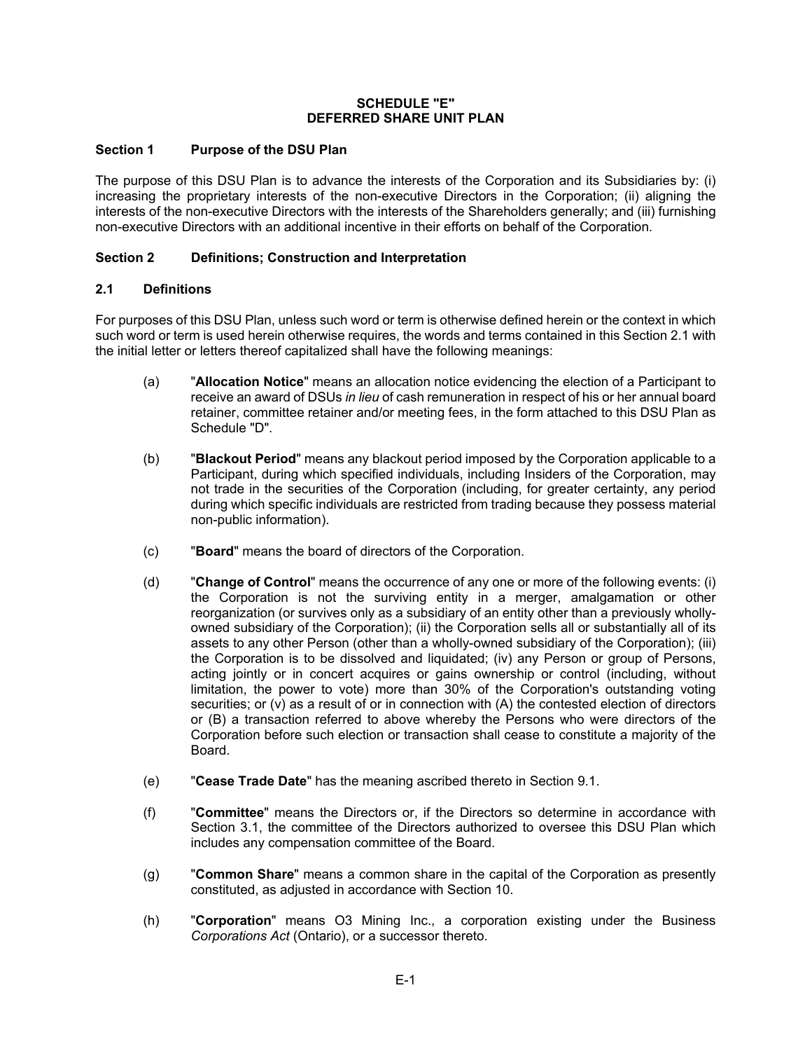# SCHEDULE "E"
# DEFERRED SHARE UNIT PLAN

## Section 1 Purpose of the DSU Plan

The purpose of this DSU Plan is to advance the interests of the Corporation and its Subsidiaries by: (i) increasing the proprietary interests of the non-executive Directors in the Corporation; (ii) aligning the interests of the non-executive Directors with the interests of the Shareholders generally; and (iii) furnishing non-executive Directors with an additional incentive in their efforts on behalf of the Corporation.

## Section 2 Definitions; Construction and Interpretation

### 2.1 Definitions

For purposes of this DSU Plan, unless such word or term is otherwise defined herein or the context in which such word or term is used herein otherwise requires, the words and terms contained in this Section 2.1 with the initial letter or letters thereof capitalized shall have the following meanings:

(a) "**Allocation Notice**" means an allocation notice evidencing the election of a Participant to receive an award of DSUs *in lieu* of cash remuneration in respect of his or her annual board retainer, committee retainer and/or meeting fees, in the form attached to this DSU Plan as Schedule "D".

(b) "**Blackout Period**" means any blackout period imposed by the Corporation applicable to a Participant, during which specified individuals, including Insiders of the Corporation, may not trade in the securities of the Corporation (including, for greater certainty, any period during which specific individuals are restricted from trading because they possess material non-public information).

(c) "**Board**" means the board of directors of the Corporation.

(d) "**Change of Control**" means the occurrence of any one or more of the following events: (i) the Corporation is not the surviving entity in a merger, amalgamation or other reorganization (or survives only as a subsidiary of an entity other than a previously wholly-owned subsidiary of the Corporation); (ii) the Corporation sells all or substantially all of its assets to any other Person (other than a wholly-owned subsidiary of the Corporation); (iii) the Corporation is to be dissolved and liquidated; (iv) any Person or group of Persons, acting jointly or in concert acquires or gains ownership or control (including, without limitation, the power to vote) more than 30% of the Corporation's outstanding voting securities; or (v) as a result of or in connection with (A) the contested election of directors or (B) a transaction referred to above whereby the Persons who were directors of the Corporation before such election or transaction shall cease to constitute a majority of the Board.

(e) "**Cease Trade Date**" has the meaning ascribed thereto in Section 9.1.

(f) "**Committee**" means the Directors or, if the Directors so determine in accordance with Section 3.1, the committee of the Directors authorized to oversee this DSU Plan which includes any compensation committee of the Board.

(g) "**Common Share**" means a common share in the capital of the Corporation as presently constituted, as adjusted in accordance with Section 10.

(h) "**Corporation**" means O3 Mining Inc., a corporation existing under the Business *Corporations Act* (Ontario), or a successor thereto.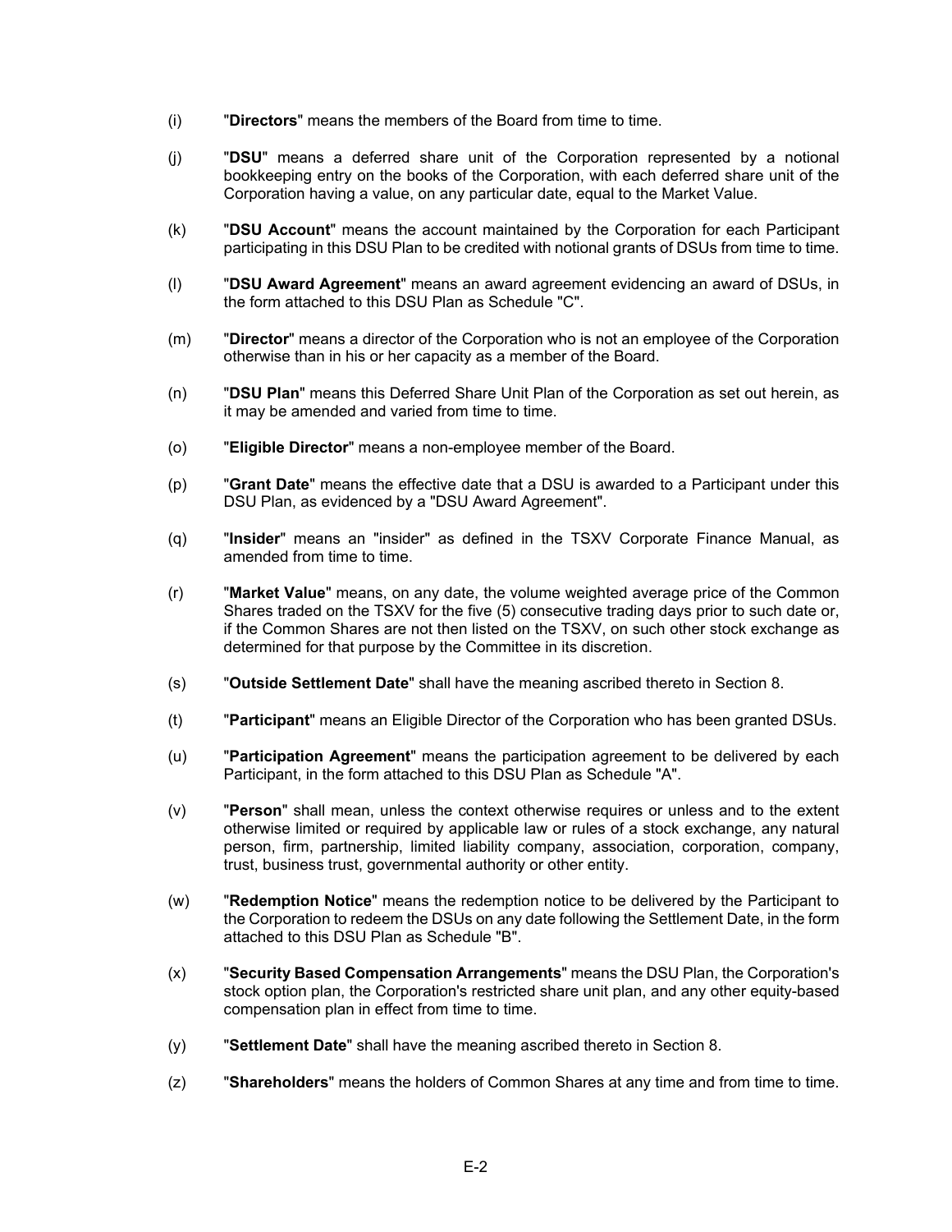(i) "**Directors**" means the members of the Board from time to time.

(j) "**DSU**" means a deferred share unit of the Corporation represented by a notional bookkeeping entry on the books of the Corporation, with each deferred share unit of the Corporation having a value, on any particular date, equal to the Market Value.

(k) "**DSU Account**" means the account maintained by the Corporation for each Participant participating in this DSU Plan to be credited with notional grants of DSUs from time to time.

(l) "**DSU Award Agreement**" means an award agreement evidencing an award of DSUs, in the form attached to this DSU Plan as Schedule "C".

(m) "**Director**" means a director of the Corporation who is not an employee of the Corporation otherwise than in his or her capacity as a member of the Board.

(n) "**DSU Plan**" means this Deferred Share Unit Plan of the Corporation as set out herein, as it may be amended and varied from time to time.

(o) "**Eligible Director**" means a non-employee member of the Board.

(p) "**Grant Date**" means the effective date that a DSU is awarded to a Participant under this DSU Plan, as evidenced by a "DSU Award Agreement".

(q) "**Insider**" means an "insider" as defined in the TSXV Corporate Finance Manual, as amended from time to time.

(r) "**Market Value**" means, on any date, the volume weighted average price of the Common Shares traded on the TSXV for the five (5) consecutive trading days prior to such date or, if the Common Shares are not then listed on the TSXV, on such other stock exchange as determined for that purpose by the Committee in its discretion.

(s) "**Outside Settlement Date**" shall have the meaning ascribed thereto in Section 8.

(t) "**Participant**" means an Eligible Director of the Corporation who has been granted DSUs.

(u) "**Participation Agreement**" means the participation agreement to be delivered by each Participant, in the form attached to this DSU Plan as Schedule "A".

(v) "**Person**" shall mean, unless the context otherwise requires or unless and to the extent otherwise limited or required by applicable law or rules of a stock exchange, any natural person, firm, partnership, limited liability company, association, corporation, company, trust, business trust, governmental authority or other entity.

(w) "**Redemption Notice**" means the redemption notice to be delivered by the Participant to the Corporation to redeem the DSUs on any date following the Settlement Date, in the form attached to this DSU Plan as Schedule "B".

(x) "**Security Based Compensation Arrangements**" means the DSU Plan, the Corporation's stock option plan, the Corporation's restricted share unit plan, and any other equity-based compensation plan in effect from time to time.

(y) "**Settlement Date**" shall have the meaning ascribed thereto in Section 8.

(z) "**Shareholders**" means the holders of Common Shares at any time and from time to time.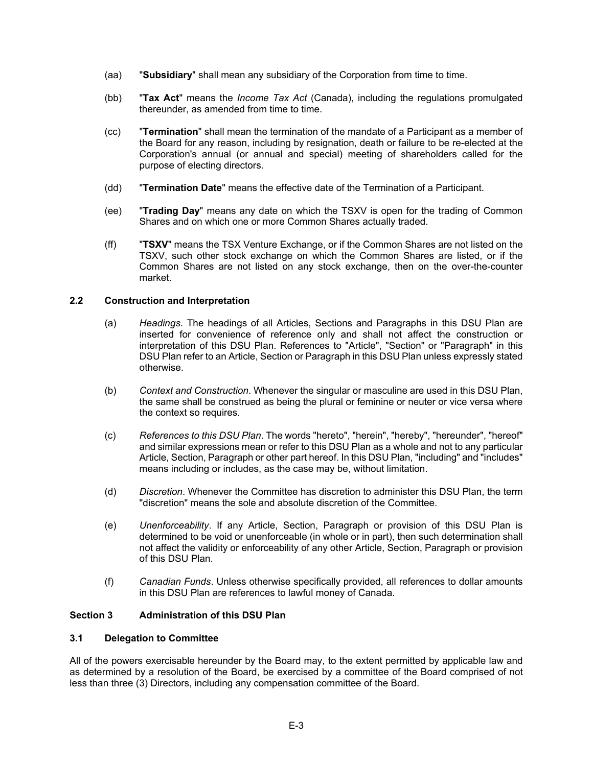(aa) "**Subsidiary**" shall mean any subsidiary of the Corporation from time to time.

(bb) "**Tax Act**" means the *Income Tax Act* (Canada), including the regulations promulgated thereunder, as amended from time to time.

(cc) "**Termination**" shall mean the termination of the mandate of a Participant as a member of the Board for any reason, including by resignation, death or failure to be re-elected at the Corporation's annual (or annual and special) meeting of shareholders called for the purpose of electing directors.

(dd) "**Termination Date**" means the effective date of the Termination of a Participant.

(ee) "**Trading Day**" means any date on which the TSXV is open for the trading of Common Shares and on which one or more Common Shares actually traded.

(ff) "**TSXV**" means the TSX Venture Exchange, or if the Common Shares are not listed on the TSXV, such other stock exchange on which the Common Shares are listed, or if the Common Shares are not listed on any stock exchange, then on the over-the-counter market.

### 2.2 Construction and Interpretation

(a) *Headings*. The headings of all Articles, Sections and Paragraphs in this DSU Plan are inserted for convenience of reference only and shall not affect the construction or interpretation of this DSU Plan. References to "Article", "Section" or "Paragraph" in this DSU Plan refer to an Article, Section or Paragraph in this DSU Plan unless expressly stated otherwise.

(b) *Context and Construction*. Whenever the singular or masculine are used in this DSU Plan, the same shall be construed as being the plural or feminine or neuter or vice versa where the context so requires.

(c) *References to this DSU Plan*. The words "hereto", "herein", "hereby", "hereunder", "hereof" and similar expressions mean or refer to this DSU Plan as a whole and not to any particular Article, Section, Paragraph or other part hereof. In this DSU Plan, "including" and "includes" means including or includes, as the case may be, without limitation.

(d) *Discretion*. Whenever the Committee has discretion to administer this DSU Plan, the term "discretion" means the sole and absolute discretion of the Committee.

(e) *Unenforceability*. If any Article, Section, Paragraph or provision of this DSU Plan is determined to be void or unenforceable (in whole or in part), then such determination shall not affect the validity or enforceability of any other Article, Section, Paragraph or provision of this DSU Plan.

(f) *Canadian Funds*. Unless otherwise specifically provided, all references to dollar amounts in this DSU Plan are references to lawful money of Canada.

## Section 3 Administration of this DSU Plan

### 3.1 Delegation to Committee

All of the powers exercisable hereunder by the Board may, to the extent permitted by applicable law and as determined by a resolution of the Board, be exercised by a committee of the Board comprised of not less than three (3) Directors, including any compensation committee of the Board.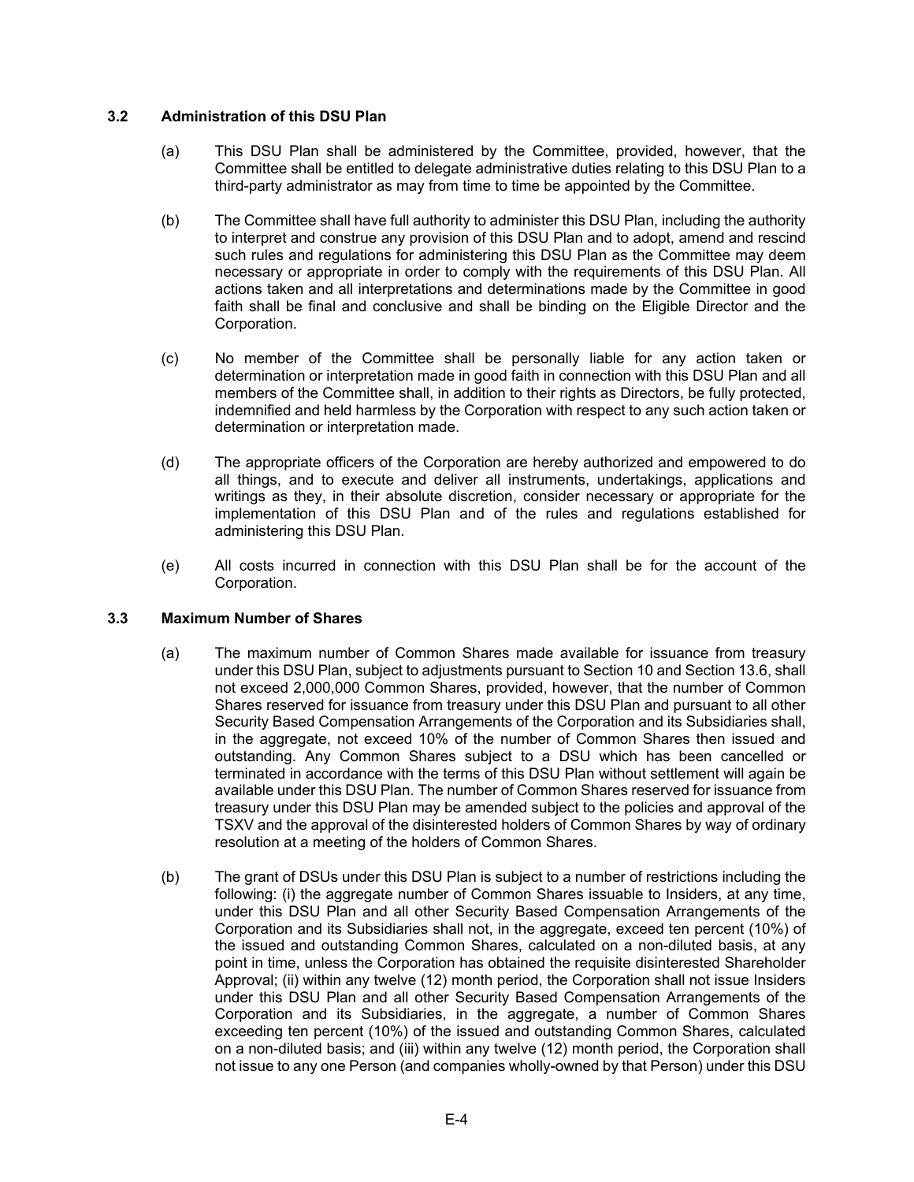### 3.2 Administration of this DSU Plan

(a) This DSU Plan shall be administered by the Committee, provided, however, that the Committee shall be entitled to delegate administrative duties relating to this DSU Plan to a third-party administrator as may from time to time be appointed by the Committee.

(b) The Committee shall have full authority to administer this DSU Plan, including the authority to interpret and construe any provision of this DSU Plan and to adopt, amend and rescind such rules and regulations for administering this DSU Plan as the Committee may deem necessary or appropriate in order to comply with the requirements of this DSU Plan. All actions taken and all interpretations and determinations made by the Committee in good faith shall be final and conclusive and shall be binding on the Eligible Director and the Corporation.

(c) No member of the Committee shall be personally liable for any action taken or determination or interpretation made in good faith in connection with this DSU Plan and all members of the Committee shall, in addition to their rights as Directors, be fully protected, indemnified and held harmless by the Corporation with respect to any such action taken or determination or interpretation made.

(d) The appropriate officers of the Corporation are hereby authorized and empowered to do all things, and to execute and deliver all instruments, undertakings, applications and writings as they, in their absolute discretion, consider necessary or appropriate for the implementation of this DSU Plan and of the rules and regulations established for administering this DSU Plan.

(e) All costs incurred in connection with this DSU Plan shall be for the account of the Corporation.

### 3.3 Maximum Number of Shares

(a) The maximum number of Common Shares made available for issuance from treasury under this DSU Plan, subject to adjustments pursuant to Section 10 and Section 13.6, shall not exceed 2,000,000 Common Shares, provided, however, that the number of Common Shares reserved for issuance from treasury under this DSU Plan and pursuant to all other Security Based Compensation Arrangements of the Corporation and its Subsidiaries shall, in the aggregate, not exceed 10% of the number of Common Shares then issued and outstanding. Any Common Shares subject to a DSU which has been cancelled or terminated in accordance with the terms of this DSU Plan without settlement will again be available under this DSU Plan. The number of Common Shares reserved for issuance from treasury under this DSU Plan may be amended subject to the policies and approval of the TSXV and the approval of the disinterested holders of Common Shares by way of ordinary resolution at a meeting of the holders of Common Shares.

(b) The grant of DSUs under this DSU Plan is subject to a number of restrictions including the following: (i) the aggregate number of Common Shares issuable to Insiders, at any time, under this DSU Plan and all other Security Based Compensation Arrangements of the Corporation and its Subsidiaries shall not, in the aggregate, exceed ten percent (10%) of the issued and outstanding Common Shares, calculated on a non-diluted basis, at any point in time, unless the Corporation has obtained the requisite disinterested Shareholder Approval; (ii) within any twelve (12) month period, the Corporation shall not issue Insiders under this DSU Plan and all other Security Based Compensation Arrangements of the Corporation and its Subsidiaries, in the aggregate, a number of Common Shares exceeding ten percent (10%) of the issued and outstanding Common Shares, calculated on a non-diluted basis; and (iii) within any twelve (12) month period, the Corporation shall not issue to any one Person (and companies wholly-owned by that Person) under this DSU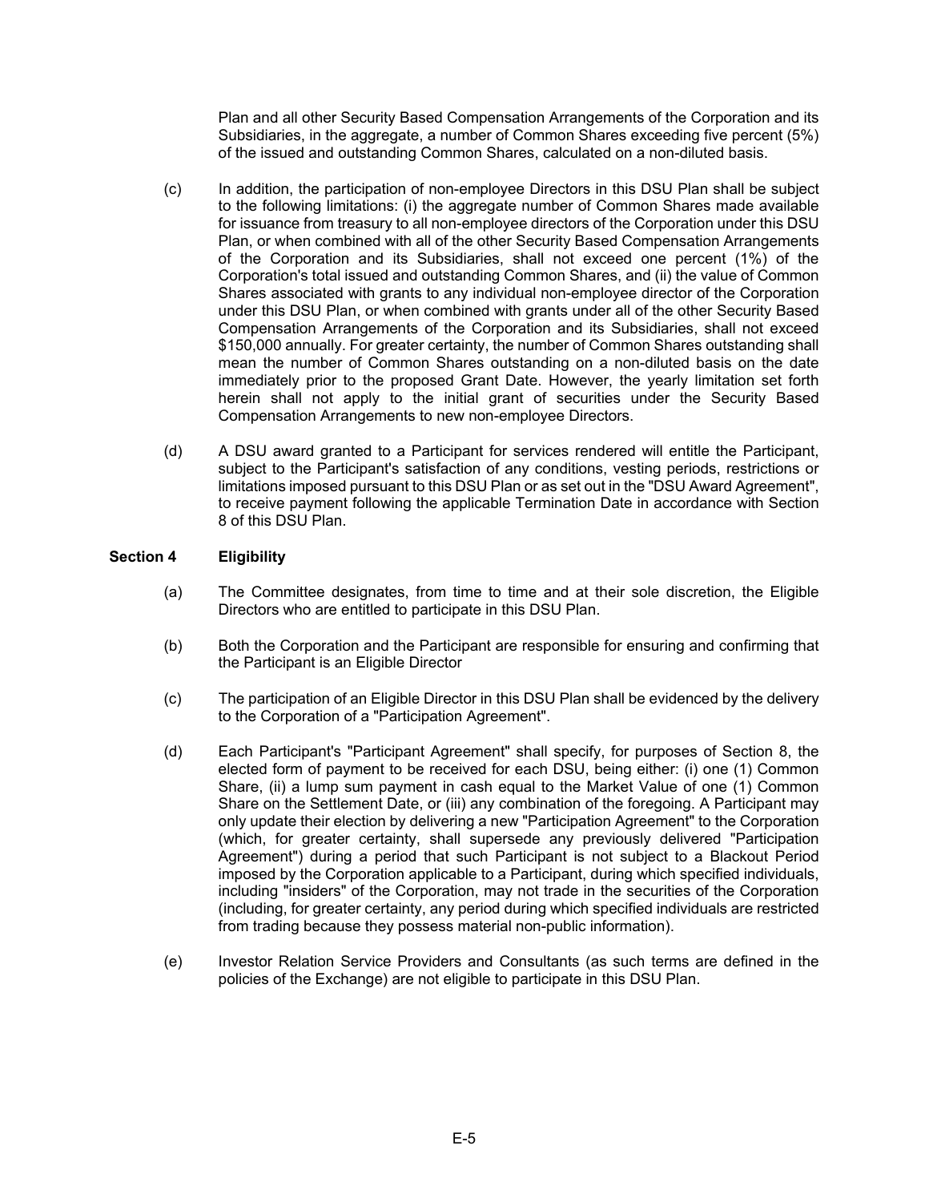Plan and all other Security Based Compensation Arrangements of the Corporation and its Subsidiaries, in the aggregate, a number of Common Shares exceeding five percent (5%) of the issued and outstanding Common Shares, calculated on a non-diluted basis.

(c) In addition, the participation of non-employee Directors in this DSU Plan shall be subject to the following limitations: (i) the aggregate number of Common Shares made available for issuance from treasury to all non-employee directors of the Corporation under this DSU Plan, or when combined with all of the other Security Based Compensation Arrangements of the Corporation and its Subsidiaries, shall not exceed one percent (1%) of the Corporation's total issued and outstanding Common Shares, and (ii) the value of Common Shares associated with grants to any individual non-employee director of the Corporation under this DSU Plan, or when combined with grants under all of the other Security Based Compensation Arrangements of the Corporation and its Subsidiaries, shall not exceed $150,000 annually. For greater certainty, the number of Common Shares outstanding shall mean the number of Common Shares outstanding on a non-diluted basis on the date immediately prior to the proposed Grant Date. However, the yearly limitation set forth herein shall not apply to the initial grant of securities under the Security Based Compensation Arrangements to new non-employee Directors.

(d) A DSU award granted to a Participant for services rendered will entitle the Participant, subject to the Participant's satisfaction of any conditions, vesting periods, restrictions or limitations imposed pursuant to this DSU Plan or as set out in the "DSU Award Agreement", to receive payment following the applicable Termination Date in accordance with Section 8 of this DSU Plan.

## Section 4 Eligibility

(a) The Committee designates, from time to time and at their sole discretion, the Eligible Directors who are entitled to participate in this DSU Plan.

(b) Both the Corporation and the Participant are responsible for ensuring and confirming that the Participant is an Eligible Director

(c) The participation of an Eligible Director in this DSU Plan shall be evidenced by the delivery to the Corporation of a "Participation Agreement".

(d) Each Participant's "Participant Agreement" shall specify, for purposes of Section 8, the elected form of payment to be received for each DSU, being either: (i) one (1) Common Share, (ii) a lump sum payment in cash equal to the Market Value of one (1) Common Share on the Settlement Date, or (iii) any combination of the foregoing. A Participant may only update their election by delivering a new "Participation Agreement" to the Corporation (which, for greater certainty, shall supersede any previously delivered "Participation Agreement") during a period that such Participant is not subject to a Blackout Period imposed by the Corporation applicable to a Participant, during which specified individuals, including "insiders" of the Corporation, may not trade in the securities of the Corporation (including, for greater certainty, any period during which specified individuals are restricted from trading because they possess material non-public information).

(e) Investor Relation Service Providers and Consultants (as such terms are defined in the policies of the Exchange) are not eligible to participate in this DSU Plan.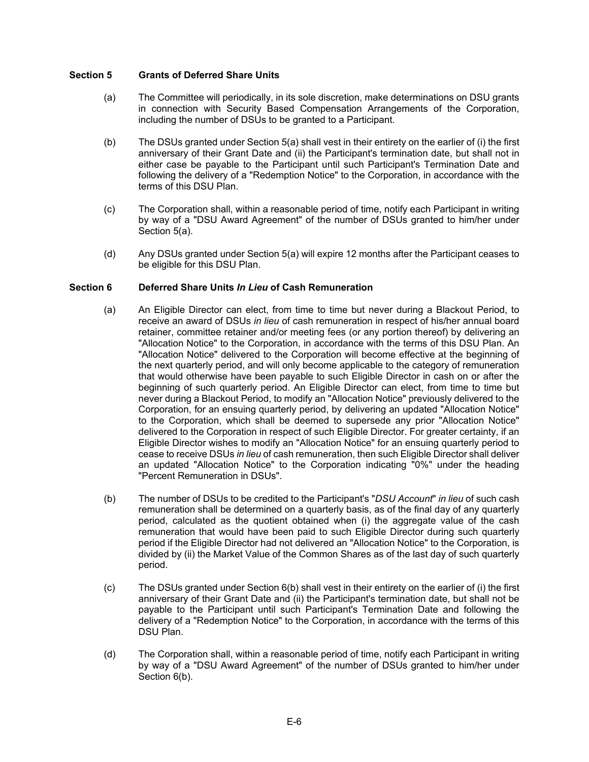### Section 5 Grants of Deferred Share Units

(a) The Committee will periodically, in its sole discretion, make determinations on DSU grants in connection with Security Based Compensation Arrangements of the Corporation, including the number of DSUs to be granted to a Participant.

(b) The DSUs granted under Section 5(a) shall vest in their entirety on the earlier of (i) the first anniversary of their Grant Date and (ii) the Participant's termination date, but shall not in either case be payable to the Participant until such Participant's Termination Date and following the delivery of a "Redemption Notice" to the Corporation, in accordance with the terms of this DSU Plan.

(c) The Corporation shall, within a reasonable period of time, notify each Participant in writing by way of a "DSU Award Agreement" of the number of DSUs granted to him/her under Section 5(a).

(d) Any DSUs granted under Section 5(a) will expire 12 months after the Participant ceases to be eligible for this DSU Plan.

### Section 6 Deferred Share Units *In Lieu* of Cash Remuneration

(a) An Eligible Director can elect, from time to time but never during a Blackout Period, to receive an award of DSUs *in lieu* of cash remuneration in respect of his/her annual board retainer, committee retainer and/or meeting fees (or any portion thereof) by delivering an "Allocation Notice" to the Corporation, in accordance with the terms of this DSU Plan. An "Allocation Notice" delivered to the Corporation will become effective at the beginning of the next quarterly period, and will only become applicable to the category of remuneration that would otherwise have been payable to such Eligible Director in cash on or after the beginning of such quarterly period. An Eligible Director can elect, from time to time but never during a Blackout Period, to modify an "Allocation Notice" previously delivered to the Corporation, for an ensuing quarterly period, by delivering an updated "Allocation Notice" to the Corporation, which shall be deemed to supersede any prior "Allocation Notice" delivered to the Corporation in respect of such Eligible Director. For greater certainty, if an Eligible Director wishes to modify an "Allocation Notice" for an ensuing quarterly period to cease to receive DSUs *in lieu* of cash remuneration, then such Eligible Director shall deliver an updated "Allocation Notice" to the Corporation indicating "0%" under the heading "Percent Remuneration in DSUs".

(b) The number of DSUs to be credited to the Participant's "*DSU Account*" *in lieu* of such cash remuneration shall be determined on a quarterly basis, as of the final day of any quarterly period, calculated as the quotient obtained when (i) the aggregate value of the cash remuneration that would have been paid to such Eligible Director during such quarterly period if the Eligible Director had not delivered an "Allocation Notice" to the Corporation, is divided by (ii) the Market Value of the Common Shares as of the last day of such quarterly period.

(c) The DSUs granted under Section 6(b) shall vest in their entirety on the earlier of (i) the first anniversary of their Grant Date and (ii) the Participant's termination date, but shall not be payable to the Participant until such Participant's Termination Date and following the delivery of a "Redemption Notice" to the Corporation, in accordance with the terms of this DSU Plan.

(d) The Corporation shall, within a reasonable period of time, notify each Participant in writing by way of a "DSU Award Agreement" of the number of DSUs granted to him/her under Section 6(b).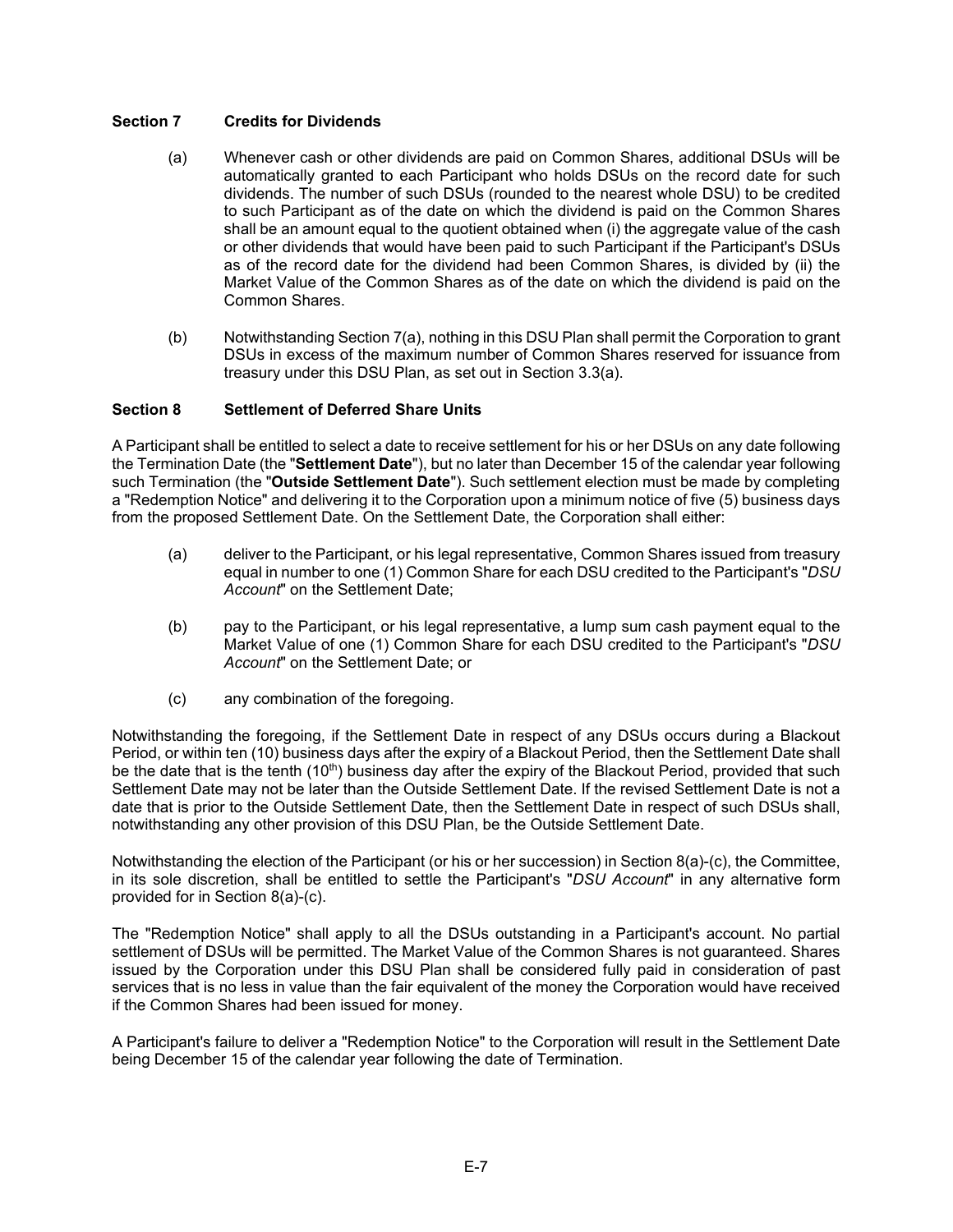### Section 7 Credits for Dividends

(a) Whenever cash or other dividends are paid on Common Shares, additional DSUs will be automatically granted to each Participant who holds DSUs on the record date for such dividends. The number of such DSUs (rounded to the nearest whole DSU) to be credited to such Participant as of the date on which the dividend is paid on the Common Shares shall be an amount equal to the quotient obtained when (i) the aggregate value of the cash or other dividends that would have been paid to such Participant if the Participant's DSUs as of the record date for the dividend had been Common Shares, is divided by (ii) the Market Value of the Common Shares as of the date on which the dividend is paid on the Common Shares.

(b) Notwithstanding Section 7(a), nothing in this DSU Plan shall permit the Corporation to grant DSUs in excess of the maximum number of Common Shares reserved for issuance from treasury under this DSU Plan, as set out in Section 3.3(a).

### Section 8 Settlement of Deferred Share Units

A Participant shall be entitled to select a date to receive settlement for his or her DSUs on any date following the Termination Date (the "**Settlement Date**"), but no later than December 15 of the calendar year following such Termination (the "**Outside Settlement Date**"). Such settlement election must be made by completing a "Redemption Notice" and delivering it to the Corporation upon a minimum notice of five (5) business days from the proposed Settlement Date. On the Settlement Date, the Corporation shall either:

(a) deliver to the Participant, or his legal representative, Common Shares issued from treasury equal in number to one (1) Common Share for each DSU credited to the Participant's "*DSU Account*" on the Settlement Date;

(b) pay to the Participant, or his legal representative, a lump sum cash payment equal to the Market Value of one (1) Common Share for each DSU credited to the Participant's "*DSU Account*" on the Settlement Date; or

(c) any combination of the foregoing.

Notwithstanding the foregoing, if the Settlement Date in respect of any DSUs occurs during a Blackout Period, or within ten (10) business days after the expiry of a Blackout Period, then the Settlement Date shall be the date that is the tenth (10th) business day after the expiry of the Blackout Period, provided that such Settlement Date may not be later than the Outside Settlement Date. If the revised Settlement Date is not a date that is prior to the Outside Settlement Date, then the Settlement Date in respect of such DSUs shall, notwithstanding any other provision of this DSU Plan, be the Outside Settlement Date.

Notwithstanding the election of the Participant (or his or her succession) in Section 8(a)-(c), the Committee, in its sole discretion, shall be entitled to settle the Participant's "*DSU Account*" in any alternative form provided for in Section 8(a)-(c).

The "Redemption Notice" shall apply to all the DSUs outstanding in a Participant's account. No partial settlement of DSUs will be permitted. The Market Value of the Common Shares is not guaranteed. Shares issued by the Corporation under this DSU Plan shall be considered fully paid in consideration of past services that is no less in value than the fair equivalent of the money the Corporation would have received if the Common Shares had been issued for money.

A Participant's failure to deliver a "Redemption Notice" to the Corporation will result in the Settlement Date being December 15 of the calendar year following the date of Termination.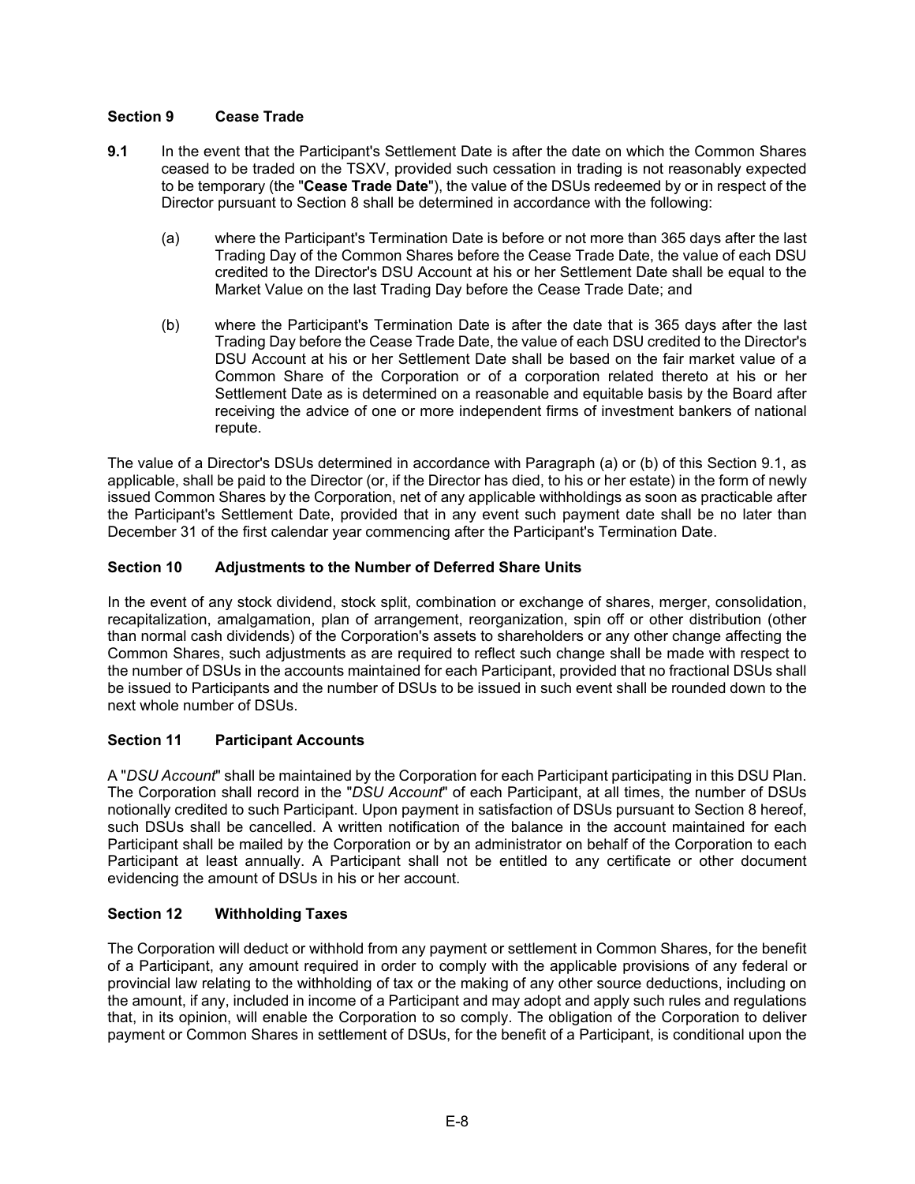## Section 9 Cease Trade

**9.1** In the event that the Participant's Settlement Date is after the date on which the Common Shares ceased to be traded on the TSXV, provided such cessation in trading is not reasonably expected to be temporary (the "**Cease Trade Date**"), the value of the DSUs redeemed by or in respect of the Director pursuant to Section 8 shall be determined in accordance with the following:

(a) where the Participant's Termination Date is before or not more than 365 days after the last Trading Day of the Common Shares before the Cease Trade Date, the value of each DSU credited to the Director's DSU Account at his or her Settlement Date shall be equal to the Market Value on the last Trading Day before the Cease Trade Date; and

(b) where the Participant's Termination Date is after the date that is 365 days after the last Trading Day before the Cease Trade Date, the value of each DSU credited to the Director's DSU Account at his or her Settlement Date shall be based on the fair market value of a Common Share of the Corporation or of a corporation related thereto at his or her Settlement Date as is determined on a reasonable and equitable basis by the Board after receiving the advice of one or more independent firms of investment bankers of national repute.

The value of a Director's DSUs determined in accordance with Paragraph (a) or (b) of this Section 9.1, as applicable, shall be paid to the Director (or, if the Director has died, to his or her estate) in the form of newly issued Common Shares by the Corporation, net of any applicable withholdings as soon as practicable after the Participant's Settlement Date, provided that in any event such payment date shall be no later than December 31 of the first calendar year commencing after the Participant's Termination Date.

## Section 10 Adjustments to the Number of Deferred Share Units

In the event of any stock dividend, stock split, combination or exchange of shares, merger, consolidation, recapitalization, amalgamation, plan of arrangement, reorganization, spin off or other distribution (other than normal cash dividends) of the Corporation's assets to shareholders or any other change affecting the Common Shares, such adjustments as are required to reflect such change shall be made with respect to the number of DSUs in the accounts maintained for each Participant, provided that no fractional DSUs shall be issued to Participants and the number of DSUs to be issued in such event shall be rounded down to the next whole number of DSUs.

## Section 11 Participant Accounts

A "*DSU Account*" shall be maintained by the Corporation for each Participant participating in this DSU Plan. The Corporation shall record in the "*DSU Account*" of each Participant, at all times, the number of DSUs notionally credited to such Participant. Upon payment in satisfaction of DSUs pursuant to Section 8 hereof, such DSUs shall be cancelled. A written notification of the balance in the account maintained for each Participant shall be mailed by the Corporation or by an administrator on behalf of the Corporation to each Participant at least annually. A Participant shall not be entitled to any certificate or other document evidencing the amount of DSUs in his or her account.

## Section 12 Withholding Taxes

The Corporation will deduct or withhold from any payment or settlement in Common Shares, for the benefit of a Participant, any amount required in order to comply with the applicable provisions of any federal or provincial law relating to the withholding of tax or the making of any other source deductions, including on the amount, if any, included in income of a Participant and may adopt and apply such rules and regulations that, in its opinion, will enable the Corporation to so comply. The obligation of the Corporation to deliver payment or Common Shares in settlement of DSUs, for the benefit of a Participant, is conditional upon the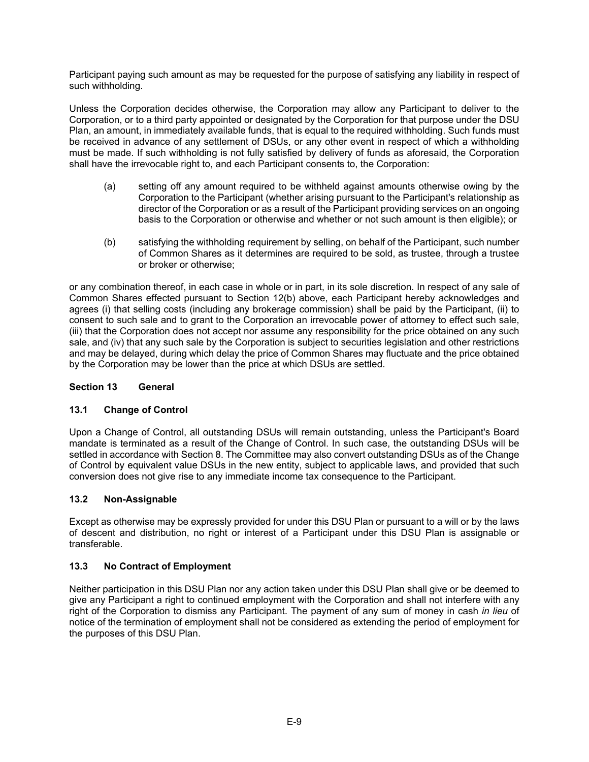Participant paying such amount as may be requested for the purpose of satisfying any liability in respect of such withholding.

Unless the Corporation decides otherwise, the Corporation may allow any Participant to deliver to the Corporation, or to a third party appointed or designated by the Corporation for that purpose under the DSU Plan, an amount, in immediately available funds, that is equal to the required withholding. Such funds must be received in advance of any settlement of DSUs, or any other event in respect of which a withholding must be made. If such withholding is not fully satisfied by delivery of funds as aforesaid, the Corporation shall have the irrevocable right to, and each Participant consents to, the Corporation:

(a) setting off any amount required to be withheld against amounts otherwise owing by the Corporation to the Participant (whether arising pursuant to the Participant's relationship as director of the Corporation or as a result of the Participant providing services on an ongoing basis to the Corporation or otherwise and whether or not such amount is then eligible); or

(b) satisfying the withholding requirement by selling, on behalf of the Participant, such number of Common Shares as it determines are required to be sold, as trustee, through a trustee or broker or otherwise;

or any combination thereof, in each case in whole or in part, in its sole discretion. In respect of any sale of Common Shares effected pursuant to Section 12(b) above, each Participant hereby acknowledges and agrees (i) that selling costs (including any brokerage commission) shall be paid by the Participant, (ii) to consent to such sale and to grant to the Corporation an irrevocable power of attorney to effect such sale, (iii) that the Corporation does not accept nor assume any responsibility for the price obtained on any such sale, and (iv) that any such sale by the Corporation is subject to securities legislation and other restrictions and may be delayed, during which delay the price of Common Shares may fluctuate and the price obtained by the Corporation may be lower than the price at which DSUs are settled.

## Section 13 General

### 13.1 Change of Control

Upon a Change of Control, all outstanding DSUs will remain outstanding, unless the Participant's Board mandate is terminated as a result of the Change of Control. In such case, the outstanding DSUs will be settled in accordance with Section 8. The Committee may also convert outstanding DSUs as of the Change of Control by equivalent value DSUs in the new entity, subject to applicable laws, and provided that such conversion does not give rise to any immediate income tax consequence to the Participant.

### 13.2 Non-Assignable

Except as otherwise may be expressly provided for under this DSU Plan or pursuant to a will or by the laws of descent and distribution, no right or interest of a Participant under this DSU Plan is assignable or transferable.

### 13.3 No Contract of Employment

Neither participation in this DSU Plan nor any action taken under this DSU Plan shall give or be deemed to give any Participant a right to continued employment with the Corporation and shall not interfere with any right of the Corporation to dismiss any Participant. The payment of any sum of money in cash *in lieu* of notice of the termination of employment shall not be considered as extending the period of employment for the purposes of this DSU Plan.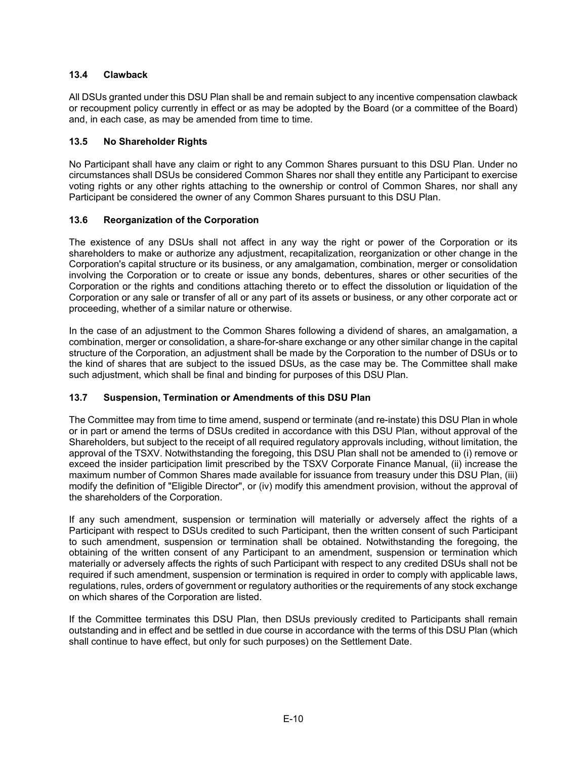### 13.4 Clawback

All DSUs granted under this DSU Plan shall be and remain subject to any incentive compensation clawback or recoupment policy currently in effect or as may be adopted by the Board (or a committee of the Board) and, in each case, as may be amended from time to time.

### 13.5 No Shareholder Rights

No Participant shall have any claim or right to any Common Shares pursuant to this DSU Plan. Under no circumstances shall DSUs be considered Common Shares nor shall they entitle any Participant to exercise voting rights or any other rights attaching to the ownership or control of Common Shares, nor shall any Participant be considered the owner of any Common Shares pursuant to this DSU Plan.

### 13.6 Reorganization of the Corporation

The existence of any DSUs shall not affect in any way the right or power of the Corporation or its shareholders to make or authorize any adjustment, recapitalization, reorganization or other change in the Corporation's capital structure or its business, or any amalgamation, combination, merger or consolidation involving the Corporation or to create or issue any bonds, debentures, shares or other securities of the Corporation or the rights and conditions attaching thereto or to effect the dissolution or liquidation of the Corporation or any sale or transfer of all or any part of its assets or business, or any other corporate act or proceeding, whether of a similar nature or otherwise.

In the case of an adjustment to the Common Shares following a dividend of shares, an amalgamation, a combination, merger or consolidation, a share-for-share exchange or any other similar change in the capital structure of the Corporation, an adjustment shall be made by the Corporation to the number of DSUs or to the kind of shares that are subject to the issued DSUs, as the case may be. The Committee shall make such adjustment, which shall be final and binding for purposes of this DSU Plan.

### 13.7 Suspension, Termination or Amendments of this DSU Plan

The Committee may from time to time amend, suspend or terminate (and re-instate) this DSU Plan in whole or in part or amend the terms of DSUs credited in accordance with this DSU Plan, without approval of the Shareholders, but subject to the receipt of all required regulatory approvals including, without limitation, the approval of the TSXV. Notwithstanding the foregoing, this DSU Plan shall not be amended to (i) remove or exceed the insider participation limit prescribed by the TSXV Corporate Finance Manual, (ii) increase the maximum number of Common Shares made available for issuance from treasury under this DSU Plan, (iii) modify the definition of "Eligible Director", or (iv) modify this amendment provision, without the approval of the shareholders of the Corporation.

If any such amendment, suspension or termination will materially or adversely affect the rights of a Participant with respect to DSUs credited to such Participant, then the written consent of such Participant to such amendment, suspension or termination shall be obtained. Notwithstanding the foregoing, the obtaining of the written consent of any Participant to an amendment, suspension or termination which materially or adversely affects the rights of such Participant with respect to any credited DSUs shall not be required if such amendment, suspension or termination is required in order to comply with applicable laws, regulations, rules, orders of government or regulatory authorities or the requirements of any stock exchange on which shares of the Corporation are listed.

If the Committee terminates this DSU Plan, then DSUs previously credited to Participants shall remain outstanding and in effect and be settled in due course in accordance with the terms of this DSU Plan (which shall continue to have effect, but only for such purposes) on the Settlement Date.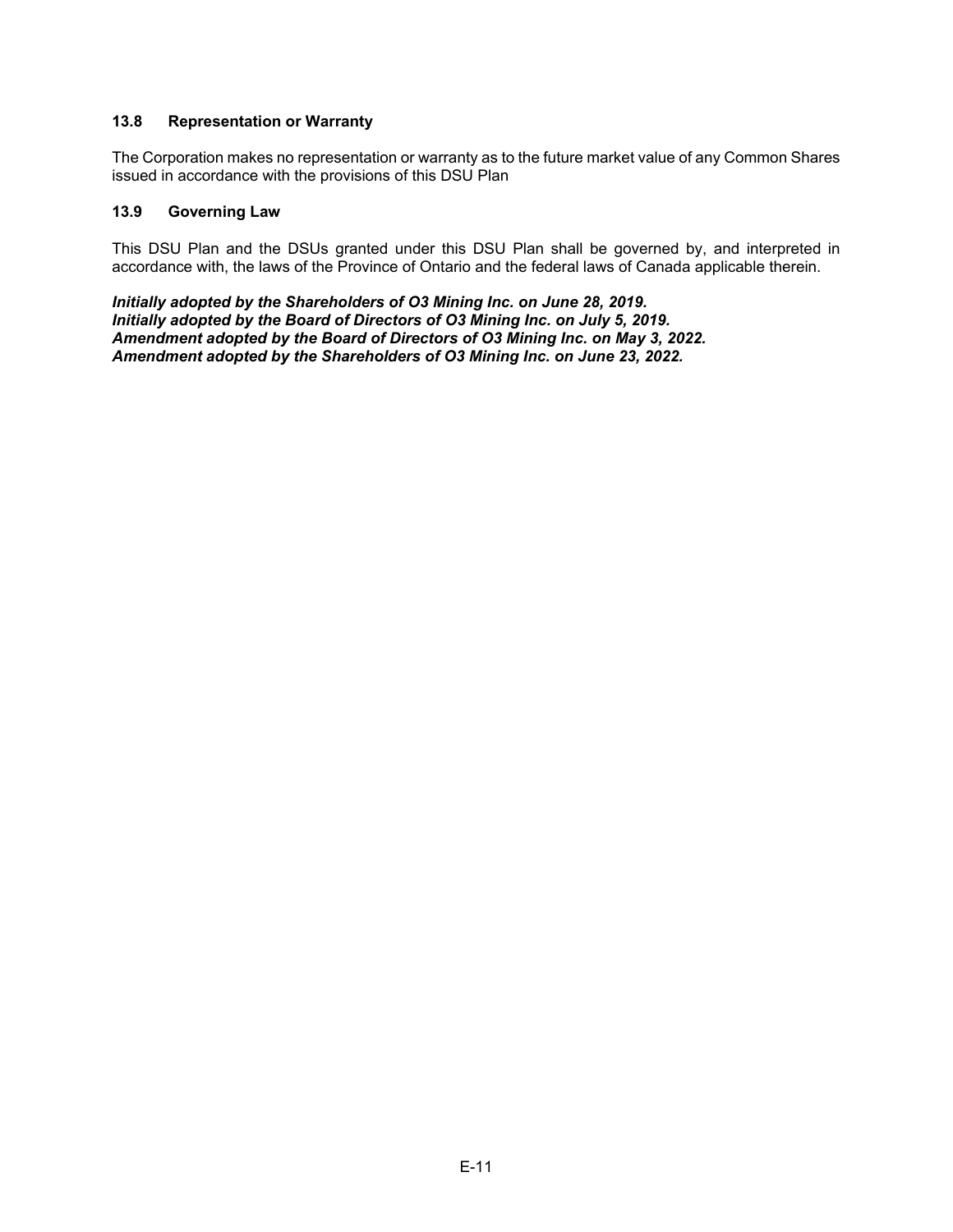### 13.8 Representation or Warranty

The Corporation makes no representation or warranty as to the future market value of any Common Shares issued in accordance with the provisions of this DSU Plan

### 13.9 Governing Law

This DSU Plan and the DSUs granted under this DSU Plan shall be governed by, and interpreted in accordance with, the laws of the Province of Ontario and the federal laws of Canada applicable therein.

***Initially adopted by the Shareholders of O3 Mining Inc. on June 28, 2019.***
***Initially adopted by the Board of Directors of O3 Mining Inc. on July 5, 2019.***
***Amendment adopted by the Board of Directors of O3 Mining Inc. on May 3, 2022.***
***Amendment adopted by the Shareholders of O3 Mining Inc. on June 23, 2022.***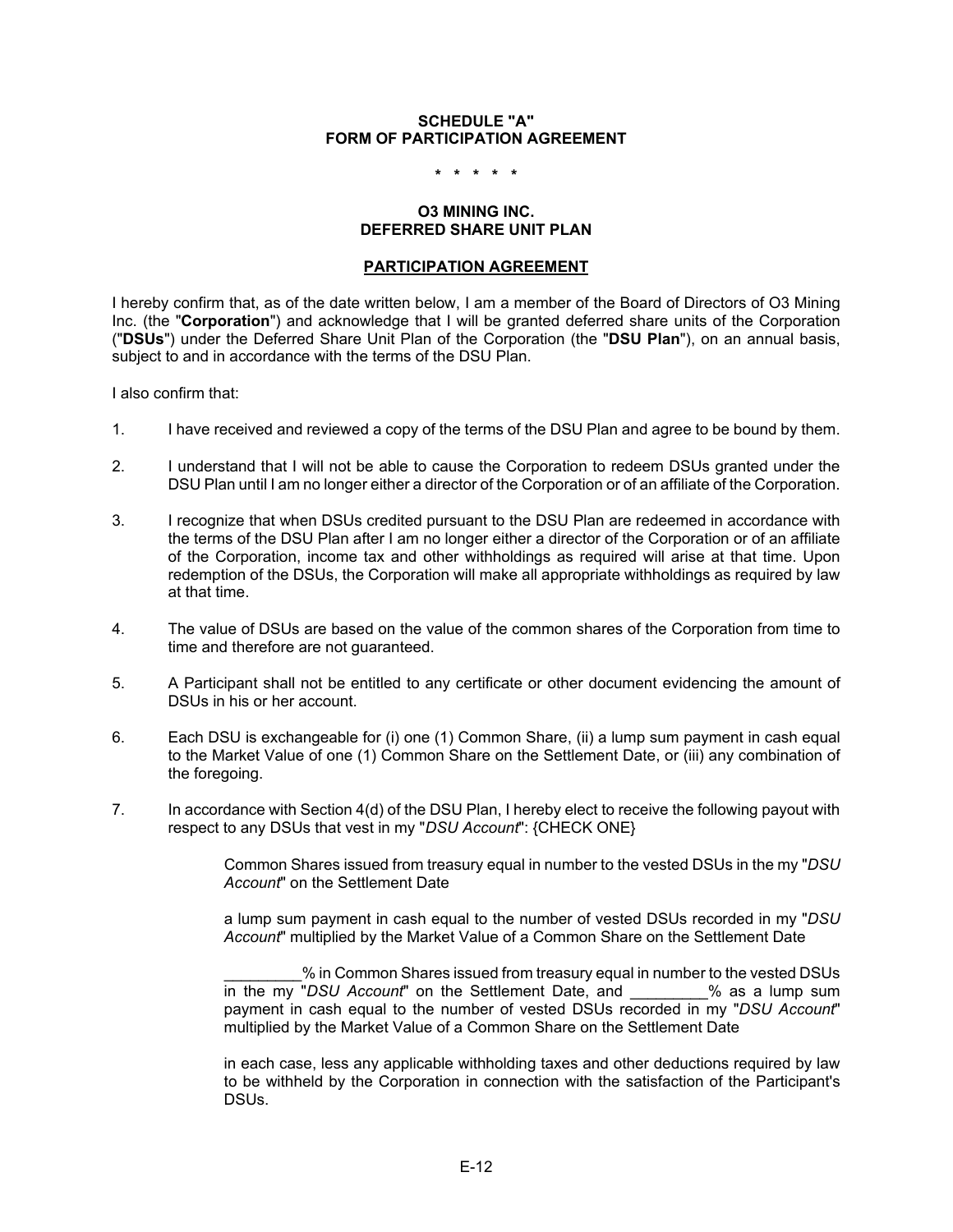**SCHEDULE "A"**
**FORM OF PARTICIPATION AGREEMENT**

\* \* \* \* \*

**O3 MINING INC.**
**DEFERRED SHARE UNIT PLAN**

**PARTICIPATION AGREEMENT**

I hereby confirm that, as of the date written below, I am a member of the Board of Directors of O3 Mining Inc. (the "**Corporation**") and acknowledge that I will be granted deferred share units of the Corporation ("**DSUs**") under the Deferred Share Unit Plan of the Corporation (the "**DSU Plan**"), on an annual basis, subject to and in accordance with the terms of the DSU Plan.

I also confirm that:

1. I have received and reviewed a copy of the terms of the DSU Plan and agree to be bound by them.

2. I understand that I will not be able to cause the Corporation to redeem DSUs granted under the DSU Plan until I am no longer either a director of the Corporation or of an affiliate of the Corporation.

3. I recognize that when DSUs credited pursuant to the DSU Plan are redeemed in accordance with the terms of the DSU Plan after I am no longer either a director of the Corporation or of an affiliate of the Corporation, income tax and other withholdings as required will arise at that time. Upon redemption of the DSUs, the Corporation will make all appropriate withholdings as required by law at that time.

4. The value of DSUs are based on the value of the common shares of the Corporation from time to time and therefore are not guaranteed.

5. A Participant shall not be entitled to any certificate or other document evidencing the amount of DSUs in his or her account.

6. Each DSU is exchangeable for (i) one (1) Common Share, (ii) a lump sum payment in cash equal to the Market Value of one (1) Common Share on the Settlement Date, or (iii) any combination of the foregoing.

7. In accordance with Section 4(d) of the DSU Plan, I hereby elect to receive the following payout with respect to any DSUs that vest in my "*DSU Account*": {CHECK ONE}

   Common Shares issued from treasury equal in number to the vested DSUs in the my "*DSU Account*" on the Settlement Date

   a lump sum payment in cash equal to the number of vested DSUs recorded in my "*DSU Account*" multiplied by the Market Value of a Common Share on the Settlement Date

   _________% in Common Shares issued from treasury equal in number to the vested DSUs in the my "*DSU Account*" on the Settlement Date, and _________% as a lump sum payment in cash equal to the number of vested DSUs recorded in my "*DSU Account*" multiplied by the Market Value of a Common Share on the Settlement Date

   in each case, less any applicable withholding taxes and other deductions required by law to be withheld by the Corporation in connection with the satisfaction of the Participant's DSUs.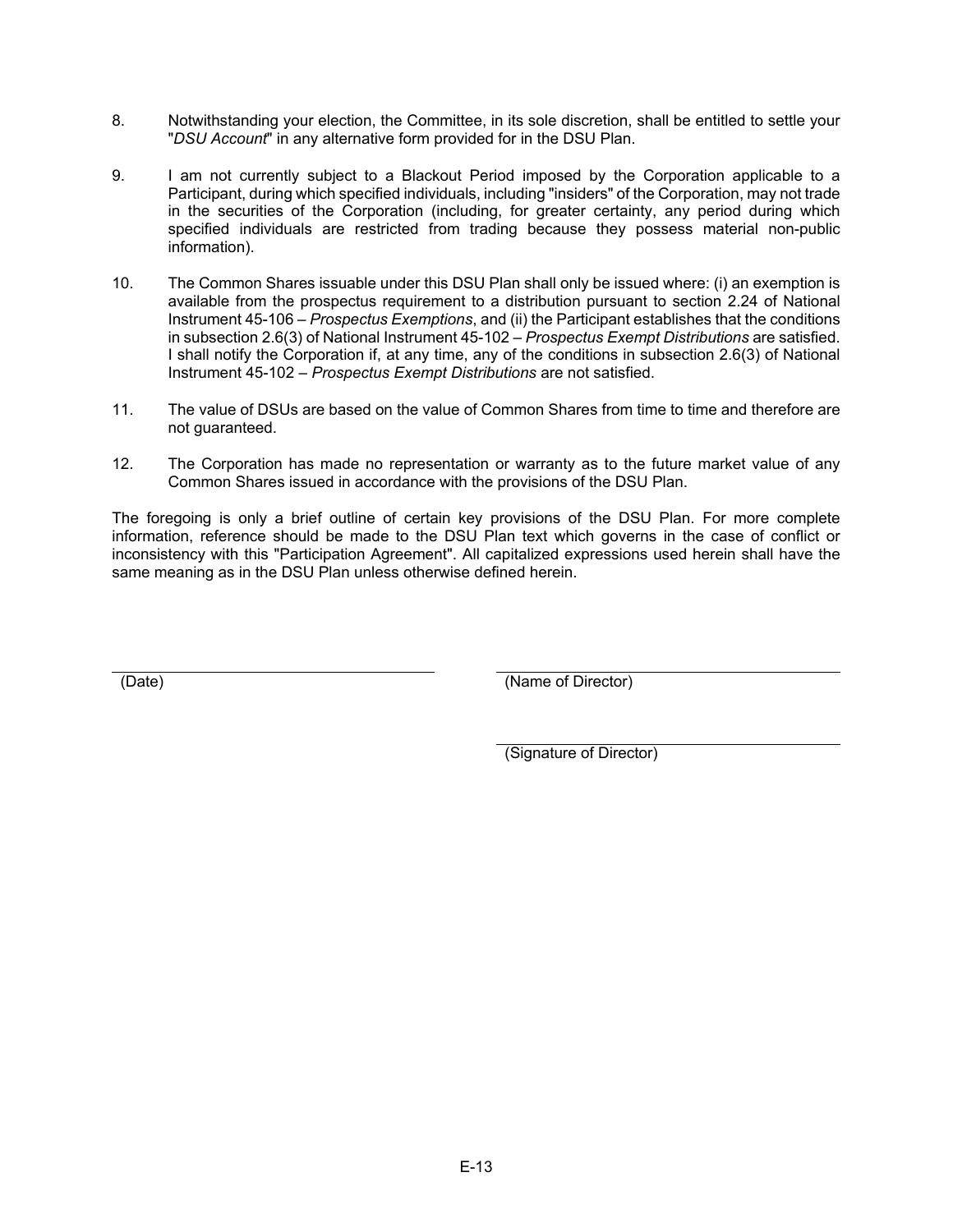8. Notwithstanding your election, the Committee, in its sole discretion, shall be entitled to settle your "*DSU Account*" in any alternative form provided for in the DSU Plan.

9. I am not currently subject to a Blackout Period imposed by the Corporation applicable to a Participant, during which specified individuals, including "insiders" of the Corporation, may not trade in the securities of the Corporation (including, for greater certainty, any period during which specified individuals are restricted from trading because they possess material non-public information).

10. The Common Shares issuable under this DSU Plan shall only be issued where: (i) an exemption is available from the prospectus requirement to a distribution pursuant to section 2.24 of National Instrument 45-106 – *Prospectus Exemptions*, and (ii) the Participant establishes that the conditions in subsection 2.6(3) of National Instrument 45-102 – *Prospectus Exempt Distributions* are satisfied. I shall notify the Corporation if, at any time, any of the conditions in subsection 2.6(3) of National Instrument 45-102 – *Prospectus Exempt Distributions* are not satisfied.

11. The value of DSUs are based on the value of Common Shares from time to time and therefore are not guaranteed.

12. The Corporation has made no representation or warranty as to the future market value of any Common Shares issued in accordance with the provisions of the DSU Plan.

The foregoing is only a brief outline of certain key provisions of the DSU Plan. For more complete information, reference should be made to the DSU Plan text which governs in the case of conflict or inconsistency with this "Participation Agreement". All capitalized expressions used herein shall have the same meaning as in the DSU Plan unless otherwise defined herein.

\_\_\_\_\_\_\_\_\_\_\_\_\_\_\_\_\_\_\_\_\_\_\_\_\_\_\_\_\_\_ 
(Date)

\_\_\_\_\_\_\_\_\_\_\_\_\_\_\_\_\_\_\_\_\_\_\_\_\_\_\_\_\_\_ 
(Name of Director)

\_\_\_\_\_\_\_\_\_\_\_\_\_\_\_\_\_\_\_\_\_\_\_\_\_\_\_\_\_\_ 
(Signature of Director)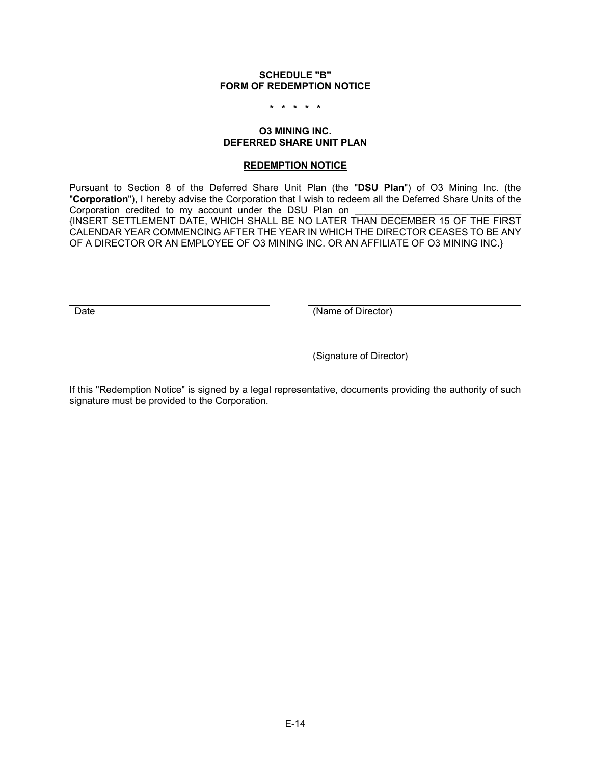**SCHEDULE "B"**
**FORM OF REDEMPTION NOTICE**

**\* \* \* \* \***

**O3 MINING INC.**
**DEFERRED SHARE UNIT PLAN**

**REDEMPTION NOTICE**

Pursuant to Section 8 of the Deferred Share Unit Plan (the "**DSU Plan**") of O3 Mining Inc. (the "**Corporation**"), I hereby advise the Corporation that I wish to redeem all the Deferred Share Units of the Corporation credited to my account under the DSU Plan on ________________________________ {INSERT SETTLEMENT DATE, WHICH SHALL BE NO LATER THAN DECEMBER 15 OF THE FIRST CALENDAR YEAR COMMENCING AFTER THE YEAR IN WHICH THE DIRECTOR CEASES TO BE ANY OF A DIRECTOR OR AN EMPLOYEE OF O3 MINING INC. OR AN AFFILIATE OF O3 MINING INC.}

________________________________
Date

________________________________
(Name of Director)

________________________________
(Signature of Director)

If this "Redemption Notice" is signed by a legal representative, documents providing the authority of such signature must be provided to the Corporation.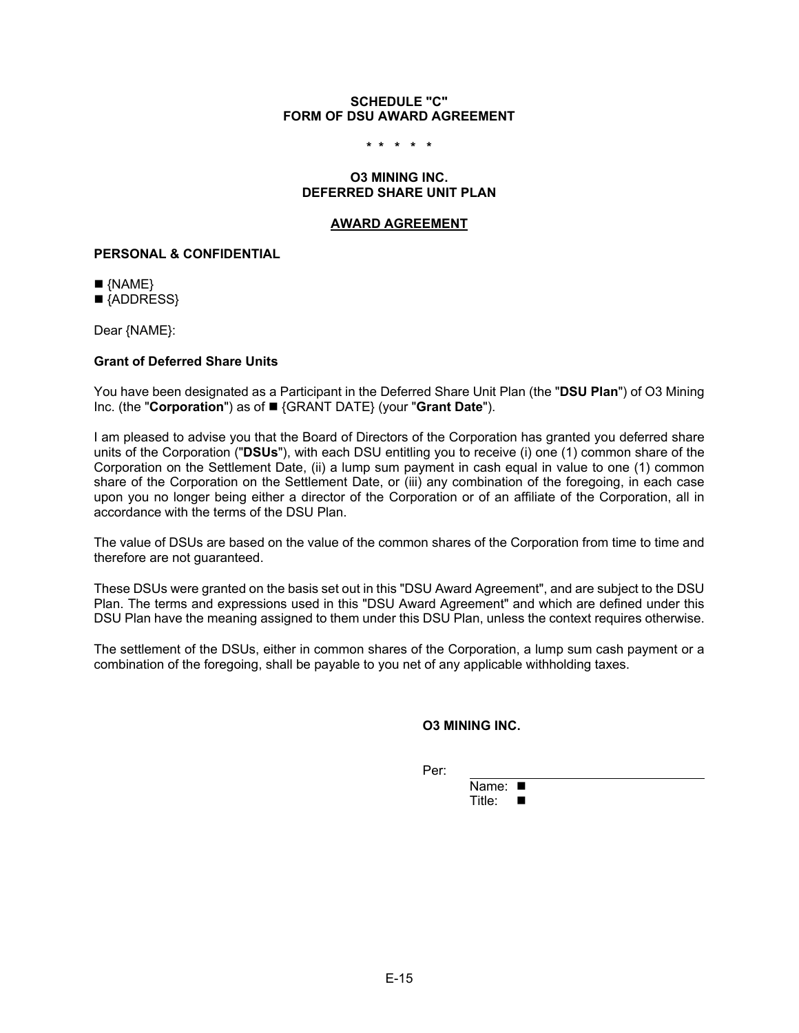**SCHEDULE "C"**
**FORM OF DSU AWARD AGREEMENT**

\* \* \* \* \*

**O3 MINING INC.**
**DEFERRED SHARE UNIT PLAN**

**AWARD AGREEMENT**

**PERSONAL & CONFIDENTIAL**

■ {NAME}
■ {ADDRESS}

Dear {NAME}:

**Grant of Deferred Share Units**

You have been designated as a Participant in the Deferred Share Unit Plan (the "**DSU Plan**") of O3 Mining Inc. (the "**Corporation**") as of ■ {GRANT DATE} (your "**Grant Date**").

I am pleased to advise you that the Board of Directors of the Corporation has granted you deferred share units of the Corporation ("**DSUs**"), with each DSU entitling you to receive (i) one (1) common share of the Corporation on the Settlement Date, (ii) a lump sum payment in cash equal in value to one (1) common share of the Corporation on the Settlement Date, or (iii) any combination of the foregoing, in each case upon you no longer being either a director of the Corporation or of an affiliate of the Corporation, all in accordance with the terms of the DSU Plan.

The value of DSUs are based on the value of the common shares of the Corporation from time to time and therefore are not guaranteed.

These DSUs were granted on the basis set out in this "DSU Award Agreement", and are subject to the DSU Plan. The terms and expressions used in this "DSU Award Agreement" and which are defined under this DSU Plan have the meaning assigned to them under this DSU Plan, unless the context requires otherwise.

The settlement of the DSUs, either in common shares of the Corporation, a lump sum cash payment or a combination of the foregoing, shall be payable to you net of any applicable withholding taxes.

**O3 MINING INC.**

Per: \_\_\_\_\_\_\_\_\_\_\_\_\_\_\_\_\_\_\_\_\_\_\_\_\_\_\_\_
Name: ■
Title: ■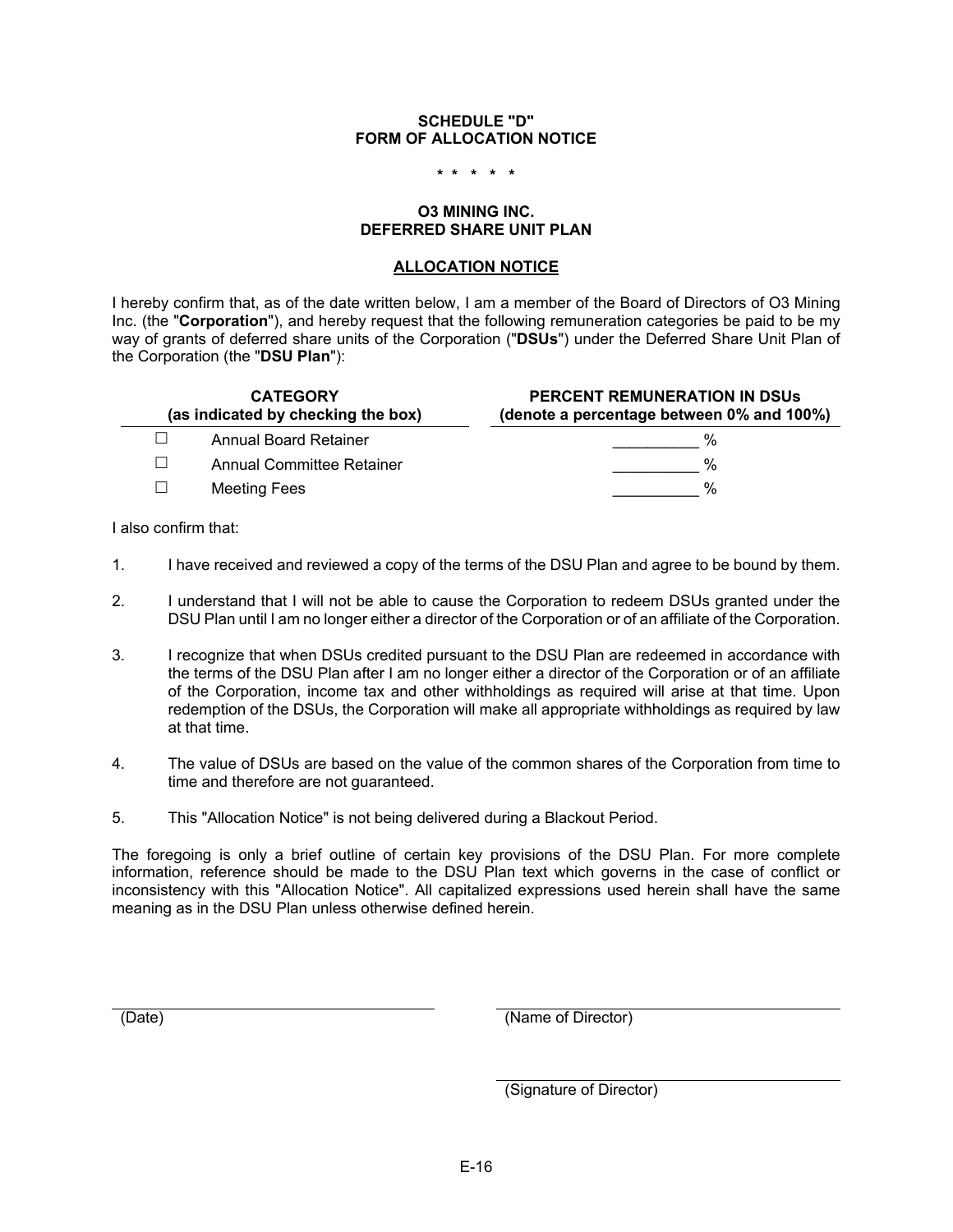**SCHEDULE "D"**
**FORM OF ALLOCATION NOTICE**

**\* \* \* \* \***

**O3 MINING INC.**
**DEFERRED SHARE UNIT PLAN**

**ALLOCATION NOTICE**

I hereby confirm that, as of the date written below, I am a member of the Board of Directors of O3 Mining Inc. (the "**Corporation**"), and hereby request that the following remuneration categories be paid to be my way of grants of deferred share units of the Corporation ("**DSUs**") under the Deferred Share Unit Plan of the Corporation (the "**DSU Plan**"):

| **CATEGORY (as indicated by checking the box)** | | **PERCENT REMUNERATION IN DSUs (denote a percentage between 0% and 100%)** |
|---|---|---|
| ☐ | Annual Board Retainer | __________ % |
| ☐ | Annual Committee Retainer | __________ % |
| ☐ | Meeting Fees | __________ % |

I also confirm that:

1. I have received and reviewed a copy of the terms of the DSU Plan and agree to be bound by them.

2. I understand that I will not be able to cause the Corporation to redeem DSUs granted under the DSU Plan until I am no longer either a director of the Corporation or of an affiliate of the Corporation.

3. I recognize that when DSUs credited pursuant to the DSU Plan are redeemed in accordance with the terms of the DSU Plan after I am no longer either a director of the Corporation or of an affiliate of the Corporation, income tax and other withholdings as required will arise at that time. Upon redemption of the DSUs, the Corporation will make all appropriate withholdings as required by law at that time.

4. The value of DSUs are based on the value of the common shares of the Corporation from time to time and therefore are not guaranteed.

5. This "Allocation Notice" is not being delivered during a Blackout Period.

The foregoing is only a brief outline of certain key provisions of the DSU Plan. For more complete information, reference should be made to the DSU Plan text which governs in the case of conflict or inconsistency with this "Allocation Notice". All capitalized expressions used herein shall have the same meaning as in the DSU Plan unless otherwise defined herein.

______________________________ (Date)

______________________________ (Name of Director)

______________________________ (Signature of Director)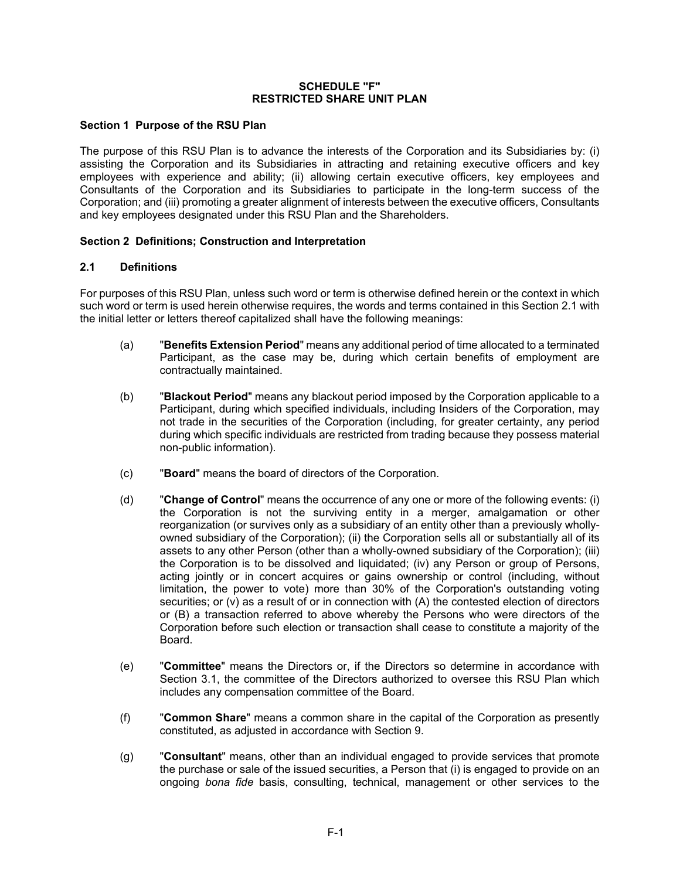**SCHEDULE "F"**
**RESTRICTED SHARE UNIT PLAN**

**Section 1 Purpose of the RSU Plan**

The purpose of this RSU Plan is to advance the interests of the Corporation and its Subsidiaries by: (i) assisting the Corporation and its Subsidiaries in attracting and retaining executive officers and key employees with experience and ability; (ii) allowing certain executive officers, key employees and Consultants of the Corporation and its Subsidiaries to participate in the long-term success of the Corporation; and (iii) promoting a greater alignment of interests between the executive officers, Consultants and key employees designated under this RSU Plan and the Shareholders.

**Section 2 Definitions; Construction and Interpretation**

**2.1 Definitions**

For purposes of this RSU Plan, unless such word or term is otherwise defined herein or the context in which such word or term is used herein otherwise requires, the words and terms contained in this Section 2.1 with the initial letter or letters thereof capitalized shall have the following meanings:

(a) "**Benefits Extension Period**" means any additional period of time allocated to a terminated Participant, as the case may be, during which certain benefits of employment are contractually maintained.

(b) "**Blackout Period**" means any blackout period imposed by the Corporation applicable to a Participant, during which specified individuals, including Insiders of the Corporation, may not trade in the securities of the Corporation (including, for greater certainty, any period during which specific individuals are restricted from trading because they possess material non-public information).

(c) "**Board**" means the board of directors of the Corporation.

(d) "**Change of Control**" means the occurrence of any one or more of the following events: (i) the Corporation is not the surviving entity in a merger, amalgamation or other reorganization (or survives only as a subsidiary of an entity other than a previously wholly-owned subsidiary of the Corporation); (ii) the Corporation sells all or substantially all of its assets to any other Person (other than a wholly-owned subsidiary of the Corporation); (iii) the Corporation is to be dissolved and liquidated; (iv) any Person or group of Persons, acting jointly or in concert acquires or gains ownership or control (including, without limitation, the power to vote) more than 30% of the Corporation's outstanding voting securities; or (v) as a result of or in connection with (A) the contested election of directors or (B) a transaction referred to above whereby the Persons who were directors of the Corporation before such election or transaction shall cease to constitute a majority of the Board.

(e) "**Committee**" means the Directors or, if the Directors so determine in accordance with Section 3.1, the committee of the Directors authorized to oversee this RSU Plan which includes any compensation committee of the Board.

(f) "**Common Share**" means a common share in the capital of the Corporation as presently constituted, as adjusted in accordance with Section 9.

(g) "**Consultant**" means, other than an individual engaged to provide services that promote the purchase or sale of the issued securities, a Person that (i) is engaged to provide on an ongoing *bona fide* basis, consulting, technical, management or other services to the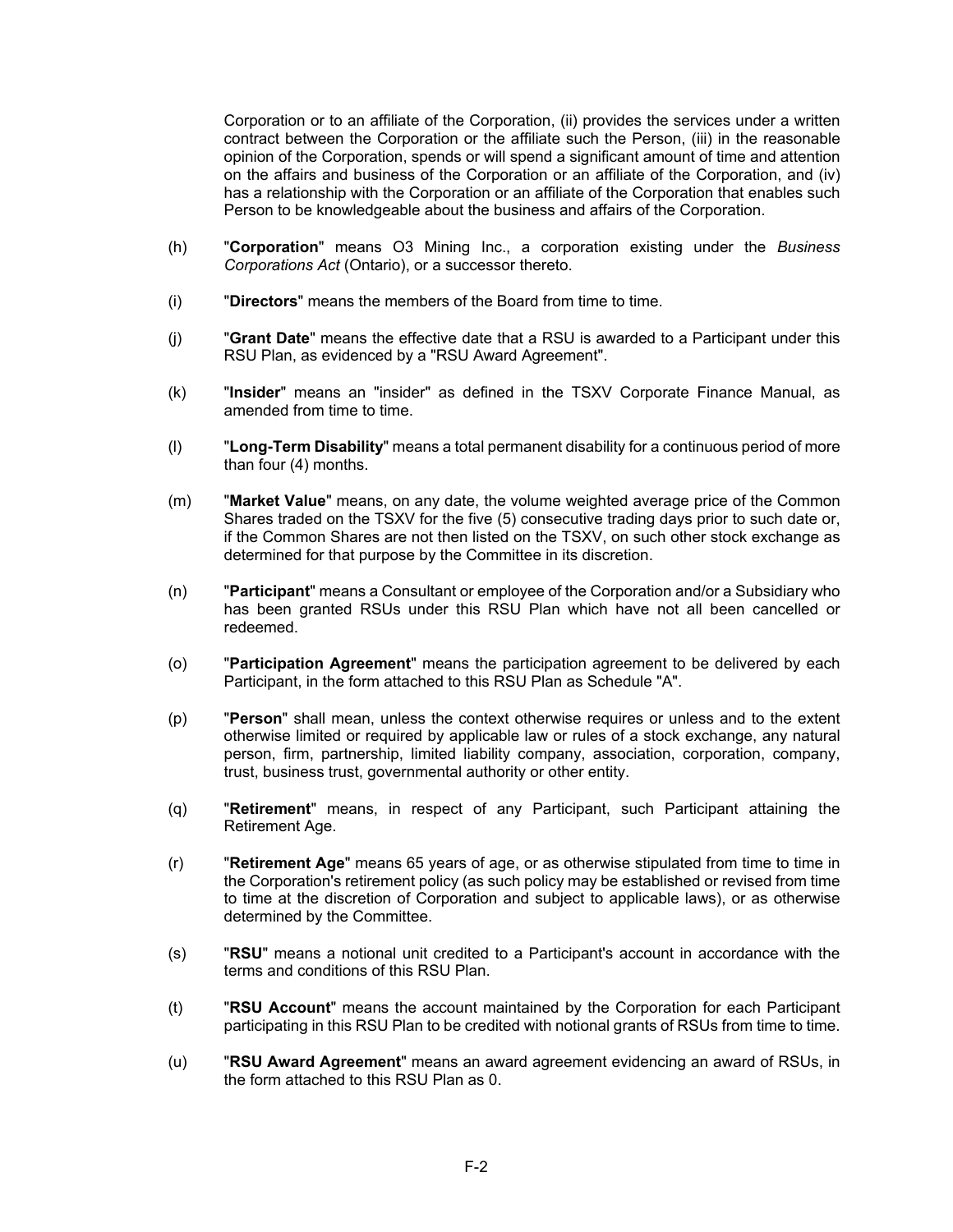Corporation or to an affiliate of the Corporation, (ii) provides the services under a written contract between the Corporation or the affiliate such the Person, (iii) in the reasonable opinion of the Corporation, spends or will spend a significant amount of time and attention on the affairs and business of the Corporation or an affiliate of the Corporation, and (iv) has a relationship with the Corporation or an affiliate of the Corporation that enables such Person to be knowledgeable about the business and affairs of the Corporation.

(h) "**Corporation**" means O3 Mining Inc., a corporation existing under the *Business Corporations Act* (Ontario), or a successor thereto.

(i) "**Directors**" means the members of the Board from time to time.

(j) "**Grant Date**" means the effective date that a RSU is awarded to a Participant under this RSU Plan, as evidenced by a "RSU Award Agreement".

(k) "**Insider**" means an "insider" as defined in the TSXV Corporate Finance Manual, as amended from time to time.

(l) "**Long-Term Disability**" means a total permanent disability for a continuous period of more than four (4) months.

(m) "**Market Value**" means, on any date, the volume weighted average price of the Common Shares traded on the TSXV for the five (5) consecutive trading days prior to such date or, if the Common Shares are not then listed on the TSXV, on such other stock exchange as determined for that purpose by the Committee in its discretion.

(n) "**Participant**" means a Consultant or employee of the Corporation and/or a Subsidiary who has been granted RSUs under this RSU Plan which have not all been cancelled or redeemed.

(o) "**Participation Agreement**" means the participation agreement to be delivered by each Participant, in the form attached to this RSU Plan as Schedule "A".

(p) "**Person**" shall mean, unless the context otherwise requires or unless and to the extent otherwise limited or required by applicable law or rules of a stock exchange, any natural person, firm, partnership, limited liability company, association, corporation, company, trust, business trust, governmental authority or other entity.

(q) "**Retirement**" means, in respect of any Participant, such Participant attaining the Retirement Age.

(r) "**Retirement Age**" means 65 years of age, or as otherwise stipulated from time to time in the Corporation's retirement policy (as such policy may be established or revised from time to time at the discretion of Corporation and subject to applicable laws), or as otherwise determined by the Committee.

(s) "**RSU**" means a notional unit credited to a Participant's account in accordance with the terms and conditions of this RSU Plan.

(t) "**RSU Account**" means the account maintained by the Corporation for each Participant participating in this RSU Plan to be credited with notional grants of RSUs from time to time.

(u) "**RSU Award Agreement**" means an award agreement evidencing an award of RSUs, in the form attached to this RSU Plan as 0.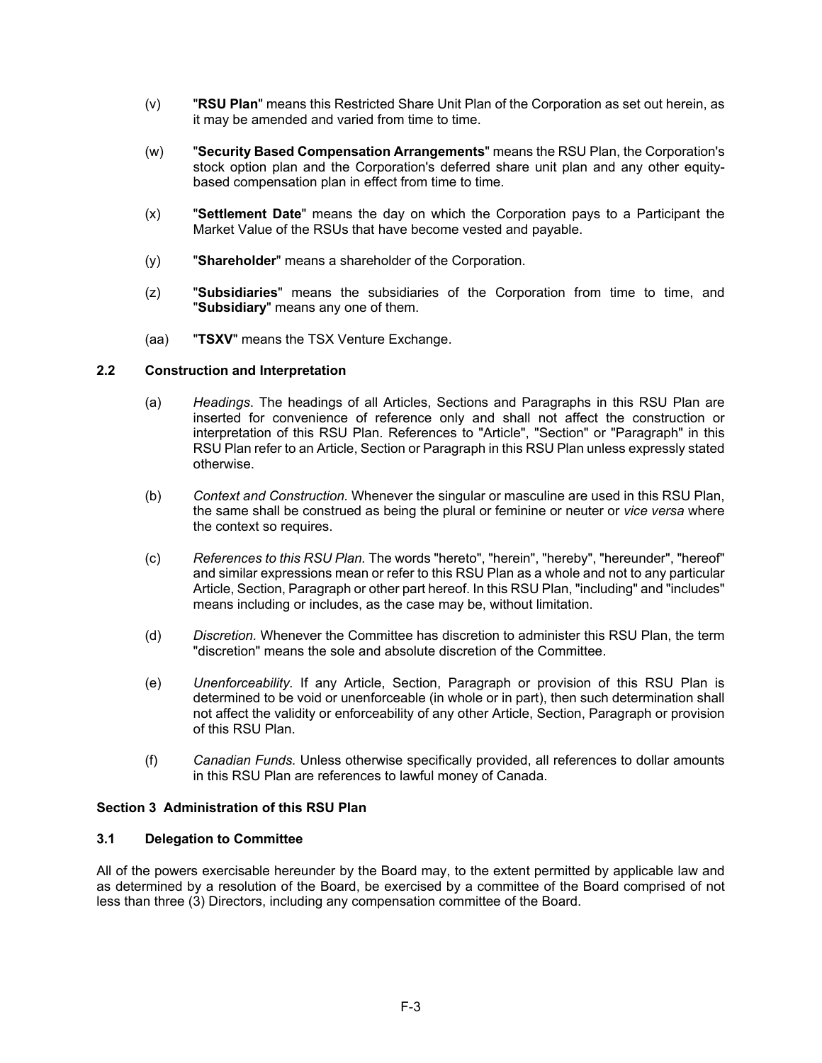(v) "**RSU Plan**" means this Restricted Share Unit Plan of the Corporation as set out herein, as it may be amended and varied from time to time.

(w) "**Security Based Compensation Arrangements**" means the RSU Plan, the Corporation's stock option plan and the Corporation's deferred share unit plan and any other equity-based compensation plan in effect from time to time.

(x) "**Settlement Date**" means the day on which the Corporation pays to a Participant the Market Value of the RSUs that have become vested and payable.

(y) "**Shareholder**" means a shareholder of the Corporation.

(z) "**Subsidiaries**" means the subsidiaries of the Corporation from time to time, and "**Subsidiary**" means any one of them.

(aa) "**TSXV**" means the TSX Venture Exchange.

### 2.2 Construction and Interpretation

(a) *Headings*. The headings of all Articles, Sections and Paragraphs in this RSU Plan are inserted for convenience of reference only and shall not affect the construction or interpretation of this RSU Plan. References to "Article", "Section" or "Paragraph" in this RSU Plan refer to an Article, Section or Paragraph in this RSU Plan unless expressly stated otherwise.

(b) *Context and Construction.* Whenever the singular or masculine are used in this RSU Plan, the same shall be construed as being the plural or feminine or neuter or *vice versa* where the context so requires.

(c) *References to this RSU Plan.* The words "hereto", "herein", "hereby", "hereunder", "hereof" and similar expressions mean or refer to this RSU Plan as a whole and not to any particular Article, Section, Paragraph or other part hereof. In this RSU Plan, "including" and "includes" means including or includes, as the case may be, without limitation.

(d) *Discretion.* Whenever the Committee has discretion to administer this RSU Plan, the term "discretion" means the sole and absolute discretion of the Committee.

(e) *Unenforceability.* If any Article, Section, Paragraph or provision of this RSU Plan is determined to be void or unenforceable (in whole or in part), then such determination shall not affect the validity or enforceability of any other Article, Section, Paragraph or provision of this RSU Plan.

(f) *Canadian Funds.* Unless otherwise specifically provided, all references to dollar amounts in this RSU Plan are references to lawful money of Canada.

## Section 3 Administration of this RSU Plan

### 3.1 Delegation to Committee

All of the powers exercisable hereunder by the Board may, to the extent permitted by applicable law and as determined by a resolution of the Board, be exercised by a committee of the Board comprised of not less than three (3) Directors, including any compensation committee of the Board.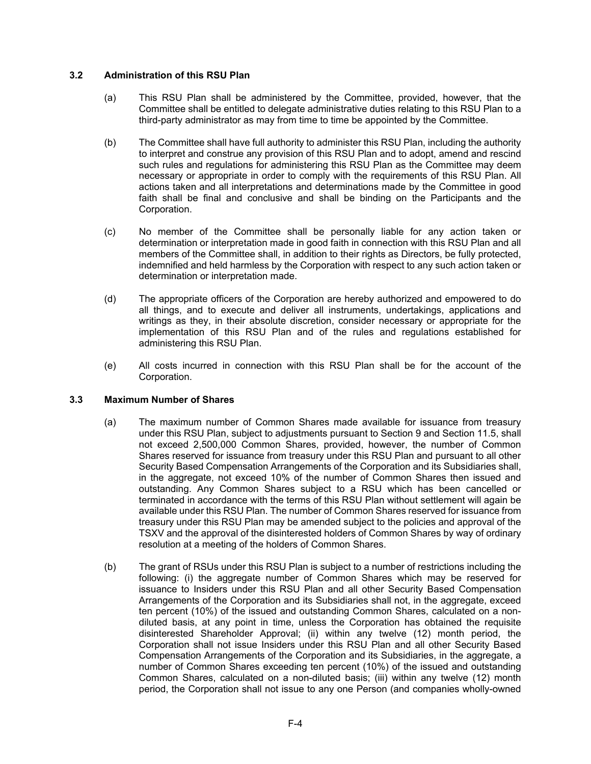### 3.2 Administration of this RSU Plan

(a) This RSU Plan shall be administered by the Committee, provided, however, that the Committee shall be entitled to delegate administrative duties relating to this RSU Plan to a third-party administrator as may from time to time be appointed by the Committee.

(b) The Committee shall have full authority to administer this RSU Plan, including the authority to interpret and construe any provision of this RSU Plan and to adopt, amend and rescind such rules and regulations for administering this RSU Plan as the Committee may deem necessary or appropriate in order to comply with the requirements of this RSU Plan. All actions taken and all interpretations and determinations made by the Committee in good faith shall be final and conclusive and shall be binding on the Participants and the Corporation.

(c) No member of the Committee shall be personally liable for any action taken or determination or interpretation made in good faith in connection with this RSU Plan and all members of the Committee shall, in addition to their rights as Directors, be fully protected, indemnified and held harmless by the Corporation with respect to any such action taken or determination or interpretation made.

(d) The appropriate officers of the Corporation are hereby authorized and empowered to do all things, and to execute and deliver all instruments, undertakings, applications and writings as they, in their absolute discretion, consider necessary or appropriate for the implementation of this RSU Plan and of the rules and regulations established for administering this RSU Plan.

(e) All costs incurred in connection with this RSU Plan shall be for the account of the Corporation.

### 3.3 Maximum Number of Shares

(a) The maximum number of Common Shares made available for issuance from treasury under this RSU Plan, subject to adjustments pursuant to Section 9 and Section 11.5, shall not exceed 2,500,000 Common Shares, provided, however, the number of Common Shares reserved for issuance from treasury under this RSU Plan and pursuant to all other Security Based Compensation Arrangements of the Corporation and its Subsidiaries shall, in the aggregate, not exceed 10% of the number of Common Shares then issued and outstanding. Any Common Shares subject to a RSU which has been cancelled or terminated in accordance with the terms of this RSU Plan without settlement will again be available under this RSU Plan. The number of Common Shares reserved for issuance from treasury under this RSU Plan may be amended subject to the policies and approval of the TSXV and the approval of the disinterested holders of Common Shares by way of ordinary resolution at a meeting of the holders of Common Shares.

(b) The grant of RSUs under this RSU Plan is subject to a number of restrictions including the following: (i) the aggregate number of Common Shares which may be reserved for issuance to Insiders under this RSU Plan and all other Security Based Compensation Arrangements of the Corporation and its Subsidiaries shall not, in the aggregate, exceed ten percent (10%) of the issued and outstanding Common Shares, calculated on a non-diluted basis, at any point in time, unless the Corporation has obtained the requisite disinterested Shareholder Approval; (ii) within any twelve (12) month period, the Corporation shall not issue Insiders under this RSU Plan and all other Security Based Compensation Arrangements of the Corporation and its Subsidiaries, in the aggregate, a number of Common Shares exceeding ten percent (10%) of the issued and outstanding Common Shares, calculated on a non-diluted basis; (iii) within any twelve (12) month period, the Corporation shall not issue to any one Person (and companies wholly-owned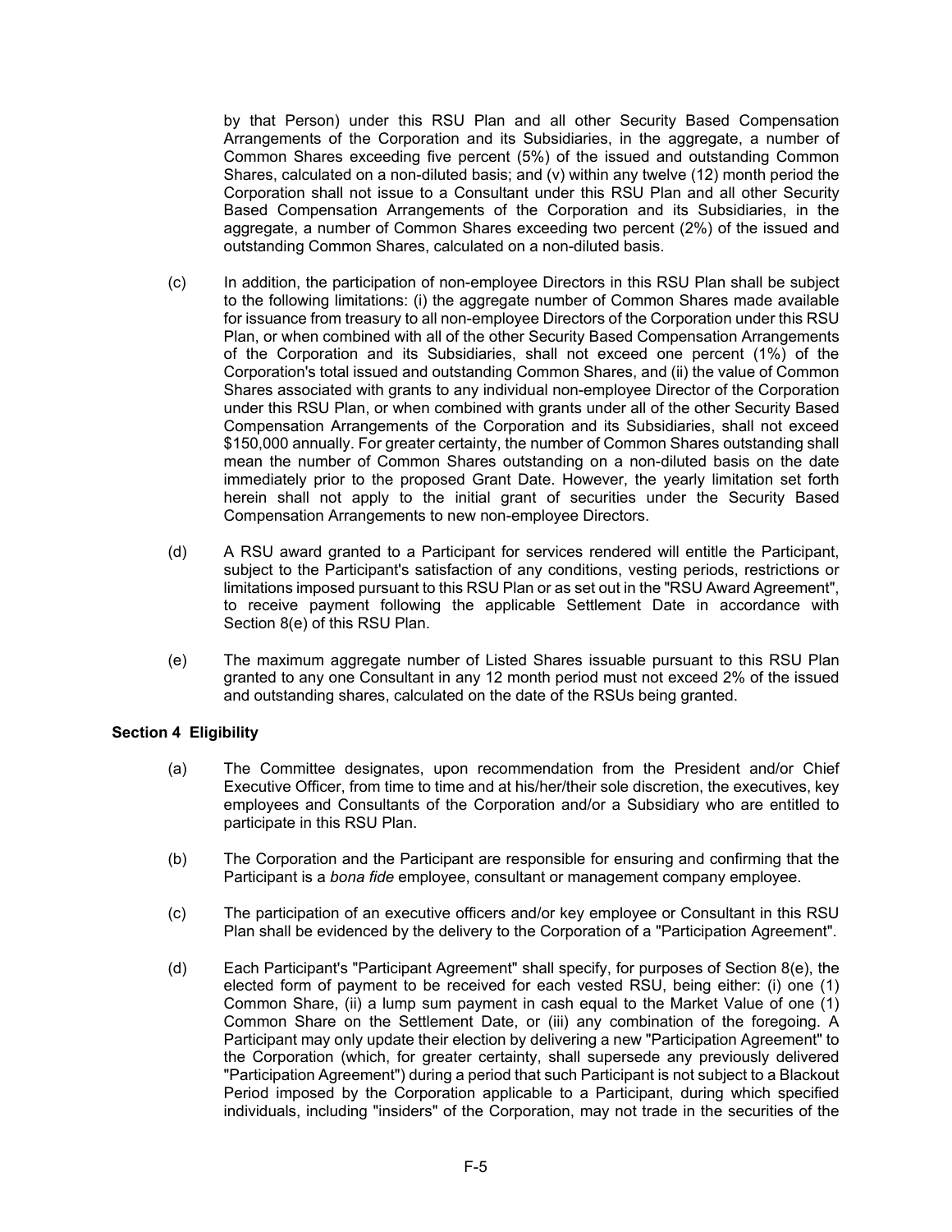by that Person) under this RSU Plan and all other Security Based Compensation Arrangements of the Corporation and its Subsidiaries, in the aggregate, a number of Common Shares exceeding five percent (5%) of the issued and outstanding Common Shares, calculated on a non-diluted basis; and (v) within any twelve (12) month period the Corporation shall not issue to a Consultant under this RSU Plan and all other Security Based Compensation Arrangements of the Corporation and its Subsidiaries, in the aggregate, a number of Common Shares exceeding two percent (2%) of the issued and outstanding Common Shares, calculated on a non-diluted basis.

(c) In addition, the participation of non-employee Directors in this RSU Plan shall be subject to the following limitations: (i) the aggregate number of Common Shares made available for issuance from treasury to all non-employee Directors of the Corporation under this RSU Plan, or when combined with all of the other Security Based Compensation Arrangements of the Corporation and its Subsidiaries, shall not exceed one percent (1%) of the Corporation's total issued and outstanding Common Shares, and (ii) the value of Common Shares associated with grants to any individual non-employee Director of the Corporation under this RSU Plan, or when combined with grants under all of the other Security Based Compensation Arrangements of the Corporation and its Subsidiaries, shall not exceed $150,000 annually. For greater certainty, the number of Common Shares outstanding shall mean the number of Common Shares outstanding on a non-diluted basis on the date immediately prior to the proposed Grant Date. However, the yearly limitation set forth herein shall not apply to the initial grant of securities under the Security Based Compensation Arrangements to new non-employee Directors.

(d) A RSU award granted to a Participant for services rendered will entitle the Participant, subject to the Participant's satisfaction of any conditions, vesting periods, restrictions or limitations imposed pursuant to this RSU Plan or as set out in the "RSU Award Agreement", to receive payment following the applicable Settlement Date in accordance with Section 8(e) of this RSU Plan.

(e) The maximum aggregate number of Listed Shares issuable pursuant to this RSU Plan granted to any one Consultant in any 12 month period must not exceed 2% of the issued and outstanding shares, calculated on the date of the RSUs being granted.

**Section 4 Eligibility**

(a) The Committee designates, upon recommendation from the President and/or Chief Executive Officer, from time to time and at his/her/their sole discretion, the executives, key employees and Consultants of the Corporation and/or a Subsidiary who are entitled to participate in this RSU Plan.

(b) The Corporation and the Participant are responsible for ensuring and confirming that the Participant is a *bona fide* employee, consultant or management company employee.

(c) The participation of an executive officers and/or key employee or Consultant in this RSU Plan shall be evidenced by the delivery to the Corporation of a "Participation Agreement".

(d) Each Participant's "Participant Agreement" shall specify, for purposes of Section 8(e), the elected form of payment to be received for each vested RSU, being either: (i) one (1) Common Share, (ii) a lump sum payment in cash equal to the Market Value of one (1) Common Share on the Settlement Date, or (iii) any combination of the foregoing. A Participant may only update their election by delivering a new "Participation Agreement" to the Corporation (which, for greater certainty, shall supersede any previously delivered "Participation Agreement") during a period that such Participant is not subject to a Blackout Period imposed by the Corporation applicable to a Participant, during which specified individuals, including "insiders" of the Corporation, may not trade in the securities of the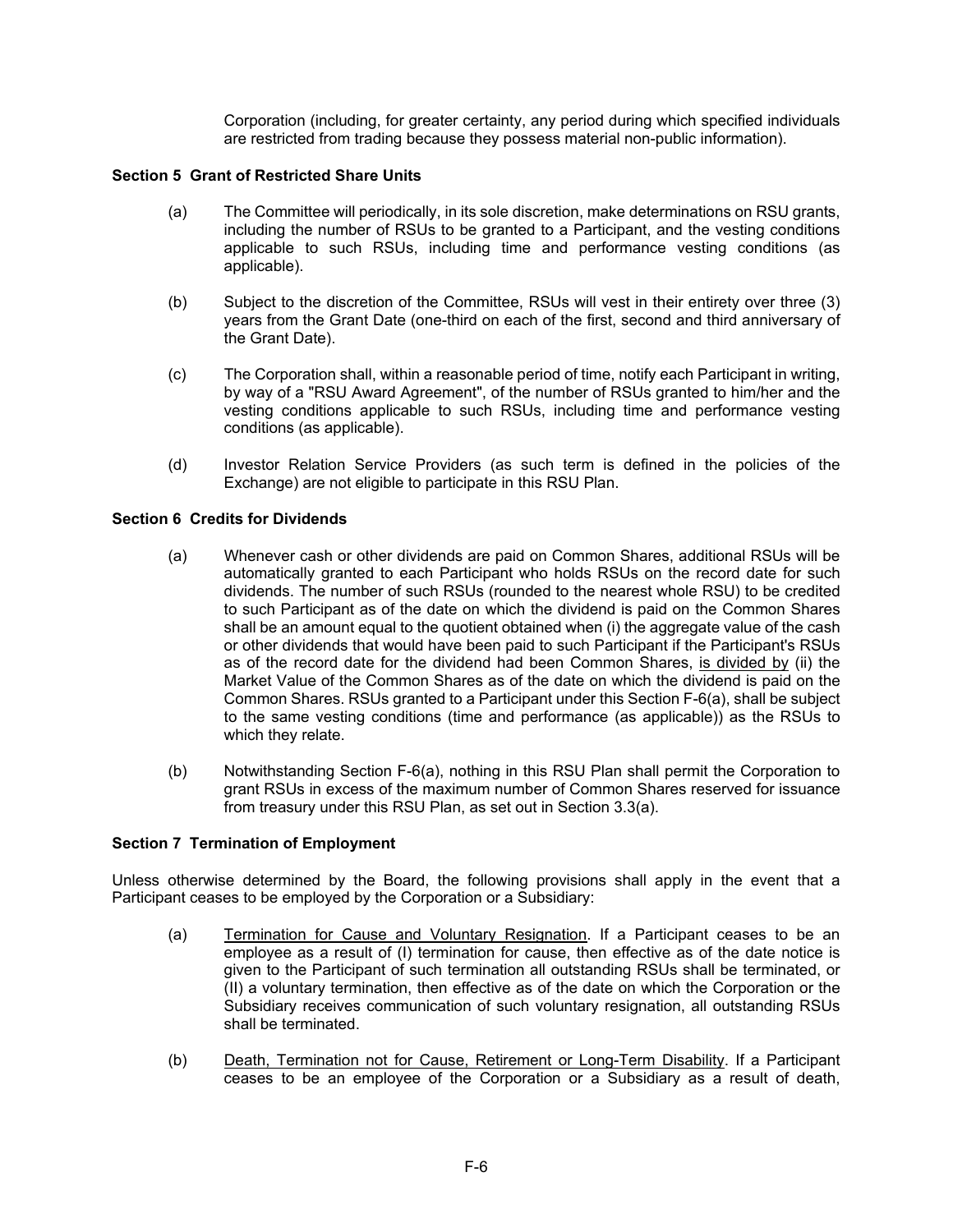Corporation (including, for greater certainty, any period during which specified individuals are restricted from trading because they possess material non-public information).

**Section 5 Grant of Restricted Share Units**

(a) The Committee will periodically, in its sole discretion, make determinations on RSU grants, including the number of RSUs to be granted to a Participant, and the vesting conditions applicable to such RSUs, including time and performance vesting conditions (as applicable).

(b) Subject to the discretion of the Committee, RSUs will vest in their entirety over three (3) years from the Grant Date (one-third on each of the first, second and third anniversary of the Grant Date).

(c) The Corporation shall, within a reasonable period of time, notify each Participant in writing, by way of a "RSU Award Agreement", of the number of RSUs granted to him/her and the vesting conditions applicable to such RSUs, including time and performance vesting conditions (as applicable).

(d) Investor Relation Service Providers (as such term is defined in the policies of the Exchange) are not eligible to participate in this RSU Plan.

**Section 6 Credits for Dividends**

(a) Whenever cash or other dividends are paid on Common Shares, additional RSUs will be automatically granted to each Participant who holds RSUs on the record date for such dividends. The number of such RSUs (rounded to the nearest whole RSU) to be credited to such Participant as of the date on which the dividend is paid on the Common Shares shall be an amount equal to the quotient obtained when (i) the aggregate value of the cash or other dividends that would have been paid to such Participant if the Participant's RSUs as of the record date for the dividend had been Common Shares, is divided by (ii) the Market Value of the Common Shares as of the date on which the dividend is paid on the Common Shares. RSUs granted to a Participant under this Section F-6(a), shall be subject to the same vesting conditions (time and performance (as applicable)) as the RSUs to which they relate.

(b) Notwithstanding Section F-6(a), nothing in this RSU Plan shall permit the Corporation to grant RSUs in excess of the maximum number of Common Shares reserved for issuance from treasury under this RSU Plan, as set out in Section 3.3(a).

**Section 7 Termination of Employment**

Unless otherwise determined by the Board, the following provisions shall apply in the event that a Participant ceases to be employed by the Corporation or a Subsidiary:

(a) Termination for Cause and Voluntary Resignation. If a Participant ceases to be an employee as a result of (I) termination for cause, then effective as of the date notice is given to the Participant of such termination all outstanding RSUs shall be terminated, or (II) a voluntary termination, then effective as of the date on which the Corporation or the Subsidiary receives communication of such voluntary resignation, all outstanding RSUs shall be terminated.

(b) Death, Termination not for Cause, Retirement or Long-Term Disability. If a Participant ceases to be an employee of the Corporation or a Subsidiary as a result of death,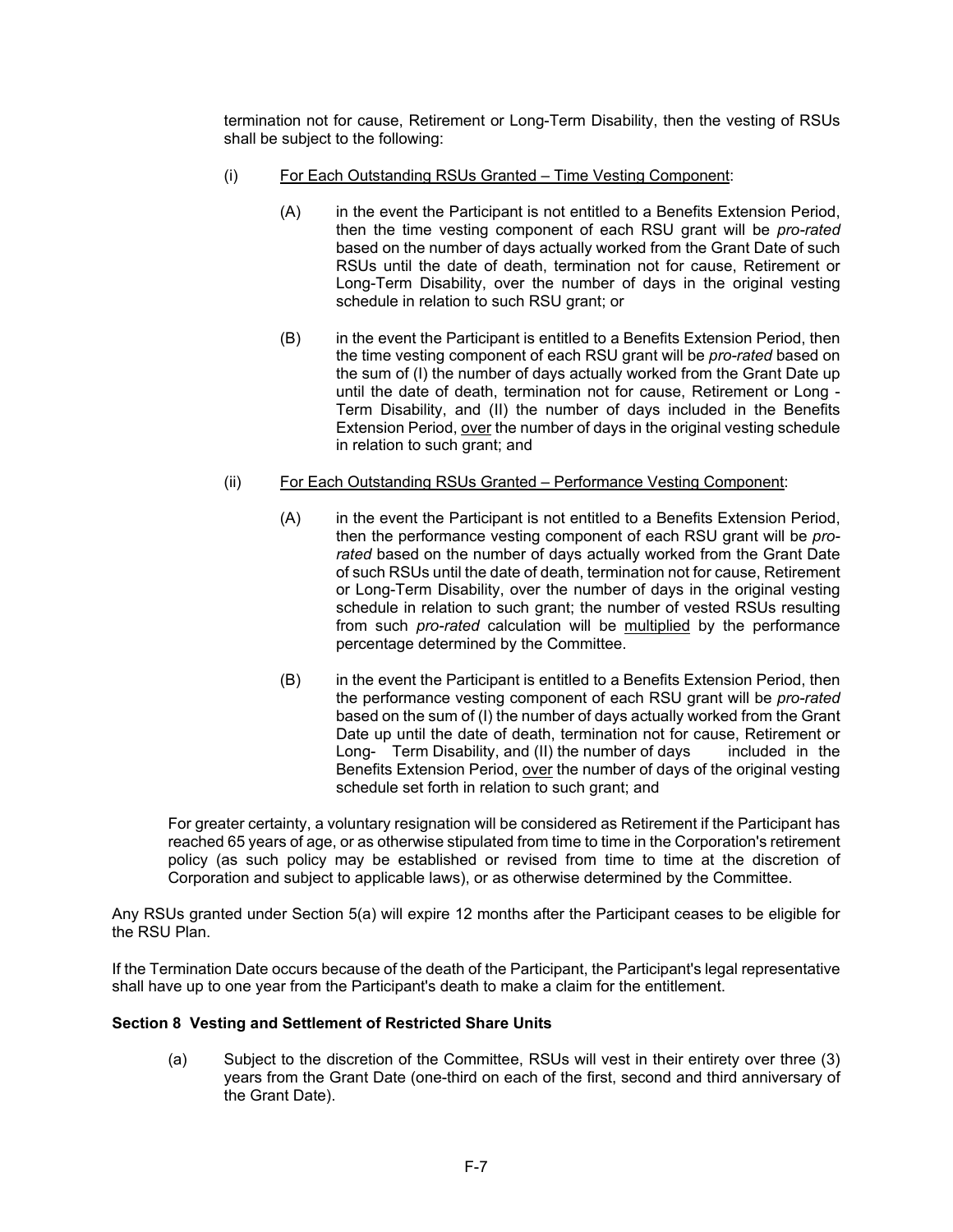termination not for cause, Retirement or Long-Term Disability, then the vesting of RSUs shall be subject to the following:

(i) For Each Outstanding RSUs Granted – Time Vesting Component:

(A) in the event the Participant is not entitled to a Benefits Extension Period, then the time vesting component of each RSU grant will be *pro-rated* based on the number of days actually worked from the Grant Date of such RSUs until the date of death, termination not for cause, Retirement or Long-Term Disability, over the number of days in the original vesting schedule in relation to such RSU grant; or

(B) in the event the Participant is entitled to a Benefits Extension Period, then the time vesting component of each RSU grant will be *pro-rated* based on the sum of (I) the number of days actually worked from the Grant Date up until the date of death, termination not for cause, Retirement or Long - Term Disability, and (II) the number of days included in the Benefits Extension Period, over the number of days in the original vesting schedule in relation to such grant; and

(ii) For Each Outstanding RSUs Granted – Performance Vesting Component:

(A) in the event the Participant is not entitled to a Benefits Extension Period, then the performance vesting component of each RSU grant will be *pro-rated* based on the number of days actually worked from the Grant Date of such RSUs until the date of death, termination not for cause, Retirement or Long-Term Disability, over the number of days in the original vesting schedule in relation to such grant; the number of vested RSUs resulting from such *pro-rated* calculation will be multiplied by the performance percentage determined by the Committee.

(B) in the event the Participant is entitled to a Benefits Extension Period, then the performance vesting component of each RSU grant will be *pro-rated* based on the sum of (I) the number of days actually worked from the Grant Date up until the date of death, termination not for cause, Retirement or Long- Term Disability, and (II) the number of days included in the Benefits Extension Period, over the number of days of the original vesting schedule set forth in relation to such grant; and

For greater certainty, a voluntary resignation will be considered as Retirement if the Participant has reached 65 years of age, or as otherwise stipulated from time to time in the Corporation's retirement policy (as such policy may be established or revised from time to time at the discretion of Corporation and subject to applicable laws), or as otherwise determined by the Committee.

Any RSUs granted under Section 5(a) will expire 12 months after the Participant ceases to be eligible for the RSU Plan.

If the Termination Date occurs because of the death of the Participant, the Participant's legal representative shall have up to one year from the Participant's death to make a claim for the entitlement.

**Section 8 Vesting and Settlement of Restricted Share Units**

(a) Subject to the discretion of the Committee, RSUs will vest in their entirety over three (3) years from the Grant Date (one-third on each of the first, second and third anniversary of the Grant Date).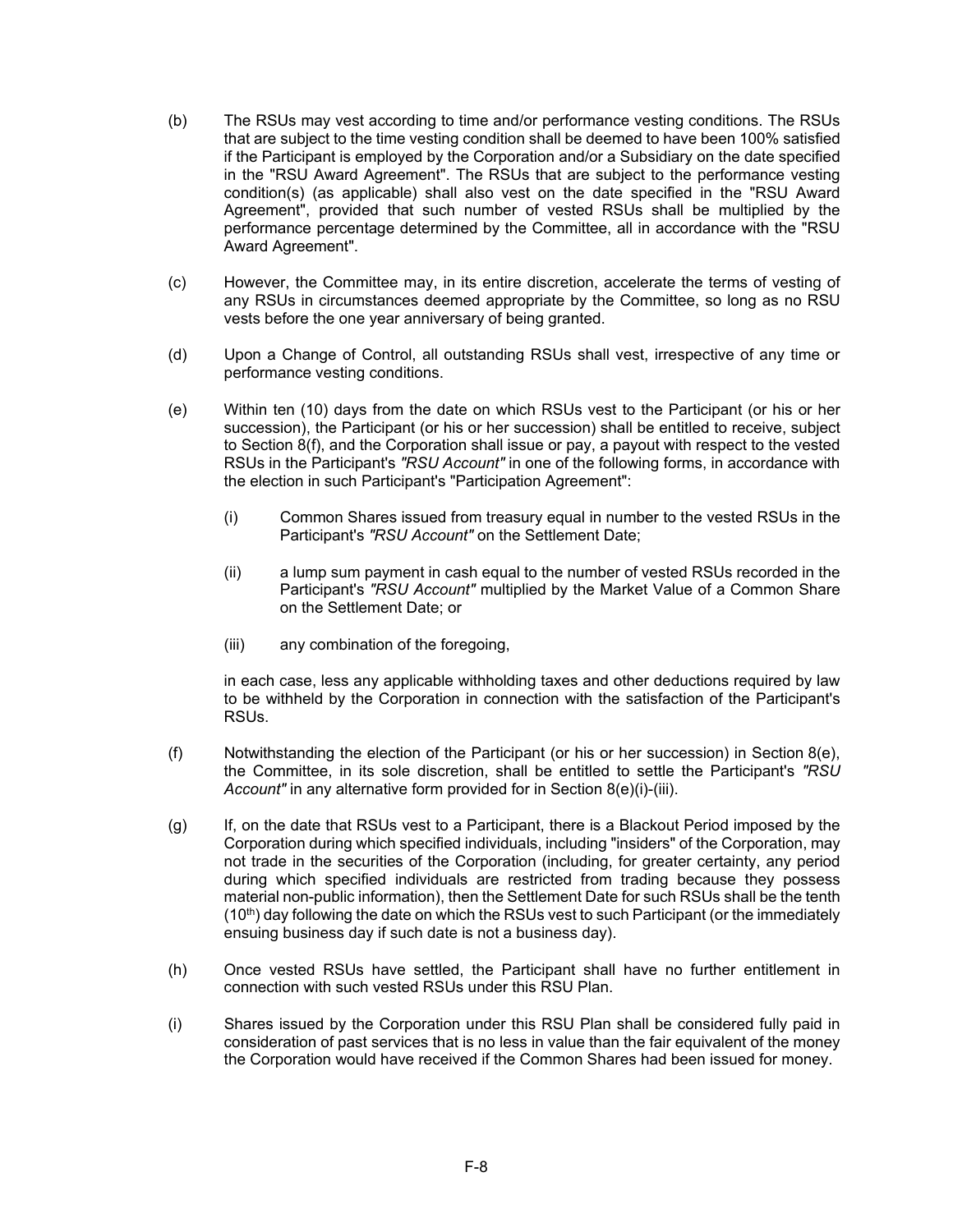(b) The RSUs may vest according to time and/or performance vesting conditions. The RSUs that are subject to the time vesting condition shall be deemed to have been 100% satisfied if the Participant is employed by the Corporation and/or a Subsidiary on the date specified in the "RSU Award Agreement". The RSUs that are subject to the performance vesting condition(s) (as applicable) shall also vest on the date specified in the "RSU Award Agreement", provided that such number of vested RSUs shall be multiplied by the performance percentage determined by the Committee, all in accordance with the "RSU Award Agreement".

(c) However, the Committee may, in its entire discretion, accelerate the terms of vesting of any RSUs in circumstances deemed appropriate by the Committee, so long as no RSU vests before the one year anniversary of being granted.

(d) Upon a Change of Control, all outstanding RSUs shall vest, irrespective of any time or performance vesting conditions.

(e) Within ten (10) days from the date on which RSUs vest to the Participant (or his or her succession), the Participant (or his or her succession) shall be entitled to receive, subject to Section 8(f), and the Corporation shall issue or pay, a payout with respect to the vested RSUs in the Participant's *"RSU Account"* in one of the following forms, in accordance with the election in such Participant's "Participation Agreement":

  (i) Common Shares issued from treasury equal in number to the vested RSUs in the Participant's *"RSU Account"* on the Settlement Date;

  (ii) a lump sum payment in cash equal to the number of vested RSUs recorded in the Participant's *"RSU Account"* multiplied by the Market Value of a Common Share on the Settlement Date; or

  (iii) any combination of the foregoing,

  in each case, less any applicable withholding taxes and other deductions required by law to be withheld by the Corporation in connection with the satisfaction of the Participant's RSUs.

(f) Notwithstanding the election of the Participant (or his or her succession) in Section 8(e), the Committee, in its sole discretion, shall be entitled to settle the Participant's *"RSU Account"* in any alternative form provided for in Section 8(e)(i)-(iii).

(g) If, on the date that RSUs vest to a Participant, there is a Blackout Period imposed by the Corporation during which specified individuals, including "insiders" of the Corporation, may not trade in the securities of the Corporation (including, for greater certainty, any period during which specified individuals are restricted from trading because they possess material non-public information), then the Settlement Date for such RSUs shall be the tenth (10th) day following the date on which the RSUs vest to such Participant (or the immediately ensuing business day if such date is not a business day).

(h) Once vested RSUs have settled, the Participant shall have no further entitlement in connection with such vested RSUs under this RSU Plan.

(i) Shares issued by the Corporation under this RSU Plan shall be considered fully paid in consideration of past services that is no less in value than the fair equivalent of the money the Corporation would have received if the Common Shares had been issued for money.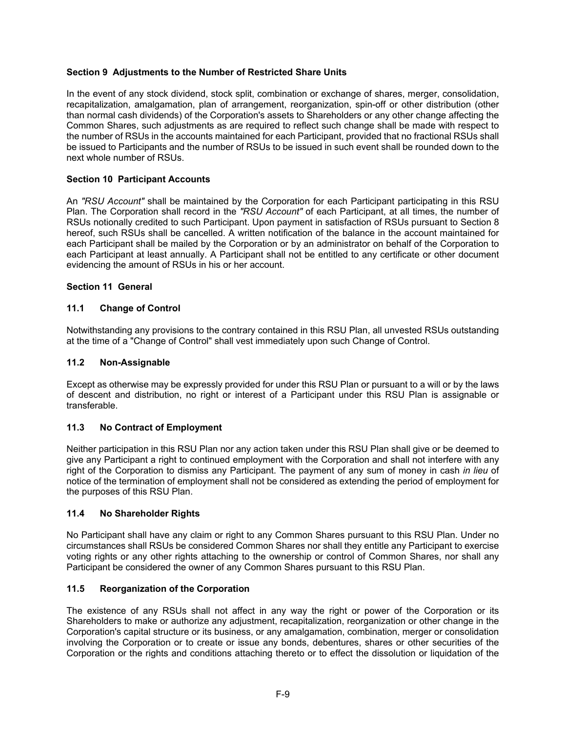### Section 9 Adjustments to the Number of Restricted Share Units

In the event of any stock dividend, stock split, combination or exchange of shares, merger, consolidation, recapitalization, amalgamation, plan of arrangement, reorganization, spin-off or other distribution (other than normal cash dividends) of the Corporation's assets to Shareholders or any other change affecting the Common Shares, such adjustments as are required to reflect such change shall be made with respect to the number of RSUs in the accounts maintained for each Participant, provided that no fractional RSUs shall be issued to Participants and the number of RSUs to be issued in such event shall be rounded down to the next whole number of RSUs.

### Section 10 Participant Accounts

An *"RSU Account"* shall be maintained by the Corporation for each Participant participating in this RSU Plan. The Corporation shall record in the *"RSU Account"* of each Participant, at all times, the number of RSUs notionally credited to such Participant. Upon payment in satisfaction of RSUs pursuant to Section 8 hereof, such RSUs shall be cancelled. A written notification of the balance in the account maintained for each Participant shall be mailed by the Corporation or by an administrator on behalf of the Corporation to each Participant at least annually. A Participant shall not be entitled to any certificate or other document evidencing the amount of RSUs in his or her account.

### Section 11 General

#### 11.1 Change of Control

Notwithstanding any provisions to the contrary contained in this RSU Plan, all unvested RSUs outstanding at the time of a "Change of Control" shall vest immediately upon such Change of Control.

#### 11.2 Non-Assignable

Except as otherwise may be expressly provided for under this RSU Plan or pursuant to a will or by the laws of descent and distribution, no right or interest of a Participant under this RSU Plan is assignable or transferable.

#### 11.3 No Contract of Employment

Neither participation in this RSU Plan nor any action taken under this RSU Plan shall give or be deemed to give any Participant a right to continued employment with the Corporation and shall not interfere with any right of the Corporation to dismiss any Participant. The payment of any sum of money in cash *in lieu* of notice of the termination of employment shall not be considered as extending the period of employment for the purposes of this RSU Plan.

#### 11.4 No Shareholder Rights

No Participant shall have any claim or right to any Common Shares pursuant to this RSU Plan. Under no circumstances shall RSUs be considered Common Shares nor shall they entitle any Participant to exercise voting rights or any other rights attaching to the ownership or control of Common Shares, nor shall any Participant be considered the owner of any Common Shares pursuant to this RSU Plan.

#### 11.5 Reorganization of the Corporation

The existence of any RSUs shall not affect in any way the right or power of the Corporation or its Shareholders to make or authorize any adjustment, recapitalization, reorganization or other change in the Corporation's capital structure or its business, or any amalgamation, combination, merger or consolidation involving the Corporation or to create or issue any bonds, debentures, shares or other securities of the Corporation or the rights and conditions attaching thereto or to effect the dissolution or liquidation of the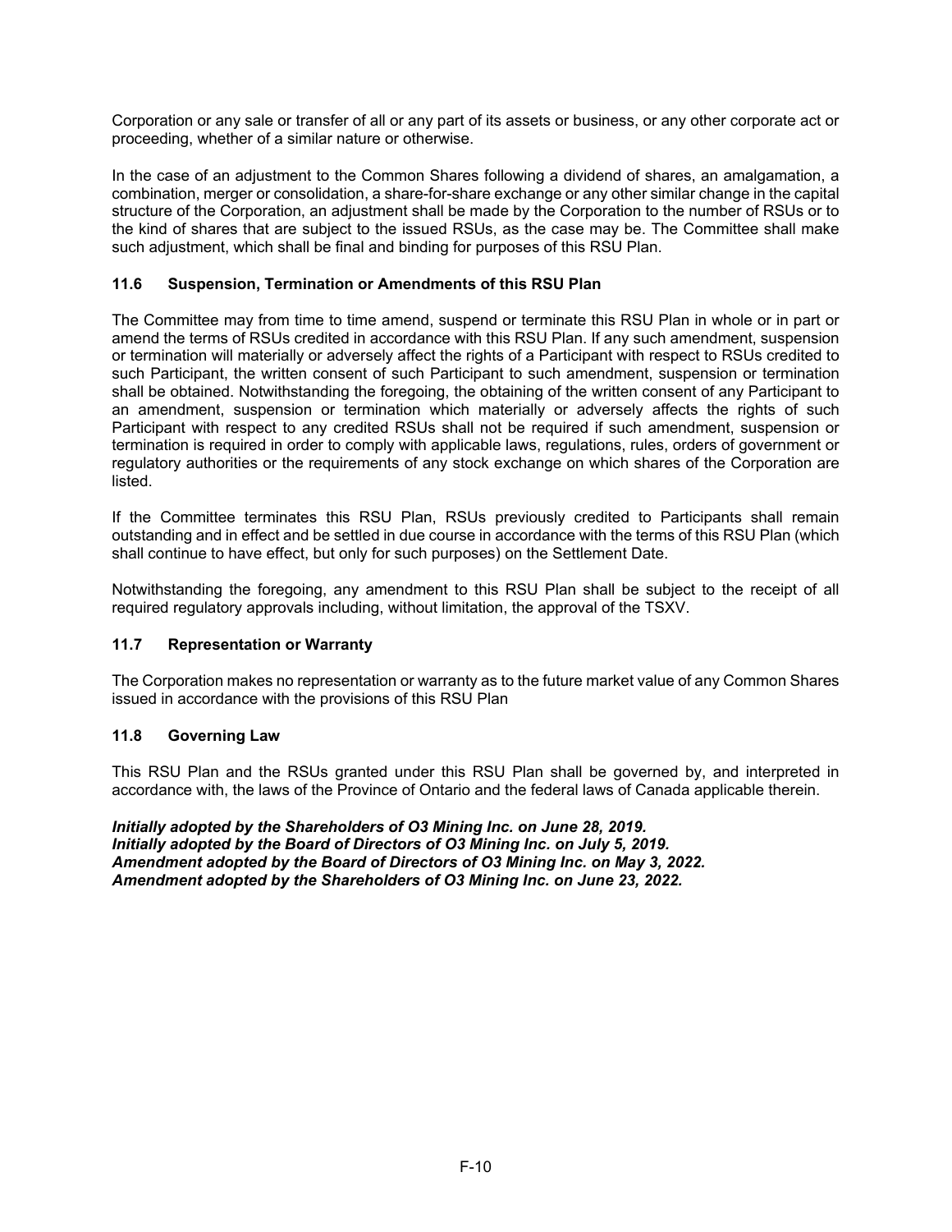Corporation or any sale or transfer of all or any part of its assets or business, or any other corporate act or proceeding, whether of a similar nature or otherwise.

In the case of an adjustment to the Common Shares following a dividend of shares, an amalgamation, a combination, merger or consolidation, a share-for-share exchange or any other similar change in the capital structure of the Corporation, an adjustment shall be made by the Corporation to the number of RSUs or to the kind of shares that are subject to the issued RSUs, as the case may be. The Committee shall make such adjustment, which shall be final and binding for purposes of this RSU Plan.

### 11.6 Suspension, Termination or Amendments of this RSU Plan

The Committee may from time to time amend, suspend or terminate this RSU Plan in whole or in part or amend the terms of RSUs credited in accordance with this RSU Plan. If any such amendment, suspension or termination will materially or adversely affect the rights of a Participant with respect to RSUs credited to such Participant, the written consent of such Participant to such amendment, suspension or termination shall be obtained. Notwithstanding the foregoing, the obtaining of the written consent of any Participant to an amendment, suspension or termination which materially or adversely affects the rights of such Participant with respect to any credited RSUs shall not be required if such amendment, suspension or termination is required in order to comply with applicable laws, regulations, rules, orders of government or regulatory authorities or the requirements of any stock exchange on which shares of the Corporation are listed.

If the Committee terminates this RSU Plan, RSUs previously credited to Participants shall remain outstanding and in effect and be settled in due course in accordance with the terms of this RSU Plan (which shall continue to have effect, but only for such purposes) on the Settlement Date.

Notwithstanding the foregoing, any amendment to this RSU Plan shall be subject to the receipt of all required regulatory approvals including, without limitation, the approval of the TSXV.

### 11.7 Representation or Warranty

The Corporation makes no representation or warranty as to the future market value of any Common Shares issued in accordance with the provisions of this RSU Plan

### 11.8 Governing Law

This RSU Plan and the RSUs granted under this RSU Plan shall be governed by, and interpreted in accordance with, the laws of the Province of Ontario and the federal laws of Canada applicable therein.

***Initially adopted by the Shareholders of O3 Mining Inc. on June 28, 2019.***
***Initially adopted by the Board of Directors of O3 Mining Inc. on July 5, 2019.***
***Amendment adopted by the Board of Directors of O3 Mining Inc. on May 3, 2022.***
***Amendment adopted by the Shareholders of O3 Mining Inc. on June 23, 2022.***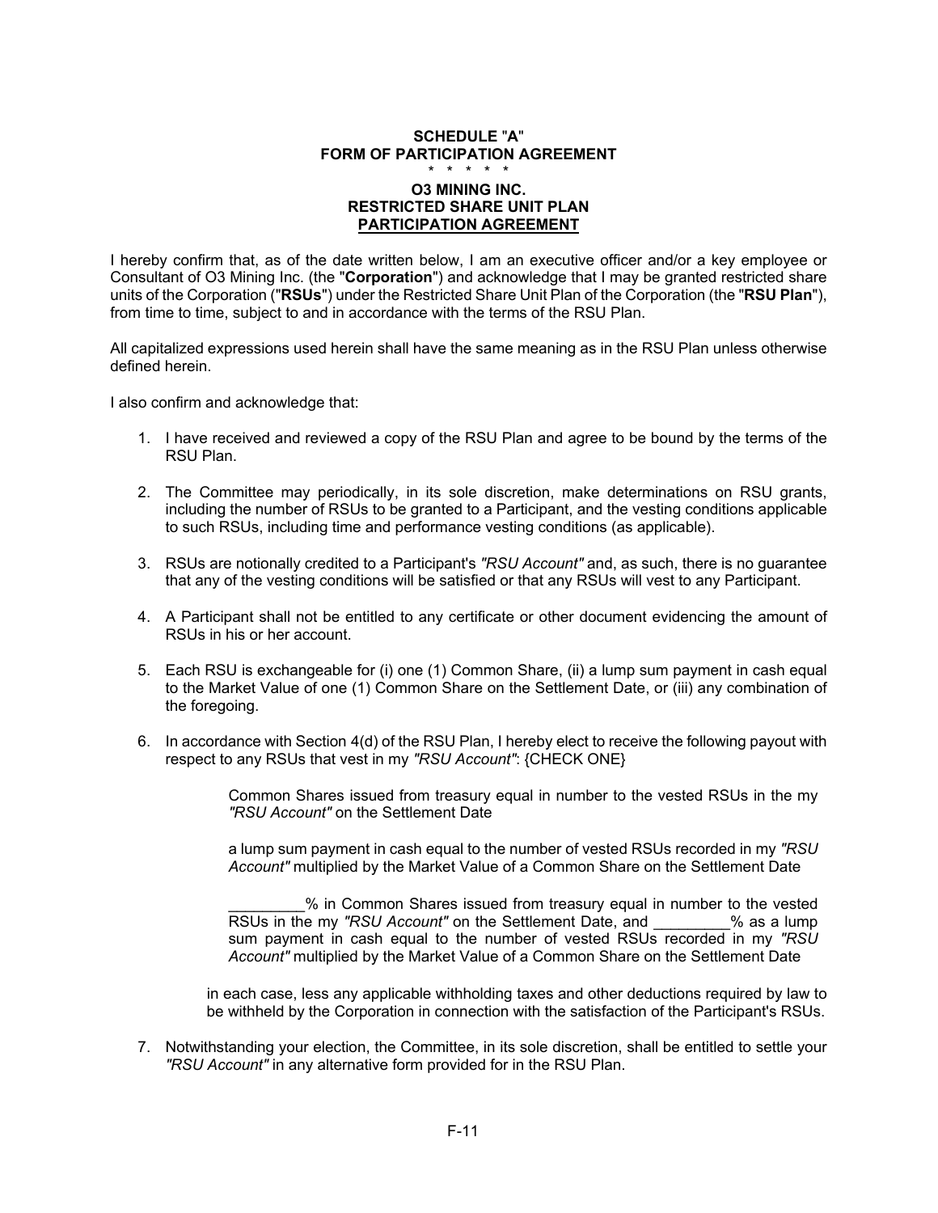**SCHEDULE "A"**
**FORM OF PARTICIPATION AGREEMENT**
\* \* \* \* \*

**O3 MINING INC.**
**RESTRICTED SHARE UNIT PLAN**
**PARTICIPATION AGREEMENT**

I hereby confirm that, as of the date written below, I am an executive officer and/or a key employee or Consultant of O3 Mining Inc. (the "**Corporation**") and acknowledge that I may be granted restricted share units of the Corporation ("**RSUs**") under the Restricted Share Unit Plan of the Corporation (the "**RSU Plan**"), from time to time, subject to and in accordance with the terms of the RSU Plan.

All capitalized expressions used herein shall have the same meaning as in the RSU Plan unless otherwise defined herein.

I also confirm and acknowledge that:

1. I have received and reviewed a copy of the RSU Plan and agree to be bound by the terms of the RSU Plan.

2. The Committee may periodically, in its sole discretion, make determinations on RSU grants, including the number of RSUs to be granted to a Participant, and the vesting conditions applicable to such RSUs, including time and performance vesting conditions (as applicable).

3. RSUs are notionally credited to a Participant's *"RSU Account"* and, as such, there is no guarantee that any of the vesting conditions will be satisfied or that any RSUs will vest to any Participant.

4. A Participant shall not be entitled to any certificate or other document evidencing the amount of RSUs in his or her account.

5. Each RSU is exchangeable for (i) one (1) Common Share, (ii) a lump sum payment in cash equal to the Market Value of one (1) Common Share on the Settlement Date, or (iii) any combination of the foregoing.

6. In accordance with Section 4(d) of the RSU Plan, I hereby elect to receive the following payout with respect to any RSUs that vest in my *"RSU Account"*: {CHECK ONE}

   Common Shares issued from treasury equal in number to the vested RSUs in the my *"RSU Account"* on the Settlement Date

   a lump sum payment in cash equal to the number of vested RSUs recorded in my *"RSU Account"* multiplied by the Market Value of a Common Share on the Settlement Date

   _________% in Common Shares issued from treasury equal in number to the vested RSUs in the my *"RSU Account"* on the Settlement Date, and _________% as a lump sum payment in cash equal to the number of vested RSUs recorded in my *"RSU Account"* multiplied by the Market Value of a Common Share on the Settlement Date

   in each case, less any applicable withholding taxes and other deductions required by law to be withheld by the Corporation in connection with the satisfaction of the Participant's RSUs.

7. Notwithstanding your election, the Committee, in its sole discretion, shall be entitled to settle your *"RSU Account"* in any alternative form provided for in the RSU Plan.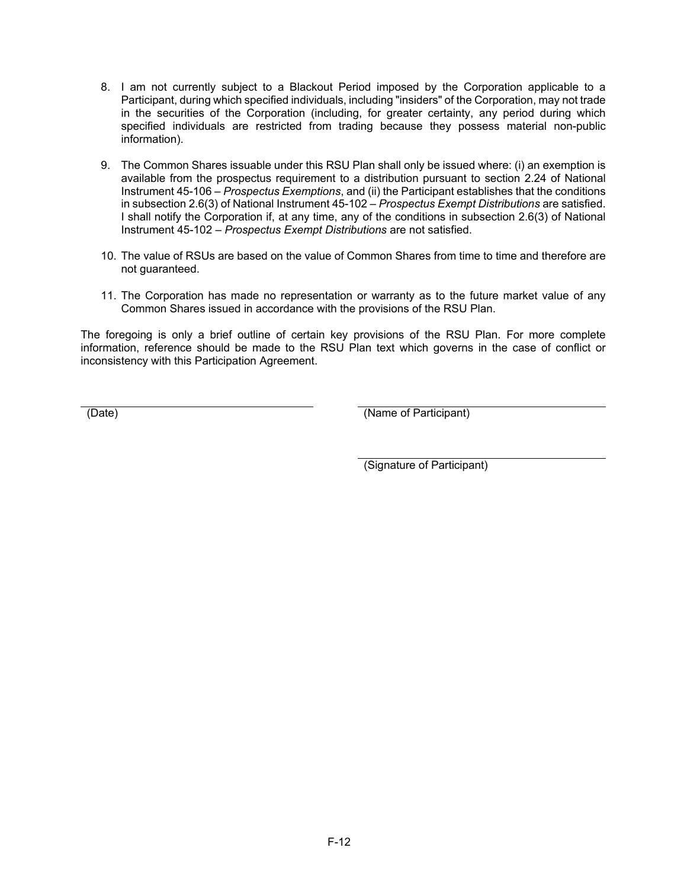8. I am not currently subject to a Blackout Period imposed by the Corporation applicable to a Participant, during which specified individuals, including "insiders" of the Corporation, may not trade in the securities of the Corporation (including, for greater certainty, any period during which specified individuals are restricted from trading because they possess material non-public information).

9. The Common Shares issuable under this RSU Plan shall only be issued where: (i) an exemption is available from the prospectus requirement to a distribution pursuant to section 2.24 of National Instrument 45-106 – *Prospectus Exemptions*, and (ii) the Participant establishes that the conditions in subsection 2.6(3) of National Instrument 45-102 – *Prospectus Exempt Distributions* are satisfied. I shall notify the Corporation if, at any time, any of the conditions in subsection 2.6(3) of National Instrument 45-102 – *Prospectus Exempt Distributions* are not satisfied.

10. The value of RSUs are based on the value of Common Shares from time to time and therefore are not guaranteed.

11. The Corporation has made no representation or warranty as to the future market value of any Common Shares issued in accordance with the provisions of the RSU Plan.

The foregoing is only a brief outline of certain key provisions of the RSU Plan. For more complete information, reference should be made to the RSU Plan text which governs in the case of conflict or inconsistency with this Participation Agreement.

\_\_\_\_\_\_\_\_\_\_\_\_\_\_\_\_\_\_\_\_\_\_\_\_\_\_\_\_\_\_
(Date)

\_\_\_\_\_\_\_\_\_\_\_\_\_\_\_\_\_\_\_\_\_\_\_\_\_\_\_\_\_\_
(Name of Participant)

\_\_\_\_\_\_\_\_\_\_\_\_\_\_\_\_\_\_\_\_\_\_\_\_\_\_\_\_\_\_
(Signature of Participant)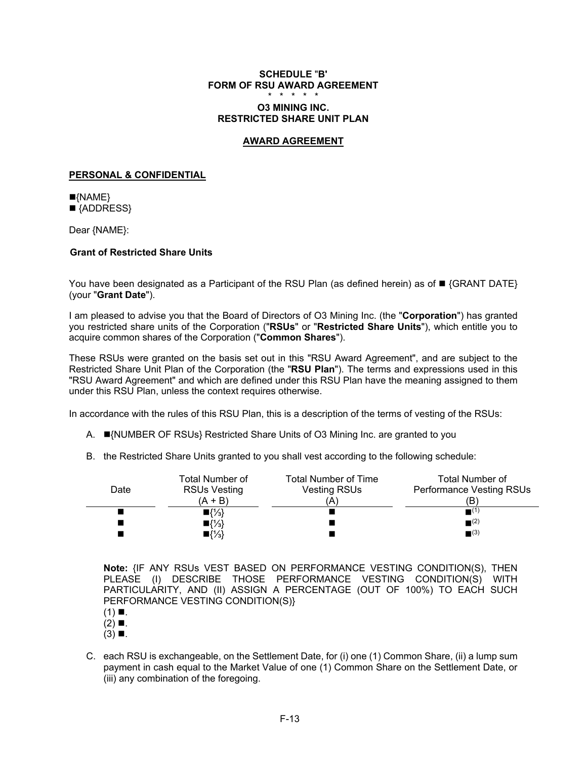**SCHEDULE "B'**
**FORM OF RSU AWARD AGREEMENT**
\* \* \* \* \*
**O3 MINING INC.**
**RESTRICTED SHARE UNIT PLAN**

**AWARD AGREEMENT**

**PERSONAL & CONFIDENTIAL**

■{NAME}
■ {ADDRESS}

Dear {NAME}:

**Grant of Restricted Share Units**

You have been designated as a Participant of the RSU Plan (as defined herein) as of ■ {GRANT DATE} (your "**Grant Date**").

I am pleased to advise you that the Board of Directors of O3 Mining Inc. (the "**Corporation**") has granted you restricted share units of the Corporation ("**RSUs**" or "**Restricted Share Units**"), which entitle you to acquire common shares of the Corporation ("**Common Shares**").

These RSUs were granted on the basis set out in this "RSU Award Agreement", and are subject to the Restricted Share Unit Plan of the Corporation (the "**RSU Plan**"). The terms and expressions used in this "RSU Award Agreement" and which are defined under this RSU Plan have the meaning assigned to them under this RSU Plan, unless the context requires otherwise.

In accordance with the rules of this RSU Plan, this is a description of the terms of vesting of the RSUs:

A. ■{NUMBER OF RSUs} Restricted Share Units of O3 Mining Inc. are granted to you

B. the Restricted Share Units granted to you shall vest according to the following schedule:

| Date | Total Number of RSUs Vesting (A + B) | Total Number of Time Vesting RSUs (A) | Total Number of Performance Vesting RSUs (B) |
|---|---|---|---|
| ■ | ■{⅓} | ■ | ■(1) |
| ■ | ■{⅓} | ■ | ■(2) |
| ■ | ■{⅓} | ■ | ■(3) |

**Note:** {IF ANY RSUs VEST BASED ON PERFORMANCE VESTING CONDITION(S), THEN PLEASE (I) DESCRIBE THOSE PERFORMANCE VESTING CONDITION(S) WITH PARTICULARITY, AND (II) ASSIGN A PERCENTAGE (OUT OF 100%) TO EACH SUCH PERFORMANCE VESTING CONDITION(S)}
(1) ■.
(2) ■.
(3) ■.

C. each RSU is exchangeable, on the Settlement Date, for (i) one (1) Common Share, (ii) a lump sum payment in cash equal to the Market Value of one (1) Common Share on the Settlement Date, or (iii) any combination of the foregoing.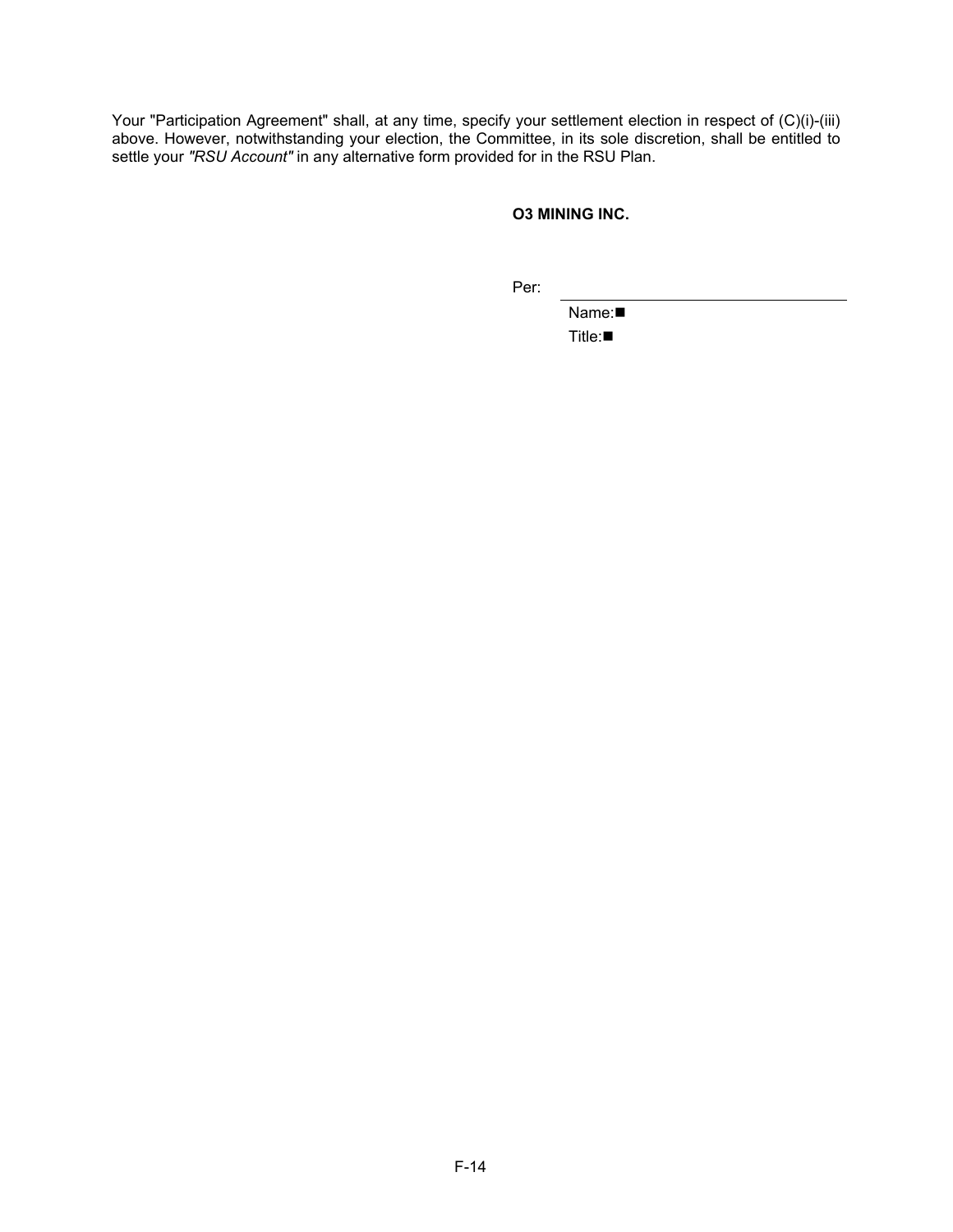Your "Participation Agreement" shall, at any time, specify your settlement election in respect of (C)(i)-(iii) above. However, notwithstanding your election, the Committee, in its sole discretion, shall be entitled to settle your *"RSU Account"* in any alternative form provided for in the RSU Plan.

**O3 MINING INC.**

Per: ______________________________

Name:■

Title:■